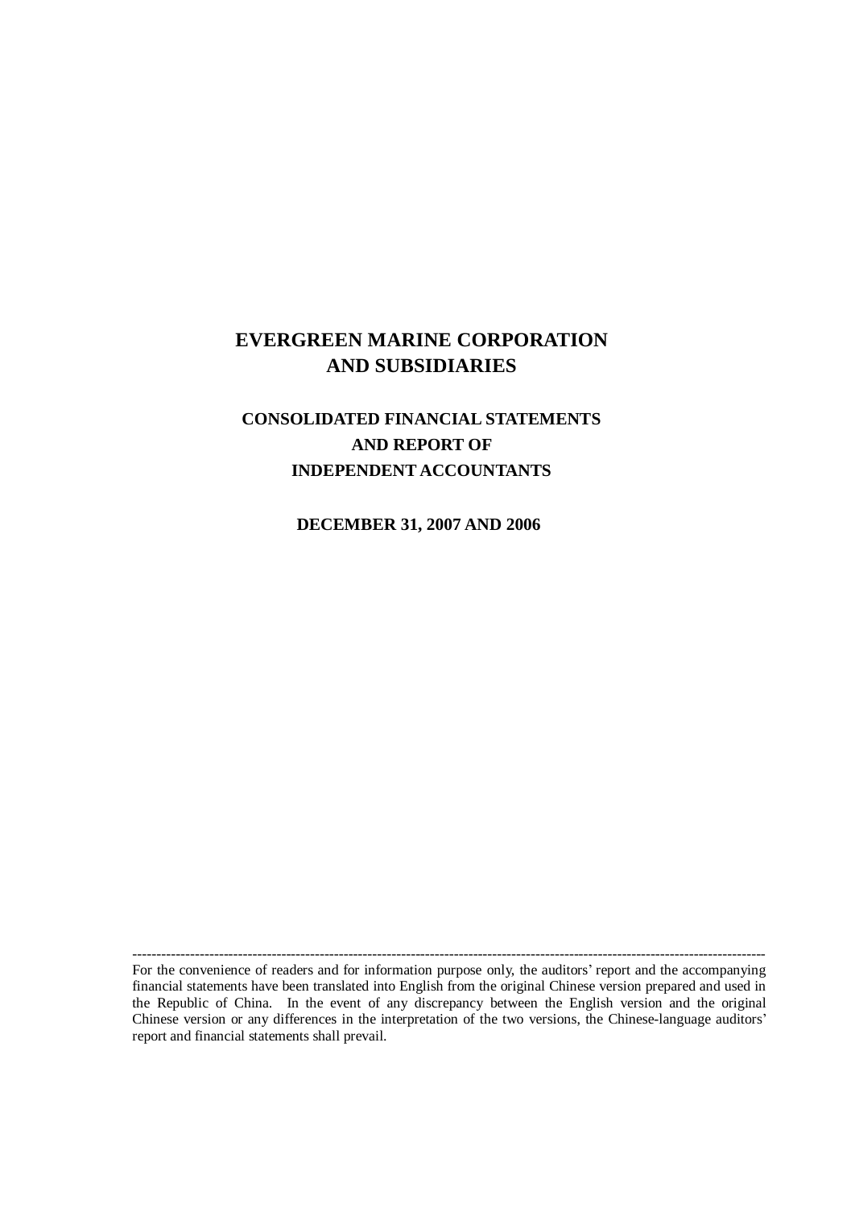# EVERGREEN MARINE CORPORATION AND SUBSIDIARIES

## CONSOLIDATED FINANCIAL STATEMENTS AND REPORT OF INDEPENDENT ACCOUNTANTS

**DECEMBER 31, 2007 AND 2006**

---

For the convenience of readers and for information purpose only, the auditors' report and the accompanying financial statements have been translated into English from the original Chinese version prepared and used in the Republic of China. In the event of any discrepancy between the English version and the original Chinese version or any differences in the interpretation of the two versions, the Chinese-language auditors' report and financial statements shall prevail.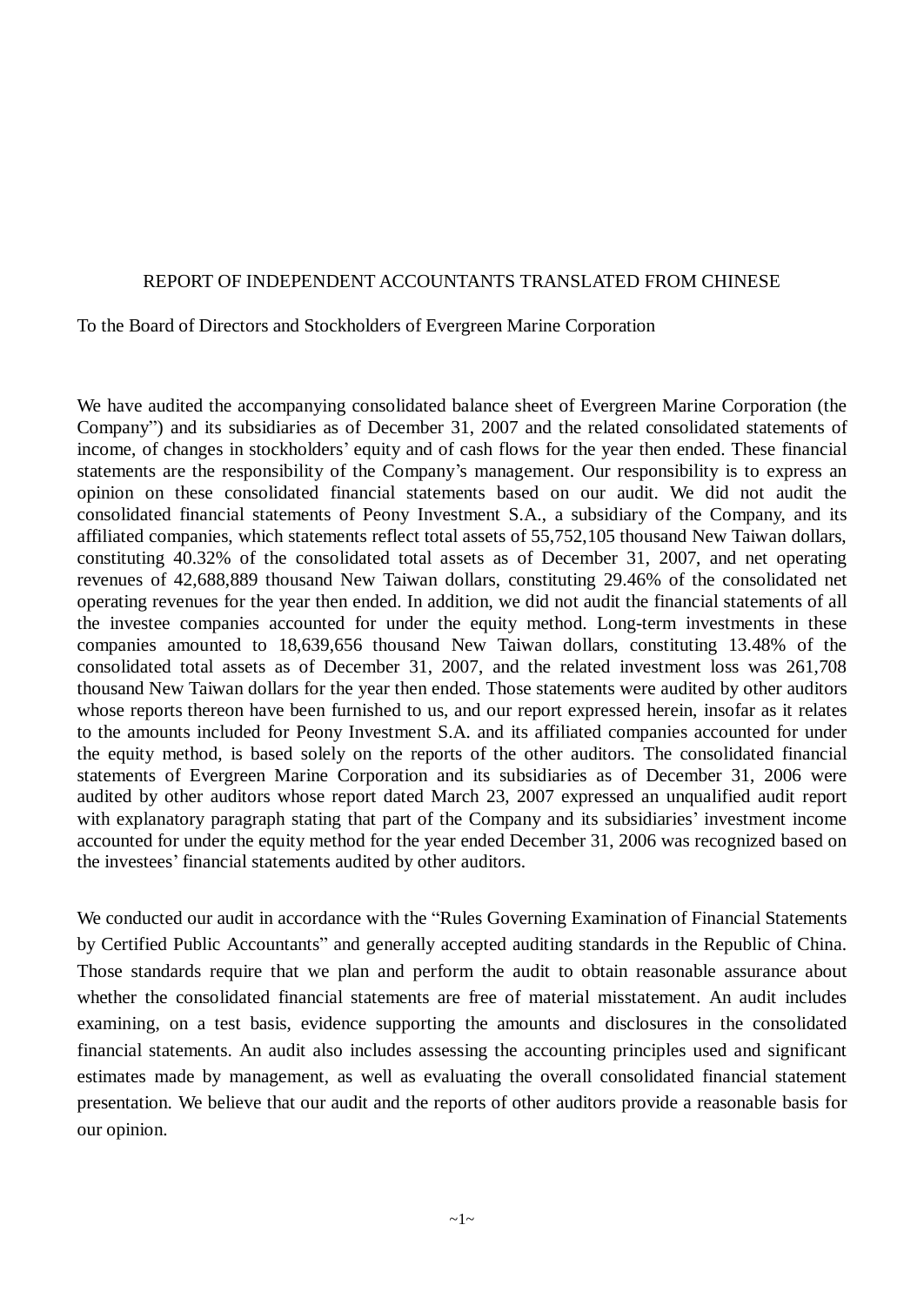REPORT OF INDEPENDENT ACCOUNTANTS TRANSLATED FROM CHINESE

To the Board of Directors and Stockholders of Evergreen Marine Corporation

We have audited the accompanying consolidated balance sheet of Evergreen Marine Corporation (the Company") and its subsidiaries as of December 31, 2007 and the related consolidated statements of income, of changes in stockholders' equity and of cash flows for the year then ended. These financial statements are the responsibility of the Company's management. Our responsibility is to express an opinion on these consolidated financial statements based on our audit. We did not audit the consolidated financial statements of Peony Investment S.A., a subsidiary of the Company, and its affiliated companies, which statements reflect total assets of 55,752,105 thousand New Taiwan dollars, constituting 40.32% of the consolidated total assets as of December 31, 2007, and net operating revenues of 42,688,889 thousand New Taiwan dollars, constituting 29.46% of the consolidated net operating revenues for the year then ended. In addition, we did not audit the financial statements of all the investee companies accounted for under the equity method. Long-term investments in these companies amounted to 18,639,656 thousand New Taiwan dollars, constituting 13.48% of the consolidated total assets as of December 31, 2007, and the related investment loss was 261,708 thousand New Taiwan dollars for the year then ended. Those statements were audited by other auditors whose reports thereon have been furnished to us, and our report expressed herein, insofar as it relates to the amounts included for Peony Investment S.A. and its affiliated companies accounted for under the equity method, is based solely on the reports of the other auditors. The consolidated financial statements of Evergreen Marine Corporation and its subsidiaries as of December 31, 2006 were audited by other auditors whose report dated March 23, 2007 expressed an unqualified audit report with explanatory paragraph stating that part of the Company and its subsidiaries' investment income accounted for under the equity method for the year ended December 31, 2006 was recognized based on the investees' financial statements audited by other auditors.

We conducted our audit in accordance with the "Rules Governing Examination of Financial Statements by Certified Public Accountants" and generally accepted auditing standards in the Republic of China. Those standards require that we plan and perform the audit to obtain reasonable assurance about whether the consolidated financial statements are free of material misstatement. An audit includes examining, on a test basis, evidence supporting the amounts and disclosures in the consolidated financial statements. An audit also includes assessing the accounting principles used and significant estimates made by management, as well as evaluating the overall consolidated financial statement presentation. We believe that our audit and the reports of other auditors provide a reasonable basis for our opinion.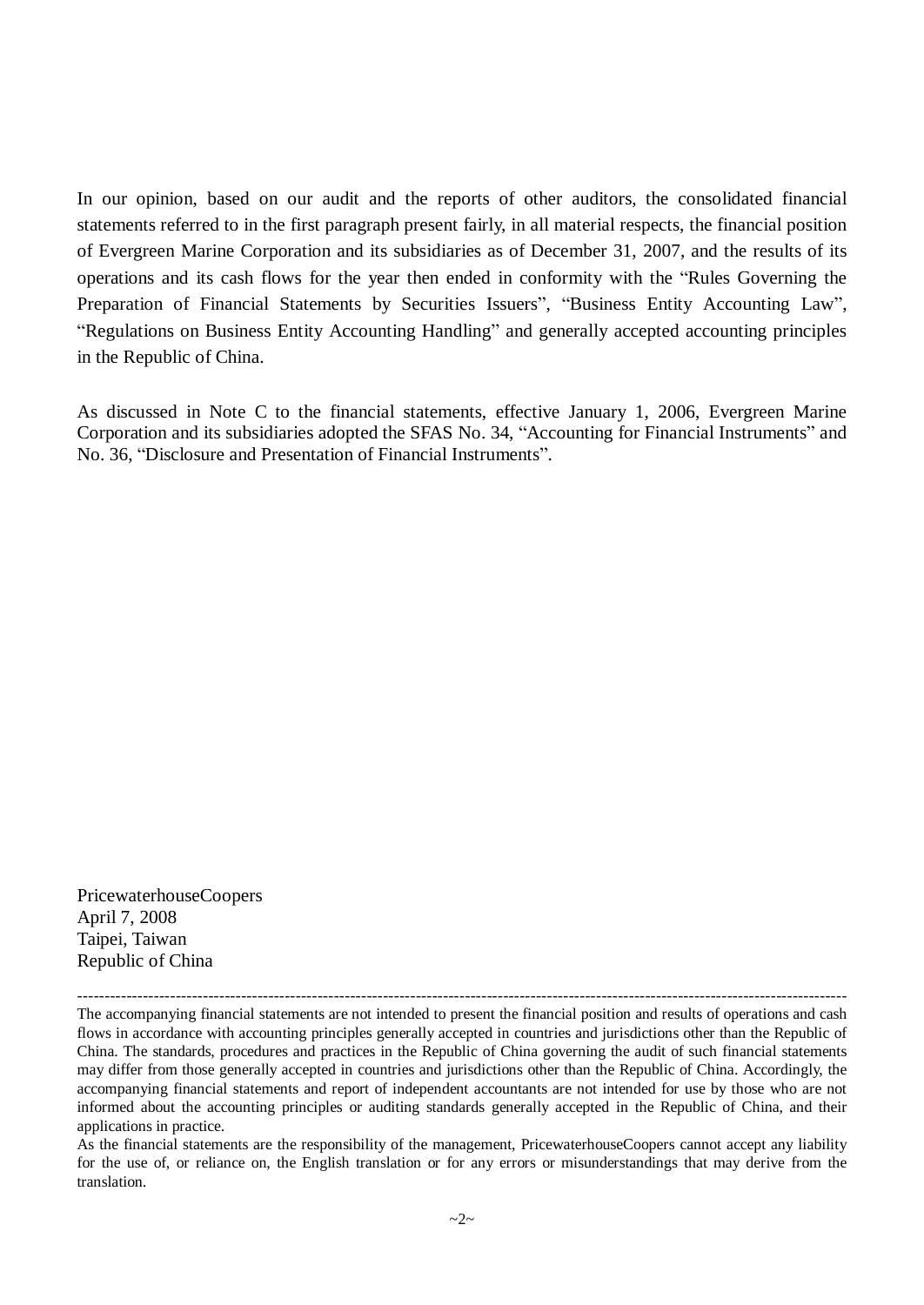In our opinion, based on our audit and the reports of other auditors, the consolidated financial statements referred to in the first paragraph present fairly, in all material respects, the financial position of Evergreen Marine Corporation and its subsidiaries as of December 31, 2007, and the results of its operations and its cash flows for the year then ended in conformity with the "Rules Governing the Preparation of Financial Statements by Securities Issuers", "Business Entity Accounting Law", "Regulations on Business Entity Accounting Handling" and generally accepted accounting principles in the Republic of China.

As discussed in Note C to the financial statements, effective January 1, 2006, Evergreen Marine Corporation and its subsidiaries adopted the SFAS No. 34, "Accounting for Financial Instruments" and No. 36, "Disclosure and Presentation of Financial Instruments".

PricewaterhouseCoopers
April 7, 2008
Taipei, Taiwan
Republic of China

---

The accompanying financial statements are not intended to present the financial position and results of operations and cash flows in accordance with accounting principles generally accepted in countries and jurisdictions other than the Republic of China. The standards, procedures and practices in the Republic of China governing the audit of such financial statements may differ from those generally accepted in countries and jurisdictions other than the Republic of China. Accordingly, the accompanying financial statements and report of independent accountants are not intended for use by those who are not informed about the accounting principles or auditing standards generally accepted in the Republic of China, and their applications in practice.

As the financial statements are the responsibility of the management, PricewaterhouseCoopers cannot accept any liability for the use of, or reliance on, the English translation or for any errors or misunderstandings that may derive from the translation.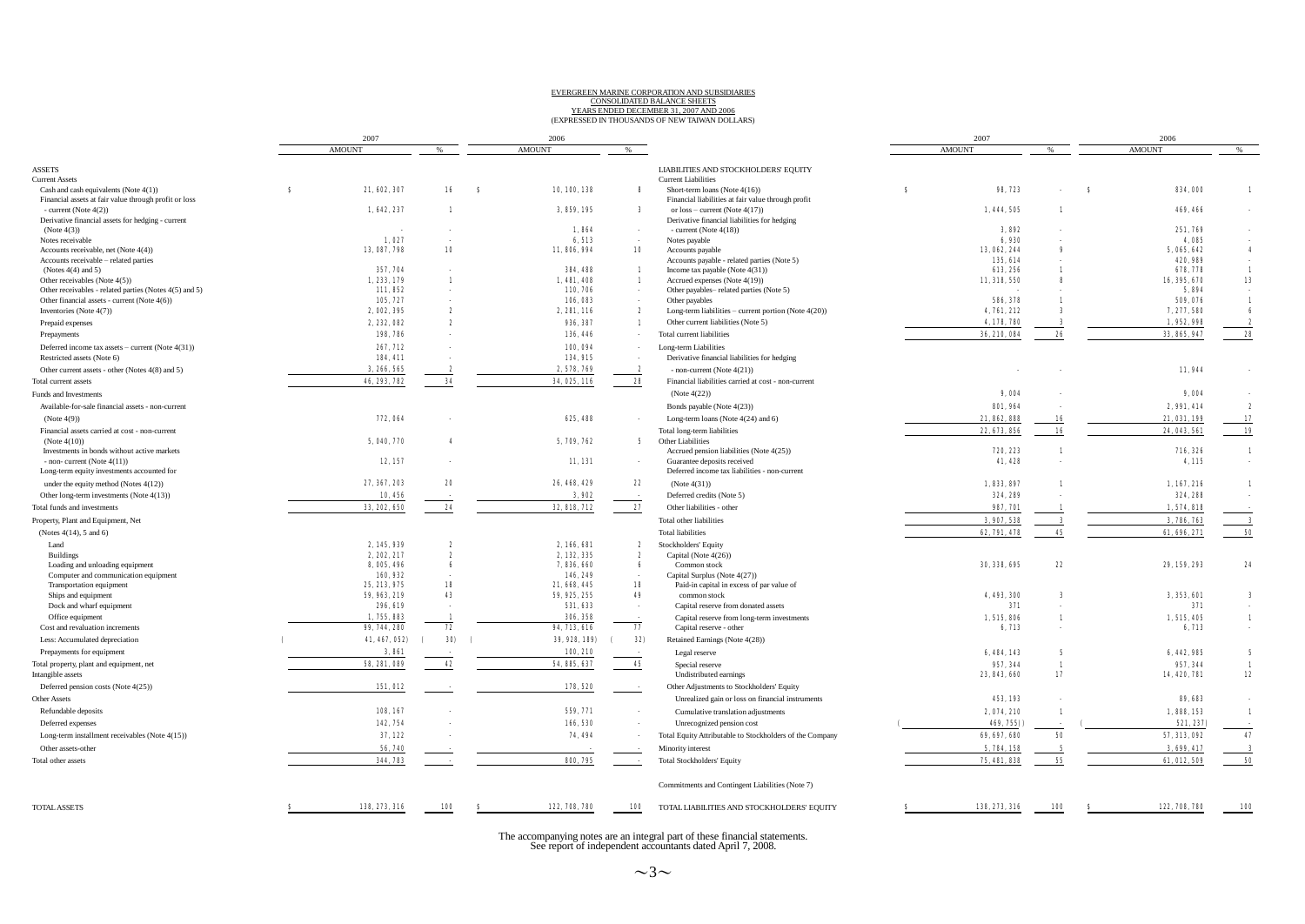# EVERGREEN MARINE CORPORATION AND SUBSIDIARIES
## CONSOLIDATED BALANCE SHEETS
### YEARS ENDED DECEMBER 31, 2007 AND 2006
(EXPRESSED IN THOUSANDS OF NEW TAIWAN DOLLARS)

| | 2007 AMOUNT | % | 2006 AMOUNT | % |
|---|---|---|---|---|
| **ASSETS** | | | | |
| **Current Assets** | | | | |
| Cash and cash equivalents (Note 4(1)) | $ 21,602,307 | 16 | $ 10,100,138 | 8 |
| Financial assets at fair value through profit or loss - current (Note 4(2)) | 1,642,237 | 1 | 3,859,195 | 3 |
| Derivative financial assets for hedging - current (Note 4(3)) | - | - | 1,864 | - |
| Notes receivable | 1,027 | - | 6,513 | - |
| Accounts receivable, net (Note 4(4)) | 13,087,798 | 10 | 11,806,994 | 10 |
| Accounts receivable – related parties (Notes 4(4) and 5) | 357,704 | - | 384,488 | 1 |
| Other receivables (Note 4(5)) | 1,233,179 | 1 | 1,481,408 | 1 |
| Other receivables - related parties (Notes 4(5) and 5) | 111,852 | - | 110,706 | - |
| Other financial assets - current (Note 4(6)) | 105,727 | - | 106,083 | - |
| Inventories (Note 4(7)) | 2,002,395 | 2 | 2,281,116 | 2 |
| Prepaid expenses | 2,232,082 | 2 | 936,387 | 1 |
| Prepayments | 198,786 | - | 136,446 | - |
| Deferred income tax assets – current (Note 4(31)) | 267,712 | - | 100,094 | - |
| Restricted assets (Note 6) | 184,411 | - | 134,915 | - |
| Other current assets - other (Notes 4(8) and 5) | 3,266,565 | 2 | 2,578,769 | 2 |
| Total current assets | 46,293,782 | 34 | 34,025,116 | 28 |
| **Funds and Investments** | | | | |
| Available-for-sale financial assets - non-current (Note 4(9)) | 772,064 | - | 625,488 | - |
| Financial assets carried at cost - non-current (Note 4(10)) | 5,040,770 | 4 | 5,709,762 | 5 |
| Investments in bonds without active markets - non- current (Note 4(11)) | 12,157 | - | 11,131 | - |
| Long-term equity investments accounted for under the equity method (Notes 4(12)) | 27,367,203 | 20 | 26,468,429 | 22 |
| Other long-term investments (Note 4(13)) | 10,456 | - | 3,902 | - |
| Total funds and investments | 33,202,650 | 24 | 32,818,712 | 27 |
| **Property, Plant and Equipment, Net (Notes 4(14), 5 and 6)** | | | | |
| Land | 2,145,939 | 2 | 2,166,681 | 2 |
| Buildings | 2,202,217 | 2 | 2,132,335 | 2 |
| Loading and unloading equipment | 8,005,496 | 6 | 7,836,660 | 6 |
| Computer and communication equipment | 160,932 | - | 146,249 | - |
| Transportation equipment | 25,213,975 | 18 | 21,668,445 | 18 |
| Ships and equipment | 59,963,219 | 43 | 59,925,255 | 49 |
| Dock and wharf equipment | 296,619 | - | 531,633 | - |
| Office equipment | 1,755,883 | 1 | 306,358 | - |
| Cost and revaluation increments | 99,744,280 | 72 | 94,713,616 | 77 |
| Less: Accumulated depreciation | ( 41,467,052) | ( 30) | ( 39,928,189) | ( 32) |
| Prepayments for equipment | 3,861 | - | 100,210 | - |
| Total property, plant and equipment, net | 58,281,089 | 42 | 54,885,637 | 45 |
| **Intangible assets** | | | | |
| Deferred pension costs (Note 4(25)) | 151,012 | - | 178,520 | - |
| **Other Assets** | | | | |
| Refundable deposits | 108,167 | - | 559,771 | - |
| Deferred expenses | 142,754 | - | 166,530 | - |
| Long-term installment receivables (Note 4(15)) | 37,122 | - | 74,494 | - |
| Other assets-other | 56,740 | - | - | - |
| Total other assets | 344,783 | - | 800,795 | - |
| TOTAL ASSETS | $ 138,273,316 | 100 | $ 122,708,780 | 100 |

| | 2007 AMOUNT | % | 2006 AMOUNT | % |
|---|---|---|---|---|
| **LIABILITIES AND STOCKHOLDERS' EQUITY** | | | | |
| **Current Liabilities** | | | | |
| Short-term loans (Note 4(16)) | $ 98,723 | - | $ 834,000 | 1 |
| Financial liabilities at fair value through profit or loss – current (Note 4(17)) | 1,444,505 | 1 | 469,466 | - |
| Derivative financial liabilities for hedging - current (Note 4(18)) | 3,892 | - | 251,769 | - |
| Notes payable | 6,930 | - | 4,085 | - |
| Accounts payable | 13,062,244 | 9 | 5,065,642 | 4 |
| Accounts payable - related parties (Note 5) | 135,614 | - | 420,989 | - |
| Income tax payable (Note 4(31)) | 613,256 | 1 | 678,778 | 1 |
| Accrued expenses (Note 4(19)) | 11,318,550 | 8 | 16,395,670 | 13 |
| Other payables– related parties (Note 5) | - | - | 5,894 | - |
| Other payables | 586,378 | 1 | 509,076 | 1 |
| Long-term liabilities – current portion (Note 4(20)) | 4,761,212 | 3 | 7,277,580 | 6 |
| Other current liabilities (Note 5) | 4,178,780 | 3 | 1,952,998 | 2 |
| Total current liabilities | 36,210,084 | 26 | 33,865,947 | 28 |
| **Long-term Liabilities** | | | | |
| Derivative financial liabilities for hedging - non-current (Note 4(21)) | - | - | 11,944 | - |
| Financial liabilities carried at cost - non-current (Note 4(22)) | 9,004 | - | 9,004 | - |
| Bonds payable (Note 4(23)) | 801,964 | - | 2,991,414 | 2 |
| Long-term loans (Note 4(24) and 6) | 21,862,888 | 16 | 21,031,199 | 17 |
| Total long-term liabilities | 22,673,856 | 16 | 24,043,561 | 19 |
| **Other Liabilities** | | | | |
| Accrued pension liabilities (Note 4(25)) | 720,223 | 1 | 716,326 | 1 |
| Guarantee deposits received | 41,428 | - | 4,115 | - |
| Deferred income tax liabilities - non-current (Note 4(31)) | 1,833,897 | 1 | 1,167,216 | 1 |
| Deferred credits (Note 5) | 324,289 | - | 324,288 | - |
| Other liabilities - other | 987,701 | 1 | 1,574,818 | - |
| Total other liabilities | 3,907,538 | 3 | 3,786,763 | 3 |
| Total liabilities | 62,791,478 | 45 | 61,696,271 | 50 |
| **Stockholders' Equity** | | | | |
| Capital (Note 4(26)) | | | | |
| Common stock | 30,338,695 | 22 | 29,159,293 | 24 |
| Capital Surplus (Note 4(27)) | | | | |
| Paid-in capital in excess of par value of common stock | 4,493,300 | 3 | 3,353,601 | 3 |
| Capital reserve from donated assets | 371 | - | 371 | - |
| Capital reserve from long-term investments | 1,515,806 | 1 | 1,515,405 | 1 |
| Capital reserve - other | 6,713 | - | 6,713 | - |
| Retained Earnings (Note 4(28)) | | | | |
| Legal reserve | 6,484,143 | 5 | 6,442,985 | 5 |
| Special reserve | 957,344 | 1 | 957,344 | 1 |
| Undistributed earnings | 23,843,660 | 17 | 14,420,781 | 12 |
| Other Adjustments to Stockholders' Equity | | | | |
| Unrealized gain or loss on financial instruments | 453,193 | - | 89,683 | - |
| Cumulative translation adjustments | 2,074,210 | 1 | 1,888,153 | 1 |
| Unrecognized pension cost | ( 469,755) | - | ( 521,237) | - |
| Total Equity Attributable to Stockholders of the Company | 69,697,680 | 50 | 57,313,092 | 47 |
| Minority interest | 5,784,158 | 5 | 3,699,417 | 3 |
| Total Stockholders' Equity | 75,481,838 | 55 | 61,012,509 | 50 |
| Commitments and Contingent Liabilities (Note 7) | | | | |
| TOTAL LIABILITIES AND STOCKHOLDERS' EQUITY | $ 138,273,316 | 100 | $ 122,708,780 | 100 |

The accompanying notes are an integral part of these financial statements.
See report of independent accountants dated April 7, 2008.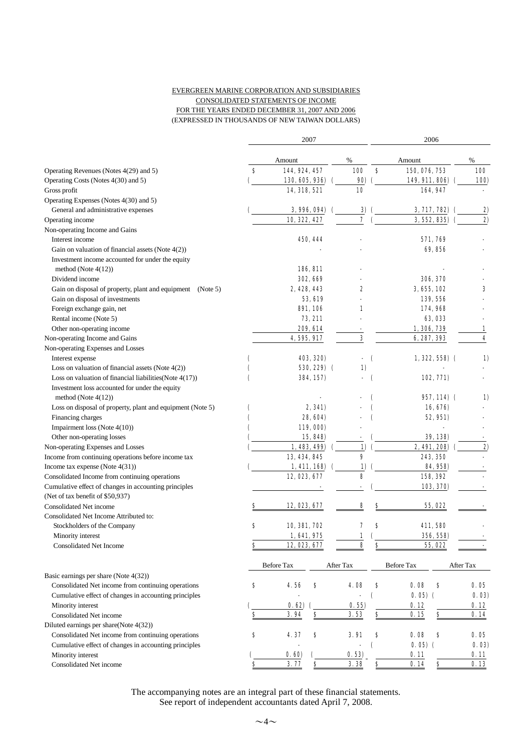EVERGREEN MARINE CORPORATION AND SUBSIDIARIES
CONSOLIDATED STATEMENTS OF INCOME
FOR THE YEARS ENDED DECEMBER 31, 2007 AND 2006
(EXPRESSED IN THOUSANDS OF NEW TAIWAN DOLLARS)

| | 2007 | | 2006 | |
|---|---|---|---|---|
| | Amount | % | Amount | % |
| Operating Revenues (Notes 4(29) and 5) | $ 144,924,457 | 100 | $ 150,076,753 | 100 |
| Operating Costs (Notes 4(30) and 5) | ( 130,605,936) | ( 90) | ( 149,911,806) | ( 100) |
| Gross profit | 14,318,521 | 10 | 164,947 | - |
| Operating Expenses (Notes 4(30) and 5) | | | | |
| General and administrative expenses | ( 3,996,094) | ( 3) | ( 3,717,782) | ( 2) |
| Operating income | 10,322,427 | 7 | ( 3,552,835) | ( 2) |
| Non-operating Income and Gains | | | | |
| Interest income | 450,444 | - | 571,769 | - |
| Gain on valuation of financial assets (Note 4(2)) | - | - | 69,856 | - |
| Investment income accounted for under the equity method (Note 4(12)) | 186,811 | - | - | - |
| Dividend income | 302,669 | - | 306,370 | - |
| Gain on disposal of property, plant and equipment (Note 5) | 2,428,443 | 2 | 3,655,102 | 3 |
| Gain on disposal of investments | 53,619 | - | 139,556 | - |
| Foreign exchange gain, net | 891,106 | 1 | 174,968 | - |
| Rental income (Note 5) | 73,211 | - | 63,033 | - |
| Other non-operating income | 209,614 | - | 1,306,739 | 1 |
| Non-operating Income and Gains | 4,595,917 | 3 | 6,287,393 | 4 |
| Non-operating Expenses and Losses | | | | |
| Interest expense | ( 403,320) | - | ( 1,322,558) | ( 1) |
| Loss on valuation of financial assets (Note 4(2)) | ( 530,229) | ( 1) | - | - |
| Loss on valuation of financial liabilities(Note 4(17)) | ( 384,157) | - | ( 102,771) | - |
| Investment loss accounted for under the equity method (Note 4(12)) | - | - | ( 957,114) | ( 1) |
| Loss on disposal of property, plant and equipment (Note 5) | ( 2,341) | - | ( 16,676) | - |
| Financing charges | ( 28,604) | - | ( 52,951) | - |
| Impairment loss (Note 4(10)) | ( 119,000) | - | - | - |
| Other non-operating losses | ( 15,848) | - | ( 39,138) | - |
| Non-operating Expenses and Losses | ( 1,483,499) | ( 1) | ( 2,491,208) | ( 2) |
| Income from continuing operations before income tax | 13,434,845 | 9 | 243,350 | - |
| Income tax expense (Note 4(31)) | ( 1,411,168) | ( 1) | ( 84,958) | - |
| Consolidated Income from continuing operations | 12,023,677 | 8 | 158,392 | - |
| Cumulative effect of changes in accounting principles (Net of tax benefit of $50,937) | - | - | ( 103,370) | - |
| Consolidated Net income | $ 12,023,677 | 8 | $ 55,022 | - |
| Consolidated Net Income Attributed to: | | | | |
| Stockholders of the Company | $ 10,381,702 | 7 | $ 411,580 | - |
| Minority interest | 1,641,975 | 1 | ( 356,558) | - |
| Consolidated Net Income | $ 12,023,677 | 8 | $ 55,022 | - |

| | 2007 Before Tax | 2007 After Tax | 2006 Before Tax | 2006 After Tax |
|---|---|---|---|---|
| Basic earnings per share (Note 4(32)) | | | | |
| Consolidated Net income from continuing operations | $ 4.56 | $ 4.08 | $ 0.08 | $ 0.05 |
| Cumulative effect of changes in accounting principles | - | - | ( 0.05) | ( 0.03) |
| Minority interest | ( 0.62) | ( 0.55) | 0.12 | 0.12 |
| Consolidated Net income | $ 3.94 | $ 3.53 | $ 0.15 | $ 0.14 |
| Diluted earnings per share(Note 4(32)) | | | | |
| Consolidated Net income from continuing operations | $ 4.37 | $ 3.91 | $ 0.08 | $ 0.05 |
| Cumulative effect of changes in accounting principles | - | - | ( 0.05) | ( 0.03) |
| Minority interest | ( 0.60) | ( 0.53) | 0.11 | 0.11 |
| Consolidated Net income | $ 3.77 | $ 3.38 | $ 0.14 | $ 0.13 |

The accompanying notes are an integral part of these financial statements.
See report of independent accountants dated April 7, 2008.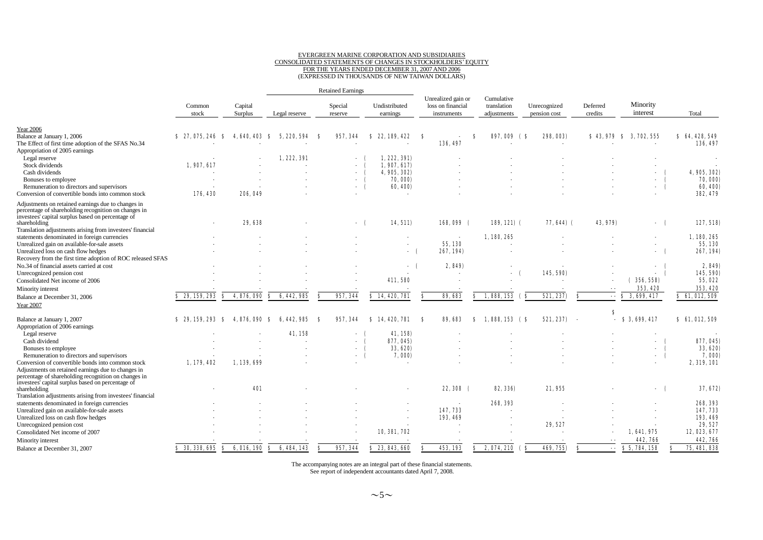EVERGREEN MARINE CORPORATION AND SUBSIDIARIES
CONSOLIDATED STATEMENTS OF CHANGES IN STOCKHOLDERS' EQUITY
FOR THE YEARS ENDED DECEMBER 31, 2007 AND 2006
(EXPRESSED IN THOUSANDS OF NEW TAIWAN DOLLARS)

| | Common stock | Capital Surplus | Retained Earnings | | | Unrealized gain or loss on financial instruments | Cumulative translation adjustments | Unrecognized pension cost | Deferred credits | Minority interest | Total |
|---|---|---|---|---|---|---|---|---|---|---|---|
| | | | Legal reserve | Special reserve | Undistributed earnings | | | | | | |
| **Year 2006** | | | | | | | | | | | |
| Balance at January 1, 2006 | $ 27,075,246 | $ 4,640,403 | $ 5,220,594 | $ 957,344 | $ 22,189,422 | $ - | $ 897,009 | ($ 298,003) | $ 43,979 | $ 3,702,555 | $ 64,428,549 |
| The Effect of first time adoption of the SFAS No.34 | - | - | - | - | - | 136,497 | - | - | - | - | 136,497 |
| Appropriation of 2005 earnings | | | | | | | | | | | |
| Legal reserve | - | - | 1,222,391 | - | ( 1,222,391) | - | - | - | - | - | - |
| Stock dividends | 1,907,617 | - | - | - | ( 1,907,617) | - | - | - | - | - | - |
| Cash dividends | - | - | - | - | ( 4,905,302) | - | - | - | - | - | ( 4,905,302) |
| Bonuses to employee | - | - | - | - | ( 70,000) | - | - | - | - | - | ( 70,000) |
| Remuneration to directors and supervisors | - | - | - | - | ( 60,400) | - | - | - | - | - | ( 60,400) |
| Conversion of convertible bonds into common stock | 176,430 | 206,049 | - | - | - | - | - | - | - | - | 382,479 |
| Adjustments on retained earnings due to changes in percentage of shareholding recognition on changes in investees' capital surplus based on percentage of shareholding | - | 29,638 | - | - | ( 14,511) | 168,099 | ( 189,121) | ( 77,644) | ( 43,979) | - | ( 127,518) |
| Translation adjustments arising from investees' financial statements denominated in foreign currencies | - | - | - | - | - | - | 1,180,265 | - | - | - | 1,180,265 |
| Unrealized gain on available-for-sale assets | - | - | - | - | - | 55,130 | - | - | - | - | 55,130 |
| Unrealized loss on cash flow hedges | - | - | - | - | - | ( 267,194) | - | - | - | - | ( 267,194) |
| Recovery from the first time adoption of ROC released SFAS No.34 of financial assets carried at cost | - | - | - | - | - | ( 2,849) | - | - | - | - | ( 2,849) |
| Unrecognized pension cost | - | - | - | - | - | - | - | ( 145,590) | - | - | ( 145,590) |
| Consolidated Net income of 2006 | - | - | - | - | 411,580 | - | - | - | - | ( 356,558) | 55,022 |
| Minority interest | - | - | - | - | - | - | - | - | - | 353,420 | 353,420 |
| Balance at December 31, 2006 | $ 29,159,293 | $ 4,876,090 | $ 6,442,985 | $ 957,344 | $ 14,420,781 | $ 89,683 | $ 1,888,153 | ($ 521,237) | $ - | $ 3,699,417 | $ 61,012,509 |
| **Year 2007** | | | | | | | | | | | |
| Balance at January 1, 2007 | $ 29,159,293 | $ 4,876,090 | $ 6,442,985 | $ 957,344 | $ 14,420,781 | $ 89,683 | $ 1,888,153 | ($ 521,237) | $ - | $ 3,699,417 | $ 61,012,509 |
| Appropriation of 2006 earnings | | | | | | | | | | | |
| Legal reserve | - | - | 41,158 | - | ( 41,158) | - | - | - | - | - | - |
| Cash dividend | - | - | - | - | ( 877,045) | - | - | - | - | - | ( 877,045) |
| Bonuses to employee | - | - | - | - | ( 33,620) | - | - | - | - | - | ( 33,620) |
| Remuneration to directors and supervisors | - | - | - | - | ( 7,000) | - | - | - | - | - | ( 7,000) |
| Conversion of convertible bonds into common stock | 1,179,402 | 1,139,699 | - | - | - | - | - | - | - | - | 2,319,101 |
| Adjustments on retained earnings due to changes in percentage of shareholding recognition on changes in investees' capital surplus based on percentage of shareholding | - | 401 | - | - | - | 22,308 | ( 82,336) | 21,955 | - | - | ( 37,672) |
| Translation adjustments arising from investees' financial statements denominated in foreign currencies | - | - | - | - | - | - | 268,393 | - | - | - | 268,393 |
| Unrealized gain on available-for-sale assets | - | - | - | - | - | 147,733 | - | - | - | - | 147,733 |
| Unrealized loss on cash flow hedges | - | - | - | - | - | 193,469 | - | - | - | - | 193,469 |
| Unrecognized pension cost | - | - | - | - | - | - | - | 29,527 | - | - | 29,527 |
| Consolidated Net income of 2007 | - | - | - | - | 10,381,702 | - | - | - | - | 1,641,975 | 12,023,677 |
| Minority interest | - | - | - | - | - | - | - | - | - | 442,766 | 442,766 |
| Balance at December 31, 2007 | $ 30,338,695 | $ 6,016,190 | $ 6,484,143 | $ 957,344 | $ 23,843,660 | $ 453,193 | $ 2,074,210 | ($ 469,755) | $ - | $ 5,784,158 | $ 75,481,838 |

The accompanying notes are an integral part of these financial statements.
See report of independent accountants dated April 7, 2008.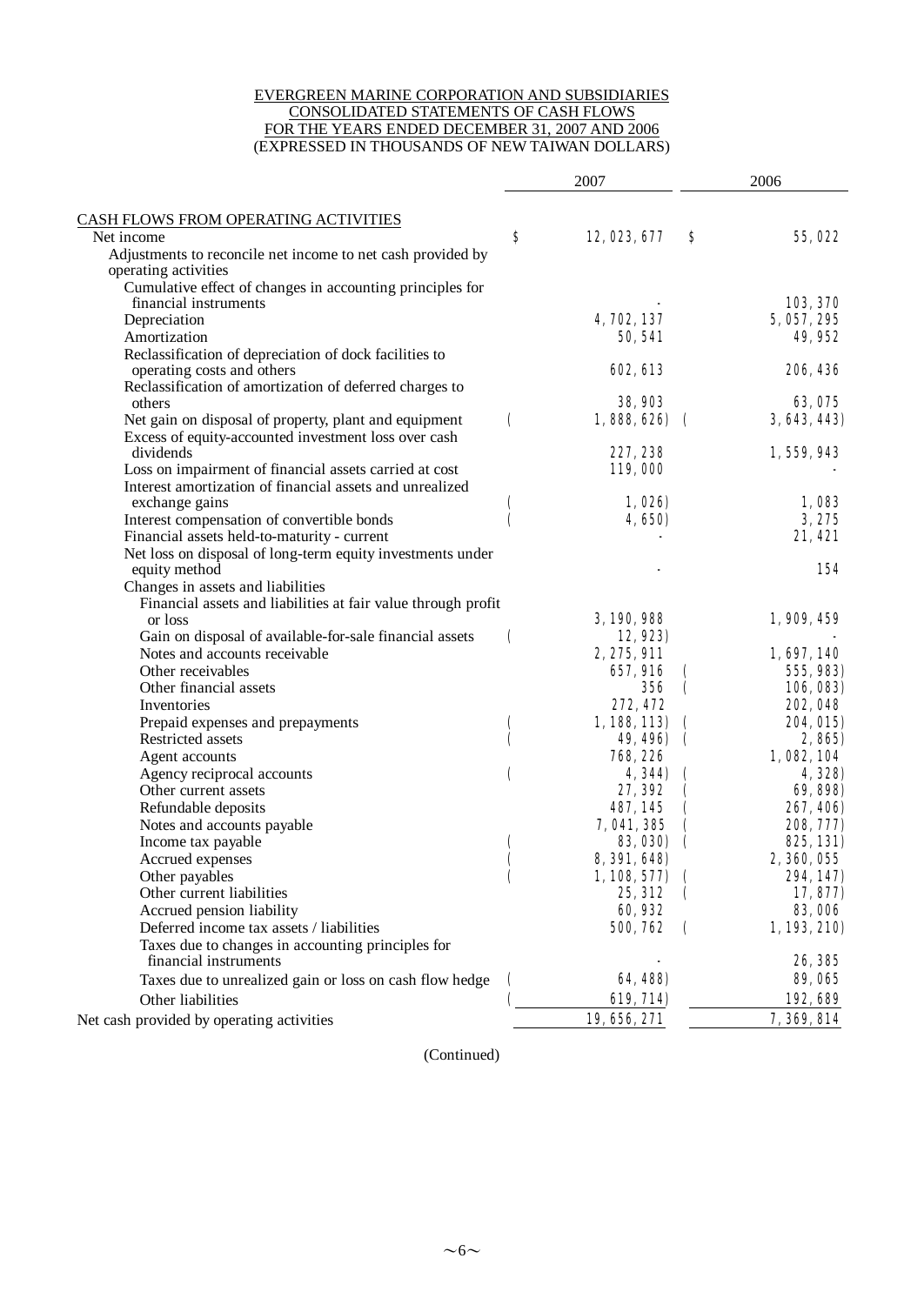EVERGREEN MARINE CORPORATION AND SUBSIDIARIES
CONSOLIDATED STATEMENTS OF CASH FLOWS
FOR THE YEARS ENDED DECEMBER 31, 2007 AND 2006
(EXPRESSED IN THOUSANDS OF NEW TAIWAN DOLLARS)

| | 2007 | 2006 |
|---|---|---|
| CASH FLOWS FROM OPERATING ACTIVITIES | | |
| Net income | $ 12,023,677 | $ 55,022 |
| Adjustments to reconcile net income to net cash provided by operating activities | | |
| Cumulative effect of changes in accounting principles for financial instruments | - | 103,370 |
| Depreciation | 4,702,137 | 5,057,295 |
| Amortization | 50,541 | 49,952 |
| Reclassification of depreciation of dock facilities to operating costs and others | 602,613 | 206,436 |
| Reclassification of amortization of deferred charges to others | 38,903 | 63,075 |
| Net gain on disposal of property, plant and equipment | ( 1,888,626) | ( 3,643,443) |
| Excess of equity-accounted investment loss over cash dividends | 227,238 | 1,559,943 |
| Loss on impairment of financial assets carried at cost | 119,000 | - |
| Interest amortization of financial assets and unrealized exchange gains | ( 1,026) | 1,083 |
| Interest compensation of convertible bonds | ( 4,650) | 3,275 |
| Financial assets held-to-maturity - current | - | 21,421 |
| Net loss on disposal of long-term equity investments under equity method | - | 154 |
| Changes in assets and liabilities | | |
| Financial assets and liabilities at fair value through profit or loss | 3,190,988 | 1,909,459 |
| Gain on disposal of available-for-sale financial assets | ( 12,923) | - |
| Notes and accounts receivable | 2,275,911 | 1,697,140 |
| Other receivables | 657,916 | ( 555,983) |
| Other financial assets | 356 | ( 106,083) |
| Inventories | 272,472 | 202,048 |
| Prepaid expenses and prepayments | ( 1,188,113) | ( 204,015) |
| Restricted assets | ( 49,496) | ( 2,865) |
| Agent accounts | 768,226 | 1,082,104 |
| Agency reciprocal accounts | ( 4,344) | ( 4,328) |
| Other current assets | 27,392 | ( 69,898) |
| Refundable deposits | 487,145 | ( 267,406) |
| Notes and accounts payable | 7,041,385 | ( 208,777) |
| Income tax payable | ( 83,030) | ( 825,131) |
| Accrued expenses | ( 8,391,648) | 2,360,055 |
| Other payables | ( 1,108,577) | ( 294,147) |
| Other current liabilities | 25,312 | ( 17,877) |
| Accrued pension liability | 60,932 | 83,006 |
| Deferred income tax assets / liabilities | 500,762 | ( 1,193,210) |
| Taxes due to changes in accounting principles for financial instruments | - | 26,385 |
| Taxes due to unrealized gain or loss on cash flow hedge | ( 64,488) | 89,065 |
| Other liabilities | ( 619,714) | 192,689 |
| Net cash provided by operating activities | 19,656,271 | 7,369,814 |

(Continued)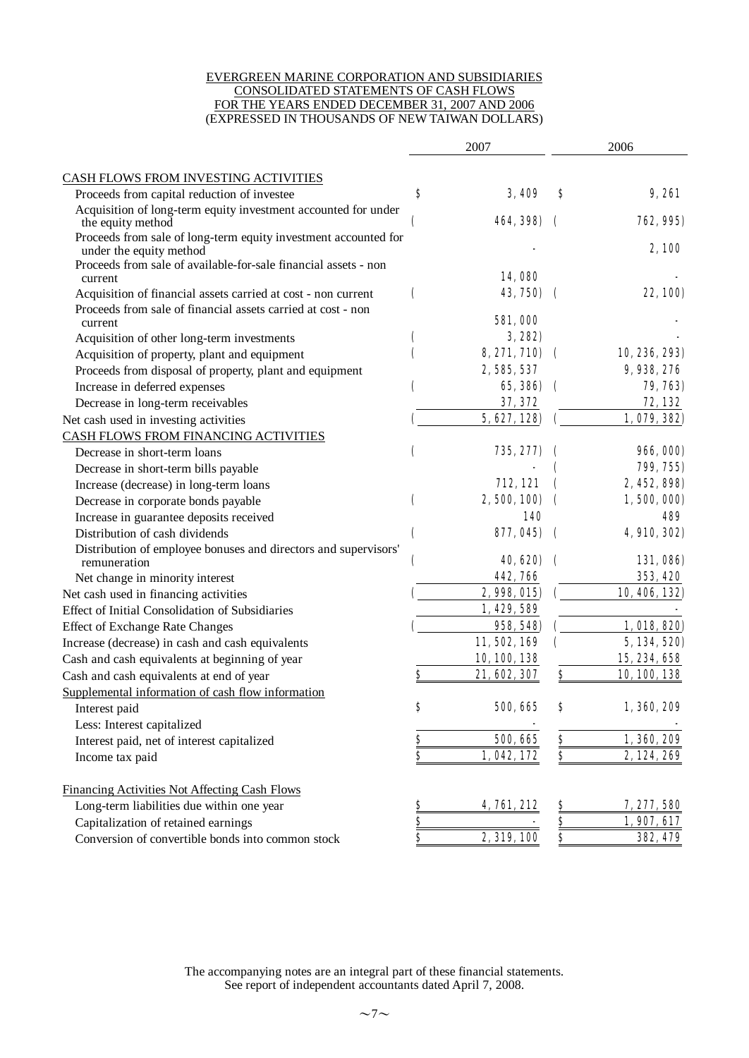EVERGREEN MARINE CORPORATION AND SUBSIDIARIES
CONSOLIDATED STATEMENTS OF CASH FLOWS
FOR THE YEARS ENDED DECEMBER 31, 2007 AND 2006
(EXPRESSED IN THOUSANDS OF NEW TAIWAN DOLLARS)

| | 2007 | 2006 |
|---|---|---|
| CASH FLOWS FROM INVESTING ACTIVITIES | | |
| Proceeds from capital reduction of investee | $ 3,409 | $ 9,261 |
| Acquisition of long-term equity investment accounted for under the equity method | ( 464,398) | ( 762,995) |
| Proceeds from sale of long-term equity investment accounted for under the equity method | - | 2,100 |
| Proceeds from sale of available-for-sale financial assets - non current | 14,080 | - |
| Acquisition of financial assets carried at cost - non current | ( 43,750) | ( 22,100) |
| Proceeds from sale of financial assets carried at cost - non current | 581,000 | - |
| Acquisition of other long-term investments | ( 3,282) | - |
| Acquisition of property, plant and equipment | ( 8,271,710) | ( 10,236,293) |
| Proceeds from disposal of property, plant and equipment | 2,585,537 | 9,938,276 |
| Increase in deferred expenses | ( 65,386) | ( 79,763) |
| Decrease in long-term receivables | 37,372 | 72,132 |
| Net cash used in investing activities | ( 5,627,128) | ( 1,079,382) |
| CASH FLOWS FROM FINANCING ACTIVITIES | | |
| Decrease in short-term loans | ( 735,277) | ( 966,000) |
| Decrease in short-term bills payable | - | ( 799,755) |
| Increase (decrease) in long-term loans | 712,121 | ( 2,452,898) |
| Decrease in corporate bonds payable | ( 2,500,100) | ( 1,500,000) |
| Increase in guarantee deposits received | 140 | 489 |
| Distribution of cash dividends | ( 877,045) | ( 4,910,302) |
| Distribution of employee bonuses and directors and supervisors' remuneration | ( 40,620) | ( 131,086) |
| Net change in minority interest | 442,766 | 353,420 |
| Net cash used in financing activities | ( 2,998,015) | ( 10,406,132) |
| Effect of Initial Consolidation of Subsidiaries | 1,429,589 | - |
| Effect of Exchange Rate Changes | ( 958,548) | ( 1,018,820) |
| Increase (decrease) in cash and cash equivalents | 11,502,169 | ( 5,134,520) |
| Cash and cash equivalents at beginning of year | 10,100,138 | 15,234,658 |
| Cash and cash equivalents at end of year | $ 21,602,307 | $ 10,100,138 |
| Supplemental information of cash flow information | | |
| Interest paid | $ 500,665 | $ 1,360,209 |
| Less: Interest capitalized | - | - |
| Interest paid, net of interest capitalized | $ 500,665 | $ 1,360,209 |
| Income tax paid | $ 1,042,172 | $ 2,124,269 |
| | | |
| Financing Activities Not Affecting Cash Flows | | |
| Long-term liabilities due within one year | $ 4,761,212 | $ 7,277,580 |
| Capitalization of retained earnings | $ - | $ 1,907,617 |
| Conversion of convertible bonds into common stock | $ 2,319,100 | $ 382,479 |

The accompanying notes are an integral part of these financial statements.
See report of independent accountants dated April 7, 2008.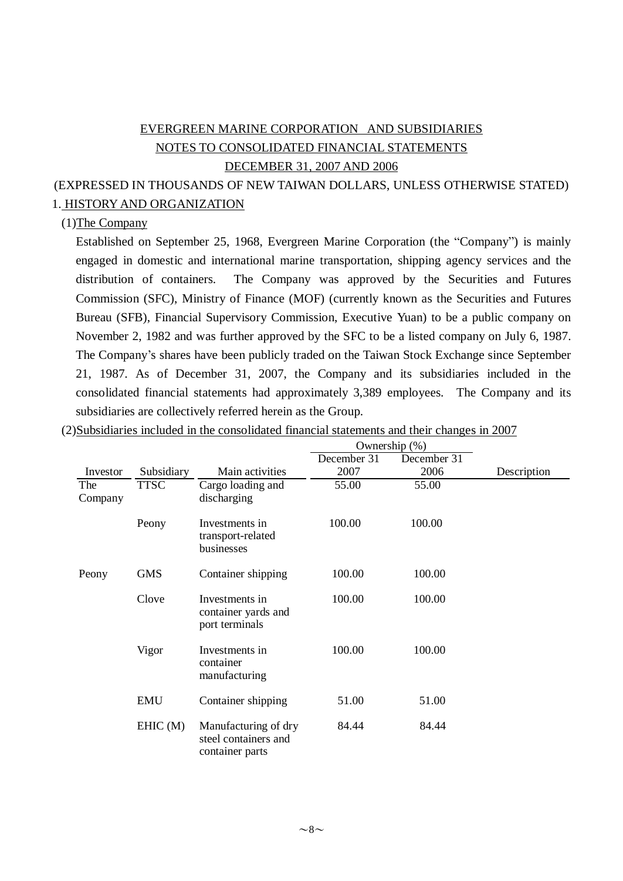EVERGREEN MARINE CORPORATION AND SUBSIDIARIES

NOTES TO CONSOLIDATED FINANCIAL STATEMENTS

DECEMBER 31, 2007 AND 2006

(EXPRESSED IN THOUSANDS OF NEW TAIWAN DOLLARS, UNLESS OTHERWISE STATED)

## 1. HISTORY AND ORGANIZATION

(1)The Company

Established on September 25, 1968, Evergreen Marine Corporation (the "Company") is mainly engaged in domestic and international marine transportation, shipping agency services and the distribution of containers. The Company was approved by the Securities and Futures Commission (SFC), Ministry of Finance (MOF) (currently known as the Securities and Futures Bureau (SFB), Financial Supervisory Commission, Executive Yuan) to be a public company on November 2, 1982 and was further approved by the SFC to be a listed company on July 6, 1987. The Company's shares have been publicly traded on the Taiwan Stock Exchange since September 21, 1987. As of December 31, 2007, the Company and its subsidiaries included in the consolidated financial statements had approximately 3,389 employees. The Company and its subsidiaries are collectively referred herein as the Group.

(2)Subsidiaries included in the consolidated financial statements and their changes in 2007

| | | | Ownership (%) | | |
|---|---|---|---|---|---|
| Investor | Subsidiary | Main activities | December 31 2007 | December 31 2006 | Description |
| The Company | TTSC | Cargo loading and discharging | 55.00 | 55.00 | |
| | Peony | Investments in transport-related businesses | 100.00 | 100.00 | |
| Peony | GMS | Container shipping | 100.00 | 100.00 | |
| | Clove | Investments in container yards and port terminals | 100.00 | 100.00 | |
| | Vigor | Investments in container manufacturing | 100.00 | 100.00 | |
| | EMU | Container shipping | 51.00 | 51.00 | |
| | EHIC (M) | Manufacturing of dry steel containers and container parts | 84.44 | 84.44 | |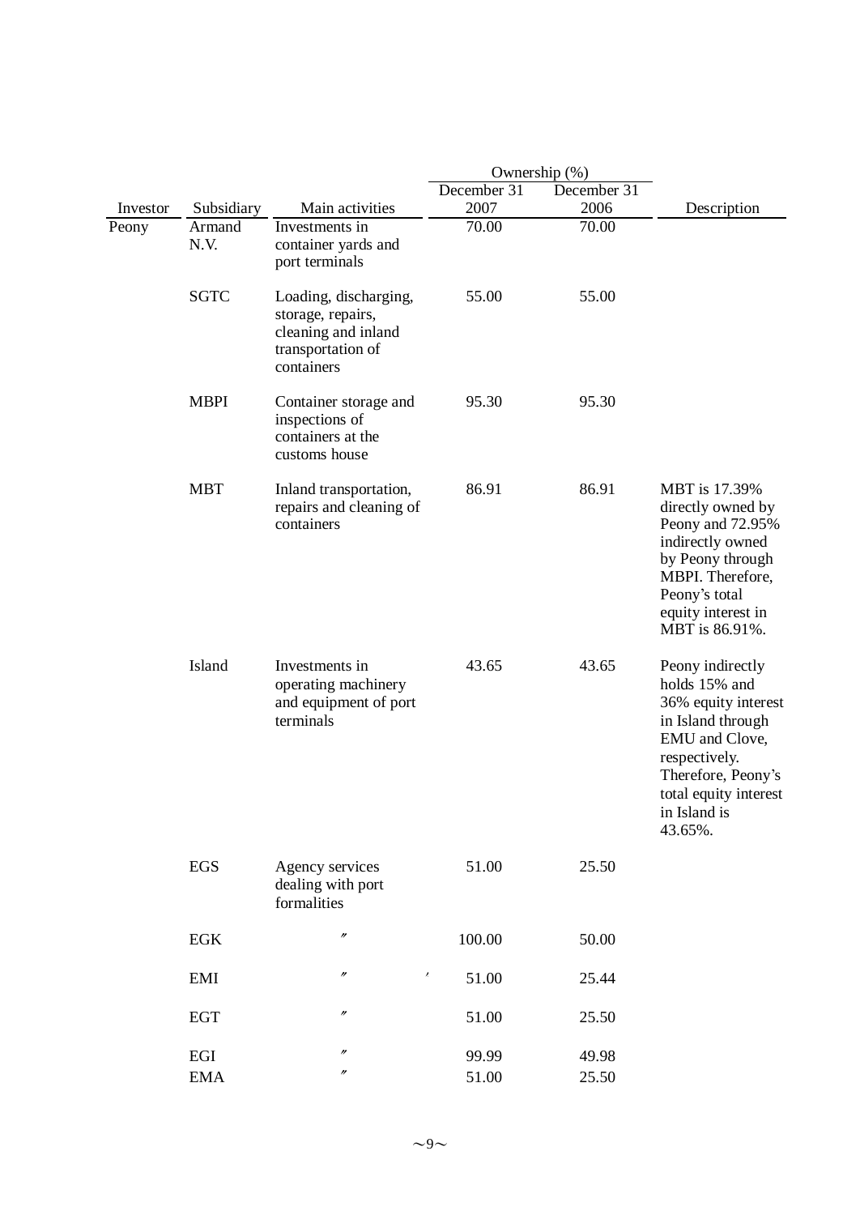| Investor | Subsidiary | Main activities | Ownership (%) December 31 2007 | Ownership (%) December 31 2006 | Description |
|---|---|---|---|---|---|
| Peony | Armand N.V. | Investments in container yards and port terminals | 70.00 | 70.00 | |
| | SGTC | Loading, discharging, storage, repairs, cleaning and inland transportation of containers | 55.00 | 55.00 | |
| | MBPI | Container storage and inspections of containers at the customs house | 95.30 | 95.30 | |
| | MBT | Inland transportation, repairs and cleaning of containers | 86.91 | 86.91 | MBT is 17.39% directly owned by Peony and 72.95% indirectly owned by Peony through MBPI. Therefore, Peony's total equity interest in MBT is 86.91%. |
| | Island | Investments in operating machinery and equipment of port terminals | 43.65 | 43.65 | Peony indirectly holds 15% and 36% equity interest in Island through EMU and Clove, respectively. Therefore, Peony's total equity interest in Island is 43.65%. |
| | EGS | Agency services dealing with port formalities | 51.00 | 25.50 | |
| | EGK | 〃 | 100.00 | 50.00 | |
| | EMI | 〃 | 51.00 | 25.44 | |
| | EGT | 〃 | 51.00 | 25.50 | |
| | EGI | 〃 | 99.99 | 49.98 | |
| | EMA | 〃 | 51.00 | 25.50 | |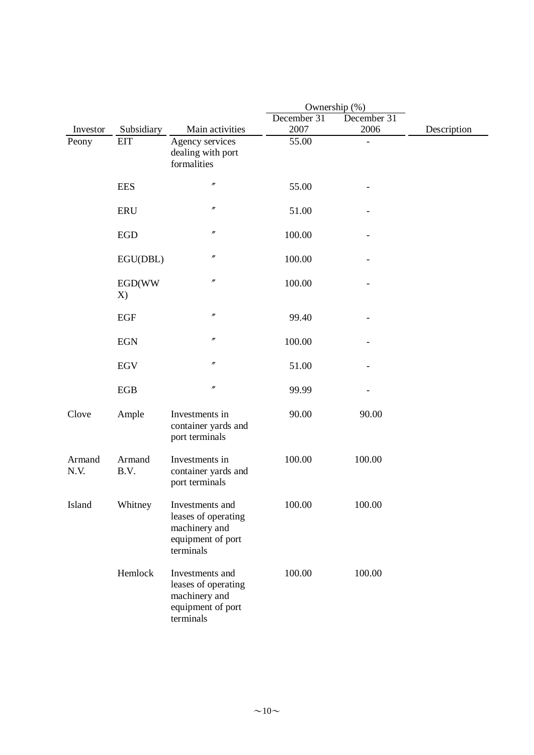| Investor | Subsidiary | Main activities | Ownership (%) December 31 2007 | Ownership (%) December 31 2006 | Description |
|---|---|---|---|---|---|
| Peony | EIT | Agency services dealing with port formalities | 55.00 | - | |
| | EES | 〃 | 55.00 | - | |
| | ERU | 〃 | 51.00 | - | |
| | EGD | 〃 | 100.00 | - | |
| | EGU(DBL) | 〃 | 100.00 | - | |
| | EGD(WWX) | 〃 | 100.00 | - | |
| | EGF | 〃 | 99.40 | - | |
| | EGN | 〃 | 100.00 | - | |
| | EGV | 〃 | 51.00 | - | |
| | EGB | 〃 | 99.99 | - | |
| Clove | Ample | Investments in container yards and port terminals | 90.00 | 90.00 | |
| Armand N.V. | Armand B.V. | Investments in container yards and port terminals | 100.00 | 100.00 | |
| Island | Whitney | Investments and leases of operating machinery and equipment of port terminals | 100.00 | 100.00 | |
| | Hemlock | Investments and leases of operating machinery and equipment of port terminals | 100.00 | 100.00 | |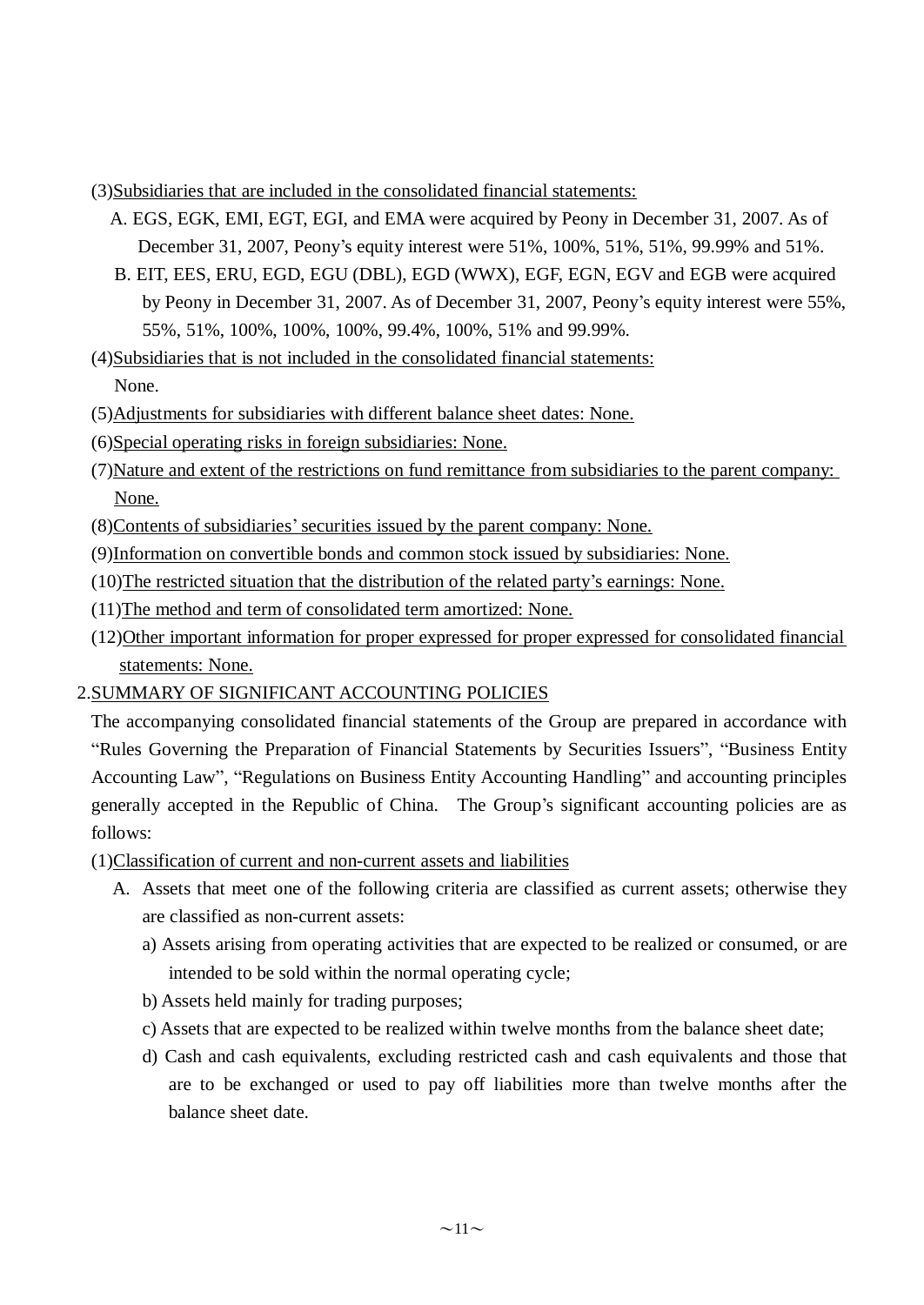(3)Subsidiaries that are included in the consolidated financial statements:

A. EGS, EGK, EMI, EGT, EGI, and EMA were acquired by Peony in December 31, 2007. As of December 31, 2007, Peony's equity interest were 51%, 100%, 51%, 51%, 99.99% and 51%.

B. EIT, EES, ERU, EGD, EGU (DBL), EGD (WWX), EGF, EGN, EGV and EGB were acquired by Peony in December 31, 2007. As of December 31, 2007, Peony's equity interest were 55%, 55%, 51%, 100%, 100%, 100%, 99.4%, 100%, 51% and 99.99%.

(4)Subsidiaries that is not included in the consolidated financial statements:

None.

(5)Adjustments for subsidiaries with different balance sheet dates: None.

(6)Special operating risks in foreign subsidiaries: None.

(7)Nature and extent of the restrictions on fund remittance from subsidiaries to the parent company: None.

(8)Contents of subsidiaries' securities issued by the parent company: None.

(9)Information on convertible bonds and common stock issued by subsidiaries: None.

(10)The restricted situation that the distribution of the related party's earnings: None.

(11)The method and term of consolidated term amortized: None.

(12)Other important information for proper expressed for proper expressed for consolidated financial statements: None.

## 2.SUMMARY OF SIGNIFICANT ACCOUNTING POLICIES

The accompanying consolidated financial statements of the Group are prepared in accordance with "Rules Governing the Preparation of Financial Statements by Securities Issuers", "Business Entity Accounting Law", "Regulations on Business Entity Accounting Handling" and accounting principles generally accepted in the Republic of China. The Group's significant accounting policies are as follows:

(1)Classification of current and non-current assets and liabilities

A. Assets that meet one of the following criteria are classified as current assets; otherwise they are classified as non-current assets:

a) Assets arising from operating activities that are expected to be realized or consumed, or are intended to be sold within the normal operating cycle;

b) Assets held mainly for trading purposes;

c) Assets that are expected to be realized within twelve months from the balance sheet date;

d) Cash and cash equivalents, excluding restricted cash and cash equivalents and those that are to be exchanged or used to pay off liabilities more than twelve months after the balance sheet date.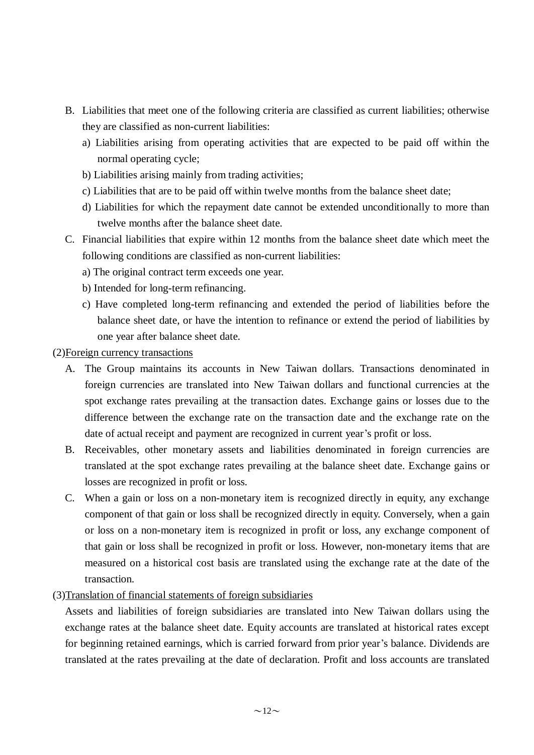B. Liabilities that meet one of the following criteria are classified as current liabilities; otherwise they are classified as non-current liabilities:

   a) Liabilities arising from operating activities that are expected to be paid off within the normal operating cycle;

   b) Liabilities arising mainly from trading activities;

   c) Liabilities that are to be paid off within twelve months from the balance sheet date;

   d) Liabilities for which the repayment date cannot be extended unconditionally to more than twelve months after the balance sheet date.

C. Financial liabilities that expire within 12 months from the balance sheet date which meet the following conditions are classified as non-current liabilities:

   a) The original contract term exceeds one year.

   b) Intended for long-term refinancing.

   c) Have completed long-term refinancing and extended the period of liabilities before the balance sheet date, or have the intention to refinance or extend the period of liabilities by one year after balance sheet date.

(2)<u>Foreign currency transactions</u>

A. The Group maintains its accounts in New Taiwan dollars. Transactions denominated in foreign currencies are translated into New Taiwan dollars and functional currencies at the spot exchange rates prevailing at the transaction dates. Exchange gains or losses due to the difference between the exchange rate on the transaction date and the exchange rate on the date of actual receipt and payment are recognized in current year's profit or loss.

B. Receivables, other monetary assets and liabilities denominated in foreign currencies are translated at the spot exchange rates prevailing at the balance sheet date. Exchange gains or losses are recognized in profit or loss.

C. When a gain or loss on a non-monetary item is recognized directly in equity, any exchange component of that gain or loss shall be recognized directly in equity. Conversely, when a gain or loss on a non-monetary item is recognized in profit or loss, any exchange component of that gain or loss shall be recognized in profit or loss. However, non-monetary items that are measured on a historical cost basis are translated using the exchange rate at the date of the transaction.

(3)<u>Translation of financial statements of foreign subsidiaries</u>

Assets and liabilities of foreign subsidiaries are translated into New Taiwan dollars using the exchange rates at the balance sheet date. Equity accounts are translated at historical rates except for beginning retained earnings, which is carried forward from prior year's balance. Dividends are translated at the rates prevailing at the date of declaration. Profit and loss accounts are translated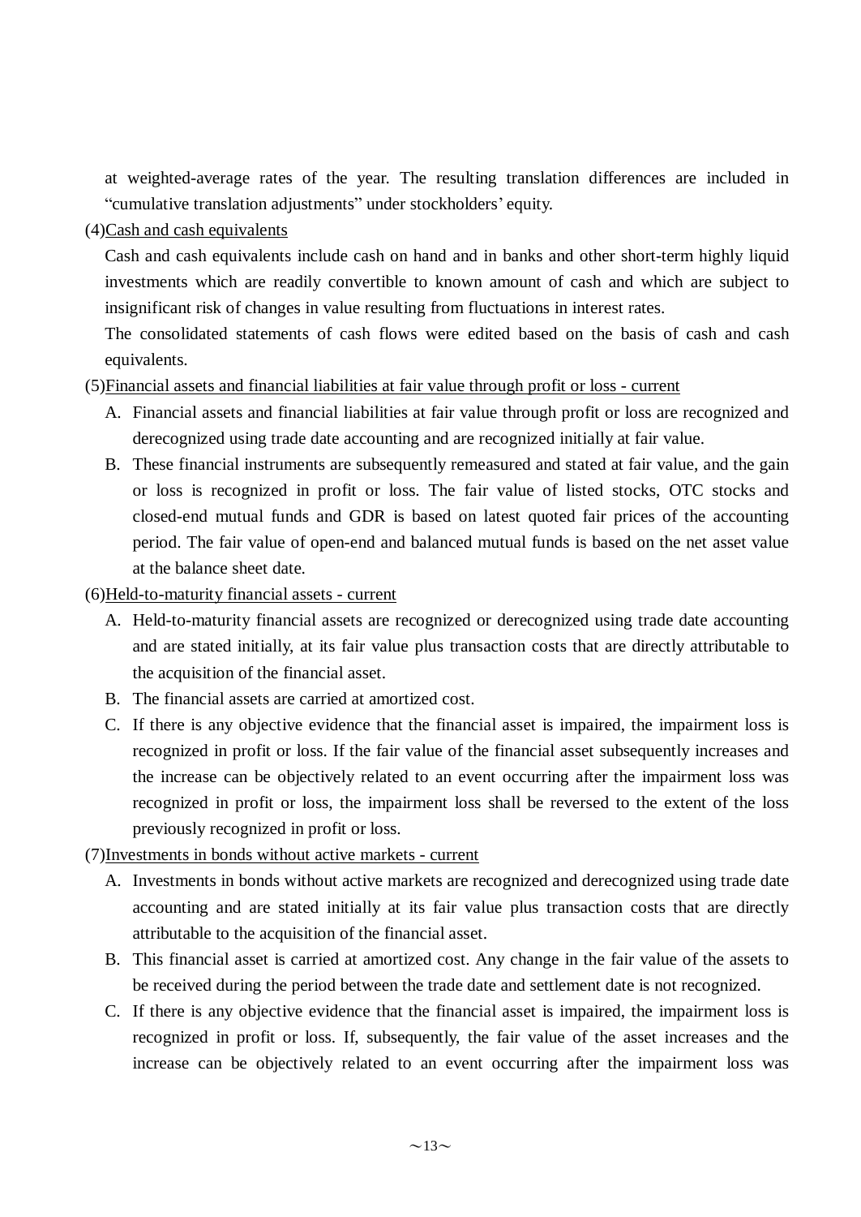at weighted-average rates of the year. The resulting translation differences are included in "cumulative translation adjustments" under stockholders' equity.

(4)Cash and cash equivalents

Cash and cash equivalents include cash on hand and in banks and other short-term highly liquid investments which are readily convertible to known amount of cash and which are subject to insignificant risk of changes in value resulting from fluctuations in interest rates.

The consolidated statements of cash flows were edited based on the basis of cash and cash equivalents.

(5)Financial assets and financial liabilities at fair value through profit or loss - current

A. Financial assets and financial liabilities at fair value through profit or loss are recognized and derecognized using trade date accounting and are recognized initially at fair value.

B. These financial instruments are subsequently remeasured and stated at fair value, and the gain or loss is recognized in profit or loss. The fair value of listed stocks, OTC stocks and closed-end mutual funds and GDR is based on latest quoted fair prices of the accounting period. The fair value of open-end and balanced mutual funds is based on the net asset value at the balance sheet date.

(6)Held-to-maturity financial assets - current

A. Held-to-maturity financial assets are recognized or derecognized using trade date accounting and are stated initially, at its fair value plus transaction costs that are directly attributable to the acquisition of the financial asset.

B. The financial assets are carried at amortized cost.

C. If there is any objective evidence that the financial asset is impaired, the impairment loss is recognized in profit or loss. If the fair value of the financial asset subsequently increases and the increase can be objectively related to an event occurring after the impairment loss was recognized in profit or loss, the impairment loss shall be reversed to the extent of the loss previously recognized in profit or loss.

(7)Investments in bonds without active markets - current

A. Investments in bonds without active markets are recognized and derecognized using trade date accounting and are stated initially at its fair value plus transaction costs that are directly attributable to the acquisition of the financial asset.

B. This financial asset is carried at amortized cost. Any change in the fair value of the assets to be received during the period between the trade date and settlement date is not recognized.

C. If there is any objective evidence that the financial asset is impaired, the impairment loss is recognized in profit or loss. If, subsequently, the fair value of the asset increases and the increase can be objectively related to an event occurring after the impairment loss was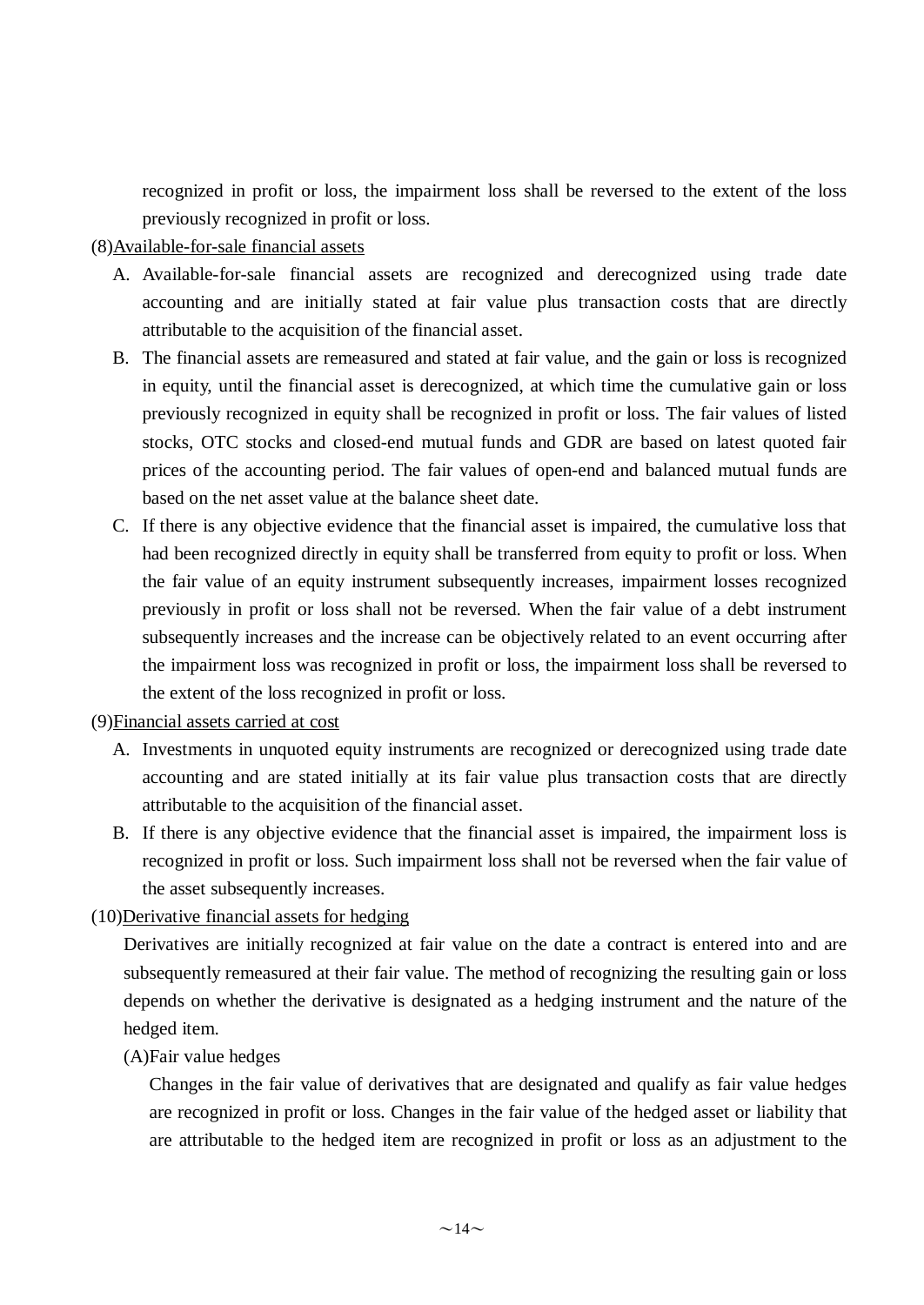recognized in profit or loss, the impairment loss shall be reversed to the extent of the loss previously recognized in profit or loss.

(8)Available-for-sale financial assets

A. Available-for-sale financial assets are recognized and derecognized using trade date accounting and are initially stated at fair value plus transaction costs that are directly attributable to the acquisition of the financial asset.

B. The financial assets are remeasured and stated at fair value, and the gain or loss is recognized in equity, until the financial asset is derecognized, at which time the cumulative gain or loss previously recognized in equity shall be recognized in profit or loss. The fair values of listed stocks, OTC stocks and closed-end mutual funds and GDR are based on latest quoted fair prices of the accounting period. The fair values of open-end and balanced mutual funds are based on the net asset value at the balance sheet date.

C. If there is any objective evidence that the financial asset is impaired, the cumulative loss that had been recognized directly in equity shall be transferred from equity to profit or loss. When the fair value of an equity instrument subsequently increases, impairment losses recognized previously in profit or loss shall not be reversed. When the fair value of a debt instrument subsequently increases and the increase can be objectively related to an event occurring after the impairment loss was recognized in profit or loss, the impairment loss shall be reversed to the extent of the loss recognized in profit or loss.

(9)Financial assets carried at cost

A. Investments in unquoted equity instruments are recognized or derecognized using trade date accounting and are stated initially at its fair value plus transaction costs that are directly attributable to the acquisition of the financial asset.

B. If there is any objective evidence that the financial asset is impaired, the impairment loss is recognized in profit or loss. Such impairment loss shall not be reversed when the fair value of the asset subsequently increases.

(10)Derivative financial assets for hedging

Derivatives are initially recognized at fair value on the date a contract is entered into and are subsequently remeasured at their fair value. The method of recognizing the resulting gain or loss depends on whether the derivative is designated as a hedging instrument and the nature of the hedged item.

(A)Fair value hedges

Changes in the fair value of derivatives that are designated and qualify as fair value hedges are recognized in profit or loss. Changes in the fair value of the hedged asset or liability that are attributable to the hedged item are recognized in profit or loss as an adjustment to the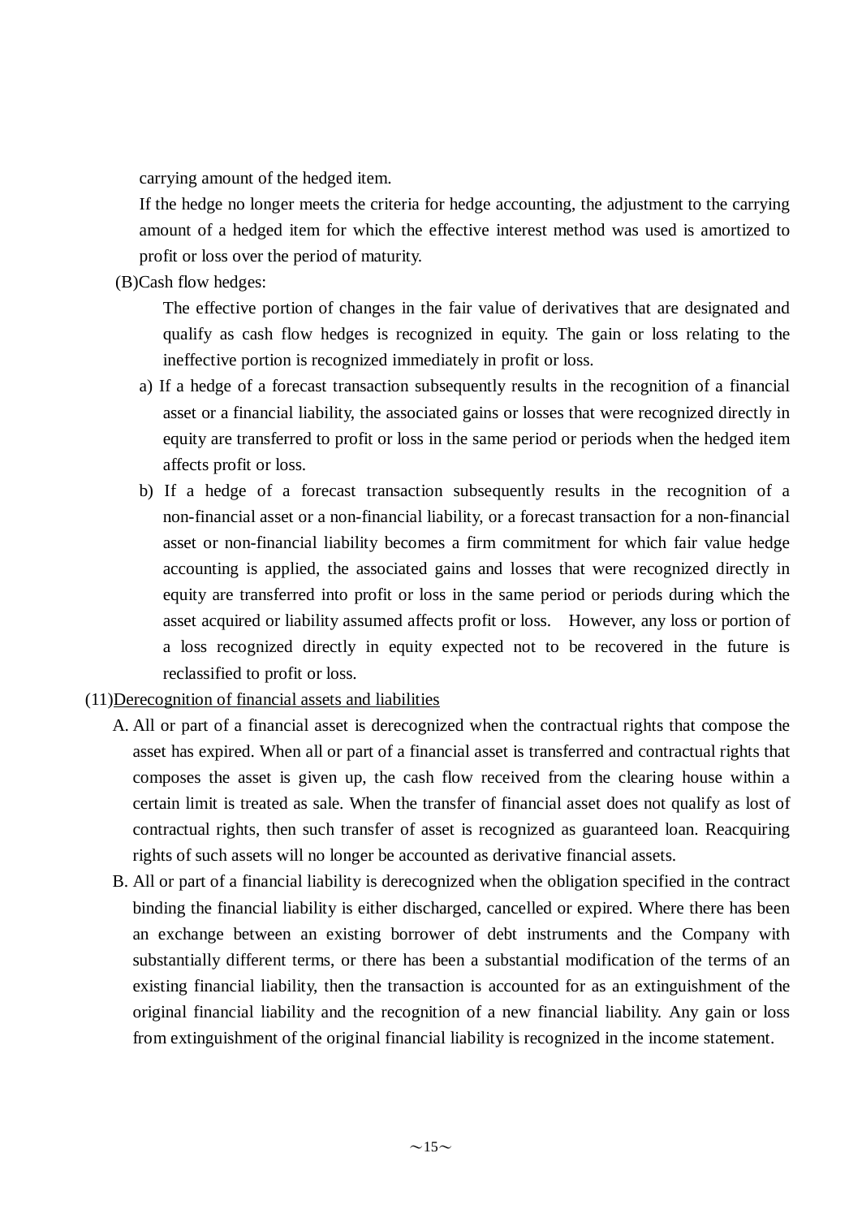carrying amount of the hedged item.

If the hedge no longer meets the criteria for hedge accounting, the adjustment to the carrying amount of a hedged item for which the effective interest method was used is amortized to profit or loss over the period of maturity.

(B)Cash flow hedges:

The effective portion of changes in the fair value of derivatives that are designated and qualify as cash flow hedges is recognized in equity. The gain or loss relating to the ineffective portion is recognized immediately in profit or loss.

a) If a hedge of a forecast transaction subsequently results in the recognition of a financial asset or a financial liability, the associated gains or losses that were recognized directly in equity are transferred to profit or loss in the same period or periods when the hedged item affects profit or loss.

b) If a hedge of a forecast transaction subsequently results in the recognition of a non-financial asset or a non-financial liability, or a forecast transaction for a non-financial asset or non-financial liability becomes a firm commitment for which fair value hedge accounting is applied, the associated gains and losses that were recognized directly in equity are transferred into profit or loss in the same period or periods during which the asset acquired or liability assumed affects profit or loss. However, any loss or portion of a loss recognized directly in equity expected not to be recovered in the future is reclassified to profit or loss.

(11)<u>Derecognition of financial assets and liabilities</u>

A. All or part of a financial asset is derecognized when the contractual rights that compose the asset has expired. When all or part of a financial asset is transferred and contractual rights that composes the asset is given up, the cash flow received from the clearing house within a certain limit is treated as sale. When the transfer of financial asset does not qualify as lost of contractual rights, then such transfer of asset is recognized as guaranteed loan. Reacquiring rights of such assets will no longer be accounted as derivative financial assets.

B. All or part of a financial liability is derecognized when the obligation specified in the contract binding the financial liability is either discharged, cancelled or expired. Where there has been an exchange between an existing borrower of debt instruments and the Company with substantially different terms, or there has been a substantial modification of the terms of an existing financial liability, then the transaction is accounted for as an extinguishment of the original financial liability and the recognition of a new financial liability. Any gain or loss from extinguishment of the original financial liability is recognized in the income statement.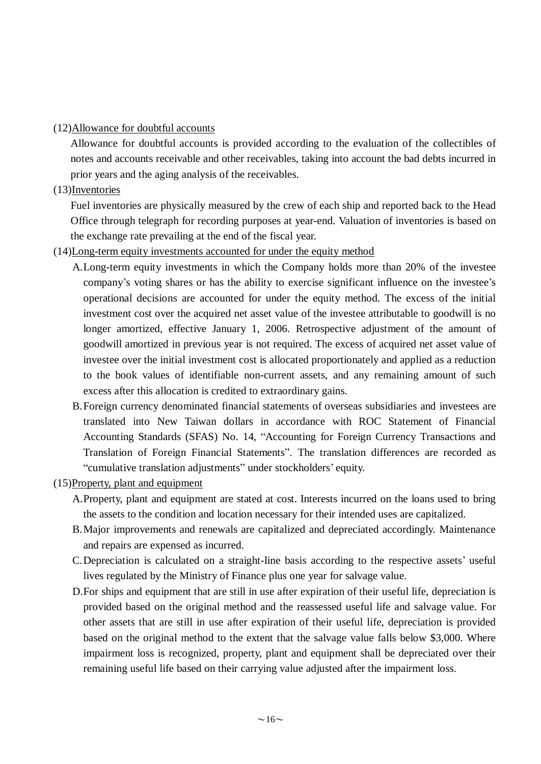(12)Allowance for doubtful accounts

Allowance for doubtful accounts is provided according to the evaluation of the collectibles of notes and accounts receivable and other receivables, taking into account the bad debts incurred in prior years and the aging analysis of the receivables.

(13)Inventories

Fuel inventories are physically measured by the crew of each ship and reported back to the Head Office through telegraph for recording purposes at year-end. Valuation of inventories is based on the exchange rate prevailing at the end of the fiscal year.

(14)Long-term equity investments accounted for under the equity method

A. Long-term equity investments in which the Company holds more than 20% of the investee company's voting shares or has the ability to exercise significant influence on the investee's operational decisions are accounted for under the equity method. The excess of the initial investment cost over the acquired net asset value of the investee attributable to goodwill is no longer amortized, effective January 1, 2006. Retrospective adjustment of the amount of goodwill amortized in previous year is not required. The excess of acquired net asset value of investee over the initial investment cost is allocated proportionately and applied as a reduction to the book values of identifiable non-current assets, and any remaining amount of such excess after this allocation is credited to extraordinary gains.

B. Foreign currency denominated financial statements of overseas subsidiaries and investees are translated into New Taiwan dollars in accordance with ROC Statement of Financial Accounting Standards (SFAS) No. 14, "Accounting for Foreign Currency Transactions and Translation of Foreign Financial Statements". The translation differences are recorded as "cumulative translation adjustments" under stockholders' equity.

(15)Property, plant and equipment

A. Property, plant and equipment are stated at cost. Interests incurred on the loans used to bring the assets to the condition and location necessary for their intended uses are capitalized.

B. Major improvements and renewals are capitalized and depreciated accordingly. Maintenance and repairs are expensed as incurred.

C. Depreciation is calculated on a straight-line basis according to the respective assets' useful lives regulated by the Ministry of Finance plus one year for salvage value.

D. For ships and equipment that are still in use after expiration of their useful life, depreciation is provided based on the original method and the reassessed useful life and salvage value. For other assets that are still in use after expiration of their useful life, depreciation is provided based on the original method to the extent that the salvage value falls below $3,000. Where impairment loss is recognized, property, plant and equipment shall be depreciated over their remaining useful life based on their carrying value adjusted after the impairment loss.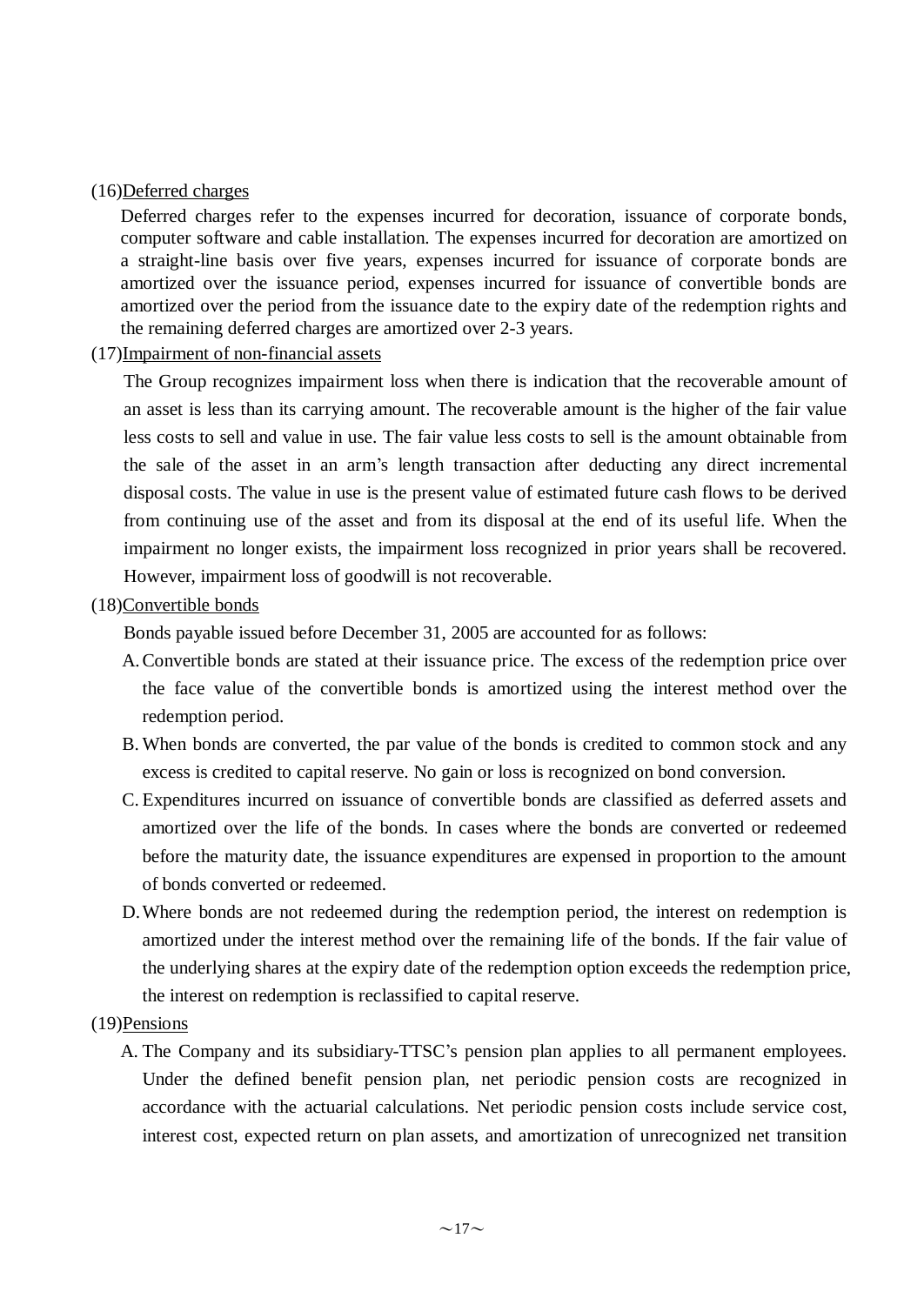(16)Deferred charges

Deferred charges refer to the expenses incurred for decoration, issuance of corporate bonds, computer software and cable installation. The expenses incurred for decoration are amortized on a straight-line basis over five years, expenses incurred for issuance of corporate bonds are amortized over the issuance period, expenses incurred for issuance of convertible bonds are amortized over the period from the issuance date to the expiry date of the redemption rights and the remaining deferred charges are amortized over 2-3 years.

(17)Impairment of non-financial assets

The Group recognizes impairment loss when there is indication that the recoverable amount of an asset is less than its carrying amount. The recoverable amount is the higher of the fair value less costs to sell and value in use. The fair value less costs to sell is the amount obtainable from the sale of the asset in an arm's length transaction after deducting any direct incremental disposal costs. The value in use is the present value of estimated future cash flows to be derived from continuing use of the asset and from its disposal at the end of its useful life. When the impairment no longer exists, the impairment loss recognized in prior years shall be recovered. However, impairment loss of goodwill is not recoverable.

(18)Convertible bonds

Bonds payable issued before December 31, 2005 are accounted for as follows:

A. Convertible bonds are stated at their issuance price. The excess of the redemption price over the face value of the convertible bonds is amortized using the interest method over the redemption period.

B. When bonds are converted, the par value of the bonds is credited to common stock and any excess is credited to capital reserve. No gain or loss is recognized on bond conversion.

C. Expenditures incurred on issuance of convertible bonds are classified as deferred assets and amortized over the life of the bonds. In cases where the bonds are converted or redeemed before the maturity date, the issuance expenditures are expensed in proportion to the amount of bonds converted or redeemed.

D. Where bonds are not redeemed during the redemption period, the interest on redemption is amortized under the interest method over the remaining life of the bonds. If the fair value of the underlying shares at the expiry date of the redemption option exceeds the redemption price, the interest on redemption is reclassified to capital reserve.

(19)Pensions

A. The Company and its subsidiary-TTSC's pension plan applies to all permanent employees. Under the defined benefit pension plan, net periodic pension costs are recognized in accordance with the actuarial calculations. Net periodic pension costs include service cost, interest cost, expected return on plan assets, and amortization of unrecognized net transition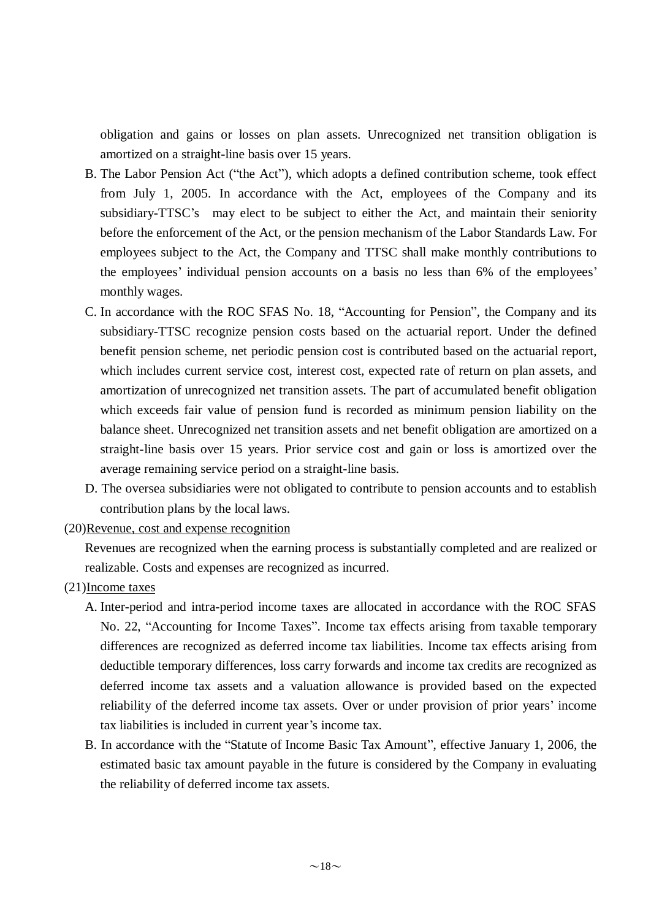obligation and gains or losses on plan assets. Unrecognized net transition obligation is amortized on a straight-line basis over 15 years.

B. The Labor Pension Act ("the Act"), which adopts a defined contribution scheme, took effect from July 1, 2005. In accordance with the Act, employees of the Company and its subsidiary-TTSC's may elect to be subject to either the Act, and maintain their seniority before the enforcement of the Act, or the pension mechanism of the Labor Standards Law. For employees subject to the Act, the Company and TTSC shall make monthly contributions to the employees' individual pension accounts on a basis no less than 6% of the employees' monthly wages.

C. In accordance with the ROC SFAS No. 18, "Accounting for Pension", the Company and its subsidiary-TTSC recognize pension costs based on the actuarial report. Under the defined benefit pension scheme, net periodic pension cost is contributed based on the actuarial report, which includes current service cost, interest cost, expected rate of return on plan assets, and amortization of unrecognized net transition assets. The part of accumulated benefit obligation which exceeds fair value of pension fund is recorded as minimum pension liability on the balance sheet. Unrecognized net transition assets and net benefit obligation are amortized on a straight-line basis over 15 years. Prior service cost and gain or loss is amortized over the average remaining service period on a straight-line basis.

D. The oversea subsidiaries were not obligated to contribute to pension accounts and to establish contribution plans by the local laws.

(20)Revenue, cost and expense recognition

Revenues are recognized when the earning process is substantially completed and are realized or realizable. Costs and expenses are recognized as incurred.

(21)Income taxes

A. Inter-period and intra-period income taxes are allocated in accordance with the ROC SFAS No. 22, "Accounting for Income Taxes". Income tax effects arising from taxable temporary differences are recognized as deferred income tax liabilities. Income tax effects arising from deductible temporary differences, loss carry forwards and income tax credits are recognized as deferred income tax assets and a valuation allowance is provided based on the expected reliability of the deferred income tax assets. Over or under provision of prior years' income tax liabilities is included in current year's income tax.

B. In accordance with the "Statute of Income Basic Tax Amount", effective January 1, 2006, the estimated basic tax amount payable in the future is considered by the Company in evaluating the reliability of deferred income tax assets.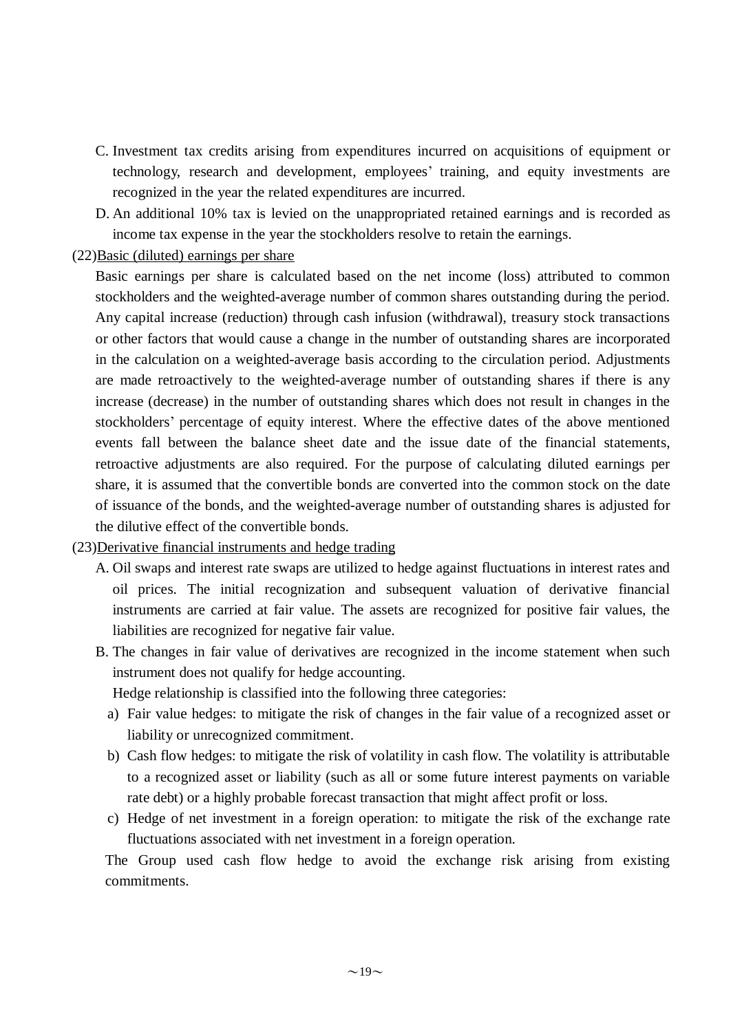C. Investment tax credits arising from expenditures incurred on acquisitions of equipment or technology, research and development, employees' training, and equity investments are recognized in the year the related expenditures are incurred.

D. An additional 10% tax is levied on the unappropriated retained earnings and is recorded as income tax expense in the year the stockholders resolve to retain the earnings.

(22)Basic (diluted) earnings per share

Basic earnings per share is calculated based on the net income (loss) attributed to common stockholders and the weighted-average number of common shares outstanding during the period. Any capital increase (reduction) through cash infusion (withdrawal), treasury stock transactions or other factors that would cause a change in the number of outstanding shares are incorporated in the calculation on a weighted-average basis according to the circulation period. Adjustments are made retroactively to the weighted-average number of outstanding shares if there is any increase (decrease) in the number of outstanding shares which does not result in changes in the stockholders' percentage of equity interest. Where the effective dates of the above mentioned events fall between the balance sheet date and the issue date of the financial statements, retroactive adjustments are also required. For the purpose of calculating diluted earnings per share, it is assumed that the convertible bonds are converted into the common stock on the date of issuance of the bonds, and the weighted-average number of outstanding shares is adjusted for the dilutive effect of the convertible bonds.

(23)Derivative financial instruments and hedge trading

A. Oil swaps and interest rate swaps are utilized to hedge against fluctuations in interest rates and oil prices. The initial recognization and subsequent valuation of derivative financial instruments are carried at fair value. The assets are recognized for positive fair values, the liabilities are recognized for negative fair value.

B. The changes in fair value of derivatives are recognized in the income statement when such instrument does not qualify for hedge accounting.

Hedge relationship is classified into the following three categories:

a) Fair value hedges: to mitigate the risk of changes in the fair value of a recognized asset or liability or unrecognized commitment.

b) Cash flow hedges: to mitigate the risk of volatility in cash flow. The volatility is attributable to a recognized asset or liability (such as all or some future interest payments on variable rate debt) or a highly probable forecast transaction that might affect profit or loss.

c) Hedge of net investment in a foreign operation: to mitigate the risk of the exchange rate fluctuations associated with net investment in a foreign operation.

The Group used cash flow hedge to avoid the exchange risk arising from existing commitments.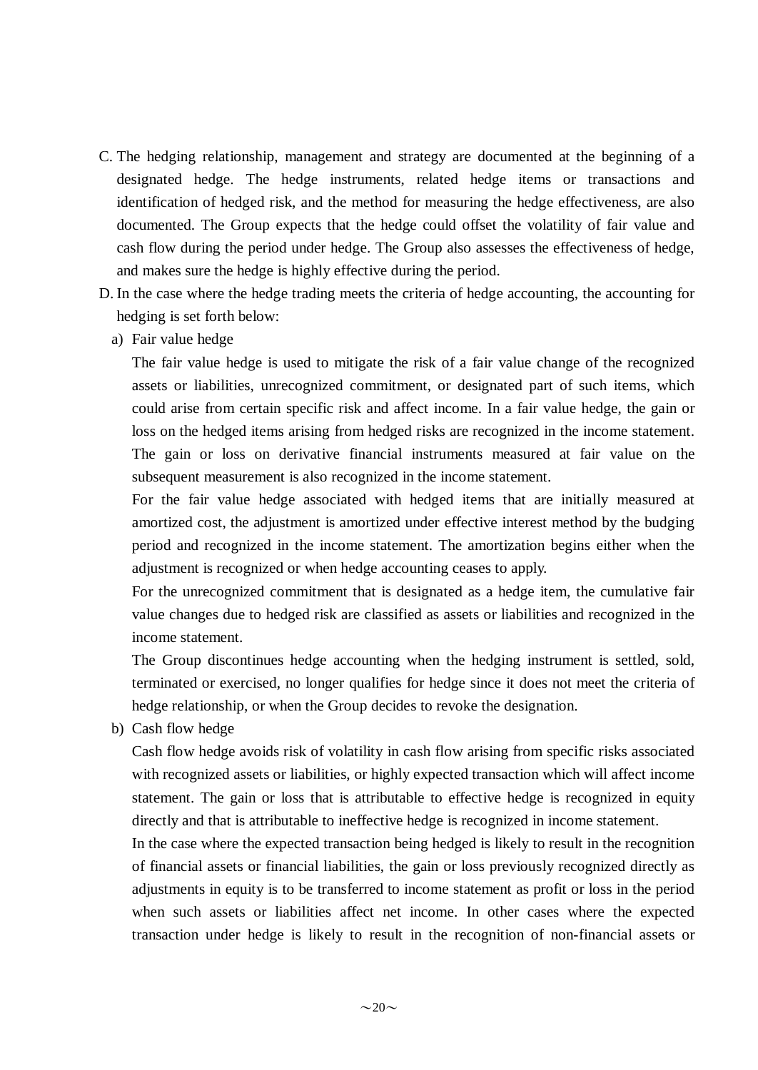C. The hedging relationship, management and strategy are documented at the beginning of a designated hedge. The hedge instruments, related hedge items or transactions and identification of hedged risk, and the method for measuring the hedge effectiveness, are also documented. The Group expects that the hedge could offset the volatility of fair value and cash flow during the period under hedge. The Group also assesses the effectiveness of hedge, and makes sure the hedge is highly effective during the period.

D. In the case where the hedge trading meets the criteria of hedge accounting, the accounting for hedging is set forth below:

   a) Fair value hedge

      The fair value hedge is used to mitigate the risk of a fair value change of the recognized assets or liabilities, unrecognized commitment, or designated part of such items, which could arise from certain specific risk and affect income. In a fair value hedge, the gain or loss on the hedged items arising from hedged risks are recognized in the income statement. The gain or loss on derivative financial instruments measured at fair value on the subsequent measurement is also recognized in the income statement.

      For the fair value hedge associated with hedged items that are initially measured at amortized cost, the adjustment is amortized under effective interest method by the budging period and recognized in the income statement. The amortization begins either when the adjustment is recognized or when hedge accounting ceases to apply.

      For the unrecognized commitment that is designated as a hedge item, the cumulative fair value changes due to hedged risk are classified as assets or liabilities and recognized in the income statement.

      The Group discontinues hedge accounting when the hedging instrument is settled, sold, terminated or exercised, no longer qualifies for hedge since it does not meet the criteria of hedge relationship, or when the Group decides to revoke the designation.

   b) Cash flow hedge

      Cash flow hedge avoids risk of volatility in cash flow arising from specific risks associated with recognized assets or liabilities, or highly expected transaction which will affect income statement. The gain or loss that is attributable to effective hedge is recognized in equity directly and that is attributable to ineffective hedge is recognized in income statement.

      In the case where the expected transaction being hedged is likely to result in the recognition of financial assets or financial liabilities, the gain or loss previously recognized directly as adjustments in equity is to be transferred to income statement as profit or loss in the period when such assets or liabilities affect net income. In other cases where the expected transaction under hedge is likely to result in the recognition of non-financial assets or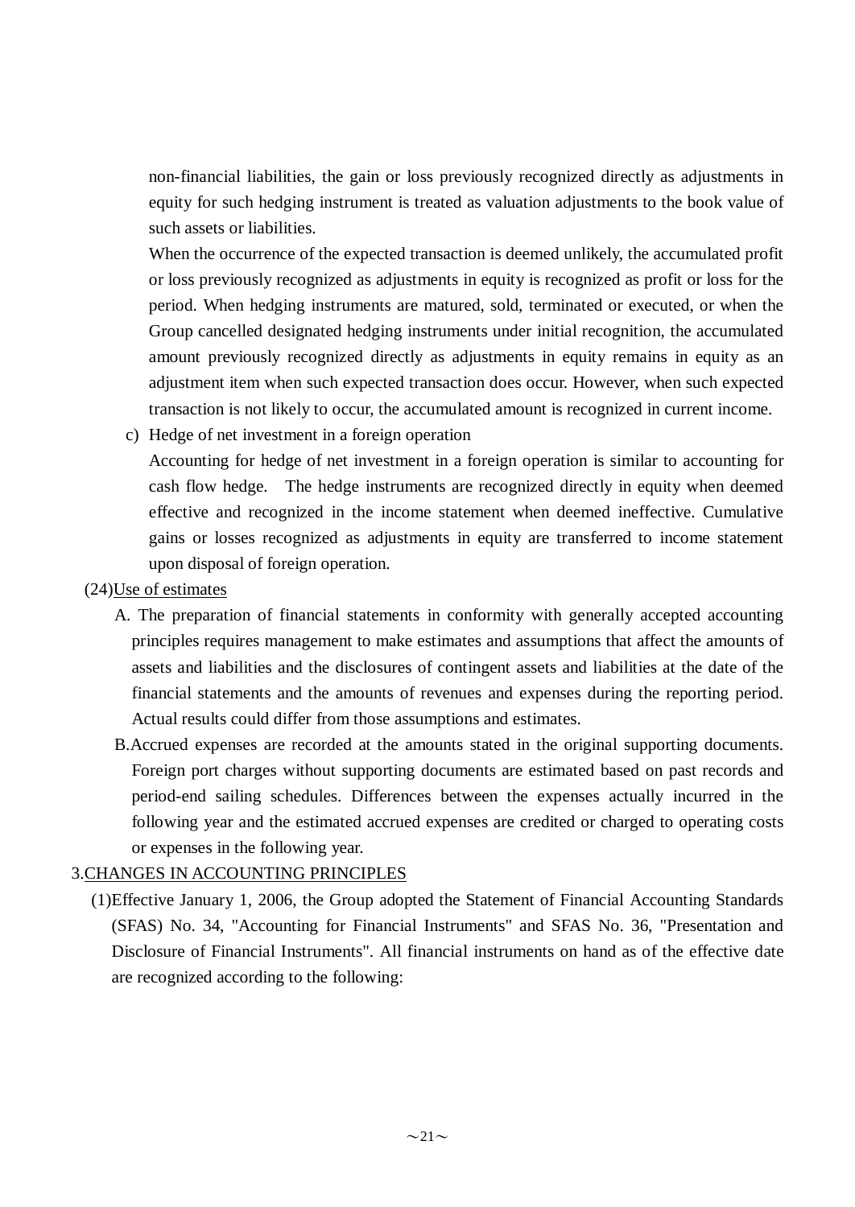non-financial liabilities, the gain or loss previously recognized directly as adjustments in equity for such hedging instrument is treated as valuation adjustments to the book value of such assets or liabilities.

When the occurrence of the expected transaction is deemed unlikely, the accumulated profit or loss previously recognized as adjustments in equity is recognized as profit or loss for the period. When hedging instruments are matured, sold, terminated or executed, or when the Group cancelled designated hedging instruments under initial recognition, the accumulated amount previously recognized directly as adjustments in equity remains in equity as an adjustment item when such expected transaction does occur. However, when such expected transaction is not likely to occur, the accumulated amount is recognized in current income.

c) Hedge of net investment in a foreign operation

Accounting for hedge of net investment in a foreign operation is similar to accounting for cash flow hedge. The hedge instruments are recognized directly in equity when deemed effective and recognized in the income statement when deemed ineffective. Cumulative gains or losses recognized as adjustments in equity are transferred to income statement upon disposal of foreign operation.

(24)Use of estimates

A. The preparation of financial statements in conformity with generally accepted accounting principles requires management to make estimates and assumptions that affect the amounts of assets and liabilities and the disclosures of contingent assets and liabilities at the date of the financial statements and the amounts of revenues and expenses during the reporting period. Actual results could differ from those assumptions and estimates.

B. Accrued expenses are recorded at the amounts stated in the original supporting documents. Foreign port charges without supporting documents are estimated based on past records and period-end sailing schedules. Differences between the expenses actually incurred in the following year and the estimated accrued expenses are credited or charged to operating costs or expenses in the following year.

3. CHANGES IN ACCOUNTING PRINCIPLES

(1)Effective January 1, 2006, the Group adopted the Statement of Financial Accounting Standards (SFAS) No. 34, "Accounting for Financial Instruments" and SFAS No. 36, "Presentation and Disclosure of Financial Instruments". All financial instruments on hand as of the effective date are recognized according to the following: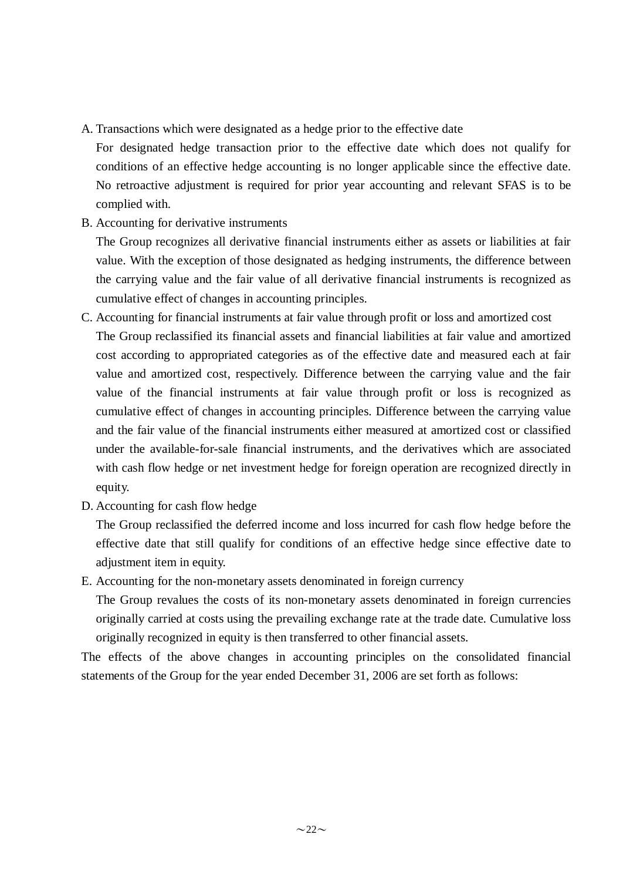A. Transactions which were designated as a hedge prior to the effective date

   For designated hedge transaction prior to the effective date which does not qualify for conditions of an effective hedge accounting is no longer applicable since the effective date. No retroactive adjustment is required for prior year accounting and relevant SFAS is to be complied with.

B. Accounting for derivative instruments

   The Group recognizes all derivative financial instruments either as assets or liabilities at fair value. With the exception of those designated as hedging instruments, the difference between the carrying value and the fair value of all derivative financial instruments is recognized as cumulative effect of changes in accounting principles.

C. Accounting for financial instruments at fair value through profit or loss and amortized cost

   The Group reclassified its financial assets and financial liabilities at fair value and amortized cost according to appropriated categories as of the effective date and measured each at fair value and amortized cost, respectively. Difference between the carrying value and the fair value of the financial instruments at fair value through profit or loss is recognized as cumulative effect of changes in accounting principles. Difference between the carrying value and the fair value of the financial instruments either measured at amortized cost or classified under the available-for-sale financial instruments, and the derivatives which are associated with cash flow hedge or net investment hedge for foreign operation are recognized directly in equity.

D. Accounting for cash flow hedge

   The Group reclassified the deferred income and loss incurred for cash flow hedge before the effective date that still qualify for conditions of an effective hedge since effective date to adjustment item in equity.

E. Accounting for the non-monetary assets denominated in foreign currency

   The Group revalues the costs of its non-monetary assets denominated in foreign currencies originally carried at costs using the prevailing exchange rate at the trade date. Cumulative loss originally recognized in equity is then transferred to other financial assets.

The effects of the above changes in accounting principles on the consolidated financial statements of the Group for the year ended December 31, 2006 are set forth as follows: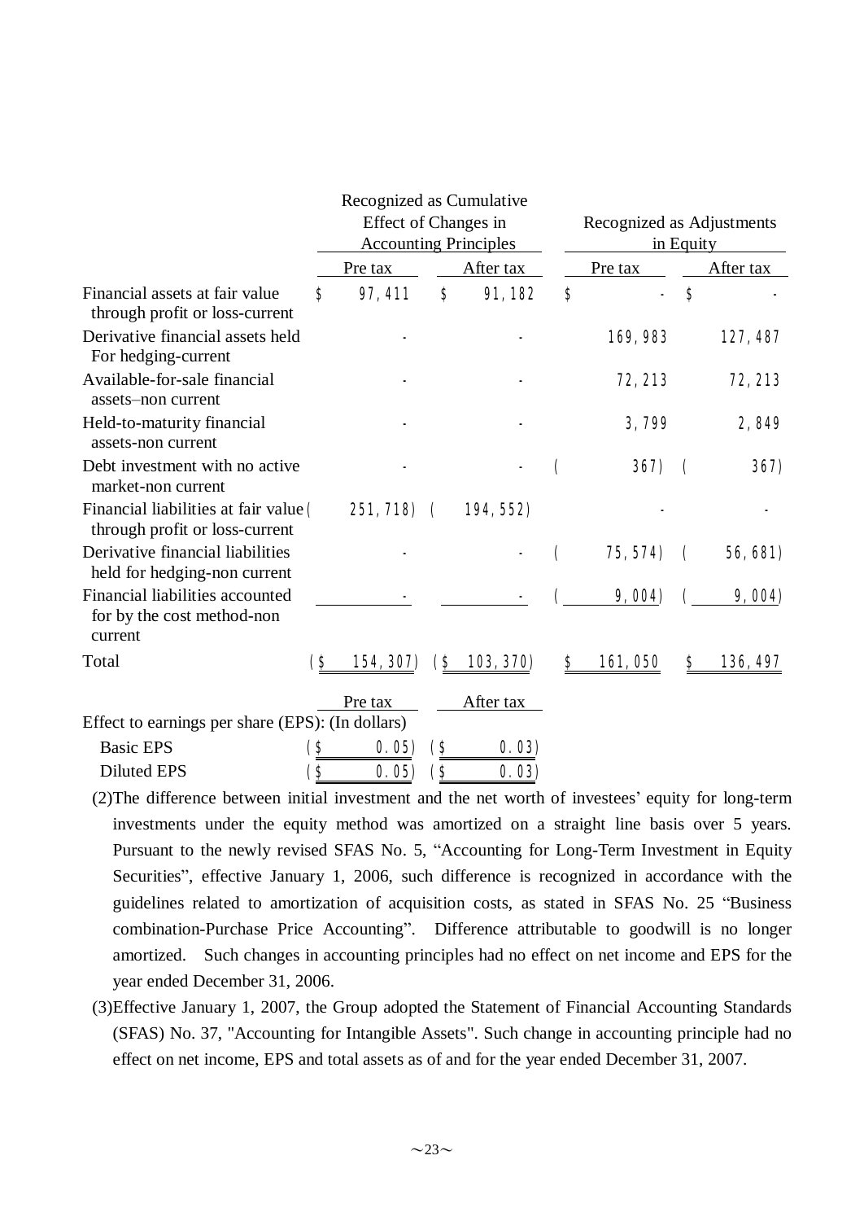| | Recognized as Cumulative Effect of Changes in Accounting Principles | | Recognized as Adjustments in Equity | |
|---|---|---|---|---|
| | Pre tax | After tax | Pre tax | After tax |
| Financial assets at fair value through profit or loss-current | $ 97,411 | $ 91,182 | $ - | $ - |
| Derivative financial assets held For hedging-current | - | - | 169,983 | 127,487 |
| Available-for-sale financial assets–non current | - | - | 72,213 | 72,213 |
| Held-to-maturity financial assets-non current | - | - | 3,799 | 2,849 |
| Debt investment with no active market-non current | - | - | ( 367) | ( 367) |
| Financial liabilities at fair value through profit or loss-current | ( 251,718) | ( 194,552) | - | - |
| Derivative financial liabilities held for hedging-non current | - | - | ( 75,574) | ( 56,681) |
| Financial liabilities accounted for by the cost method-non current | - | - | ( 9,004) | ( 9,004) |
| Total | ($ 154,307) | ($ 103,370) | $ 161,050 | $ 136,497 |

| | Pre tax | After tax |
|---|---|---|
| Effect to earnings per share (EPS): (In dollars) | | |
| Basic EPS | ($ 0.05) | ($ 0.03) |
| Diluted EPS | ($ 0.05) | ($ 0.03) |

(2)The difference between initial investment and the net worth of investees' equity for long-term investments under the equity method was amortized on a straight line basis over 5 years. Pursuant to the newly revised SFAS No. 5, "Accounting for Long-Term Investment in Equity Securities", effective January 1, 2006, such difference is recognized in accordance with the guidelines related to amortization of acquisition costs, as stated in SFAS No. 25 "Business combination-Purchase Price Accounting". Difference attributable to goodwill is no longer amortized. Such changes in accounting principles had no effect on net income and EPS for the year ended December 31, 2006.

(3)Effective January 1, 2007, the Group adopted the Statement of Financial Accounting Standards (SFAS) No. 37, "Accounting for Intangible Assets". Such change in accounting principle had no effect on net income, EPS and total assets as of and for the year ended December 31, 2007.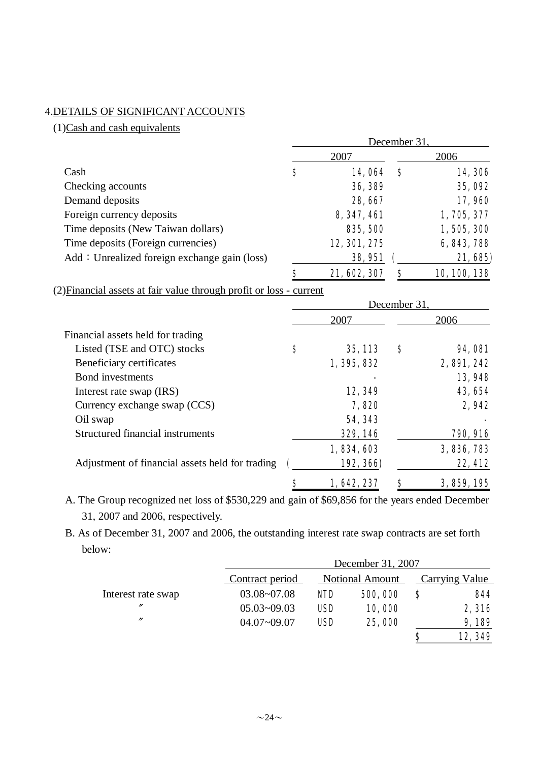## 4. DETAILS OF SIGNIFICANT ACCOUNTS

### (1) Cash and cash equivalents

| | December 31, 2007 | December 31, 2006 |
|---|---|---|
| Cash | $ 14,064 | $ 14,306 |
| Checking accounts | 36,389 | 35,092 |
| Demand deposits | 28,667 | 17,960 |
| Foreign currency deposits | 8,347,461 | 1,705,377 |
| Time deposits (New Taiwan dollars) | 835,500 | 1,505,300 |
| Time deposits (Foreign currencies) | 12,301,275 | 6,843,788 |
| Add：Unrealized foreign exchange gain (loss) | 38,951 | ( 21,685) |
| | $ 21,602,307 | $ 10,100,138 |

### (2) Financial assets at fair value through profit or loss - current

| | December 31, 2007 | December 31, 2006 |
|---|---|---|
| Financial assets held for trading | | |
| Listed (TSE and OTC) stocks | $ 35,113 | $ 94,081 |
| Beneficiary certificates | 1,395,832 | 2,891,242 |
| Bond investments | - | 13,948 |
| Interest rate swap (IRS) | 12,349 | 43,654 |
| Currency exchange swap (CCS) | 7,820 | 2,942 |
| Oil swap | 54,343 | - |
| Structured financial instruments | 329,146 | 790,916 |
| | 1,834,603 | 3,836,783 |
| Adjustment of financial assets held for trading | ( 192,366) | 22,412 |
| | $ 1,642,237 | $ 3,859,195 |

A. The Group recognized net loss of $530,229 and gain of $69,856 for the years ended December 31, 2007 and 2006, respectively.

B. As of December 31, 2007 and 2006, the outstanding interest rate swap contracts are set forth below:

| | December 31, 2007 | | |
|---|---|---|---|
| | Contract period | Notional Amount | Carrying Value |
| Interest rate swap | 03.08~07.08 | NTD 500,000 | $ 844 |
| 〃 | 05.03~09.03 | USD 10,000 | 2,316 |
| 〃 | 04.07~09.07 | USD 25,000 | 9,189 |
| | | | $ 12,349 |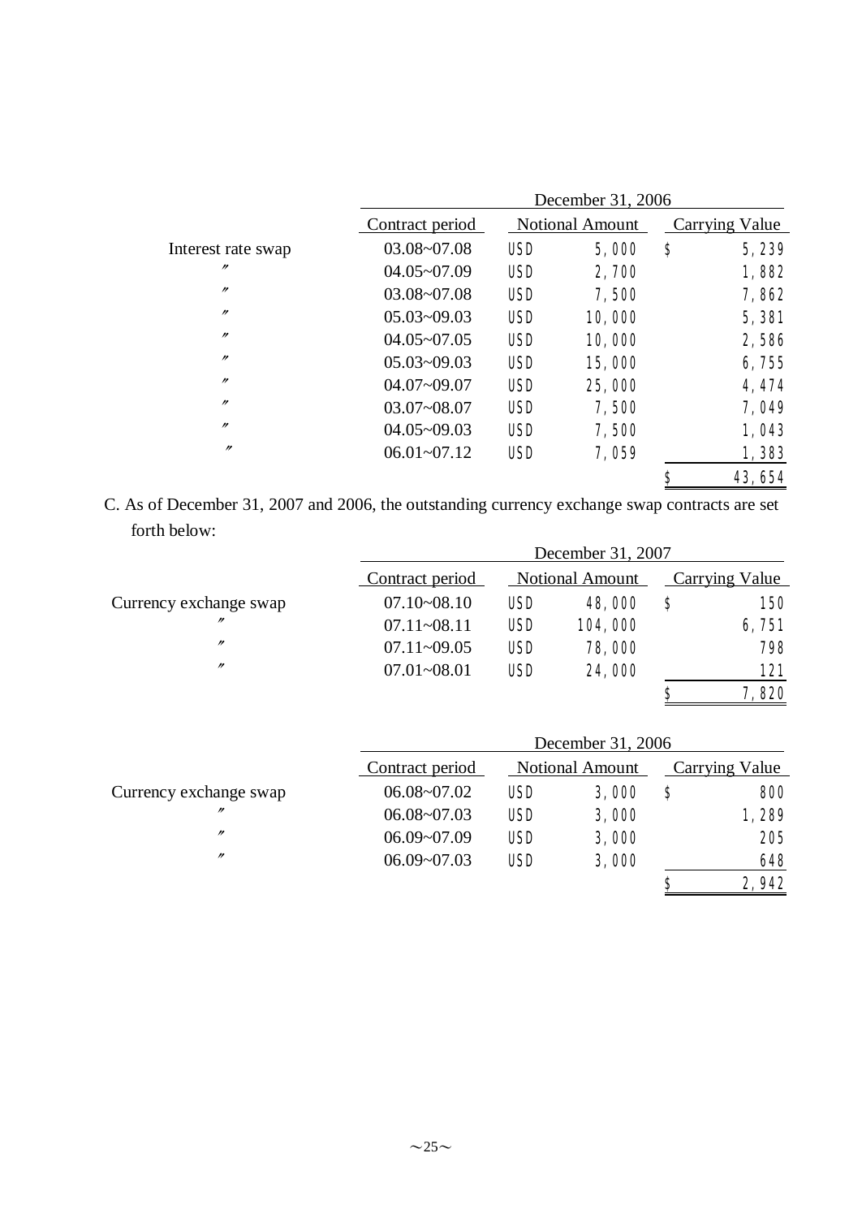| | December 31, 2006 | | | | |
|---|---|---|---|---|---|
| | Contract period | Notional Amount | | Carrying Value | |
| Interest rate swap | 03.08~07.08 | USD | 5,000 | $ | 5,239 |
| 〃 | 04.05~07.09 | USD | 2,700 | | 1,882 |
| 〃 | 03.08~07.08 | USD | 7,500 | | 7,862 |
| 〃 | 05.03~09.03 | USD | 10,000 | | 5,381 |
| 〃 | 04.05~07.05 | USD | 10,000 | | 2,586 |
| 〃 | 05.03~09.03 | USD | 15,000 | | 6,755 |
| 〃 | 04.07~09.07 | USD | 25,000 | | 4,474 |
| 〃 | 03.07~08.07 | USD | 7,500 | | 7,049 |
| 〃 | 04.05~09.03 | USD | 7,500 | | 1,043 |
| 〃 | 06.01~07.12 | USD | 7,059 | | 1,383 |
| | | | | $ | 43,654 |

C. As of December 31, 2007 and 2006, the outstanding currency exchange swap contracts are set forth below:

| | December 31, 2007 | | | | |
|---|---|---|---|---|---|
| | Contract period | Notional Amount | | Carrying Value | |
| Currency exchange swap | 07.10~08.10 | USD | 48,000 | $ | 150 |
| 〃 | 07.11~08.11 | USD | 104,000 | | 6,751 |
| 〃 | 07.11~09.05 | USD | 78,000 | | 798 |
| 〃 | 07.01~08.01 | USD | 24,000 | | 121 |
| | | | | $ | 7,820 |

| | December 31, 2006 | | | | |
|---|---|---|---|---|---|
| | Contract period | Notional Amount | | Carrying Value | |
| Currency exchange swap | 06.08~07.02 | USD | 3,000 | $ | 800 |
| 〃 | 06.08~07.03 | USD | 3,000 | | 1,289 |
| 〃 | 06.09~07.09 | USD | 3,000 | | 205 |
| 〃 | 06.09~07.03 | USD | 3,000 | | 648 |
| | | | | $ | 2,942 |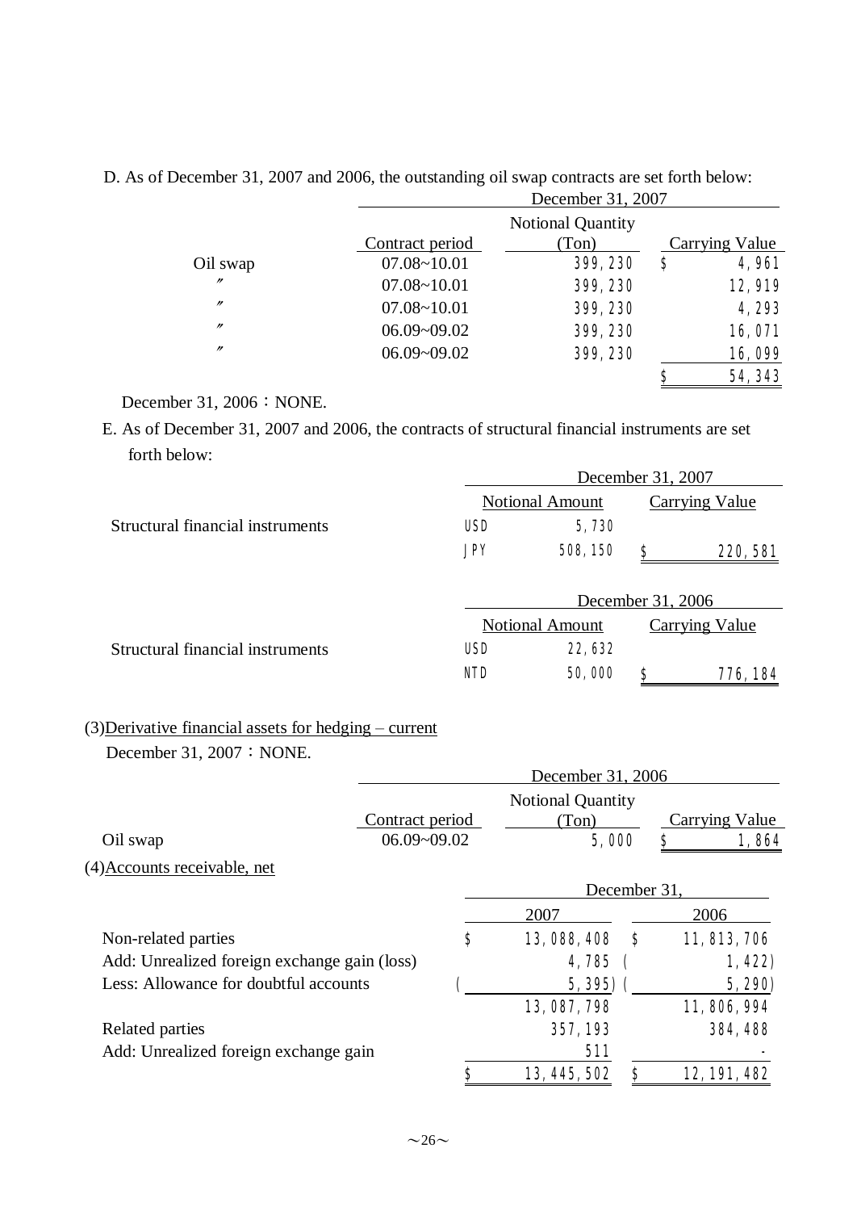D. As of December 31, 2007 and 2006, the outstanding oil swap contracts are set forth below:

| | December 31, 2007 | | |
|---|---|---|---|
| | Contract period | Notional Quantity (Ton) | Carrying Value |
| Oil swap | 07.08~10.01 | 399,230 | $ 4,961 |
| 〃 | 07.08~10.01 | 399,230 | 12,919 |
| 〃 | 07.08~10.01 | 399,230 | 4,293 |
| 〃 | 06.09~09.02 | 399,230 | 16,071 |
| 〃 | 06.09~09.02 | 399,230 | 16,099 |
| | | | $ 54,343 |

December 31, 2006：NONE.

E. As of December 31, 2007 and 2006, the contracts of structural financial instruments are set forth below:

| | December 31, 2007 | | |
|---|---|---|---|
| | Notional Amount | | Carrying Value |
| Structural financial instruments | USD | 5,730 | |
| | JPY | 508,150 | $ 220,581 |

| | December 31, 2006 | | |
|---|---|---|---|
| | Notional Amount | | Carrying Value |
| Structural financial instruments | USD | 22,632 | |
| | NTD | 50,000 | $ 776,184 |

(3)Derivative financial assets for hedging – current

December 31, 2007：NONE.

| | December 31, 2006 | | |
|---|---|---|---|
| | Contract period | Notional Quantity (Ton) | Carrying Value |
| Oil swap | 06.09~09.02 | 5,000 | $ 1,864 |

(4)Accounts receivable, net

| | December 31, | |
|---|---|---|
| | 2007 | 2006 |
| Non-related parties | $ 13,088,408 | $ 11,813,706 |
| Add: Unrealized foreign exchange gain (loss) | 4,785 | ( 1,422) |
| Less: Allowance for doubtful accounts | ( 5,395) | ( 5,290) |
| | 13,087,798 | 11,806,994 |
| Related parties | 357,193 | 384,488 |
| Add: Unrealized foreign exchange gain | 511 | - |
| | $ 13,445,502 | $ 12,191,482 |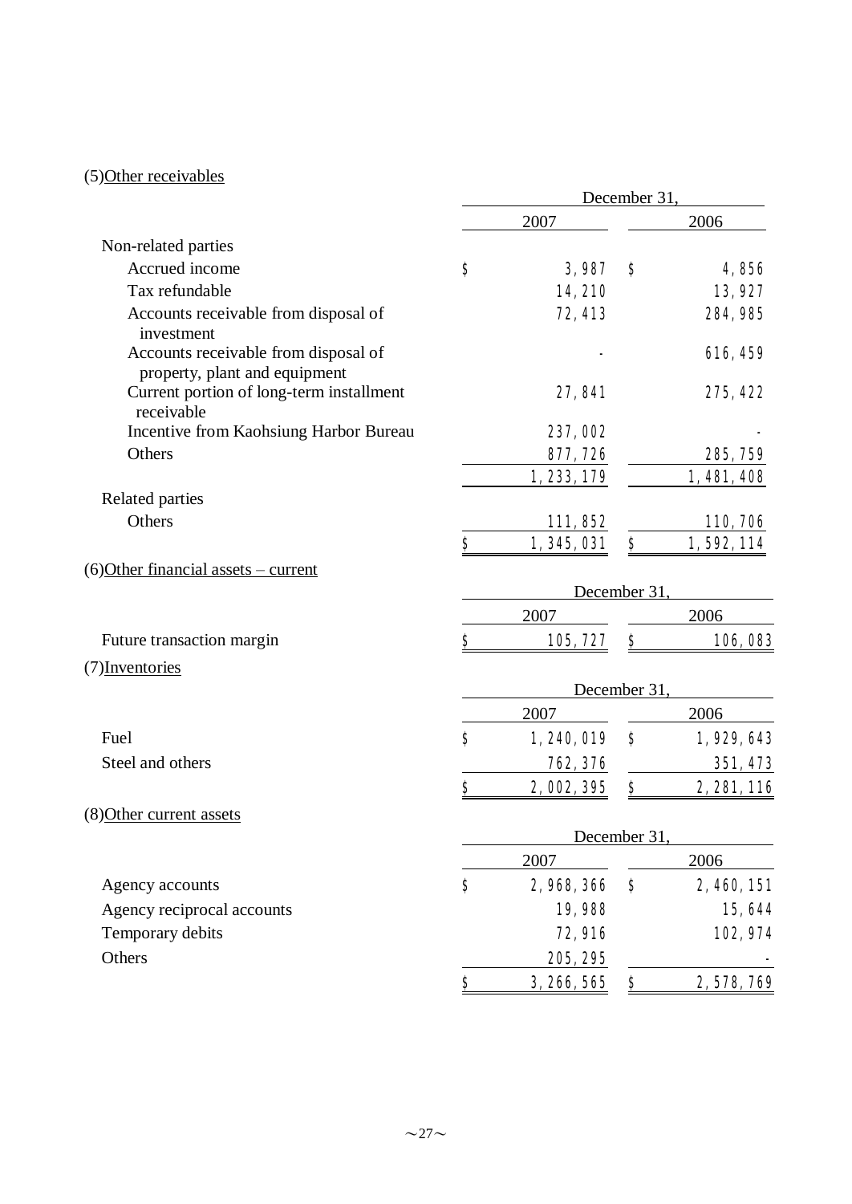(5)Other receivables

| | December 31, | |
|---|---|---|
| | 2007 | 2006 |
| Non-related parties | | |
| Accrued income | $ 3,987 | $ 4,856 |
| Tax refundable | 14,210 | 13,927 |
| Accounts receivable from disposal of investment | 72,413 | 284,985 |
| Accounts receivable from disposal of property, plant and equipment | - | 616,459 |
| Current portion of long-term installment receivable | 27,841 | 275,422 |
| Incentive from Kaohsiung Harbor Bureau | 237,002 | - |
| Others | 877,726 | 285,759 |
| | 1,233,179 | 1,481,408 |
| Related parties | | |
| Others | 111,852 | 110,706 |
| | $ 1,345,031 | $ 1,592,114 |

(6)Other financial assets – current

| | December 31, | |
|---|---|---|
| | 2007 | 2006 |
| Future transaction margin | $ 105,727 | $ 106,083 |

(7)Inventories

| | December 31, | |
|---|---|---|
| | 2007 | 2006 |
| Fuel | $ 1,240,019 | $ 1,929,643 |
| Steel and others | 762,376 | 351,473 |
| | $ 2,002,395 | $ 2,281,116 |

(8)Other current assets

| | December 31, | |
|---|---|---|
| | 2007 | 2006 |
| Agency accounts | $ 2,968,366 | $ 2,460,151 |
| Agency reciprocal accounts | 19,988 | 15,644 |
| Temporary debits | 72,916 | 102,974 |
| Others | 205,295 | - |
| | $ 3,266,565 | $ 2,578,769 |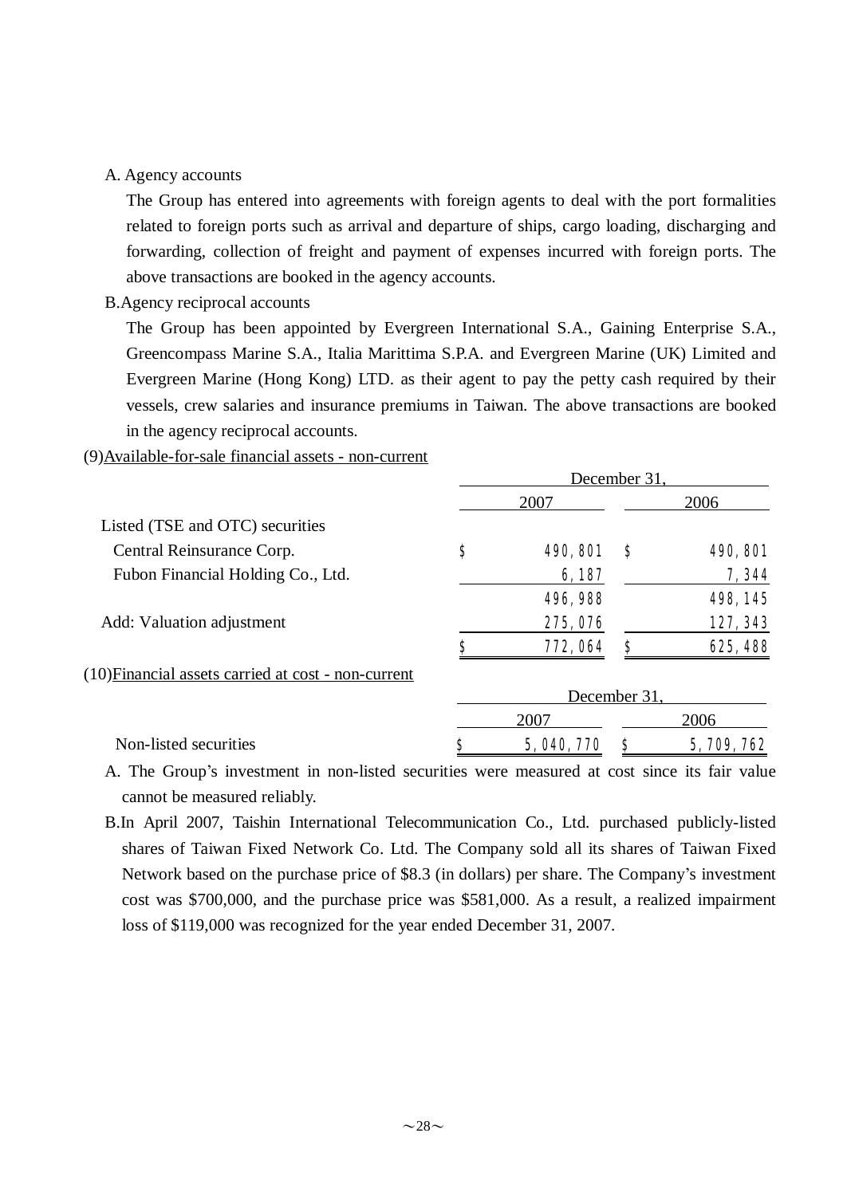A. Agency accounts

The Group has entered into agreements with foreign agents to deal with the port formalities related to foreign ports such as arrival and departure of ships, cargo loading, discharging and forwarding, collection of freight and payment of expenses incurred with foreign ports. The above transactions are booked in the agency accounts.

B.Agency reciprocal accounts

The Group has been appointed by Evergreen International S.A., Gaining Enterprise S.A., Greencompass Marine S.A., Italia Marittima S.P.A. and Evergreen Marine (UK) Limited and Evergreen Marine (Hong Kong) LTD. as their agent to pay the petty cash required by their vessels, crew salaries and insurance premiums in Taiwan. The above transactions are booked in the agency reciprocal accounts.

(9)Available-for-sale financial assets - non-current

| | December 31, | |
|---|---|---|
| | 2007 | 2006 |
| Listed (TSE and OTC) securities | | |
| Central Reinsurance Corp. | $ 490,801 | $ 490,801 |
| Fubon Financial Holding Co., Ltd. | 6,187 | 7,344 |
| | 496,988 | 498,145 |
| Add: Valuation adjustment | 275,076 | 127,343 |
| | $ 772,064 | $ 625,488 |

(10)Financial assets carried at cost - non-current

| | December 31, | |
|---|---|---|
| | 2007 | 2006 |
| Non-listed securities | $ 5,040,770 | $ 5,709,762 |

A. The Group's investment in non-listed securities were measured at cost since its fair value cannot be measured reliably.

B.In April 2007, Taishin International Telecommunication Co., Ltd. purchased publicly-listed shares of Taiwan Fixed Network Co. Ltd. The Company sold all its shares of Taiwan Fixed Network based on the purchase price of $8.3 (in dollars) per share. The Company's investment cost was $700,000, and the purchase price was $581,000. As a result, a realized impairment loss of $119,000 was recognized for the year ended December 31, 2007.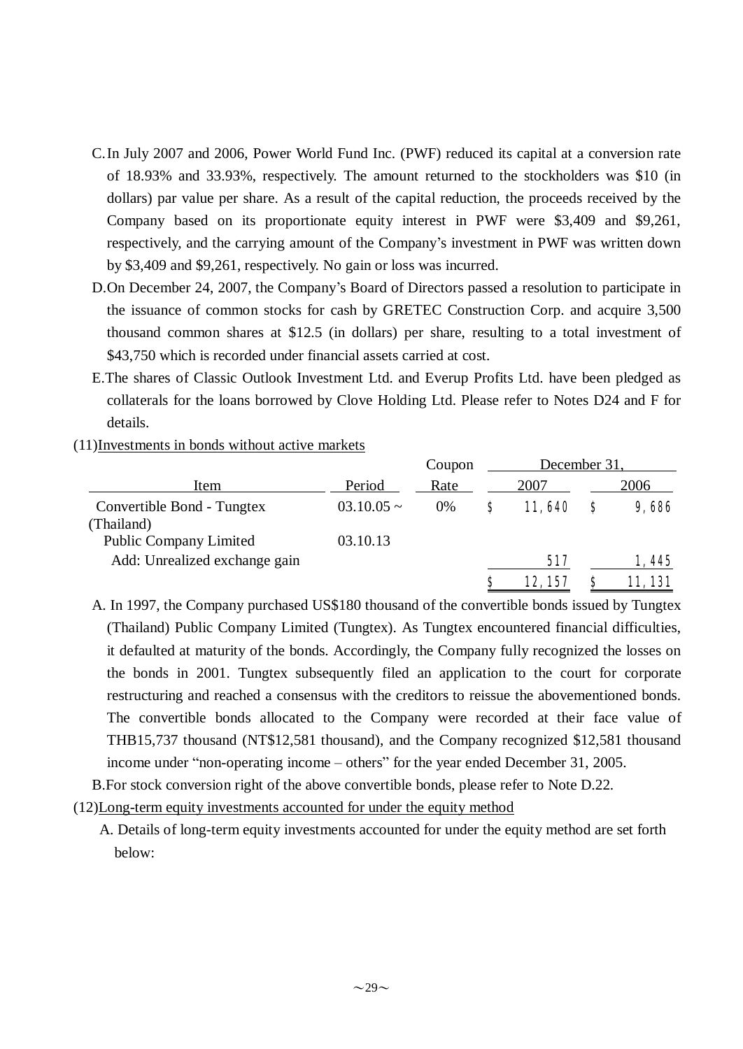C. In July 2007 and 2006, Power World Fund Inc. (PWF) reduced its capital at a conversion rate of 18.93% and 33.93%, respectively. The amount returned to the stockholders was $10 (in dollars) par value per share. As a result of the capital reduction, the proceeds received by the Company based on its proportionate equity interest in PWF were $3,409 and $9,261, respectively, and the carrying amount of the Company's investment in PWF was written down by $3,409 and $9,261, respectively. No gain or loss was incurred.

D. On December 24, 2007, the Company's Board of Directors passed a resolution to participate in the issuance of common stocks for cash by GRETEC Construction Corp. and acquire 3,500 thousand common shares at $12.5 (in dollars) per share, resulting to a total investment of $43,750 which is recorded under financial assets carried at cost.

E. The shares of Classic Outlook Investment Ltd. and Everup Profits Ltd. have been pledged as collaterals for the loans borrowed by Clove Holding Ltd. Please refer to Notes D24 and F for details.

(11) Investments in bonds without active markets

| Item | Period | Coupon Rate | December 31, 2007 | December 31, 2006 |
|---|---|---|---|---|
| Convertible Bond - Tungtex (Thailand) Public Company Limited | 03.10.05 ~ 03.10.13 | 0% | $ 11,640 | $ 9,686 |
| Add: Unrealized exchange gain | | | 517 | 1,445 |
| | | | $ 12,157 | $ 11,131 |

A. In 1997, the Company purchased US$180 thousand of the convertible bonds issued by Tungtex (Thailand) Public Company Limited (Tungtex). As Tungtex encountered financial difficulties, it defaulted at maturity of the bonds. Accordingly, the Company fully recognized the losses on the bonds in 2001. Tungtex subsequently filed an application to the court for corporate restructuring and reached a consensus with the creditors to reissue the abovementioned bonds. The convertible bonds allocated to the Company were recorded at their face value of THB15,737 thousand (NT$12,581 thousand), and the Company recognized $12,581 thousand income under "non-operating income – others" for the year ended December 31, 2005.

B. For stock conversion right of the above convertible bonds, please refer to Note D.22.

(12) Long-term equity investments accounted for under the equity method

A. Details of long-term equity investments accounted for under the equity method are set forth below: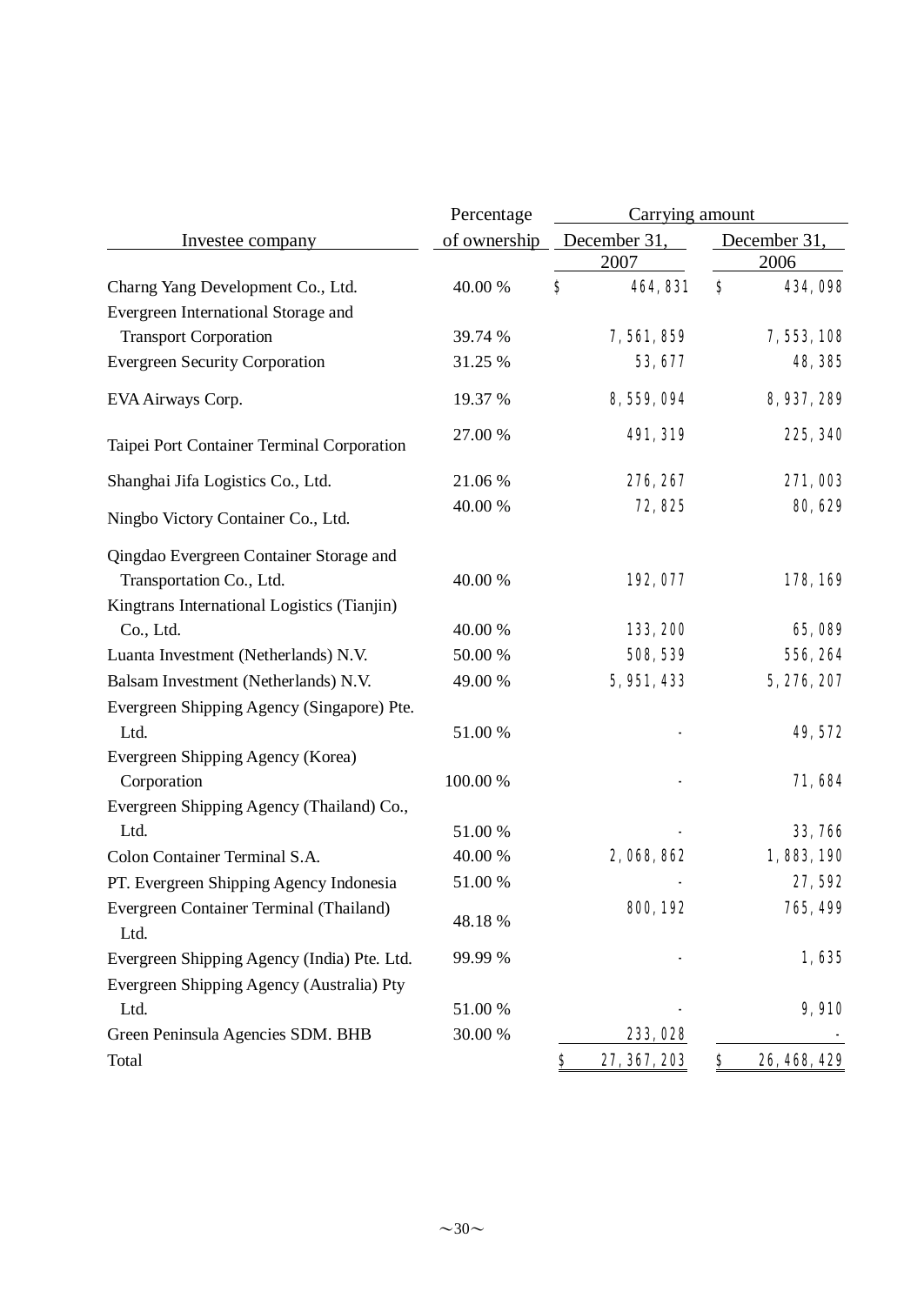| Investee company | Percentage of ownership | Carrying amount | |
|---|---|---|---|
| | | December 31, 2007 | December 31, 2006 |
| Charng Yang Development Co., Ltd. | 40.00 % | $ 464,831 | $ 434,098 |
| Evergreen International Storage and Transport Corporation | 39.74 % | 7,561,859 | 7,553,108 |
| Evergreen Security Corporation | 31.25 % | 53,677 | 48,385 |
| EVA Airways Corp. | 19.37 % | 8,559,094 | 8,937,289 |
| Taipei Port Container Terminal Corporation | 27.00 % | 491,319 | 225,340 |
| Shanghai Jifa Logistics Co., Ltd. | 21.06 % | 276,267 | 271,003 |
| Ningbo Victory Container Co., Ltd. | 40.00 % | 72,825 | 80,629 |
| Qingdao Evergreen Container Storage and Transportation Co., Ltd. | 40.00 % | 192,077 | 178,169 |
| Kingtrans International Logistics (Tianjin) Co., Ltd. | 40.00 % | 133,200 | 65,089 |
| Luanta Investment (Netherlands) N.V. | 50.00 % | 508,539 | 556,264 |
| Balsam Investment (Netherlands) N.V. | 49.00 % | 5,951,433 | 5,276,207 |
| Evergreen Shipping Agency (Singapore) Pte. Ltd. | 51.00 % | - | 49,572 |
| Evergreen Shipping Agency (Korea) Corporation | 100.00 % | - | 71,684 |
| Evergreen Shipping Agency (Thailand) Co., Ltd. | 51.00 % | - | 33,766 |
| Colon Container Terminal S.A. | 40.00 % | 2,068,862 | 1,883,190 |
| PT. Evergreen Shipping Agency Indonesia | 51.00 % | - | 27,592 |
| Evergreen Container Terminal (Thailand) Ltd. | 48.18 % | 800,192 | 765,499 |
| Evergreen Shipping Agency (India) Pte. Ltd. | 99.99 % | - | 1,635 |
| Evergreen Shipping Agency (Australia) Pty Ltd. | 51.00 % | - | 9,910 |
| Green Peninsula Agencies SDM. BHB | 30.00 % | 233,028 | - |
| Total | | $ 27,367,203 | $ 26,468,429 |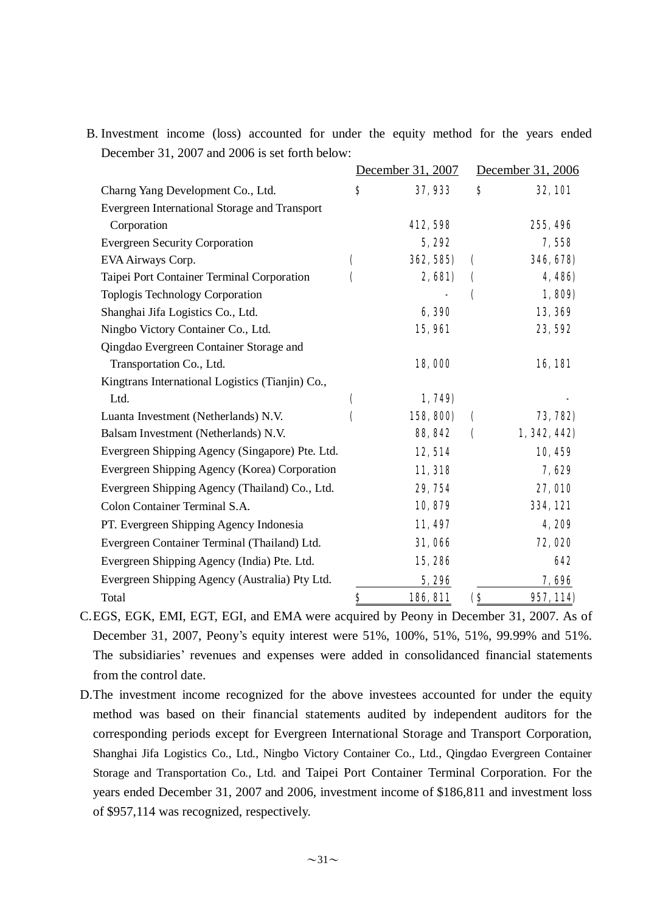B. Investment income (loss) accounted for under the equity method for the years ended December 31, 2007 and 2006 is set forth below:

| | December 31, 2007 | December 31, 2006 |
|---|---|---|
| Charng Yang Development Co., Ltd. | $ 37,933 | $ 32,101 |
| Evergreen International Storage and Transport Corporation | 412,598 | 255,496 |
| Evergreen Security Corporation | 5,292 | 7,558 |
| EVA Airways Corp. | ( 362,585) | ( 346,678) |
| Taipei Port Container Terminal Corporation | ( 2,681) | ( 4,486) |
| Toplogis Technology Corporation | - | ( 1,809) |
| Shanghai Jifa Logistics Co., Ltd. | 6,390 | 13,369 |
| Ningbo Victory Container Co., Ltd. | 15,961 | 23,592 |
| Qingdao Evergreen Container Storage and Transportation Co., Ltd. | 18,000 | 16,181 |
| Kingtrans International Logistics (Tianjin) Co., Ltd. | ( 1,749) | - |
| Luanta Investment (Netherlands) N.V. | ( 158,800) | ( 73,782) |
| Balsam Investment (Netherlands) N.V. | 88,842 | ( 1,342,442) |
| Evergreen Shipping Agency (Singapore) Pte. Ltd. | 12,514 | 10,459 |
| Evergreen Shipping Agency (Korea) Corporation | 11,318 | 7,629 |
| Evergreen Shipping Agency (Thailand) Co., Ltd. | 29,754 | 27,010 |
| Colon Container Terminal S.A. | 10,879 | 334,121 |
| PT. Evergreen Shipping Agency Indonesia | 11,497 | 4,209 |
| Evergreen Container Terminal (Thailand) Ltd. | 31,066 | 72,020 |
| Evergreen Shipping Agency (India) Pte. Ltd. | 15,286 | 642 |
| Evergreen Shipping Agency (Australia) Pty Ltd. | 5,296 | 7,696 |
| Total | $ 186,811 | ($ 957,114) |

C. EGS, EGK, EMI, EGT, EGI, and EMA were acquired by Peony in December 31, 2007. As of December 31, 2007, Peony's equity interest were 51%, 100%, 51%, 51%, 99.99% and 51%. The subsidiaries' revenues and expenses were added in consolidanced financial statements from the control date.

D. The investment income recognized for the above investees accounted for under the equity method was based on their financial statements audited by independent auditors for the corresponding periods except for Evergreen International Storage and Transport Corporation, Shanghai Jifa Logistics Co., Ltd., Ningbo Victory Container Co., Ltd., Qingdao Evergreen Container Storage and Transportation Co., Ltd. and Taipei Port Container Terminal Corporation. For the years ended December 31, 2007 and 2006, investment income of $186,811 and investment loss of $957,114 was recognized, respectively.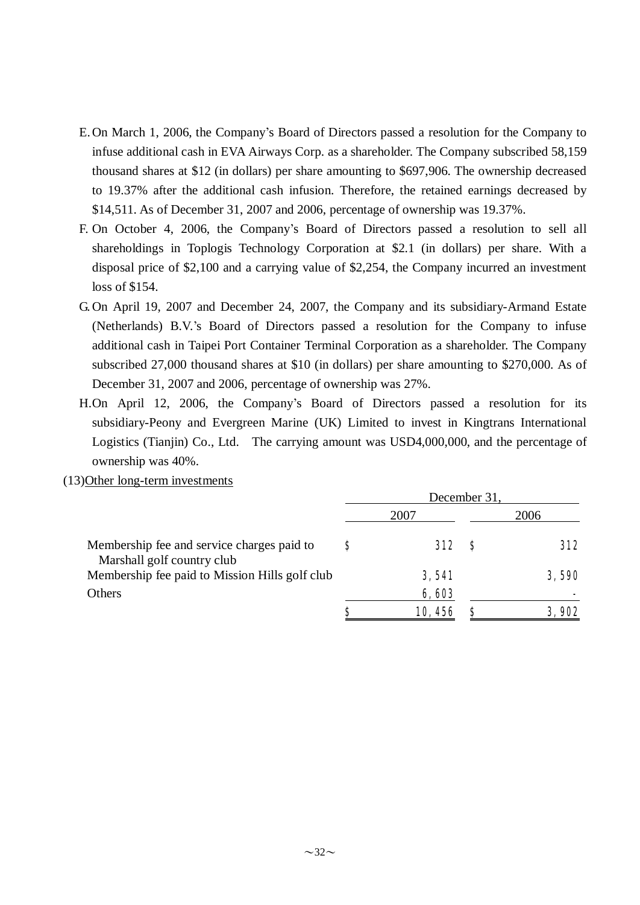E. On March 1, 2006, the Company's Board of Directors passed a resolution for the Company to infuse additional cash in EVA Airways Corp. as a shareholder. The Company subscribed 58,159 thousand shares at $12 (in dollars) per share amounting to $697,906. The ownership decreased to 19.37% after the additional cash infusion. Therefore, the retained earnings decreased by $14,511. As of December 31, 2007 and 2006, percentage of ownership was 19.37%.

F. On October 4, 2006, the Company's Board of Directors passed a resolution to sell all shareholdings in Toplogis Technology Corporation at $2.1 (in dollars) per share. With a disposal price of $2,100 and a carrying value of $2,254, the Company incurred an investment loss of $154.

G. On April 19, 2007 and December 24, 2007, the Company and its subsidiary-Armand Estate (Netherlands) B.V.'s Board of Directors passed a resolution for the Company to infuse additional cash in Taipei Port Container Terminal Corporation as a shareholder. The Company subscribed 27,000 thousand shares at $10 (in dollars) per share amounting to $270,000. As of December 31, 2007 and 2006, percentage of ownership was 27%.

H. On April 12, 2006, the Company's Board of Directors passed a resolution for its subsidiary-Peony and Evergreen Marine (UK) Limited to invest in Kingtrans International Logistics (Tianjin) Co., Ltd. The carrying amount was USD4,000,000, and the percentage of ownership was 40%.

(13) Other long-term investments

| | December 31, | |
|---|---|---|
| | 2007 | 2006 |
| Membership fee and service charges paid to Marshall golf country club | $ 312 | $ 312 |
| Membership fee paid to Mission Hills golf club | 3,541 | 3,590 |
| Others | 6,603 | - |
| | $ 10,456 | $ 3,902 |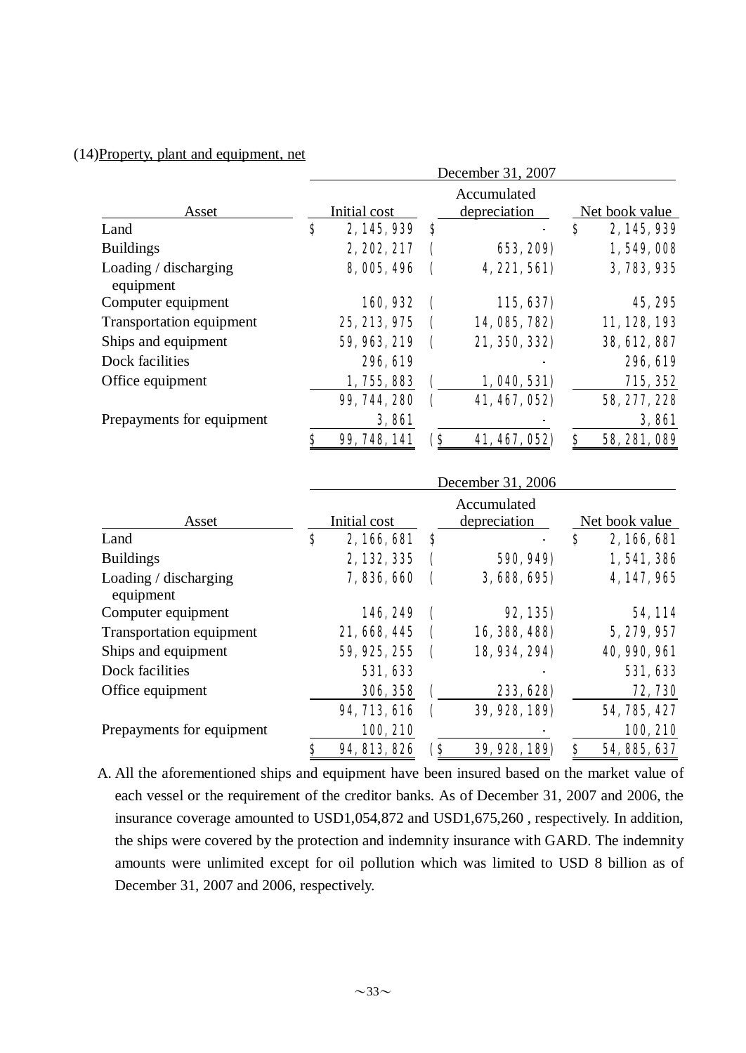(14)Property, plant and equipment, net

| Asset | December 31, 2007 | | |
|---|---|---|---|
| | Initial cost | Accumulated depreciation | Net book value |
| Land | $ 2,145,939 | $ - | $ 2,145,939 |
| Buildings | 2,202,217 | ( 653,209) | 1,549,008 |
| Loading / discharging equipment | 8,005,496 | ( 4,221,561) | 3,783,935 |
| Computer equipment | 160,932 | ( 115,637) | 45,295 |
| Transportation equipment | 25,213,975 | ( 14,085,782) | 11,128,193 |
| Ships and equipment | 59,963,219 | ( 21,350,332) | 38,612,887 |
| Dock facilities | 296,619 | - | 296,619 |
| Office equipment | 1,755,883 | ( 1,040,531) | 715,352 |
| | 99,744,280 | ( 41,467,052) | 58,277,228 |
| Prepayments for equipment | 3,861 | - | 3,861 |
| | $ 99,748,141 | ($ 41,467,052) | $ 58,281,089 |

| Asset | December 31, 2006 | | |
|---|---|---|---|
| | Initial cost | Accumulated depreciation | Net book value |
| Land | $ 2,166,681 | $ - | $ 2,166,681 |
| Buildings | 2,132,335 | ( 590,949) | 1,541,386 |
| Loading / discharging equipment | 7,836,660 | ( 3,688,695) | 4,147,965 |
| Computer equipment | 146,249 | ( 92,135) | 54,114 |
| Transportation equipment | 21,668,445 | ( 16,388,488) | 5,279,957 |
| Ships and equipment | 59,925,255 | ( 18,934,294) | 40,990,961 |
| Dock facilities | 531,633 | - | 531,633 |
| Office equipment | 306,358 | ( 233,628) | 72,730 |
| | 94,713,616 | ( 39,928,189) | 54,785,427 |
| Prepayments for equipment | 100,210 | - | 100,210 |
| | $ 94,813,826 | ($ 39,928,189) | $ 54,885,637 |

A. All the aforementioned ships and equipment have been insured based on the market value of each vessel or the requirement of the creditor banks. As of December 31, 2007 and 2006, the insurance coverage amounted to USD1,054,872 and USD1,675,260 , respectively. In addition, the ships were covered by the protection and indemnity insurance with GARD. The indemnity amounts were unlimited except for oil pollution which was limited to USD 8 billion as of December 31, 2007 and 2006, respectively.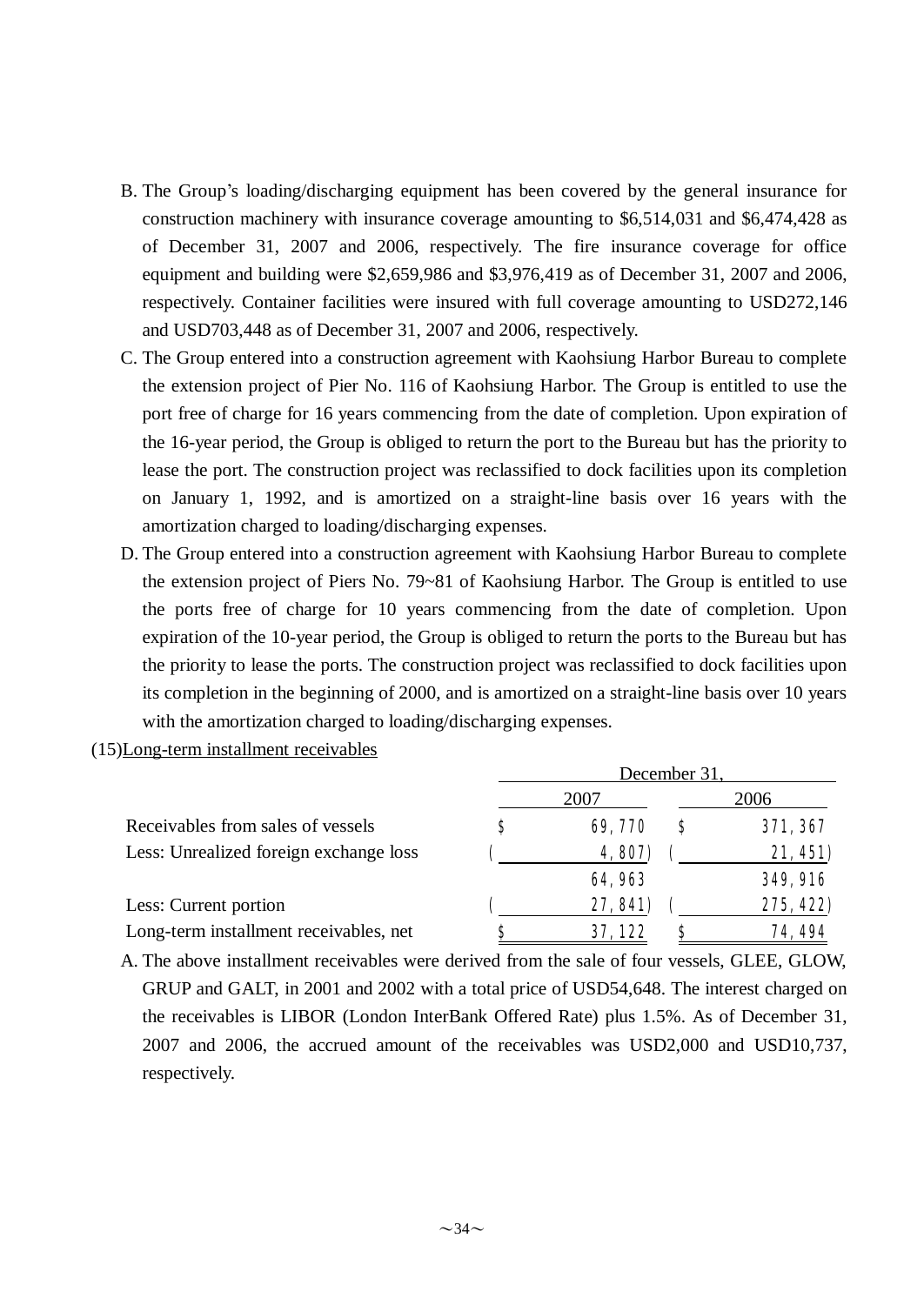B. The Group's loading/discharging equipment has been covered by the general insurance for construction machinery with insurance coverage amounting to $6,514,031 and $6,474,428 as of December 31, 2007 and 2006, respectively. The fire insurance coverage for office equipment and building were $2,659,986 and $3,976,419 as of December 31, 2007 and 2006, respectively. Container facilities were insured with full coverage amounting to USD272,146 and USD703,448 as of December 31, 2007 and 2006, respectively.

C. The Group entered into a construction agreement with Kaohsiung Harbor Bureau to complete the extension project of Pier No. 116 of Kaohsiung Harbor. The Group is entitled to use the port free of charge for 16 years commencing from the date of completion. Upon expiration of the 16-year period, the Group is obliged to return the port to the Bureau but has the priority to lease the port. The construction project was reclassified to dock facilities upon its completion on January 1, 1992, and is amortized on a straight-line basis over 16 years with the amortization charged to loading/discharging expenses.

D. The Group entered into a construction agreement with Kaohsiung Harbor Bureau to complete the extension project of Piers No. 79~81 of Kaohsiung Harbor. The Group is entitled to use the ports free of charge for 10 years commencing from the date of completion. Upon expiration of the 10-year period, the Group is obliged to return the ports to the Bureau but has the priority to lease the ports. The construction project was reclassified to dock facilities upon its completion in the beginning of 2000, and is amortized on a straight-line basis over 10 years with the amortization charged to loading/discharging expenses.

(15)Long-term installment receivables

| | December 31, | |
|---|---|---|
| | 2007 | 2006 |
| Receivables from sales of vessels | $ 69,770 | $ 371,367 |
| Less: Unrealized foreign exchange loss | ( 4,807) | ( 21,451) |
| | 64,963 | 349,916 |
| Less: Current portion | ( 27,841) | ( 275,422) |
| Long-term installment receivables, net | $ 37,122 | $ 74,494 |

A. The above installment receivables were derived from the sale of four vessels, GLEE, GLOW, GRUP and GALT, in 2001 and 2002 with a total price of USD54,648. The interest charged on the receivables is LIBOR (London InterBank Offered Rate) plus 1.5%. As of December 31, 2007 and 2006, the accrued amount of the receivables was USD2,000 and USD10,737, respectively.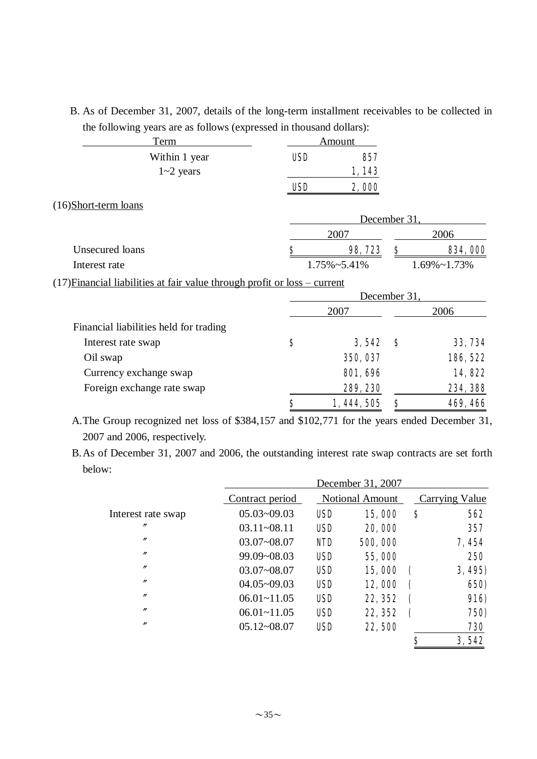B. As of December 31, 2007, details of the long-term installment receivables to be collected in the following years are as follows (expressed in thousand dollars):

| Term | Amount |
|---|---|
| Within 1 year | USD 857 |
| 1~2 years | 1,143 |
| | USD 2,000 |

(16) Short-term loans

| | December 31, 2007 | December 31, 2006 |
|---|---|---|
| Unsecured loans | $ 98,723 | $ 834,000 |
| Interest rate | 1.75%~5.41% | 1.69%~1.73% |

(17) Financial liabilities at fair value through profit or loss – current

| | December 31, 2007 | December 31, 2006 |
|---|---|---|
| Financial liabilities held for trading | | |
| Interest rate swap | $ 3,542 | $ 33,734 |
| Oil swap | 350,037 | 186,522 |
| Currency exchange swap | 801,696 | 14,822 |
| Foreign exchange rate swap | 289,230 | 234,388 |
| | $ 1,444,505 | $ 469,466 |

A. The Group recognized net loss of $384,157 and $102,771 for the years ended December 31, 2007 and 2006, respectively.

B. As of December 31, 2007 and 2006, the outstanding interest rate swap contracts are set forth below:

| | December 31, 2007 | | |
|---|---|---|---|
| | Contract period | Notional Amount | Carrying Value |
| Interest rate swap | 05.03~09.03 | USD 15,000 | $ 562 |
| 〃 | 03.11~08.11 | USD 20,000 | 357 |
| 〃 | 03.07~08.07 | NTD 500,000 | 7,454 |
| 〃 | 99.09~08.03 | USD 55,000 | 250 |
| 〃 | 03.07~08.07 | USD 15,000 | ( 3,495) |
| 〃 | 04.05~09.03 | USD 12,000 | ( 650) |
| 〃 | 06.01~11.05 | USD 22,352 | ( 916) |
| 〃 | 06.01~11.05 | USD 22,352 | ( 750) |
| 〃 | 05.12~08.07 | USD 22,500 | 730 |
| | | | $ 3,542 |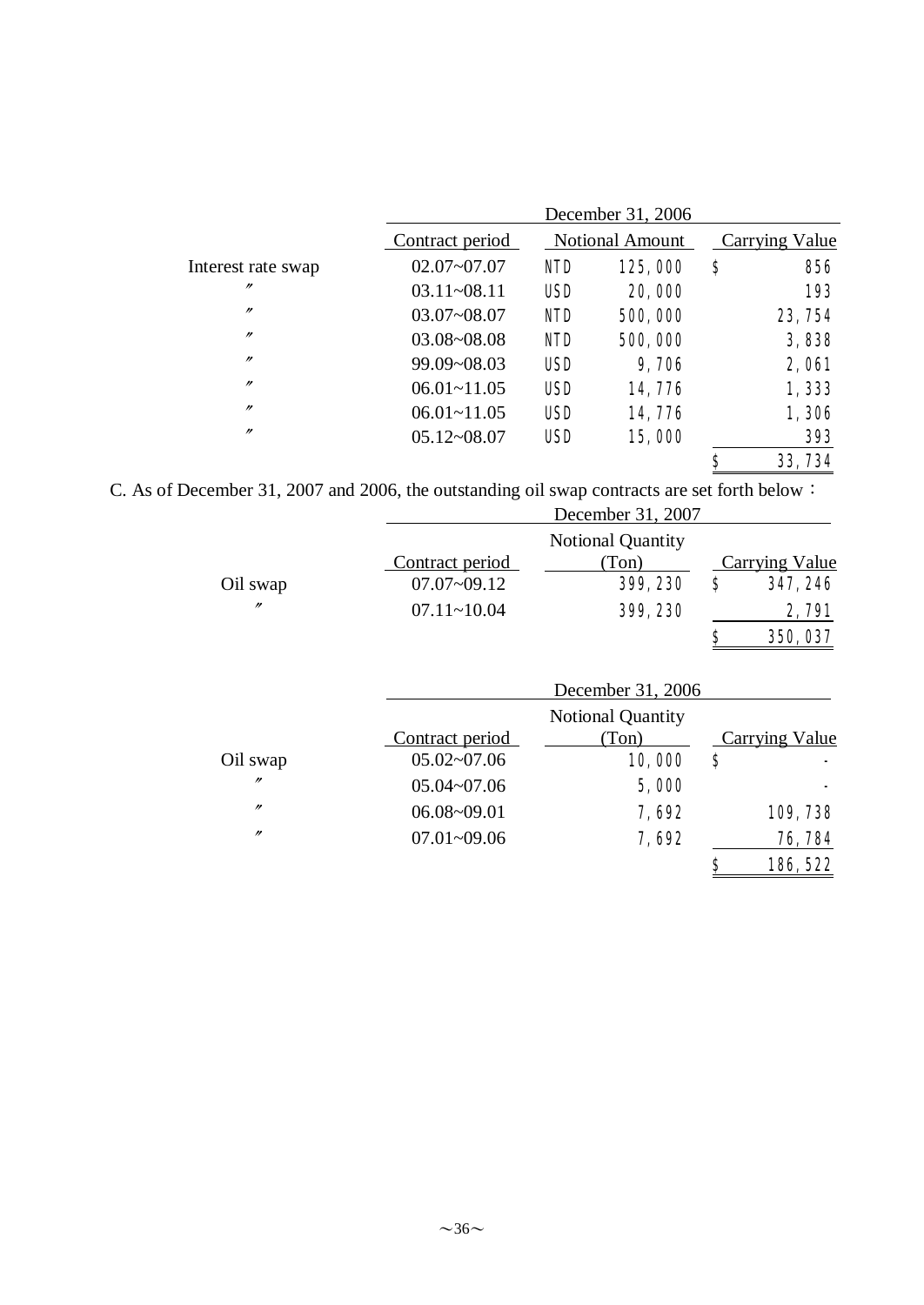| | December 31, 2006 | | | |
|---|---|---|---|---|
| | Contract period | Notional Amount | | Carrying Value |
| Interest rate swap | 02.07~07.07 | NTD | 125,000 | $ 856 |
| 〃 | 03.11~08.11 | USD | 20,000 | 193 |
| 〃 | 03.07~08.07 | NTD | 500,000 | 23,754 |
| 〃 | 03.08~08.08 | NTD | 500,000 | 3,838 |
| 〃 | 99.09~08.03 | USD | 9,706 | 2,061 |
| 〃 | 06.01~11.05 | USD | 14,776 | 1,333 |
| 〃 | 06.01~11.05 | USD | 14,776 | 1,306 |
| 〃 | 05.12~08.07 | USD | 15,000 | 393 |
| | | | | $ 33,734 |

C. As of December 31, 2007 and 2006, the outstanding oil swap contracts are set forth below：

| | December 31, 2007 | | |
|---|---|---|---|
| | Contract period | Notional Quantity (Ton) | Carrying Value |
| Oil swap | 07.07~09.12 | 399,230 | $ 347,246 |
| 〃 | 07.11~10.04 | 399,230 | 2,791 |
| | | | $ 350,037 |

| | December 31, 2006 | | |
|---|---|---|---|
| | Contract period | Notional Quantity (Ton) | Carrying Value |
| Oil swap | 05.02~07.06 | 10,000 | $ - |
| 〃 | 05.04~07.06 | 5,000 | - |
| 〃 | 06.08~09.01 | 7,692 | 109,738 |
| 〃 | 07.01~09.06 | 7,692 | 76,784 |
| | | | $ 186,522 |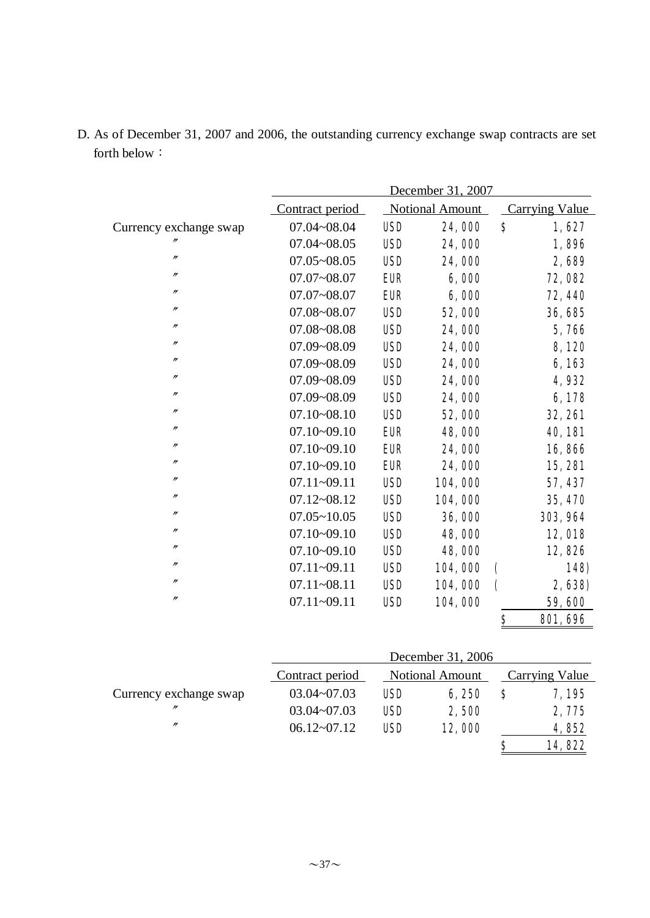D. As of December 31, 2007 and 2006, the outstanding currency exchange swap contracts are set forth below：

| | December 31, 2007 | | | | |
|---|---|---|---|---|---|
| | Contract period | Notional Amount | | Carrying Value | |
| Currency exchange swap | 07.04~08.04 | USD | 24,000 | $ | 1,627 |
| 〃 | 07.04~08.05 | USD | 24,000 | | 1,896 |
| 〃 | 07.05~08.05 | USD | 24,000 | | 2,689 |
| 〃 | 07.07~08.07 | EUR | 6,000 | | 72,082 |
| 〃 | 07.07~08.07 | EUR | 6,000 | | 72,440 |
| 〃 | 07.08~08.07 | USD | 52,000 | | 36,685 |
| 〃 | 07.08~08.08 | USD | 24,000 | | 5,766 |
| 〃 | 07.09~08.09 | USD | 24,000 | | 8,120 |
| 〃 | 07.09~08.09 | USD | 24,000 | | 6,163 |
| 〃 | 07.09~08.09 | USD | 24,000 | | 4,932 |
| 〃 | 07.09~08.09 | USD | 24,000 | | 6,178 |
| 〃 | 07.10~08.10 | USD | 52,000 | | 32,261 |
| 〃 | 07.10~09.10 | EUR | 48,000 | | 40,181 |
| 〃 | 07.10~09.10 | EUR | 24,000 | | 16,866 |
| 〃 | 07.10~09.10 | EUR | 24,000 | | 15,281 |
| 〃 | 07.11~09.11 | USD | 104,000 | | 57,437 |
| 〃 | 07.12~08.12 | USD | 104,000 | | 35,470 |
| 〃 | 07.05~10.05 | USD | 36,000 | | 303,964 |
| 〃 | 07.10~09.10 | USD | 48,000 | | 12,018 |
| 〃 | 07.10~09.10 | USD | 48,000 | | 12,826 |
| 〃 | 07.11~09.11 | USD | 104,000 | ( | 148) |
| 〃 | 07.11~08.11 | USD | 104,000 | ( | 2,638) |
| 〃 | 07.11~09.11 | USD | 104,000 | | 59,600 |
| | | | | $ | 801,696 |

| | December 31, 2006 | | | | |
|---|---|---|---|---|---|
| | Contract period | Notional Amount | | Carrying Value | |
| Currency exchange swap | 03.04~07.03 | USD | 6,250 | $ | 7,195 |
| 〃 | 03.04~07.03 | USD | 2,500 | | 2,775 |
| 〃 | 06.12~07.12 | USD | 12,000 | | 4,852 |
| | | | | $ | 14,822 |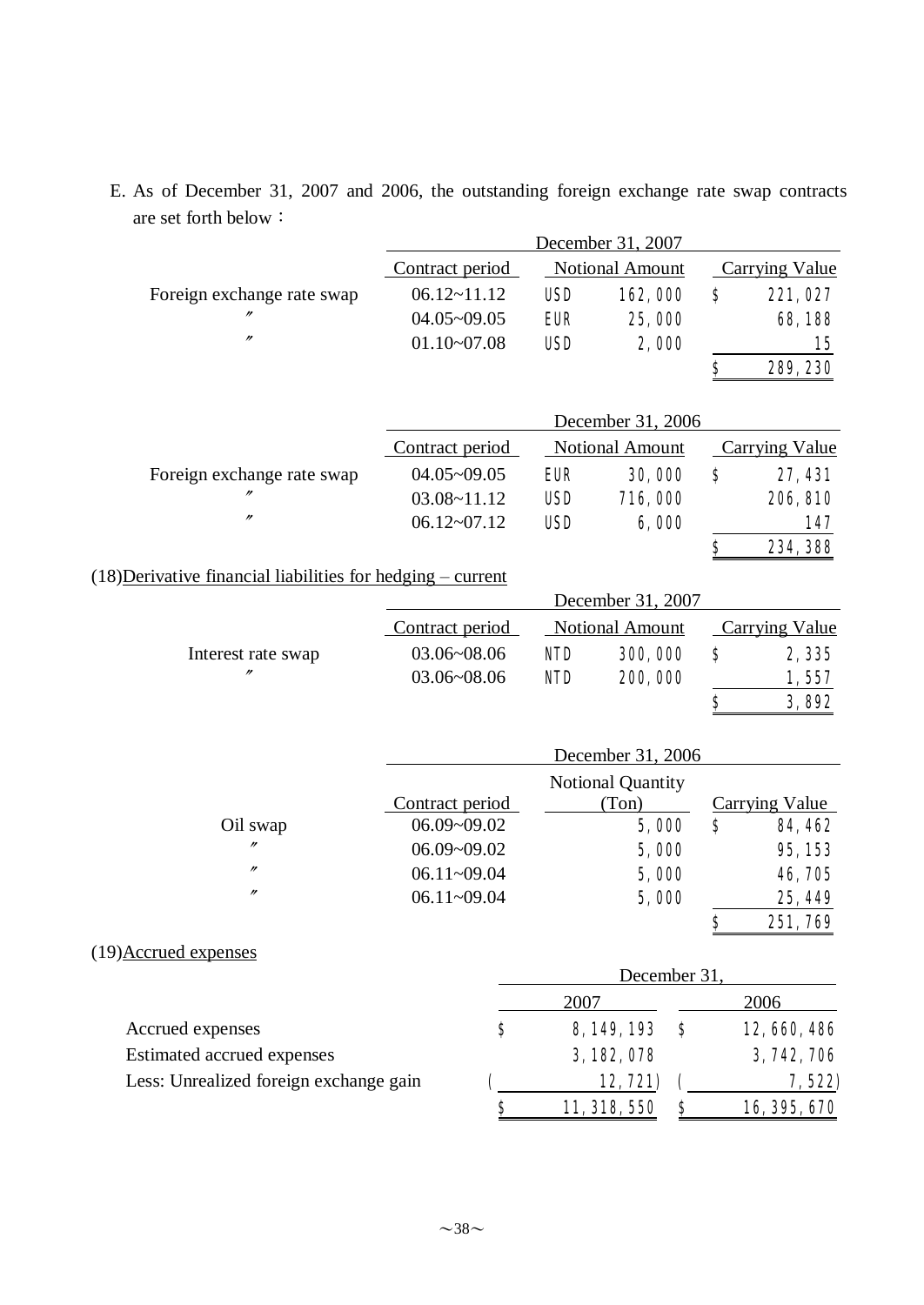E. As of December 31, 2007 and 2006, the outstanding foreign exchange rate swap contracts are set forth below：

| | December 31, 2007 | | |
|---|---|---|---|
| | Contract period | Notional Amount | Carrying Value |
| Foreign exchange rate swap | 06.12~11.12 | USD 162,000 | $ 221,027 |
| 〃 | 04.05~09.05 | EUR 25,000 | 68,188 |
| 〃 | 01.10~07.08 | USD 2,000 | 15 |
| | | | $ 289,230 |

| | December 31, 2006 | | |
|---|---|---|---|
| | Contract period | Notional Amount | Carrying Value |
| Foreign exchange rate swap | 04.05~09.05 | EUR 30,000 | $ 27,431 |
| 〃 | 03.08~11.12 | USD 716,000 | 206,810 |
| 〃 | 06.12~07.12 | USD 6,000 | 147 |
| | | | $ 234,388 |

(18)Derivative financial liabilities for hedging – current

| | December 31, 2007 | | |
|---|---|---|---|
| | Contract period | Notional Amount | Carrying Value |
| Interest rate swap | 03.06~08.06 | NTD 300,000 | $ 2,335 |
| 〃 | 03.06~08.06 | NTD 200,000 | 1,557 |
| | | | $ 3,892 |

| | December 31, 2006 | | |
|---|---|---|---|
| | Contract period | Notional Quantity (Ton) | Carrying Value |
| Oil swap | 06.09~09.02 | 5,000 | $ 84,462 |
| 〃 | 06.09~09.02 | 5,000 | 95,153 |
| 〃 | 06.11~09.04 | 5,000 | 46,705 |
| 〃 | 06.11~09.04 | 5,000 | 25,449 |
| | | | $ 251,769 |

(19)Accrued expenses

| | December 31, | |
|---|---|---|
| | 2007 | 2006 |
| Accrued expenses | $ 8,149,193 | $ 12,660,486 |
| Estimated accrued expenses | 3,182,078 | 3,742,706 |
| Less: Unrealized foreign exchange gain | ( 12,721) | ( 7,522) |
| | $ 11,318,550 | $ 16,395,670 |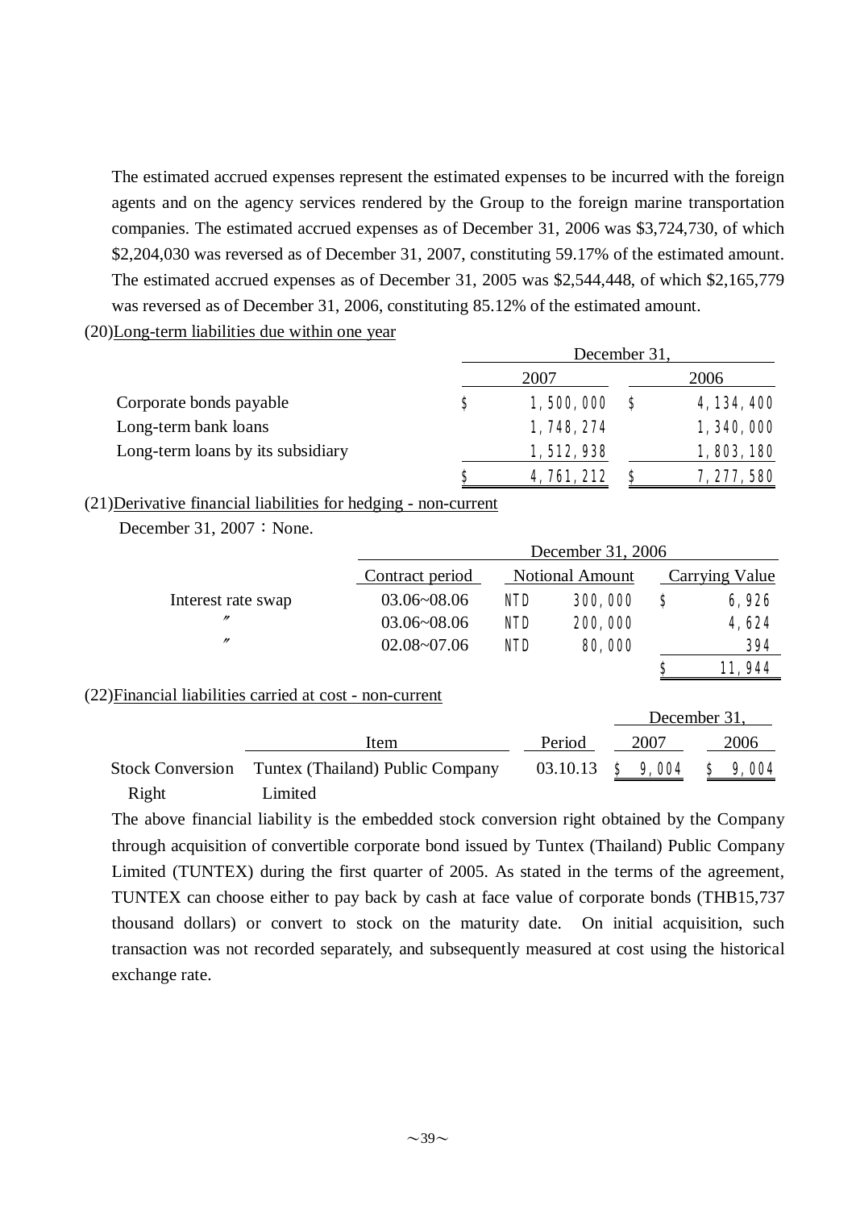The estimated accrued expenses represent the estimated expenses to be incurred with the foreign agents and on the agency services rendered by the Group to the foreign marine transportation companies. The estimated accrued expenses as of December 31, 2006 was $3,724,730, of which $2,204,030 was reversed as of December 31, 2007, constituting 59.17% of the estimated amount. The estimated accrued expenses as of December 31, 2005 was $2,544,448, of which $2,165,779 was reversed as of December 31, 2006, constituting 85.12% of the estimated amount.

(20)Long-term liabilities due within one year

| | December 31, | |
|---|---|---|
| | 2007 | 2006 |
| Corporate bonds payable | $ 1,500,000 | $ 4,134,400 |
| Long-term bank loans | 1,748,274 | 1,340,000 |
| Long-term loans by its subsidiary | 1,512,938 | 1,803,180 |
| | $ 4,761,212 | $ 7,277,580 |

(21)Derivative financial liabilities for hedging - non-current

December 31, 2007：None.

| | December 31, 2006 | | |
|---|---|---|---|
| | Contract period | Notional Amount | Carrying Value |
| Interest rate swap | 03.06~08.06 | NTD 300,000 | $ 6,926 |
| 〃 | 03.06~08.06 | NTD 200,000 | 4,624 |
| 〃 | 02.08~07.06 | NTD 80,000 | 394 |
| | | | $ 11,944 |

(22)Financial liabilities carried at cost - non-current

| | Item | Period | December 31, 2007 | December 31, 2006 |
|---|---|---|---|---|
| Stock Conversion Right | Tuntex (Thailand) Public Company Limited | 03.10.13 | $ 9,004 | $ 9,004 |

The above financial liability is the embedded stock conversion right obtained by the Company through acquisition of convertible corporate bond issued by Tuntex (Thailand) Public Company Limited (TUNTEX) during the first quarter of 2005. As stated in the terms of the agreement, TUNTEX can choose either to pay back by cash at face value of corporate bonds (THB15,737 thousand dollars) or convert to stock on the maturity date. On initial acquisition, such transaction was not recorded separately, and subsequently measured at cost using the historical exchange rate.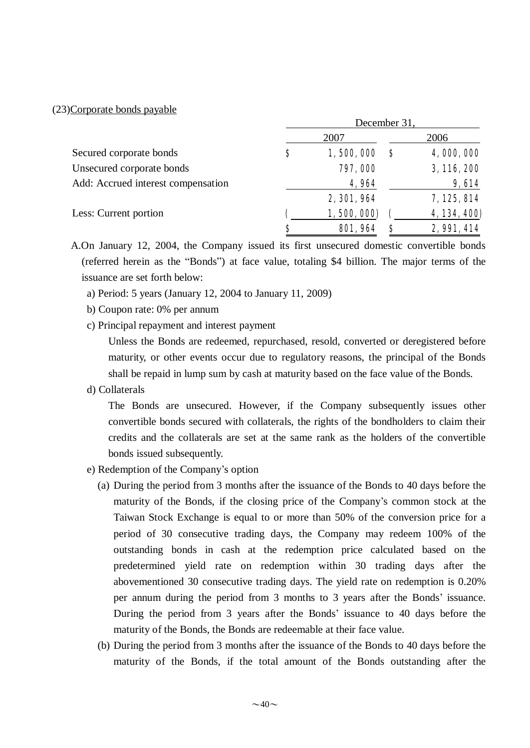(23)Corporate bonds payable

| | December 31, 2007 | December 31, 2006 |
|---|---|---|
| Secured corporate bonds | $ 1,500,000 | $ 4,000,000 |
| Unsecured corporate bonds | 797,000 | 3,116,200 |
| Add: Accrued interest compensation | 4,964 | 9,614 |
| | 2,301,964 | 7,125,814 |
| Less: Current portion | ( 1,500,000) | ( 4,134,400) |
| | $ 801,964 | $ 2,991,414 |

A.On January 12, 2004, the Company issued its first unsecured domestic convertible bonds (referred herein as the "Bonds") at face value, totaling $4 billion. The major terms of the issuance are set forth below:

a) Period: 5 years (January 12, 2004 to January 11, 2009)

b) Coupon rate: 0% per annum

c) Principal repayment and interest payment

Unless the Bonds are redeemed, repurchased, resold, converted or deregistered before maturity, or other events occur due to regulatory reasons, the principal of the Bonds shall be repaid in lump sum by cash at maturity based on the face value of the Bonds.

d) Collaterals

The Bonds are unsecured. However, if the Company subsequently issues other convertible bonds secured with collaterals, the rights of the bondholders to claim their credits and the collaterals are set at the same rank as the holders of the convertible bonds issued subsequently.

e) Redemption of the Company's option

(a) During the period from 3 months after the issuance of the Bonds to 40 days before the maturity of the Bonds, if the closing price of the Company's common stock at the Taiwan Stock Exchange is equal to or more than 50% of the conversion price for a period of 30 consecutive trading days, the Company may redeem 100% of the outstanding bonds in cash at the redemption price calculated based on the predetermined yield rate on redemption within 30 trading days after the abovementioned 30 consecutive trading days. The yield rate on redemption is 0.20% per annum during the period from 3 months to 3 years after the Bonds' issuance. During the period from 3 years after the Bonds' issuance to 40 days before the maturity of the Bonds, the Bonds are redeemable at their face value.

(b) During the period from 3 months after the issuance of the Bonds to 40 days before the maturity of the Bonds, if the total amount of the Bonds outstanding after the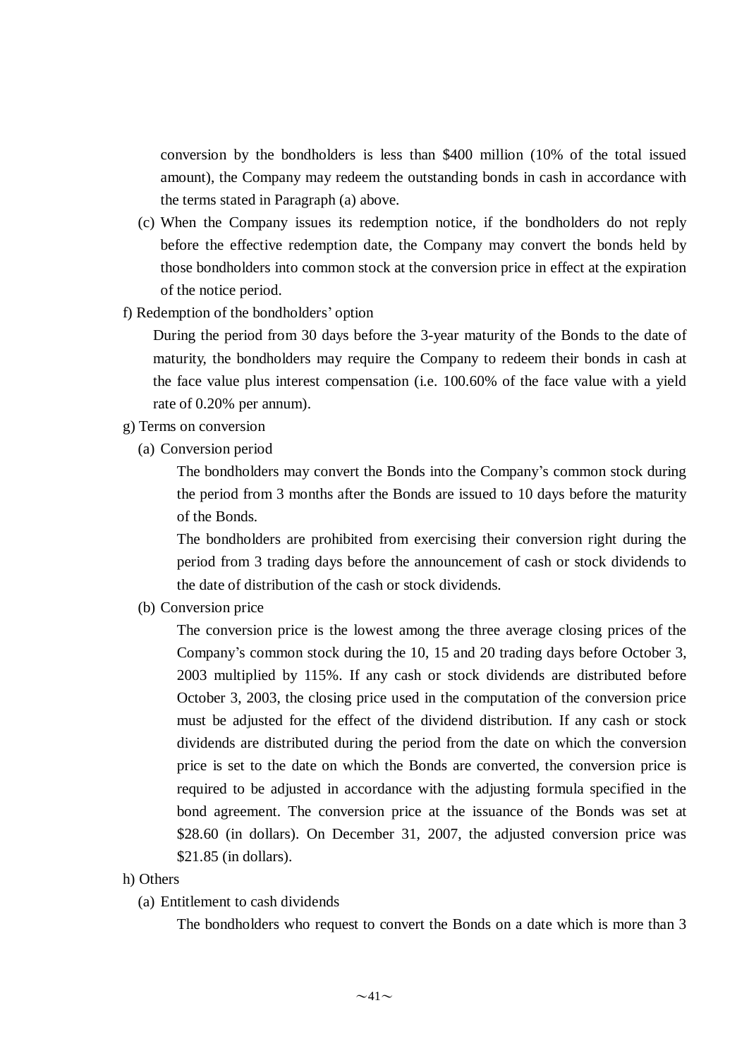conversion by the bondholders is less than $400 million (10% of the total issued amount), the Company may redeem the outstanding bonds in cash in accordance with the terms stated in Paragraph (a) above.

(c) When the Company issues its redemption notice, if the bondholders do not reply before the effective redemption date, the Company may convert the bonds held by those bondholders into common stock at the conversion price in effect at the expiration of the notice period.

f) Redemption of the bondholders' option

During the period from 30 days before the 3-year maturity of the Bonds to the date of maturity, the bondholders may require the Company to redeem their bonds in cash at the face value plus interest compensation (i.e. 100.60% of the face value with a yield rate of 0.20% per annum).

g) Terms on conversion

(a) Conversion period

The bondholders may convert the Bonds into the Company's common stock during the period from 3 months after the Bonds are issued to 10 days before the maturity of the Bonds.

The bondholders are prohibited from exercising their conversion right during the period from 3 trading days before the announcement of cash or stock dividends to the date of distribution of the cash or stock dividends.

(b) Conversion price

The conversion price is the lowest among the three average closing prices of the Company's common stock during the 10, 15 and 20 trading days before October 3, 2003 multiplied by 115%. If any cash or stock dividends are distributed before October 3, 2003, the closing price used in the computation of the conversion price must be adjusted for the effect of the dividend distribution. If any cash or stock dividends are distributed during the period from the date on which the conversion price is set to the date on which the Bonds are converted, the conversion price is required to be adjusted in accordance with the adjusting formula specified in the bond agreement. The conversion price at the issuance of the Bonds was set at $28.60 (in dollars). On December 31, 2007, the adjusted conversion price was $21.85 (in dollars).

h) Others

(a) Entitlement to cash dividends

The bondholders who request to convert the Bonds on a date which is more than 3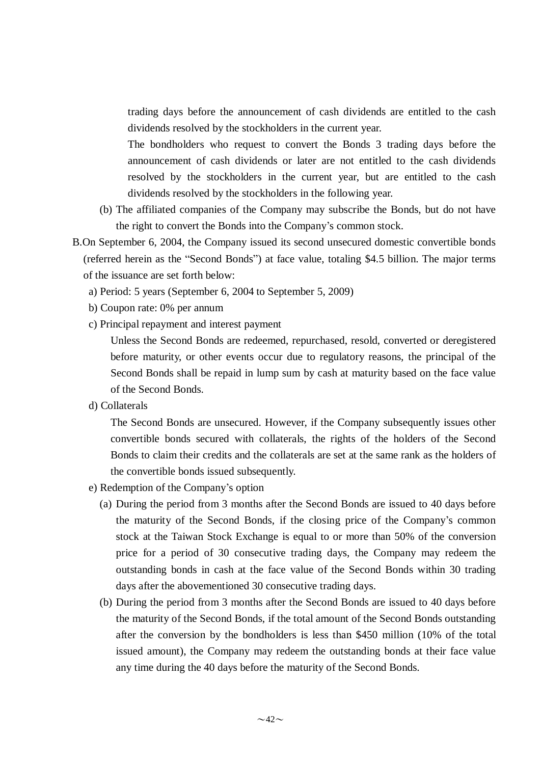trading days before the announcement of cash dividends are entitled to the cash dividends resolved by the stockholders in the current year.

The bondholders who request to convert the Bonds 3 trading days before the announcement of cash dividends or later are not entitled to the cash dividends resolved by the stockholders in the current year, but are entitled to the cash dividends resolved by the stockholders in the following year.

(b) The affiliated companies of the Company may subscribe the Bonds, but do not have the right to convert the Bonds into the Company's common stock.

B. On September 6, 2004, the Company issued its second unsecured domestic convertible bonds (referred herein as the "Second Bonds") at face value, totaling $4.5 billion. The major terms of the issuance are set forth below:

a) Period: 5 years (September 6, 2004 to September 5, 2009)

b) Coupon rate: 0% per annum

c) Principal repayment and interest payment

Unless the Second Bonds are redeemed, repurchased, resold, converted or deregistered before maturity, or other events occur due to regulatory reasons, the principal of the Second Bonds shall be repaid in lump sum by cash at maturity based on the face value of the Second Bonds.

d) Collaterals

The Second Bonds are unsecured. However, if the Company subsequently issues other convertible bonds secured with collaterals, the rights of the holders of the Second Bonds to claim their credits and the collaterals are set at the same rank as the holders of the convertible bonds issued subsequently.

e) Redemption of the Company's option

(a) During the period from 3 months after the Second Bonds are issued to 40 days before the maturity of the Second Bonds, if the closing price of the Company's common stock at the Taiwan Stock Exchange is equal to or more than 50% of the conversion price for a period of 30 consecutive trading days, the Company may redeem the outstanding bonds in cash at the face value of the Second Bonds within 30 trading days after the abovementioned 30 consecutive trading days.

(b) During the period from 3 months after the Second Bonds are issued to 40 days before the maturity of the Second Bonds, if the total amount of the Second Bonds outstanding after the conversion by the bondholders is less than $450 million (10% of the total issued amount), the Company may redeem the outstanding bonds at their face value any time during the 40 days before the maturity of the Second Bonds.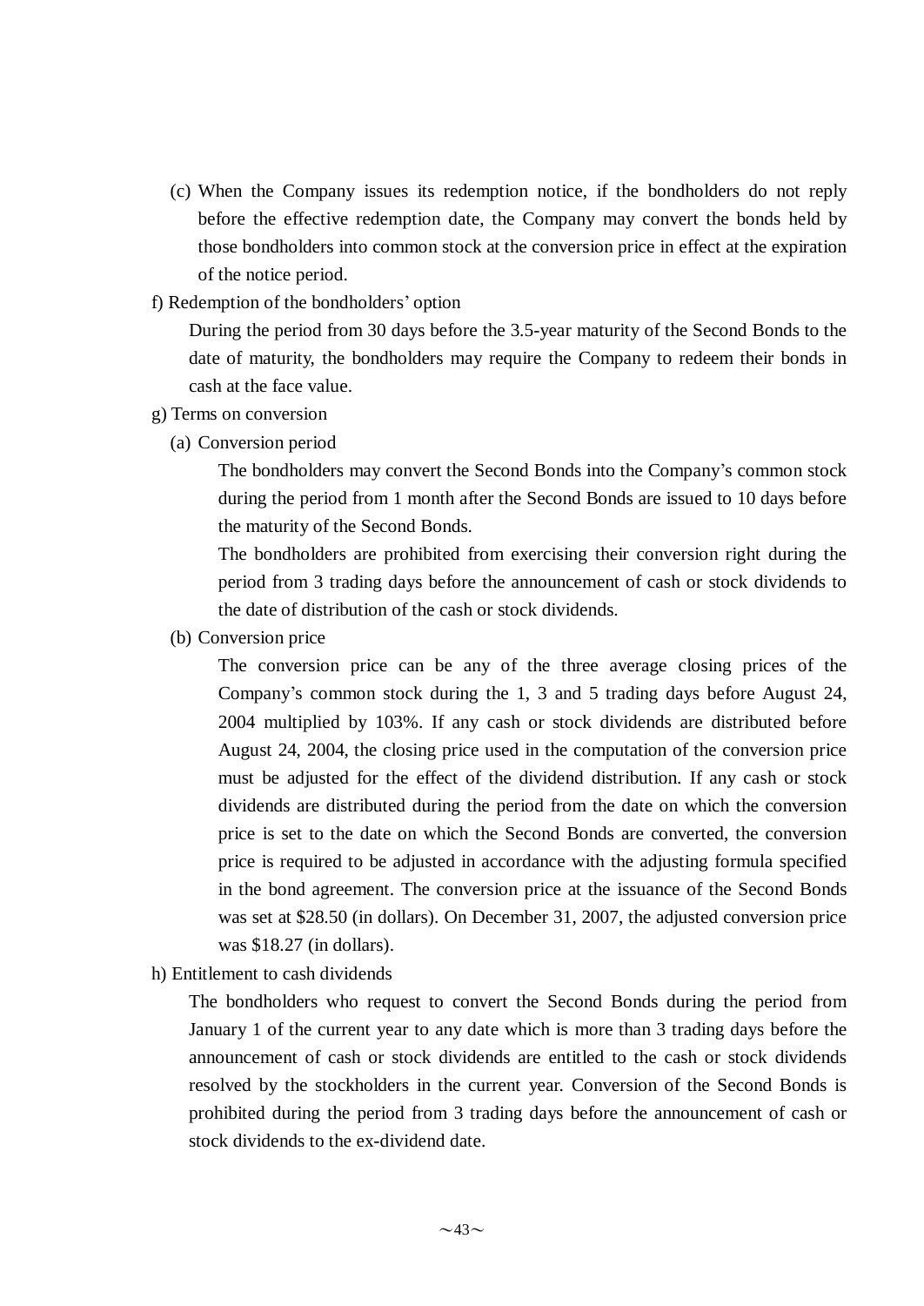(c) When the Company issues its redemption notice, if the bondholders do not reply before the effective redemption date, the Company may convert the bonds held by those bondholders into common stock at the conversion price in effect at the expiration of the notice period.

f) Redemption of the bondholders' option

During the period from 30 days before the 3.5-year maturity of the Second Bonds to the date of maturity, the bondholders may require the Company to redeem their bonds in cash at the face value.

g) Terms on conversion

(a) Conversion period

The bondholders may convert the Second Bonds into the Company's common stock during the period from 1 month after the Second Bonds are issued to 10 days before the maturity of the Second Bonds.

The bondholders are prohibited from exercising their conversion right during the period from 3 trading days before the announcement of cash or stock dividends to the date of distribution of the cash or stock dividends.

(b) Conversion price

The conversion price can be any of the three average closing prices of the Company's common stock during the 1, 3 and 5 trading days before August 24, 2004 multiplied by 103%. If any cash or stock dividends are distributed before August 24, 2004, the closing price used in the computation of the conversion price must be adjusted for the effect of the dividend distribution. If any cash or stock dividends are distributed during the period from the date on which the conversion price is set to the date on which the Second Bonds are converted, the conversion price is required to be adjusted in accordance with the adjusting formula specified in the bond agreement. The conversion price at the issuance of the Second Bonds was set at $28.50 (in dollars). On December 31, 2007, the adjusted conversion price was $18.27 (in dollars).

h) Entitlement to cash dividends

The bondholders who request to convert the Second Bonds during the period from January 1 of the current year to any date which is more than 3 trading days before the announcement of cash or stock dividends are entitled to the cash or stock dividends resolved by the stockholders in the current year. Conversion of the Second Bonds is prohibited during the period from 3 trading days before the announcement of cash or stock dividends to the ex-dividend date.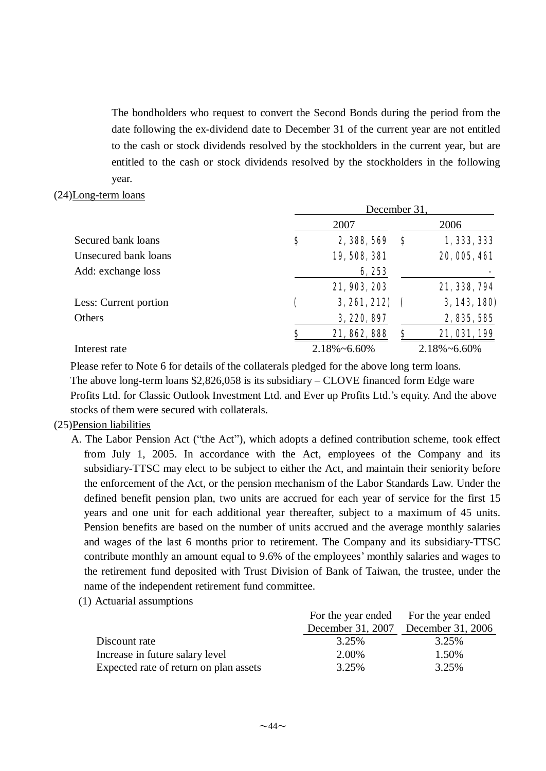The bondholders who request to convert the Second Bonds during the period from the date following the ex-dividend date to December 31 of the current year are not entitled to the cash or stock dividends resolved by the stockholders in the current year, but are entitled to the cash or stock dividends resolved by the stockholders in the following year.

(24)Long-term loans

| | December 31, | |
|---|---|---|
| | 2007 | 2006 |
| Secured bank loans | $ 2,388,569 | $ 1,333,333 |
| Unsecured bank loans | 19,508,381 | 20,005,461 |
| Add: exchange loss | 6,253 | - |
| | 21,903,203 | 21,338,794 |
| Less: Current portion | ( 3,261,212) | ( 3,143,180) |
| Others | 3,220,897 | 2,835,585 |
| | $ 21,862,888 | $ 21,031,199 |
| Interest rate | 2.18%~6.60% | 2.18%~6.60% |

Please refer to Note 6 for details of the collaterals pledged for the above long term loans. The above long-term loans $2,826,058 is its subsidiary – CLOVE financed form Edge ware Profits Ltd. for Classic Outlook Investment Ltd. and Ever up Profits Ltd.'s equity. And the above stocks of them were secured with collaterals.

(25)Pension liabilities

A. The Labor Pension Act ("the Act"), which adopts a defined contribution scheme, took effect from July 1, 2005. In accordance with the Act, employees of the Company and its subsidiary-TTSC may elect to be subject to either the Act, and maintain their seniority before the enforcement of the Act, or the pension mechanism of the Labor Standards Law. Under the defined benefit pension plan, two units are accrued for each year of service for the first 15 years and one unit for each additional year thereafter, subject to a maximum of 45 units. Pension benefits are based on the number of units accrued and the average monthly salaries and wages of the last 6 months prior to retirement. The Company and its subsidiary-TTSC contribute monthly an amount equal to 9.6% of the employees' monthly salaries and wages to the retirement fund deposited with Trust Division of Bank of Taiwan, the trustee, under the name of the independent retirement fund committee.

(1) Actuarial assumptions

| | For the year ended December 31, 2007 | For the year ended December 31, 2006 |
|---|---|---|
| Discount rate | 3.25% | 3.25% |
| Increase in future salary level | 2.00% | 1.50% |
| Expected rate of return on plan assets | 3.25% | 3.25% |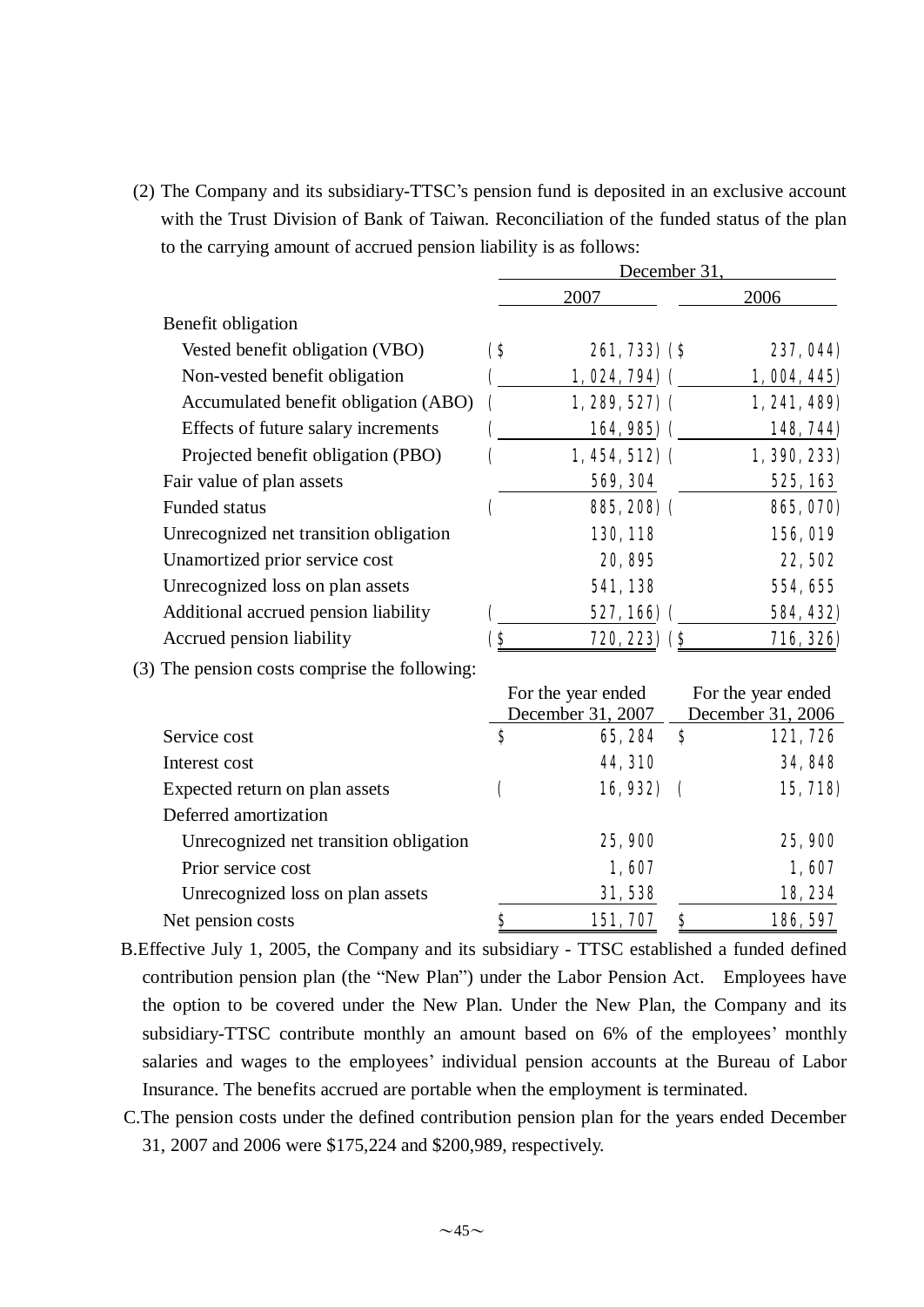(2) The Company and its subsidiary-TTSC's pension fund is deposited in an exclusive account with the Trust Division of Bank of Taiwan. Reconciliation of the funded status of the plan to the carrying amount of accrued pension liability is as follows:

| | December 31, | |
|---|---|---|
| | 2007 | 2006 |
| Benefit obligation | | |
| Vested benefit obligation (VBO) | ($ 261,733) | ($ 237,044) |
| Non-vested benefit obligation | ( 1,024,794) | ( 1,004,445) |
| Accumulated benefit obligation (ABO) | ( 1,289,527) | ( 1,241,489) |
| Effects of future salary increments | ( 164,985) | ( 148,744) |
| Projected benefit obligation (PBO) | ( 1,454,512) | ( 1,390,233) |
| Fair value of plan assets | 569,304 | 525,163 |
| Funded status | ( 885,208) | ( 865,070) |
| Unrecognized net transition obligation | 130,118 | 156,019 |
| Unamortized prior service cost | 20,895 | 22,502 |
| Unrecognized loss on plan assets | 541,138 | 554,655 |
| Additional accrued pension liability | ( 527,166) | ( 584,432) |
| Accrued pension liability | ($ 720,223) | ($ 716,326) |

(3) The pension costs comprise the following:

| | For the year ended December 31, 2007 | For the year ended December 31, 2006 |
|---|---|---|
| Service cost | $ 65,284 | $ 121,726 |
| Interest cost | 44,310 | 34,848 |
| Expected return on plan assets | ( 16,932) | ( 15,718) |
| Deferred amortization | | |
| Unrecognized net transition obligation | 25,900 | 25,900 |
| Prior service cost | 1,607 | 1,607 |
| Unrecognized loss on plan assets | 31,538 | 18,234 |
| Net pension costs | $ 151,707 | $ 186,597 |

B.Effective July 1, 2005, the Company and its subsidiary - TTSC established a funded defined contribution pension plan (the "New Plan") under the Labor Pension Act. Employees have the option to be covered under the New Plan. Under the New Plan, the Company and its subsidiary-TTSC contribute monthly an amount based on 6% of the employees' monthly salaries and wages to the employees' individual pension accounts at the Bureau of Labor Insurance. The benefits accrued are portable when the employment is terminated.

C.The pension costs under the defined contribution pension plan for the years ended December 31, 2007 and 2006 were $175,224 and $200,989, respectively.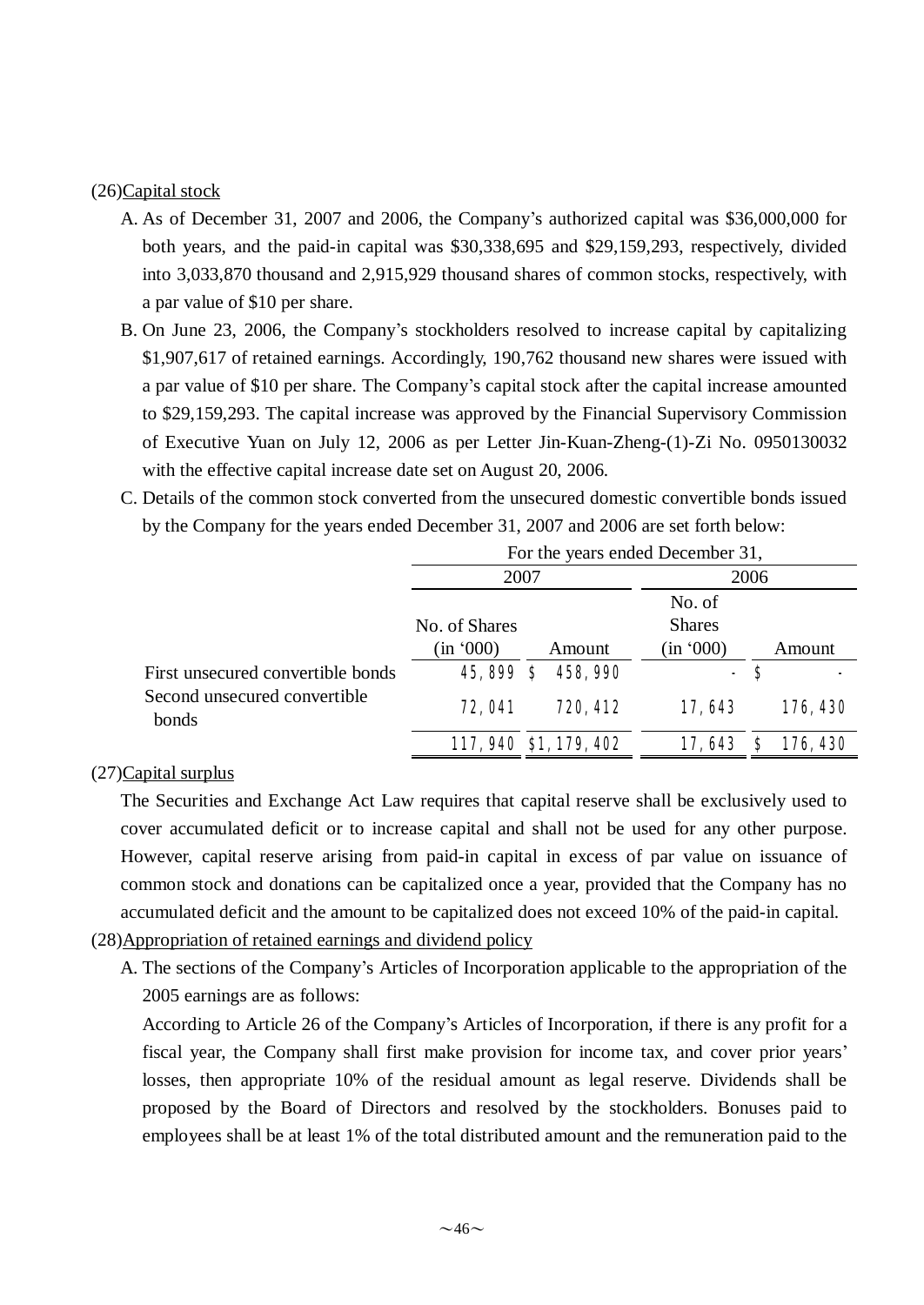(26)<u>Capital stock</u>

A. As of December 31, 2007 and 2006, the Company's authorized capital was $36,000,000 for both years, and the paid-in capital was $30,338,695 and $29,159,293, respectively, divided into 3,033,870 thousand and 2,915,929 thousand shares of common stocks, respectively, with a par value of $10 per share.

B. On June 23, 2006, the Company's stockholders resolved to increase capital by capitalizing $1,907,617 of retained earnings. Accordingly, 190,762 thousand new shares were issued with a par value of $10 per share. The Company's capital stock after the capital increase amounted to $29,159,293. The capital increase was approved by the Financial Supervisory Commission of Executive Yuan on July 12, 2006 as per Letter Jin-Kuan-Zheng-(1)-Zi No. 0950130032 with the effective capital increase date set on August 20, 2006.

C. Details of the common stock converted from the unsecured domestic convertible bonds issued by the Company for the years ended December 31, 2007 and 2006 are set forth below:

| | For the years ended December 31, | | | |
|---|---|---|---|---|
| | 2007 | | 2006 | |
| | No. of Shares (in '000) | Amount | No. of Shares (in '000) | Amount |
| First unsecured convertible bonds | 45,899 | $ 458,990 | - | $ - |
| Second unsecured convertible bonds | 72,041 | 720,412 | 17,643 | 176,430 |
| | 117,940 | $1,179,402 | 17,643 | $ 176,430 |

(27)<u>Capital surplus</u>

The Securities and Exchange Act Law requires that capital reserve shall be exclusively used to cover accumulated deficit or to increase capital and shall not be used for any other purpose. However, capital reserve arising from paid-in capital in excess of par value on issuance of common stock and donations can be capitalized once a year, provided that the Company has no accumulated deficit and the amount to be capitalized does not exceed 10% of the paid-in capital.

(28)<u>Appropriation of retained earnings and dividend policy</u>

A. The sections of the Company's Articles of Incorporation applicable to the appropriation of the 2005 earnings are as follows:

According to Article 26 of the Company's Articles of Incorporation, if there is any profit for a fiscal year, the Company shall first make provision for income tax, and cover prior years' losses, then appropriate 10% of the residual amount as legal reserve. Dividends shall be proposed by the Board of Directors and resolved by the stockholders. Bonuses paid to employees shall be at least 1% of the total distributed amount and the remuneration paid to the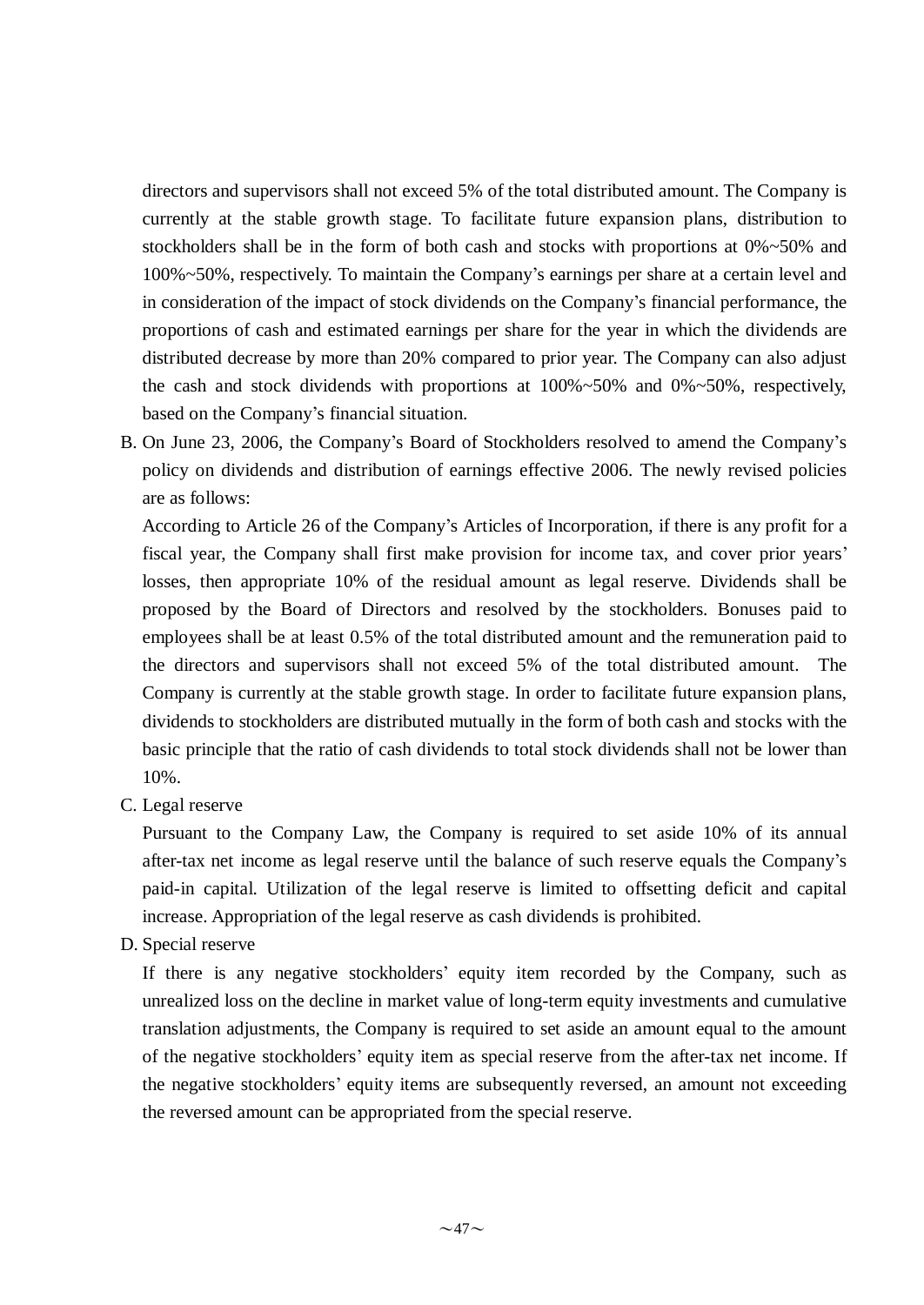directors and supervisors shall not exceed 5% of the total distributed amount. The Company is currently at the stable growth stage. To facilitate future expansion plans, distribution to stockholders shall be in the form of both cash and stocks with proportions at 0%~50% and 100%~50%, respectively. To maintain the Company's earnings per share at a certain level and in consideration of the impact of stock dividends on the Company's financial performance, the proportions of cash and estimated earnings per share for the year in which the dividends are distributed decrease by more than 20% compared to prior year. The Company can also adjust the cash and stock dividends with proportions at 100%~50% and 0%~50%, respectively, based on the Company's financial situation.

B. On June 23, 2006, the Company's Board of Stockholders resolved to amend the Company's policy on dividends and distribution of earnings effective 2006. The newly revised policies are as follows:

   According to Article 26 of the Company's Articles of Incorporation, if there is any profit for a fiscal year, the Company shall first make provision for income tax, and cover prior years' losses, then appropriate 10% of the residual amount as legal reserve. Dividends shall be proposed by the Board of Directors and resolved by the stockholders. Bonuses paid to employees shall be at least 0.5% of the total distributed amount and the remuneration paid to the directors and supervisors shall not exceed 5% of the total distributed amount. The Company is currently at the stable growth stage. In order to facilitate future expansion plans, dividends to stockholders are distributed mutually in the form of both cash and stocks with the basic principle that the ratio of cash dividends to total stock dividends shall not be lower than 10%.

C. Legal reserve

   Pursuant to the Company Law, the Company is required to set aside 10% of its annual after-tax net income as legal reserve until the balance of such reserve equals the Company's paid-in capital. Utilization of the legal reserve is limited to offsetting deficit and capital increase. Appropriation of the legal reserve as cash dividends is prohibited.

D. Special reserve

   If there is any negative stockholders' equity item recorded by the Company, such as unrealized loss on the decline in market value of long-term equity investments and cumulative translation adjustments, the Company is required to set aside an amount equal to the amount of the negative stockholders' equity item as special reserve from the after-tax net income. If the negative stockholders' equity items are subsequently reversed, an amount not exceeding the reversed amount can be appropriated from the special reserve.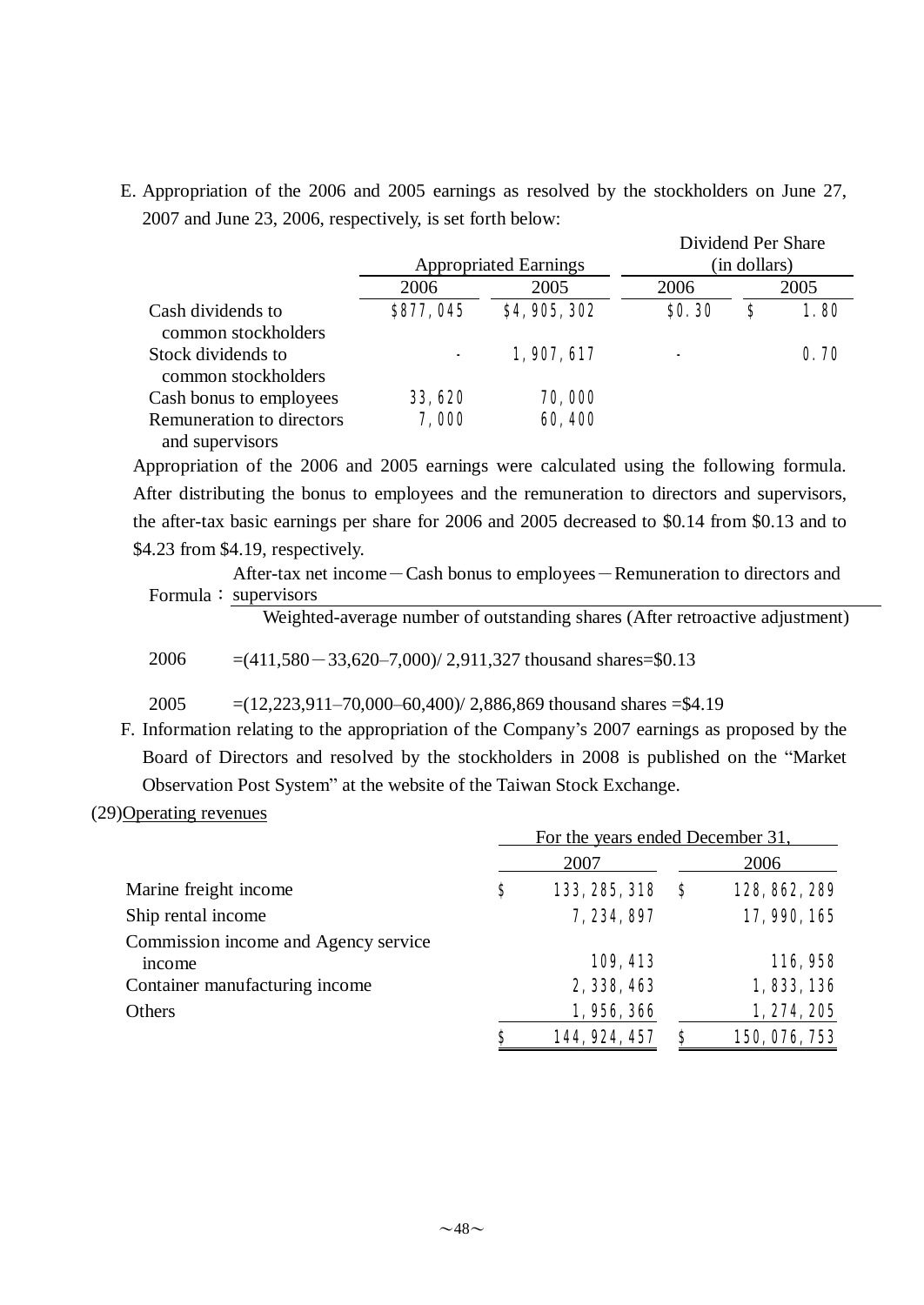E. Appropriation of the 2006 and 2005 earnings as resolved by the stockholders on June 27, 2007 and June 23, 2006, respectively, is set forth below:

| | Appropriated Earnings | | Dividend Per Share (in dollars) | |
|---|---|---|---|---|
| | 2006 | 2005 | 2006 | 2005 |
| Cash dividends to common stockholders | $877,045 | $4,905,302 | $0.30 | $ 1.80 |
| Stock dividends to common stockholders | - | 1,907,617 | - | 0.70 |
| Cash bonus to employees | 33,620 | 70,000 | | |
| Remuneration to directors and supervisors | 7,000 | 60,400 | | |

Appropriation of the 2006 and 2005 earnings were calculated using the following formula. After distributing the bonus to employees and the remuneration to directors and supervisors, the after-tax basic earnings per share for 2006 and 2005 decreased to $0.14 from $0.13 and to $4.23 from $4.19, respectively.

Formula：

$$\frac{\text{After-tax net income} - \text{Cash bonus to employees} - \text{Remuneration to directors and supervisors}}{\text{Weighted-average number of outstanding shares (After retroactive adjustment)}}$$

2006 =(411,580－33,620–7,000)/ 2,911,327 thousand shares=$0.13

2005 =(12,223,911–70,000–60,400)/ 2,886,869 thousand shares =$4.19

F. Information relating to the appropriation of the Company's 2007 earnings as proposed by the Board of Directors and resolved by the stockholders in 2008 is published on the "Market Observation Post System" at the website of the Taiwan Stock Exchange.

(29)Operating revenues

| | For the years ended December 31, | |
|---|---|---|
| | 2007 | 2006 |
| Marine freight income | $ 133,285,318 | $ 128,862,289 |
| Ship rental income | 7,234,897 | 17,990,165 |
| Commission income and Agency service income | 109,413 | 116,958 |
| Container manufacturing income | 2,338,463 | 1,833,136 |
| Others | 1,956,366 | 1,274,205 |
| | $ 144,924,457 | $ 150,076,753 |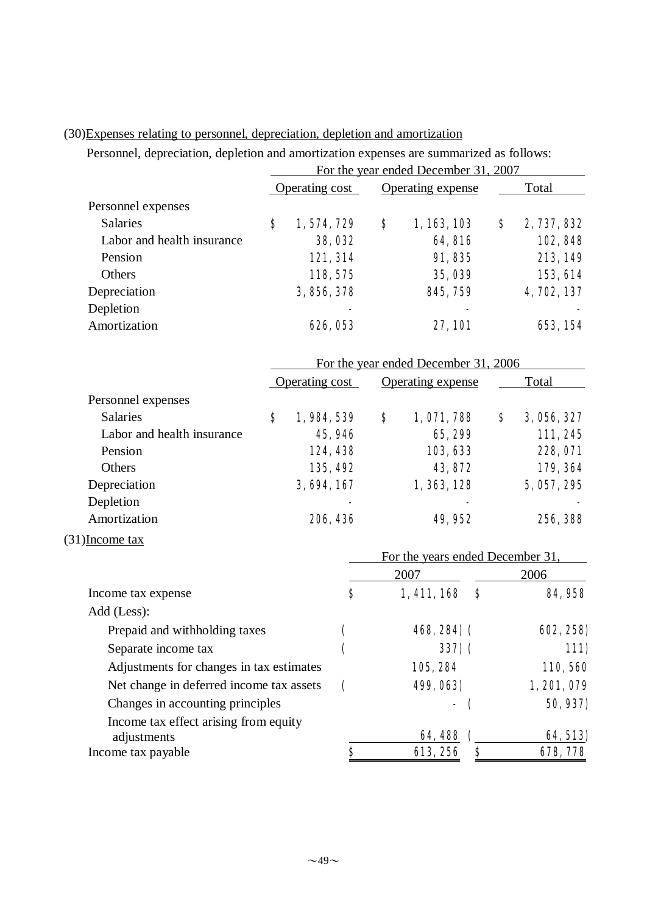(30)Expenses relating to personnel, depreciation, depletion and amortization

Personnel, depreciation, depletion and amortization expenses are summarized as follows:

| | For the year ended December 31, 2007 | | |
|---|---|---|---|
| | Operating cost | Operating expense | Total |
| Personnel expenses | | | |
| Salaries | $ 1,574,729 | $ 1,163,103 | $ 2,737,832 |
| Labor and health insurance | 38,032 | 64,816 | 102,848 |
| Pension | 121,314 | 91,835 | 213,149 |
| Others | 118,575 | 35,039 | 153,614 |
| Depreciation | 3,856,378 | 845,759 | 4,702,137 |
| Depletion | - | - | - |
| Amortization | 626,053 | 27,101 | 653,154 |

| | For the year ended December 31, 2006 | | |
|---|---|---|---|
| | Operating cost | Operating expense | Total |
| Personnel expenses | | | |
| Salaries | $ 1,984,539 | $ 1,071,788 | $ 3,056,327 |
| Labor and health insurance | 45,946 | 65,299 | 111,245 |
| Pension | 124,438 | 103,633 | 228,071 |
| Others | 135,492 | 43,872 | 179,364 |
| Depreciation | 3,694,167 | 1,363,128 | 5,057,295 |
| Depletion | - | - | - |
| Amortization | 206,436 | 49,952 | 256,388 |

(31)Income tax

| | For the years ended December 31, | |
|---|---|---|
| | 2007 | 2006 |
| Income tax expense | $ 1,411,168 | $ 84,958 |
| Add (Less): | | |
| Prepaid and withholding taxes | ( 468,284) | ( 602,258) |
| Separate income tax | ( 337) | ( 111) |
| Adjustments for changes in tax estimates | 105,284 | 110,560 |
| Net change in deferred income tax assets | ( 499,063) | 1,201,079 |
| Changes in accounting principles | - | ( 50,937) |
| Income tax effect arising from equity adjustments | 64,488 | ( 64,513) |
| Income tax payable | $ 613,256 | $ 678,778 |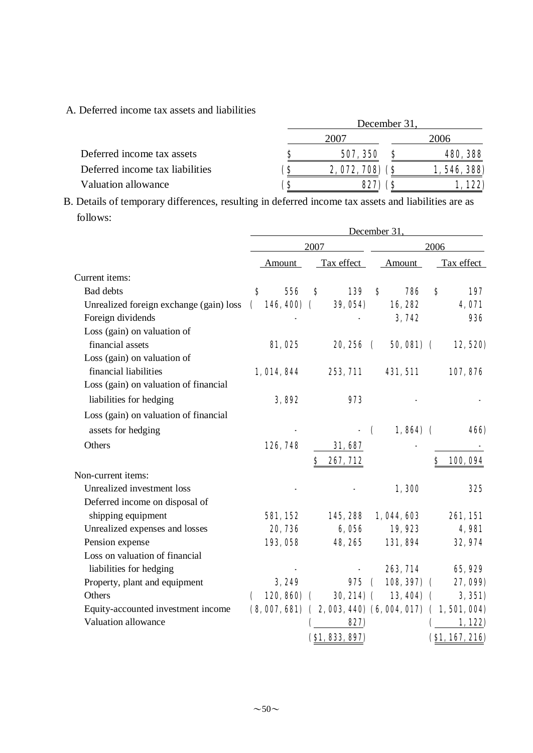A. Deferred income tax assets and liabilities

| | December 31, | |
|---|---|---|
| | 2007 | 2006 |
| Deferred income tax assets | $ 507,350 | $ 480,388 |
| Deferred income tax liabilities | ($ 2,072,708) | ($ 1,546,388) |
| Valuation allowance | ($ 827) | ($ 1,122) |

B. Details of temporary differences, resulting in deferred income tax assets and liabilities are as follows:

| | December 31, | | | |
|---|---|---|---|---|
| | 2007 | | 2006 | |
| | Amount | Tax effect | Amount | Tax effect |
| Current items: | | | | |
| Bad debts | $ 556 | $ 139 | $ 786 | $ 197 |
| Unrealized foreign exchange (gain) loss | ( 146,400) | ( 39,054) | 16,282 | 4,071 |
| Foreign dividends | - | - | 3,742 | 936 |
| Loss (gain) on valuation of financial assets | 81,025 | 20,256 | ( 50,081) | ( 12,520) |
| Loss (gain) on valuation of financial liabilities | 1,014,844 | 253,711 | 431,511 | 107,876 |
| Loss (gain) on valuation of financial liabilities for hedging | 3,892 | 973 | - | - |
| Loss (gain) on valuation of financial assets for hedging | - | - | ( 1,864) | ( 466) |
| Others | 126,748 | 31,687 | - | - |
| | | $ 267,712 | | $ 100,094 |
| Non-current items: | | | | |
| Unrealized investment loss | - | - | 1,300 | 325 |
| Deferred income on disposal of shipping equipment | 581,152 | 145,288 | 1,044,603 | 261,151 |
| Unrealized expenses and losses | 20,736 | 6,056 | 19,923 | 4,981 |
| Pension expense | 193,058 | 48,265 | 131,894 | 32,974 |
| Loss on valuation of financial liabilities for hedging | - | - | 263,714 | 65,929 |
| Property, plant and equipment | 3,249 | 975 | ( 108,397) | ( 27,099) |
| Others | ( 120,860) | ( 30,214) | ( 13,404) | ( 3,351) |
| Equity-accounted investment income | (8,007,681) | ( 2,003,440) | (6,004,017) | ( 1,501,004) |
| Valuation allowance | | ( 827) | | ( 1,122) |
| | | ($1,833,897) | | ($1,167,216) |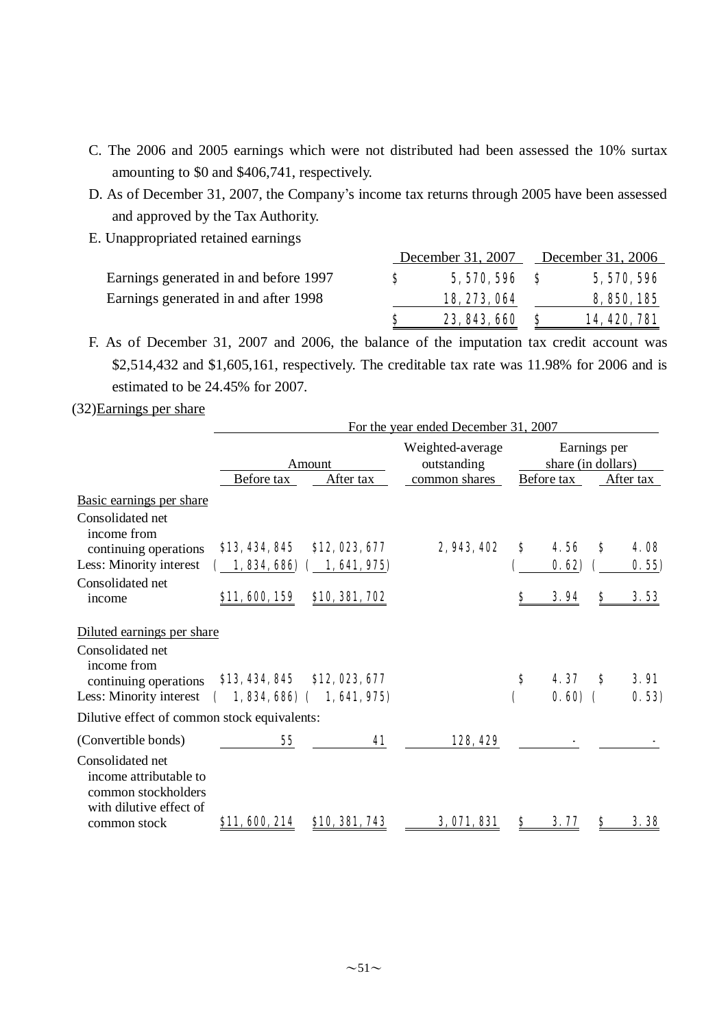C. The 2006 and 2005 earnings which were not distributed had been assessed the 10% surtax amounting to $0 and $406,741, respectively.

D. As of December 31, 2007, the Company's income tax returns through 2005 have been assessed and approved by the Tax Authority.

E. Unappropriated retained earnings

| | December 31, 2007 | December 31, 2006 |
|---|---|---|
| Earnings generated in and before 1997 | $ 5,570,596 | $ 5,570,596 |
| Earnings generated in and after 1998 | 18,273,064 | 8,850,185 |
| | $ 23,843,660 | $ 14,420,781 |

F. As of December 31, 2007 and 2006, the balance of the imputation tax credit account was $2,514,432 and $1,605,161, respectively. The creditable tax rate was 11.98% for 2006 and is estimated to be 24.45% for 2007.

(32)Earnings per share

| | For the year ended December 31, 2007 | | | | |
|---|---|---|---|---|---|
| | Amount | | Weighted-average outstanding common shares | Earnings per share (in dollars) | |
| | Before tax | After tax | | Before tax | After tax |
| Basic earnings per share | | | | | |
| Consolidated net income from continuing operations | $13,434,845 | $12,023,677 | 2,943,402 | $ 4.56 | $ 4.08 |
| Less: Minority interest | ( 1,834,686) | ( 1,641,975) | | ( 0.62) | ( 0.55) |
| Consolidated net income | $11,600,159 | $10,381,702 | | $ 3.94 | $ 3.53 |
| Diluted earnings per share | | | | | |
| Consolidated net income from continuing operations | $13,434,845 | $12,023,677 | | $ 4.37 | $ 3.91 |
| Less: Minority interest | ( 1,834,686) | ( 1,641,975) | | ( 0.60) | ( 0.53) |
| Dilutive effect of common stock equivalents: | | | | | |
| (Convertible bonds) | 55 | 41 | 128,429 | - | - |
| Consolidated net income attributable to common stockholders with dilutive effect of common stock | $11,600,214 | $10,381,743 | 3,071,831 | $ 3.77 | $ 3.38 |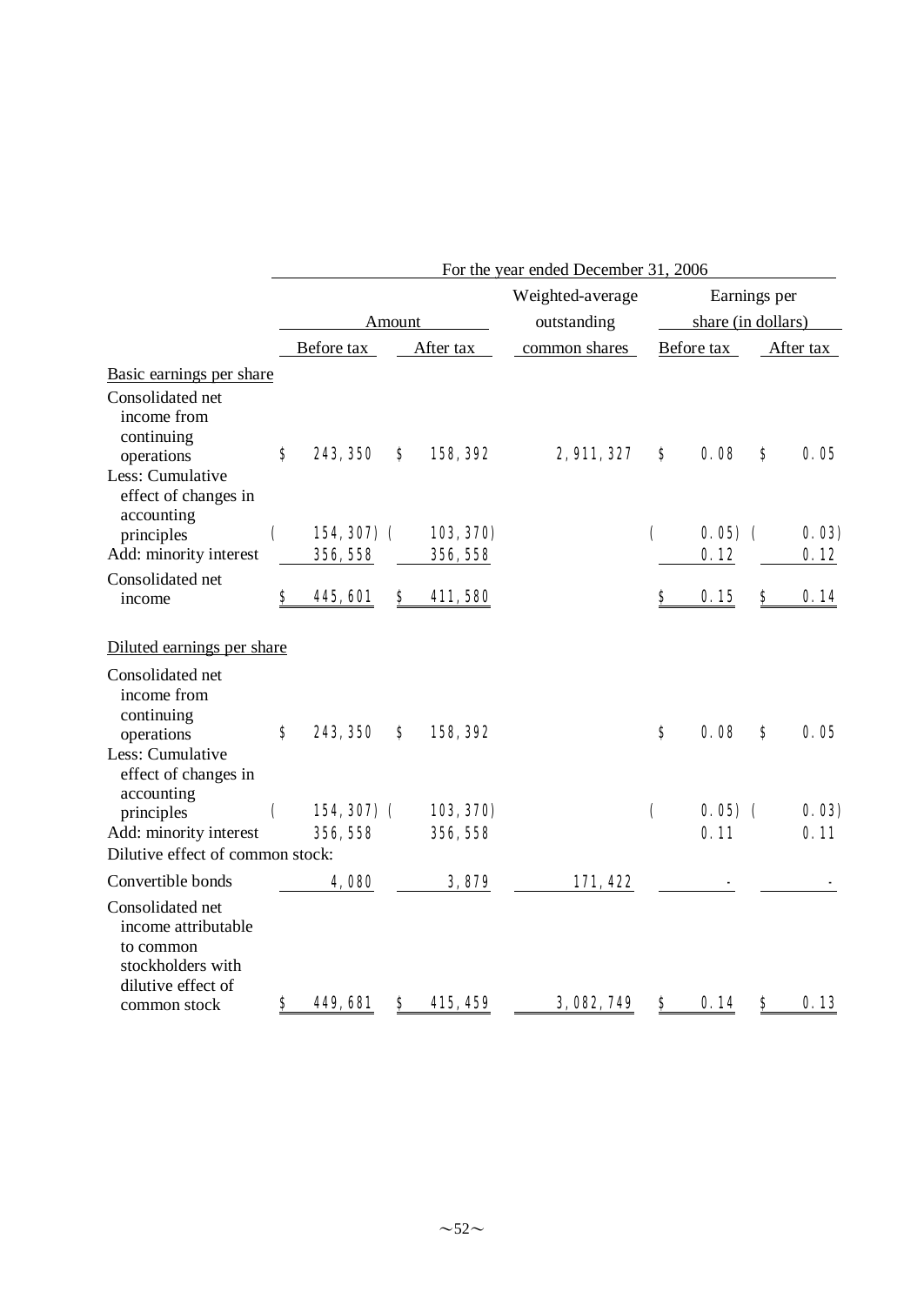| | For the year ended December 31, 2006 | | | | |
|---|---|---|---|---|---|
| | Amount | | Weighted-average outstanding | Earnings per share (in dollars) | |
| | Before tax | After tax | common shares | Before tax | After tax |
| Basic earnings per share | | | | | |
| Consolidated net income from continuing operations | $ 243,350 | $ 158,392 | 2,911,327 | $ 0.08 | $ 0.05 |
| Less: Cumulative effect of changes in accounting principles | ( 154,307) | ( 103,370) | | ( 0.05) | ( 0.03) |
| Add: minority interest | 356,558 | 356,558 | | 0.12 | 0.12 |
| Consolidated net income | $ 445,601 | $ 411,580 | | $ 0.15 | $ 0.14 |
| Diluted earnings per share | | | | | |
| Consolidated net income from continuing operations | $ 243,350 | $ 158,392 | | $ 0.08 | $ 0.05 |
| Less: Cumulative effect of changes in accounting principles | ( 154,307) | ( 103,370) | | ( 0.05) | ( 0.03) |
| Add: minority interest | 356,558 | 356,558 | | 0.11 | 0.11 |
| Dilutive effect of common stock: | | | | | |
| Convertible bonds | 4,080 | 3,879 | 171,422 | - | - |
| Consolidated net income attributable to common stockholders with dilutive effect of common stock | $ 449,681 | $ 415,459 | 3,082,749 | $ 0.14 | $ 0.13 |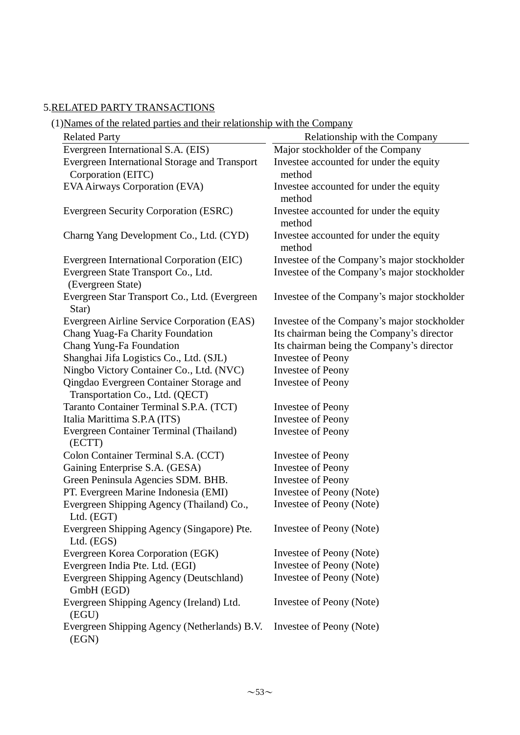## 5.RELATED PARTY TRANSACTIONS

### (1)Names of the related parties and their relationship with the Company

| Related Party | Relationship with the Company |
| --- | --- |
| Evergreen International S.A. (EIS) | Major stockholder of the Company |
| Evergreen International Storage and Transport Corporation (EITC) | Investee accounted for under the equity method |
| EVA Airways Corporation (EVA) | Investee accounted for under the equity method |
| Evergreen Security Corporation (ESRC) | Investee accounted for under the equity method |
| Charng Yang Development Co., Ltd. (CYD) | Investee accounted for under the equity method |
| Evergreen International Corporation (EIC) | Investee of the Company's major stockholder |
| Evergreen State Transport Co., Ltd. (Evergreen State) | Investee of the Company's major stockholder |
| Evergreen Star Transport Co., Ltd. (Evergreen Star) | Investee of the Company's major stockholder |
| Evergreen Airline Service Corporation (EAS) | Investee of the Company's major stockholder |
| Chang Yuag-Fa Charity Foundation | Its chairman being the Company's director |
| Chang Yung-Fa Foundation | Its chairman being the Company's director |
| Shanghai Jifa Logistics Co., Ltd. (SJL) | Investee of Peony |
| Ningbo Victory Container Co., Ltd. (NVC) | Investee of Peony |
| Qingdao Evergreen Container Storage and Transportation Co., Ltd. (QECT) | Investee of Peony |
| Taranto Container Terminal S.P.A. (TCT) | Investee of Peony |
| Italia Marittima S.P.A (ITS) | Investee of Peony |
| Evergreen Container Terminal (Thailand) (ECTT) | Investee of Peony |
| Colon Container Terminal S.A. (CCT) | Investee of Peony |
| Gaining Enterprise S.A. (GESA) | Investee of Peony |
| Green Peninsula Agencies SDM. BHB. | Investee of Peony |
| PT. Evergreen Marine Indonesia (EMI) | Investee of Peony (Note) |
| Evergreen Shipping Agency (Thailand) Co., Ltd. (EGT) | Investee of Peony (Note) |
| Evergreen Shipping Agency (Singapore) Pte. Ltd. (EGS) | Investee of Peony (Note) |
| Evergreen Korea Corporation (EGK) | Investee of Peony (Note) |
| Evergreen India Pte. Ltd. (EGI) | Investee of Peony (Note) |
| Evergreen Shipping Agency (Deutschland) GmbH (EGD) | Investee of Peony (Note) |
| Evergreen Shipping Agency (Ireland) Ltd. (EGU) | Investee of Peony (Note) |
| Evergreen Shipping Agency (Netherlands) B.V. (EGN) | Investee of Peony (Note) |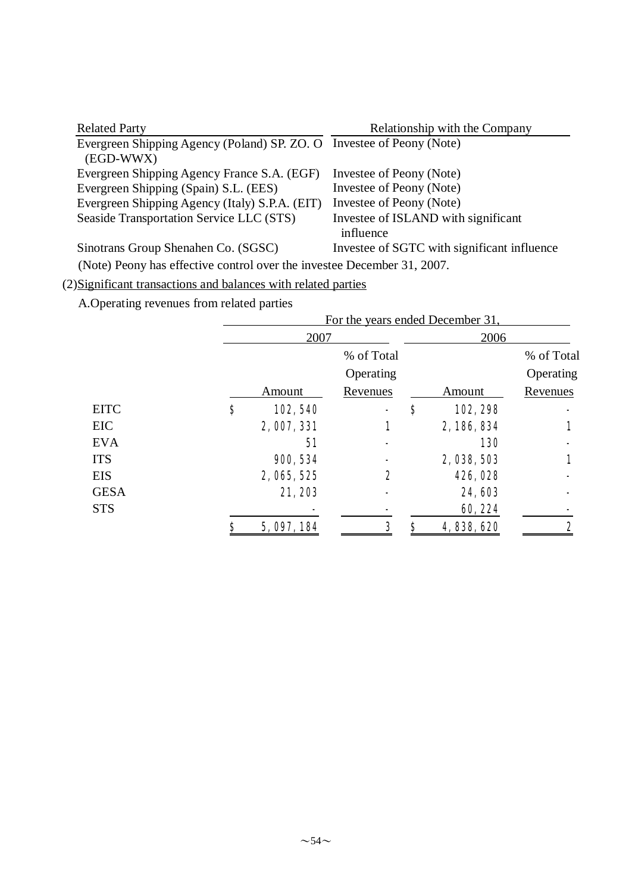| Related Party | Relationship with the Company |
|---|---|
| Evergreen Shipping Agency (Poland) SP. ZO. O (EGD-WWX) | Investee of Peony (Note) |
| Evergreen Shipping Agency France S.A. (EGF) | Investee of Peony (Note) |
| Evergreen Shipping (Spain) S.L. (EES) | Investee of Peony (Note) |
| Evergreen Shipping Agency (Italy) S.P.A. (EIT) | Investee of Peony (Note) |
| Seaside Transportation Service LLC (STS) | Investee of ISLAND with significant influence |
| Sinotrans Group Shenahen Co. (SGSC) | Investee of SGTC with significant influence |

(Note) Peony has effective control over the investee December 31, 2007.

(2) Significant transactions and balances with related parties

A. Operating revenues from related parties

| | For the years ended December 31, | | | |
|---|---|---|---|---|
| | 2007 | | 2006 | |
| | Amount | % of Total Operating Revenues | Amount | % of Total Operating Revenues |
| EITC | $ 102,540 | - | $ 102,298 | - |
| EIC | 2,007,331 | 1 | 2,186,834 | 1 |
| EVA | 51 | - | 130 | - |
| ITS | 900,534 | - | 2,038,503 | 1 |
| EIS | 2,065,525 | 2 | 426,028 | - |
| GESA | 21,203 | - | 24,603 | - |
| STS | - | - | 60,224 | - |
| | $ 5,097,184 | 3 | $ 4,838,620 | 2 |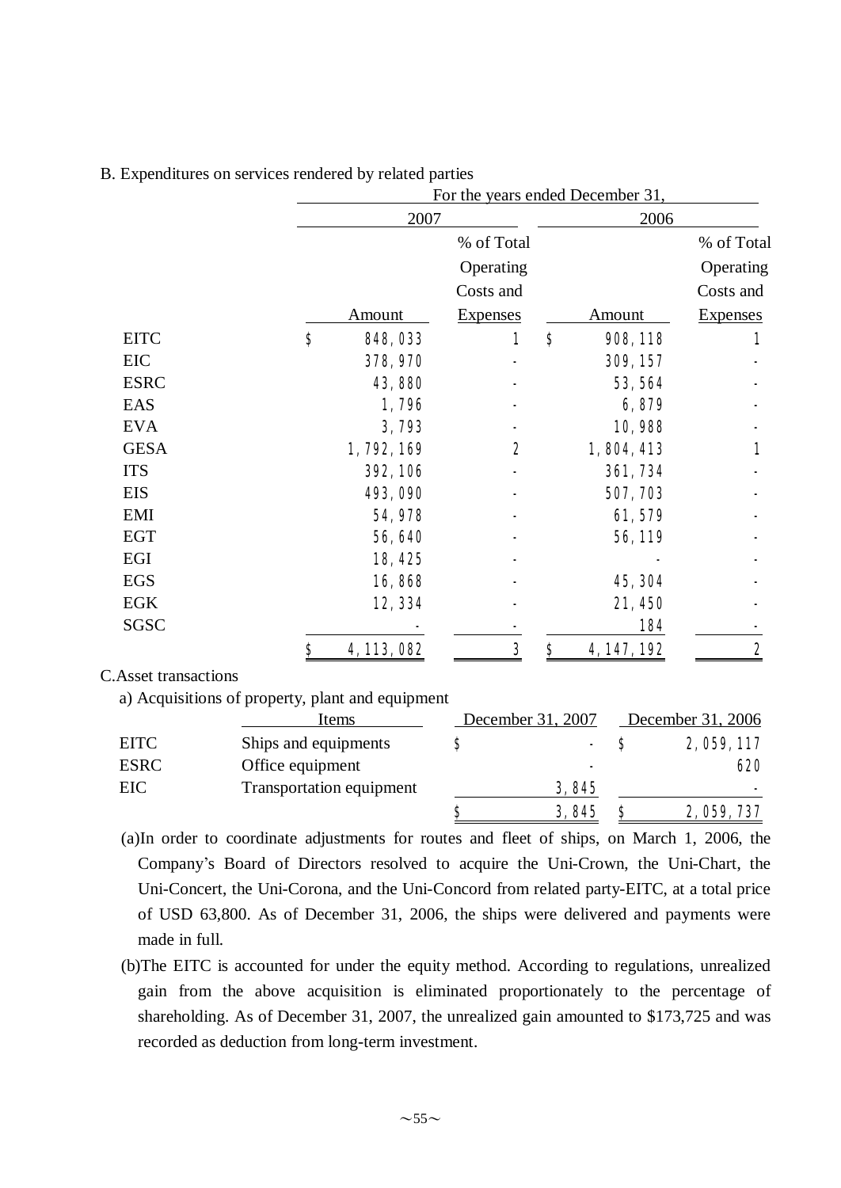B. Expenditures on services rendered by related parties

| | For the years ended December 31, | | | |
|---|---|---|---|---|
| | 2007 | | 2006 | |
| | Amount | % of Total Operating Costs and Expenses | Amount | % of Total Operating Costs and Expenses |
| EITC | $ 848,033 | 1 | $ 908,118 | 1 |
| EIC | 378,970 | - | 309,157 | - |
| ESRC | 43,880 | - | 53,564 | - |
| EAS | 1,796 | - | 6,879 | - |
| EVA | 3,793 | - | 10,988 | - |
| GESA | 1,792,169 | 2 | 1,804,413 | 1 |
| ITS | 392,106 | - | 361,734 | - |
| EIS | 493,090 | - | 507,703 | - |
| EMI | 54,978 | - | 61,579 | - |
| EGT | 56,640 | - | 56,119 | - |
| EGI | 18,425 | - | - | - |
| EGS | 16,868 | - | 45,304 | - |
| EGK | 12,334 | - | 21,450 | - |
| SGSC | - | - | 184 | - |
| | $ 4,113,082 | 3 | $ 4,147,192 | 2 |

C.Asset transactions

a) Acquisitions of property, plant and equipment

| | Items | December 31, 2007 | December 31, 2006 |
|---|---|---|---|
| EITC | Ships and equipments | $ - | $ 2,059,117 |
| ESRC | Office equipment | - | 620 |
| EIC | Transportation equipment | 3,845 | - |
| | | $ 3,845 | $ 2,059,737 |

(a)In order to coordinate adjustments for routes and fleet of ships, on March 1, 2006, the Company's Board of Directors resolved to acquire the Uni-Crown, the Uni-Chart, the Uni-Concert, the Uni-Corona, and the Uni-Concord from related party-EITC, at a total price of USD 63,800. As of December 31, 2006, the ships were delivered and payments were made in full.

(b)The EITC is accounted for under the equity method. According to regulations, unrealized gain from the above acquisition is eliminated proportionately to the percentage of shareholding. As of December 31, 2007, the unrealized gain amounted to $173,725 and was recorded as deduction from long-term investment.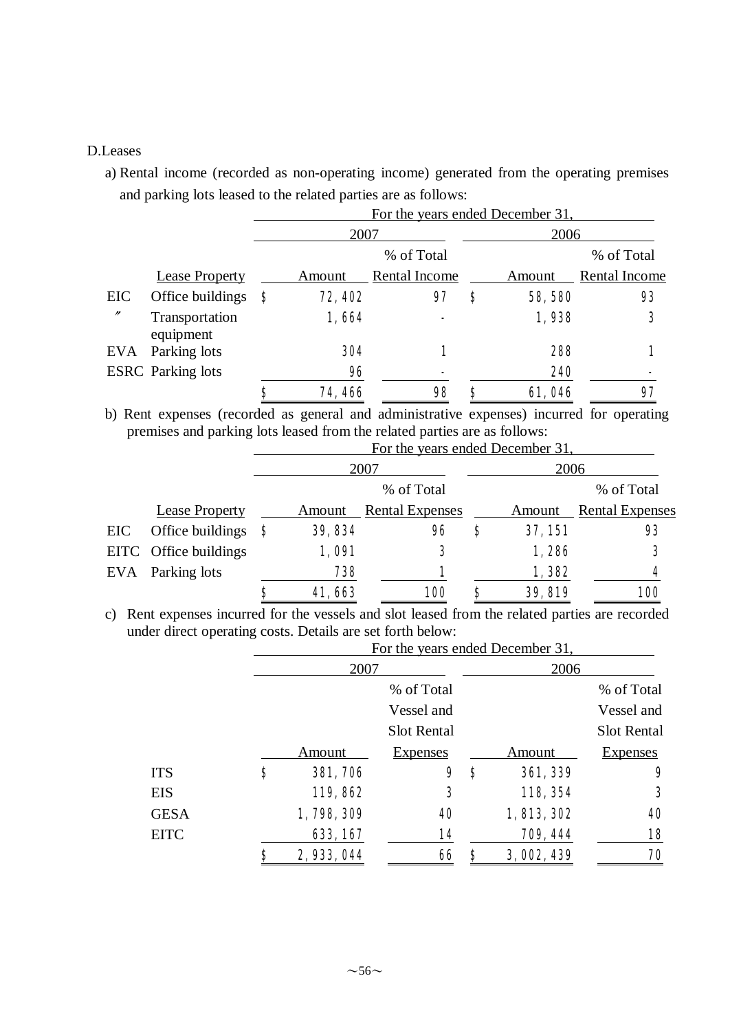D.Leases

a) Rental income (recorded as non-operating income) generated from the operating premises and parking lots leased to the related parties are as follows:

| | | For the years ended December 31, | | | |
|---|---|---|---|---|---|
| | | 2007 | | 2006 | |
| | Lease Property | Amount | % of Total Rental Income | Amount | % of Total Rental Income |
| EIC | Office buildings | $ 72,402 | 97 | $ 58,580 | 93 |
| 〃 | Transportation equipment | 1,664 | - | 1,938 | 3 |
| EVA | Parking lots | 304 | 1 | 288 | 1 |
| ESRC | Parking lots | 96 | - | 240 | - |
| | | $ 74,466 | 98 | $ 61,046 | 97 |

b) Rent expenses (recorded as general and administrative expenses) incurred for operating premises and parking lots leased from the related parties are as follows:

| | | For the years ended December 31, | | | |
|---|---|---|---|---|---|
| | | 2007 | | 2006 | |
| | Lease Property | Amount | % of Total Rental Expenses | Amount | % of Total Rental Expenses |
| EIC | Office buildings | $ 39,834 | 96 | $ 37,151 | 93 |
| EITC | Office buildings | 1,091 | 3 | 1,286 | 3 |
| EVA | Parking lots | 738 | 1 | 1,382 | 4 |
| | | $ 41,663 | 100 | $ 39,819 | 100 |

c) Rent expenses incurred for the vessels and slot leased from the related parties are recorded under direct operating costs. Details are set forth below:

| | For the years ended December 31, | | | |
|---|---|---|---|---|
| | 2007 | | 2006 | |
| | Amount | % of Total Vessel and Slot Rental Expenses | Amount | % of Total Vessel and Slot Rental Expenses |
| ITS | $ 381,706 | 9 | $ 361,339 | 9 |
| EIS | 119,862 | 3 | 118,354 | 3 |
| GESA | 1,798,309 | 40 | 1,813,302 | 40 |
| EITC | 633,167 | 14 | 709,444 | 18 |
| | $ 2,933,044 | 66 | $ 3,002,439 | 70 |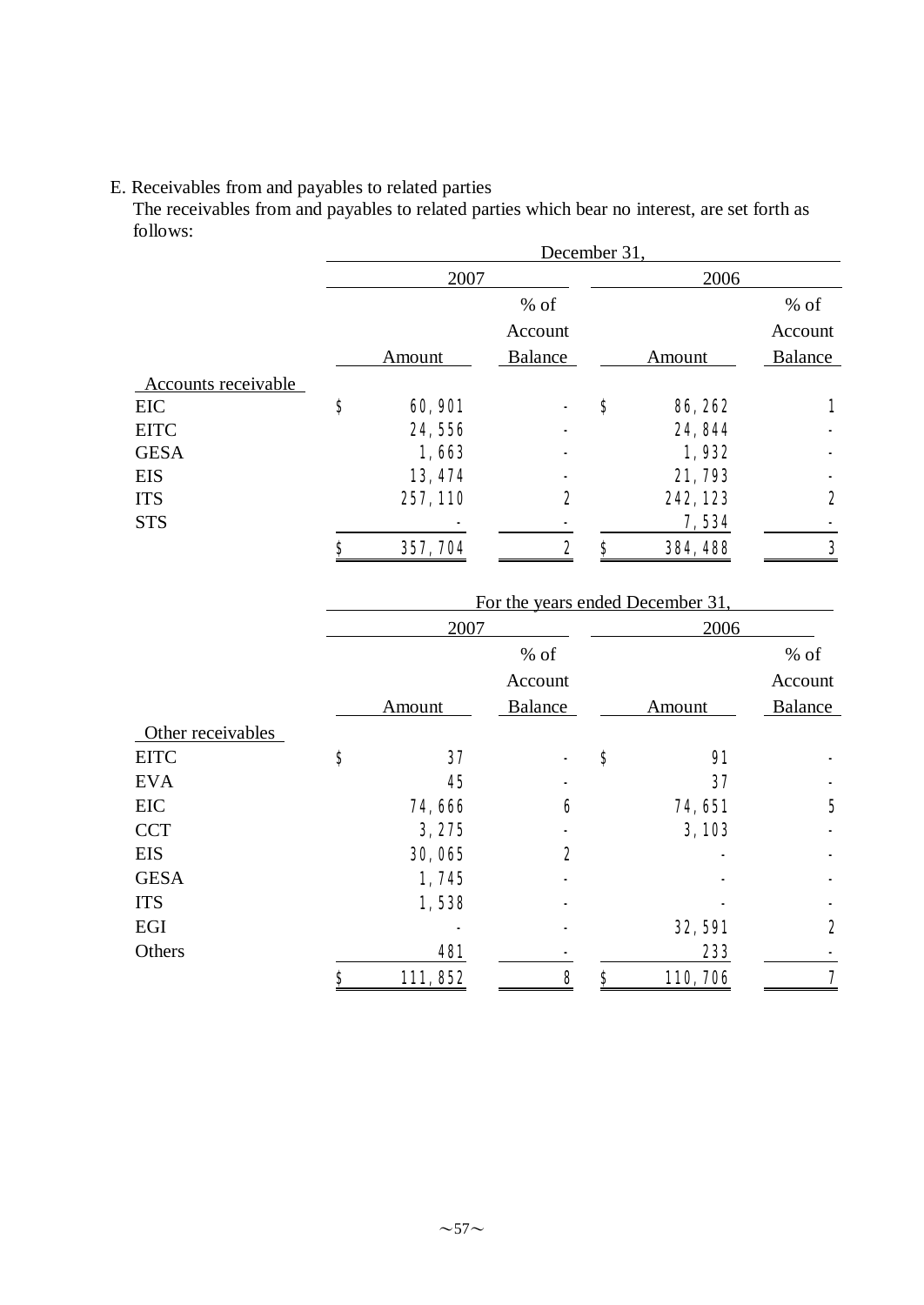E. Receivables from and payables to related parties

The receivables from and payables to related parties which bear no interest, are set forth as follows:

| | December 31, | | | | |
|---|---|---|---|---|---|
| | 2007 | | 2006 | | |
| | Amount | % of Account Balance | Amount | % of Account Balance |
| Accounts receivable | | | | |
| EIC | $ 60,901 | - | $ 86,262 | 1 |
| EITC | 24,556 | - | 24,844 | - |
| GESA | 1,663 | - | 1,932 | - |
| EIS | 13,474 | - | 21,793 | - |
| ITS | 257,110 | 2 | 242,123 | 2 |
| STS | - | - | 7,534 | - |
| | $ 357,704 | 2 | $ 384,488 | 3 |

| | For the years ended December 31, | | | |
|---|---|---|---|---|
| | 2007 | | 2006 | |
| | Amount | % of Account Balance | Amount | % of Account Balance |
| Other receivables | | | | |
| EITC | $ 37 | - | $ 91 | - |
| EVA | 45 | - | 37 | - |
| EIC | 74,666 | 6 | 74,651 | 5 |
| CCT | 3,275 | - | 3,103 | - |
| EIS | 30,065 | 2 | - | - |
| GESA | 1,745 | - | - | - |
| ITS | 1,538 | - | - | - |
| EGI | - | - | 32,591 | 2 |
| Others | 481 | - | 233 | - |
| | $ 111,852 | 8 | $ 110,706 | 7 |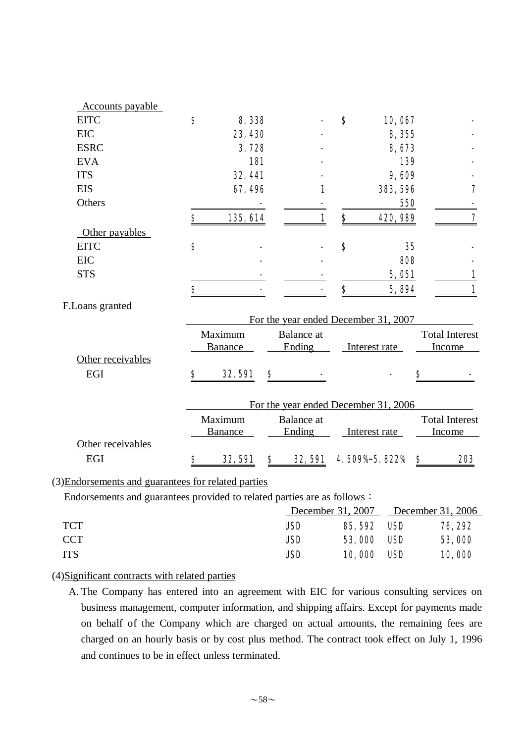| | | | | |
|---|---|---|---|---|
| Accounts payable | | | | |
| EITC | $ 8,338 | - | $ 10,067 | - |
| EIC | 23,430 | - | 8,355 | - |
| ESRC | 3,728 | - | 8,673 | - |
| EVA | 181 | - | 139 | - |
| ITS | 32,441 | - | 9,609 | - |
| EIS | 67,496 | 1 | 383,596 | 7 |
| Others | - | - | 550 | - |
| | $ 135,614 | 1 | $ 420,989 | 7 |
| Other payables | | | | |
| EITC | $ - | - | $ 35 | - |
| EIC | - | - | 808 | - |
| STS | - | - | 5,051 | 1 |
| | $ - | - | $ 5,894 | 1 |

F.Loans granted

| | For the year ended December 31, 2007 | | | |
|---|---|---|---|---|
| | Maximum Banance | Balance at Ending | Interest rate | Total Interest Income |
| Other receivables | | | | |
| EGI | $ 32,591 | $ - | - | $ - |

| | For the year ended December 31, 2006 | | | |
|---|---|---|---|---|
| | Maximum Banance | Balance at Ending | Interest rate | Total Interest Income |
| Other receivables | | | | |
| EGI | $ 32,591 | $ 32,591 | 4.509%~5.822% | $ 203 |

(3)Endorsements and guarantees for related parties

Endorsements and guarantees provided to related parties are as follows：

| | December 31, 2007 | December 31, 2006 |
|---|---|---|
| TCT | USD 85,592 | USD 76,292 |
| CCT | USD 53,000 | USD 53,000 |
| ITS | USD 10,000 | USD 10,000 |

(4)Significant contracts with related parties

A. The Company has entered into an agreement with EIC for various consulting services on business management, computer information, and shipping affairs. Except for payments made on behalf of the Company which are charged on actual amounts, the remaining fees are charged on an hourly basis or by cost plus method. The contract took effect on July 1, 1996 and continues to be in effect unless terminated.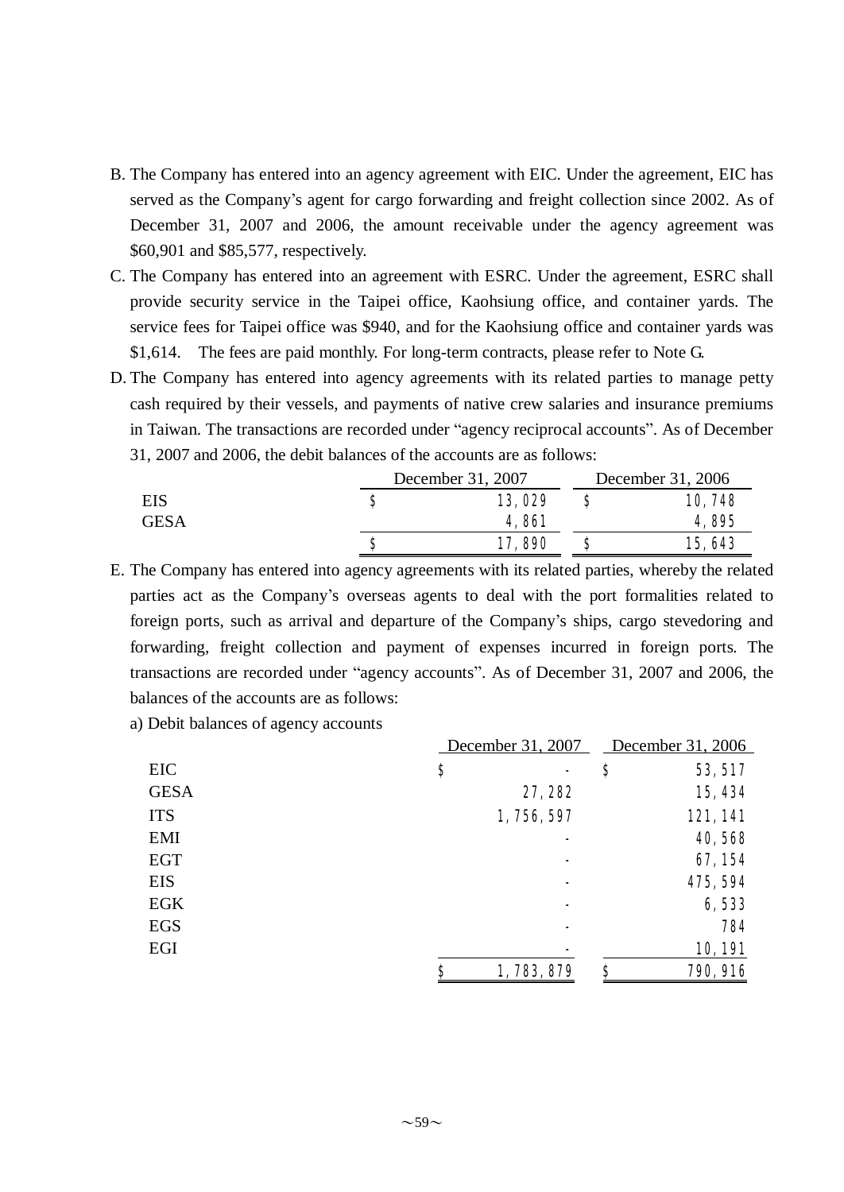B. The Company has entered into an agency agreement with EIC. Under the agreement, EIC has served as the Company's agent for cargo forwarding and freight collection since 2002. As of December 31, 2007 and 2006, the amount receivable under the agency agreement was $60,901 and $85,577, respectively.

C. The Company has entered into an agreement with ESRC. Under the agreement, ESRC shall provide security service in the Taipei office, Kaohsiung office, and container yards. The service fees for Taipei office was $940, and for the Kaohsiung office and container yards was $1,614. The fees are paid monthly. For long-term contracts, please refer to Note G.

D. The Company has entered into agency agreements with its related parties to manage petty cash required by their vessels, and payments of native crew salaries and insurance premiums in Taiwan. The transactions are recorded under "agency reciprocal accounts". As of December 31, 2007 and 2006, the debit balances of the accounts are as follows:

| | December 31, 2007 | December 31, 2006 |
|---|---|---|
| EIS | $ 13,029 | $ 10,748 |
| GESA | 4,861 | 4,895 |
| | $ 17,890 | $ 15,643 |

E. The Company has entered into agency agreements with its related parties, whereby the related parties act as the Company's overseas agents to deal with the port formalities related to foreign ports, such as arrival and departure of the Company's ships, cargo stevedoring and forwarding, freight collection and payment of expenses incurred in foreign ports. The transactions are recorded under "agency accounts". As of December 31, 2007 and 2006, the balances of the accounts are as follows:

a) Debit balances of agency accounts

| | December 31, 2007 | December 31, 2006 |
|---|---|---|
| EIC | $ - | $ 53,517 |
| GESA | 27,282 | 15,434 |
| ITS | 1,756,597 | 121,141 |
| EMI | - | 40,568 |
| EGT | - | 67,154 |
| EIS | - | 475,594 |
| EGK | - | 6,533 |
| EGS | - | 784 |
| EGI | - | 10,191 |
| | $ 1,783,879 | $ 790,916 |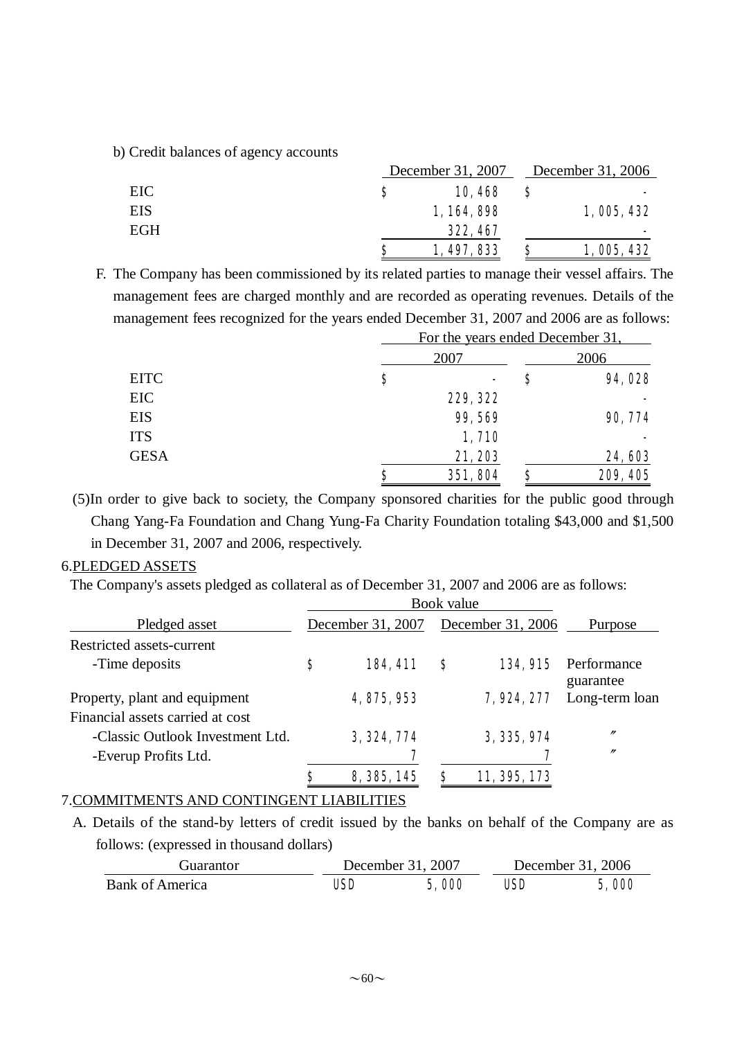b) Credit balances of agency accounts

| | December 31, 2007 | December 31, 2006 |
|---|---|---|
| EIC | $ 10,468 | $ - |
| EIS | 1,164,898 | 1,005,432 |
| EGH | 322,467 | - |
| | $ 1,497,833 | $ 1,005,432 |

F. The Company has been commissioned by its related parties to manage their vessel affairs. The management fees are charged monthly and are recorded as operating revenues. Details of the management fees recognized for the years ended December 31, 2007 and 2006 are as follows:

| | For the years ended December 31, | |
|---|---|---|
| | 2007 | 2006 |
| EITC | $ - | $ 94,028 |
| EIC | 229,322 | - |
| EIS | 99,569 | 90,774 |
| ITS | 1,710 | - |
| GESA | 21,203 | 24,603 |
| | $ 351,804 | $ 209,405 |

(5)In order to give back to society, the Company sponsored charities for the public good through Chang Yang-Fa Foundation and Chang Yung-Fa Charity Foundation totaling $43,000 and $1,500 in December 31, 2007 and 2006, respectively.

6.PLEDGED ASSETS

The Company's assets pledged as collateral as of December 31, 2007 and 2006 are as follows:

| | Book value | | |
|---|---|---|---|
| Pledged asset | December 31, 2007 | December 31, 2006 | Purpose |
| Restricted assets-current | | | |
| -Time deposits | $ 184,411 | $ 134,915 | Performance guarantee |
| Property, plant and equipment | 4,875,953 | 7,924,277 | Long-term loan |
| Financial assets carried at cost | | | |
| -Classic Outlook Investment Ltd. | 3,324,774 | 3,335,974 | 〃 |
| -Everup Profits Ltd. | 7 | 7 | 〃 |
| | $ 8,385,145 | $ 11,395,173 | |

7.COMMITMENTS AND CONTINGENT LIABILITIES

A. Details of the stand-by letters of credit issued by the banks on behalf of the Company are as follows: (expressed in thousand dollars)

| Guarantor | December 31, 2007 | December 31, 2006 |
|---|---|---|
| Bank of America | USD 5,000 | USD 5,000 |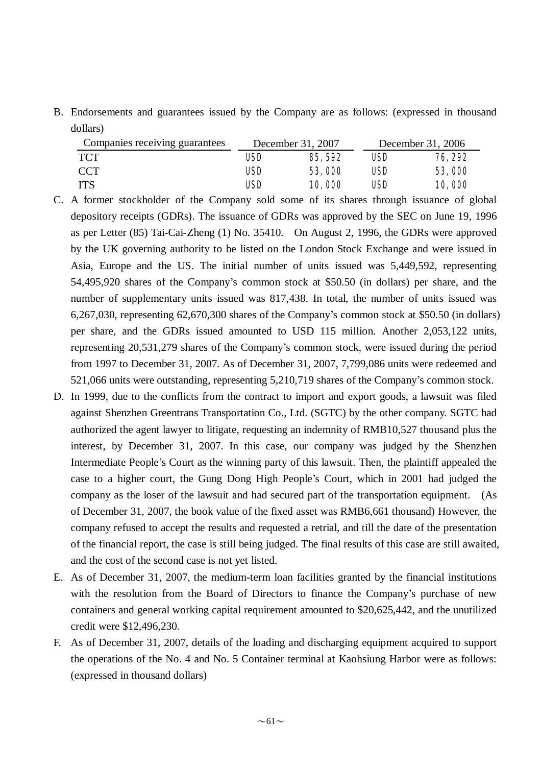B. Endorsements and guarantees issued by the Company are as follows: (expressed in thousand dollars)

| Companies receiving guarantees | December 31, 2007 | | December 31, 2006 | |
|---|---|---|---|---|
| TCT | USD | 85,592 | USD | 76,292 |
| CCT | USD | 53,000 | USD | 53,000 |
| ITS | USD | 10,000 | USD | 10,000 |

C. A former stockholder of the Company sold some of its shares through issuance of global depository receipts (GDRs). The issuance of GDRs was approved by the SEC on June 19, 1996 as per Letter (85) Tai-Cai-Zheng (1) No. 35410. On August 2, 1996, the GDRs were approved by the UK governing authority to be listed on the London Stock Exchange and were issued in Asia, Europe and the US. The initial number of units issued was 5,449,592, representing 54,495,920 shares of the Company's common stock at $50.50 (in dollars) per share, and the number of supplementary units issued was 817,438. In total, the number of units issued was 6,267,030, representing 62,670,300 shares of the Company's common stock at $50.50 (in dollars) per share, and the GDRs issued amounted to USD 115 million. Another 2,053,122 units, representing 20,531,279 shares of the Company's common stock, were issued during the period from 1997 to December 31, 2007. As of December 31, 2007, 7,799,086 units were redeemed and 521,066 units were outstanding, representing 5,210,719 shares of the Company's common stock.

D. In 1999, due to the conflicts from the contract to import and export goods, a lawsuit was filed against Shenzhen Greentrans Transportation Co., Ltd. (SGTC) by the other company. SGTC had authorized the agent lawyer to litigate, requesting an indemnity of RMB10,527 thousand plus the interest, by December 31, 2007. In this case, our company was judged by the Shenzhen Intermediate People's Court as the winning party of this lawsuit. Then, the plaintiff appealed the case to a higher court, the Gung Dong High People's Court, which in 2001 had judged the company as the loser of the lawsuit and had secured part of the transportation equipment. (As of December 31, 2007, the book value of the fixed asset was RMB6,661 thousand) However, the company refused to accept the results and requested a retrial, and till the date of the presentation of the financial report, the case is still being judged. The final results of this case are still awaited, and the cost of the second case is not yet listed.

E. As of December 31, 2007, the medium-term loan facilities granted by the financial institutions with the resolution from the Board of Directors to finance the Company's purchase of new containers and general working capital requirement amounted to $20,625,442, and the unutilized credit were $12,496,230.

F. As of December 31, 2007, details of the loading and discharging equipment acquired to support the operations of the No. 4 and No. 5 Container terminal at Kaohsiung Harbor were as follows: (expressed in thousand dollars)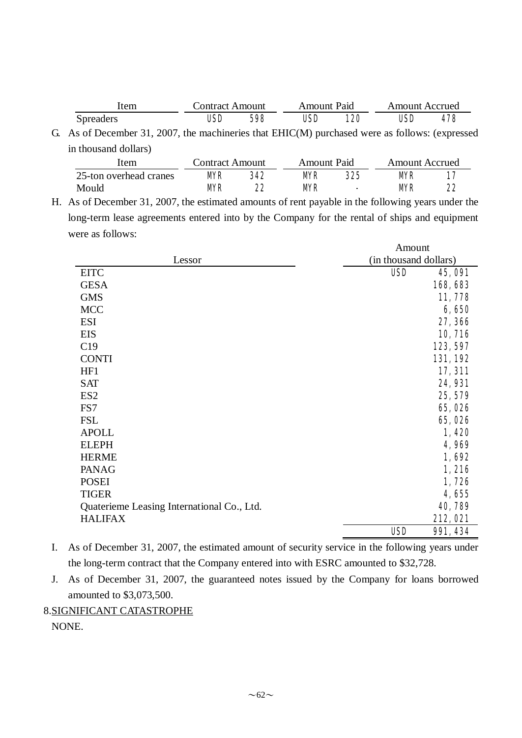| Item | Contract Amount | | Amount Paid | | Amount Accrued | |
|---|---|---|---|---|---|---|
| Spreaders | USD | 598 | USD | 120 | USD | 478 |

G. As of December 31, 2007, the machineries that EHIC(M) purchased were as follows: (expressed in thousand dollars)

| Item | Contract Amount | | Amount Paid | | Amount Accrued | |
|---|---|---|---|---|---|---|
| 25-ton overhead cranes | MYR | 342 | MYR | 325 | MYR | 17 |
| Mould | MYR | 22 | MYR | - | MYR | 22 |

H. As of December 31, 2007, the estimated amounts of rent payable in the following years under the long-term lease agreements entered into by the Company for the rental of ships and equipment were as follows:

| Lessor | Amount (in thousand dollars) | |
|---|---|---|
| EITC | USD | 45,091 |
| GESA | | 168,683 |
| GMS | | 11,778 |
| MCC | | 6,650 |
| ESI | | 27,366 |
| EIS | | 10,716 |
| C19 | | 123,597 |
| CONTI | | 131,192 |
| HF1 | | 17,311 |
| SAT | | 24,931 |
| ES2 | | 25,579 |
| FS7 | | 65,026 |
| FSL | | 65,026 |
| APOLL | | 1,420 |
| ELEPH | | 4,969 |
| HERME | | 1,692 |
| PANAG | | 1,216 |
| POSEI | | 1,726 |
| TIGER | | 4,655 |
| Quaterieme Leasing International Co., Ltd. | | 40,789 |
| HALIFAX | | 212,021 |
| | USD | 991,434 |

I. As of December 31, 2007, the estimated amount of security service in the following years under the long-term contract that the Company entered into with ESRC amounted to $32,728.

J. As of December 31, 2007, the guaranteed notes issued by the Company for loans borrowed amounted to $3,073,500.

8. SIGNIFICANT CATASTROPHE

NONE.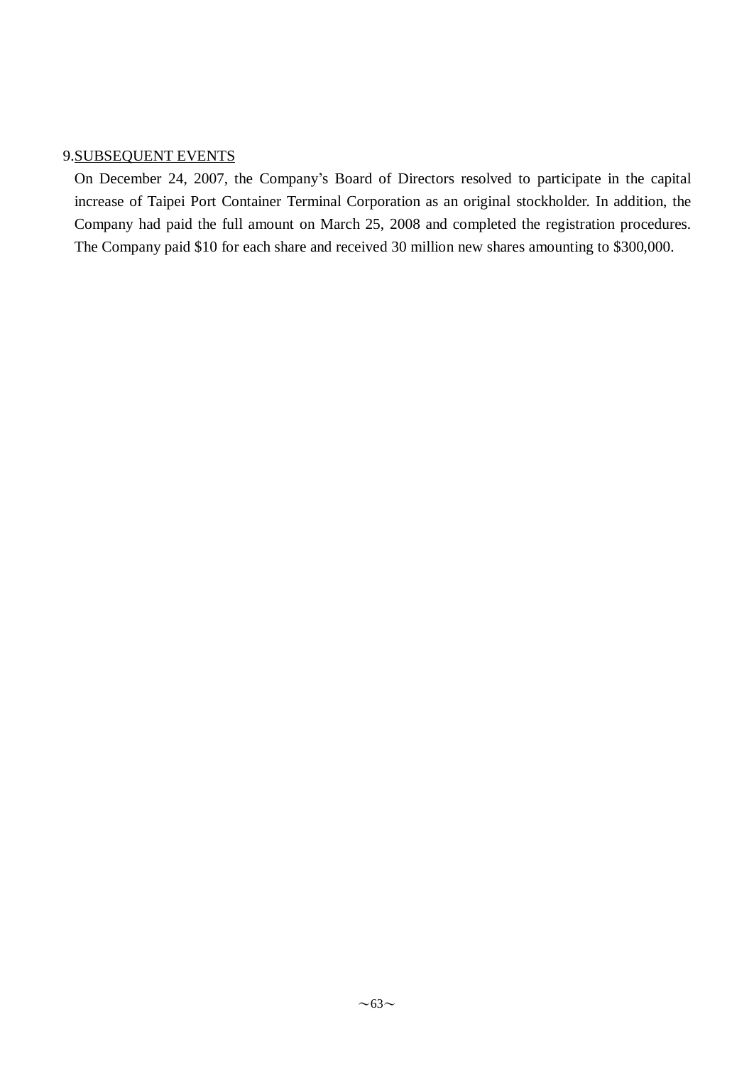9. <u>SUBSEQUENT EVENTS</u>

On December 24, 2007, the Company’s Board of Directors resolved to participate in the capital increase of Taipei Port Container Terminal Corporation as an original stockholder. In addition, the Company had paid the full amount on March 25, 2008 and completed the registration procedures. The Company paid $10 for each share and received 30 million new shares amounting to $300,000.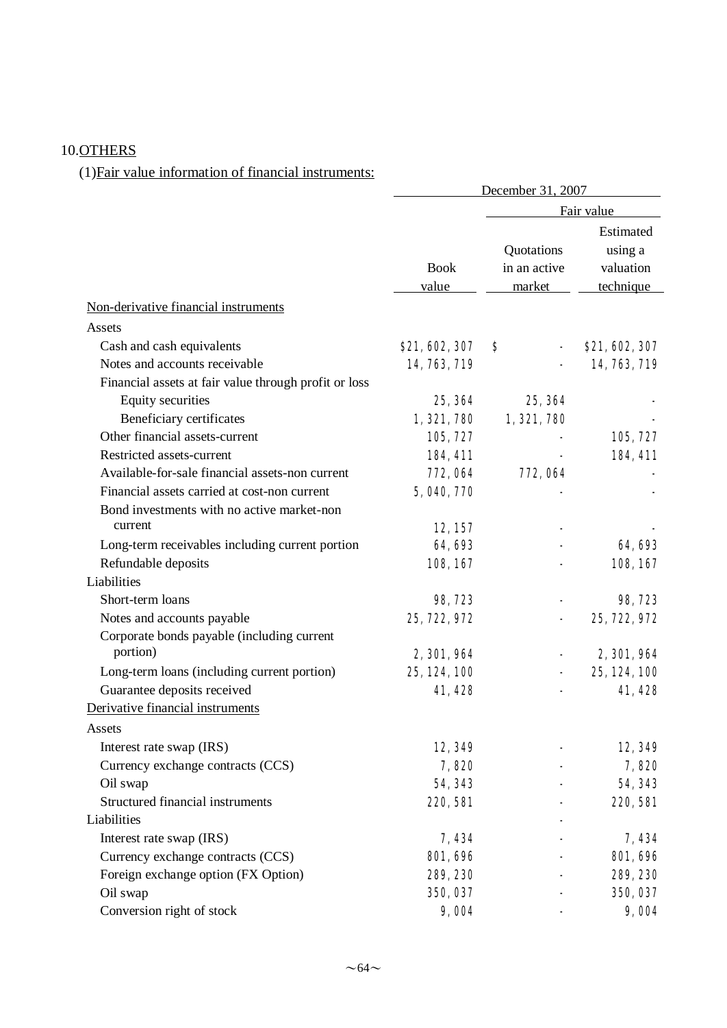10.OTHERS

(1)Fair value information of financial instruments:

| | December 31, 2007 | | |
|---|---|---|---|
| | | Fair value | |
| | Book value | Quotations in an active market | Estimated using a valuation technique |
| Non-derivative financial instruments | | | |
| Assets | | | |
| Cash and cash equivalents | $21,602,307 | $ - | $21,602,307 |
| Notes and accounts receivable | 14,763,719 | - | 14,763,719 |
| Financial assets at fair value through profit or loss | | | |
| Equity securities | 25,364 | 25,364 | - |
| Beneficiary certificates | 1,321,780 | 1,321,780 | - |
| Other financial assets-current | 105,727 | - | 105,727 |
| Restricted assets-current | 184,411 | - | 184,411 |
| Available-for-sale financial assets-non current | 772,064 | 772,064 | - |
| Financial assets carried at cost-non current | 5,040,770 | - | - |
| Bond investments with no active market-non current | 12,157 | - | - |
| Long-term receivables including current portion | 64,693 | - | 64,693 |
| Refundable deposits | 108,167 | - | 108,167 |
| Liabilities | | | |
| Short-term loans | 98,723 | - | 98,723 |
| Notes and accounts payable | 25,722,972 | - | 25,722,972 |
| Corporate bonds payable (including current portion) | 2,301,964 | - | 2,301,964 |
| Long-term loans (including current portion) | 25,124,100 | - | 25,124,100 |
| Guarantee deposits received | 41,428 | - | 41,428 |
| Derivative financial instruments | | | |
| Assets | | | |
| Interest rate swap (IRS) | 12,349 | - | 12,349 |
| Currency exchange contracts (CCS) | 7,820 | - | 7,820 |
| Oil swap | 54,343 | - | 54,343 |
| Structured financial instruments | 220,581 | - | 220,581 |
| Liabilities | | - | |
| Interest rate swap (IRS) | 7,434 | - | 7,434 |
| Currency exchange contracts (CCS) | 801,696 | - | 801,696 |
| Foreign exchange option (FX Option) | 289,230 | - | 289,230 |
| Oil swap | 350,037 | - | 350,037 |
| Conversion right of stock | 9,004 | - | 9,004 |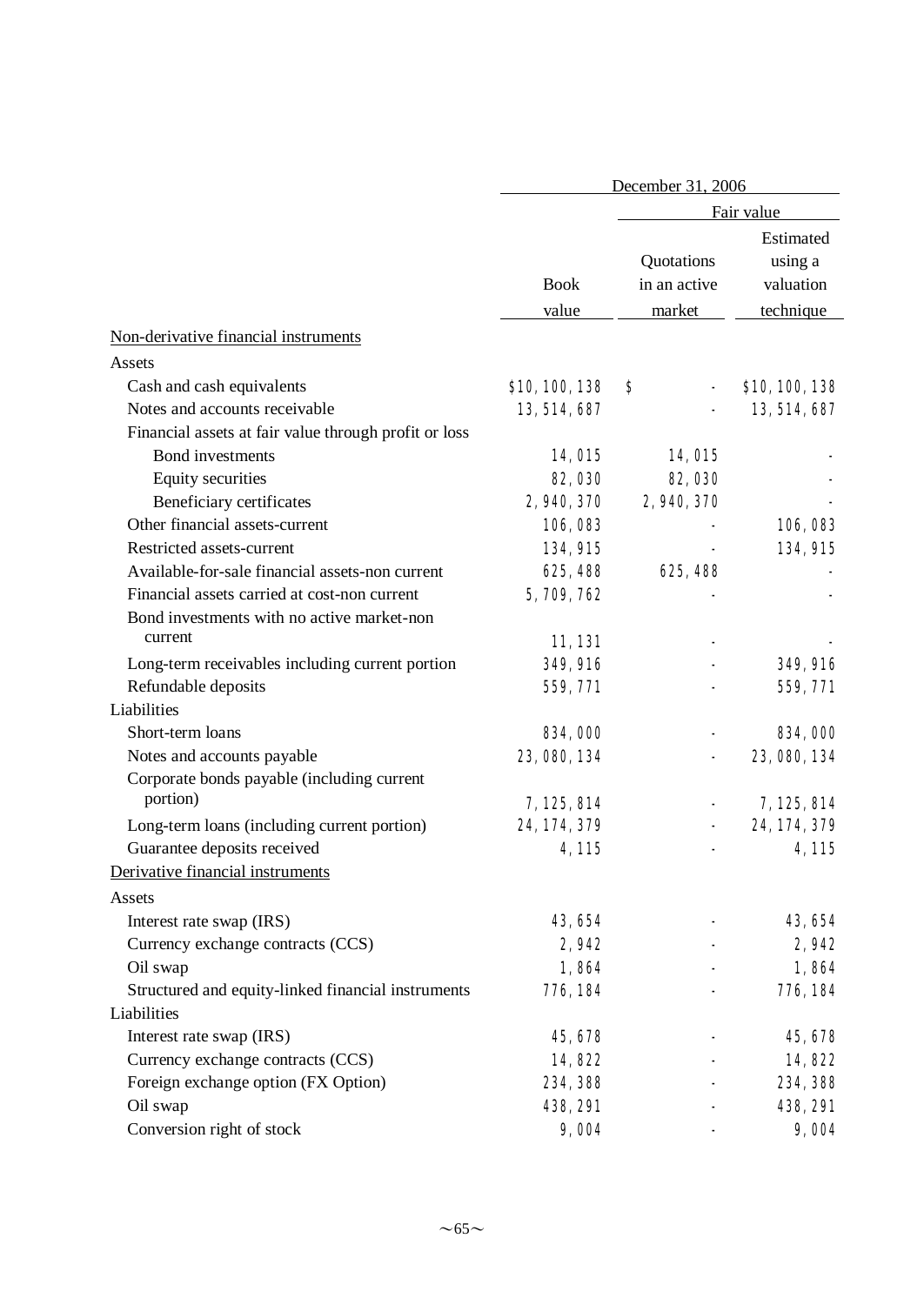| | December 31, 2006 | | |
|---|---|---|---|
| | | Fair value | |
| | Book value | Quotations in an active market | Estimated using a valuation technique |
| Non-derivative financial instruments | | | |
| Assets | | | |
| Cash and cash equivalents | $10,100,138 | $ - | $10,100,138 |
| Notes and accounts receivable | 13,514,687 | - | 13,514,687 |
| Financial assets at fair value through profit or loss | | | |
| Bond investments | 14,015 | 14,015 | - |
| Equity securities | 82,030 | 82,030 | - |
| Beneficiary certificates | 2,940,370 | 2,940,370 | - |
| Other financial assets-current | 106,083 | - | 106,083 |
| Restricted assets-current | 134,915 | - | 134,915 |
| Available-for-sale financial assets-non current | 625,488 | 625,488 | - |
| Financial assets carried at cost-non current | 5,709,762 | - | - |
| Bond investments with no active market-non current | 11,131 | - | - |
| Long-term receivables including current portion | 349,916 | - | 349,916 |
| Refundable deposits | 559,771 | - | 559,771 |
| Liabilities | | | |
| Short-term loans | 834,000 | - | 834,000 |
| Notes and accounts payable | 23,080,134 | - | 23,080,134 |
| Corporate bonds payable (including current portion) | 7,125,814 | - | 7,125,814 |
| Long-term loans (including current portion) | 24,174,379 | - | 24,174,379 |
| Guarantee deposits received | 4,115 | - | 4,115 |
| Derivative financial instruments | | | |
| Assets | | | |
| Interest rate swap (IRS) | 43,654 | - | 43,654 |
| Currency exchange contracts (CCS) | 2,942 | - | 2,942 |
| Oil swap | 1,864 | - | 1,864 |
| Structured and equity-linked financial instruments | 776,184 | - | 776,184 |
| Liabilities | | | |
| Interest rate swap (IRS) | 45,678 | - | 45,678 |
| Currency exchange contracts (CCS) | 14,822 | - | 14,822 |
| Foreign exchange option (FX Option) | 234,388 | - | 234,388 |
| Oil swap | 438,291 | - | 438,291 |
| Conversion right of stock | 9,004 | - | 9,004 |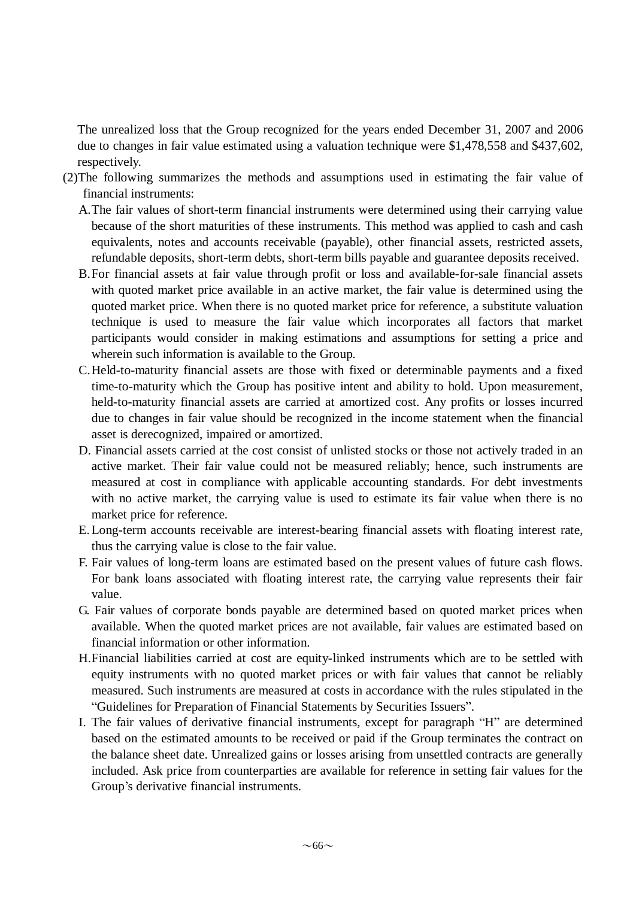The unrealized loss that the Group recognized for the years ended December 31, 2007 and 2006 due to changes in fair value estimated using a valuation technique were $1,478,558 and $437,602, respectively.

(2)The following summarizes the methods and assumptions used in estimating the fair value of financial instruments:

A. The fair values of short-term financial instruments were determined using their carrying value because of the short maturities of these instruments. This method was applied to cash and cash equivalents, notes and accounts receivable (payable), other financial assets, restricted assets, refundable deposits, short-term debts, short-term bills payable and guarantee deposits received.

B. For financial assets at fair value through profit or loss and available-for-sale financial assets with quoted market price available in an active market, the fair value is determined using the quoted market price. When there is no quoted market price for reference, a substitute valuation technique is used to measure the fair value which incorporates all factors that market participants would consider in making estimations and assumptions for setting a price and wherein such information is available to the Group.

C. Held-to-maturity financial assets are those with fixed or determinable payments and a fixed time-to-maturity which the Group has positive intent and ability to hold. Upon measurement, held-to-maturity financial assets are carried at amortized cost. Any profits or losses incurred due to changes in fair value should be recognized in the income statement when the financial asset is derecognized, impaired or amortized.

D. Financial assets carried at the cost consist of unlisted stocks or those not actively traded in an active market. Their fair value could not be measured reliably; hence, such instruments are measured at cost in compliance with applicable accounting standards. For debt investments with no active market, the carrying value is used to estimate its fair value when there is no market price for reference.

E. Long-term accounts receivable are interest-bearing financial assets with floating interest rate, thus the carrying value is close to the fair value.

F. Fair values of long-term loans are estimated based on the present values of future cash flows. For bank loans associated with floating interest rate, the carrying value represents their fair value.

G. Fair values of corporate bonds payable are determined based on quoted market prices when available. When the quoted market prices are not available, fair values are estimated based on financial information or other information.

H. Financial liabilities carried at cost are equity-linked instruments which are to be settled with equity instruments with no quoted market prices or with fair values that cannot be reliably measured. Such instruments are measured at costs in accordance with the rules stipulated in the "Guidelines for Preparation of Financial Statements by Securities Issuers".

I. The fair values of derivative financial instruments, except for paragraph "H" are determined based on the estimated amounts to be received or paid if the Group terminates the contract on the balance sheet date. Unrealized gains or losses arising from unsettled contracts are generally included. Ask price from counterparties are available for reference in setting fair values for the Group's derivative financial instruments.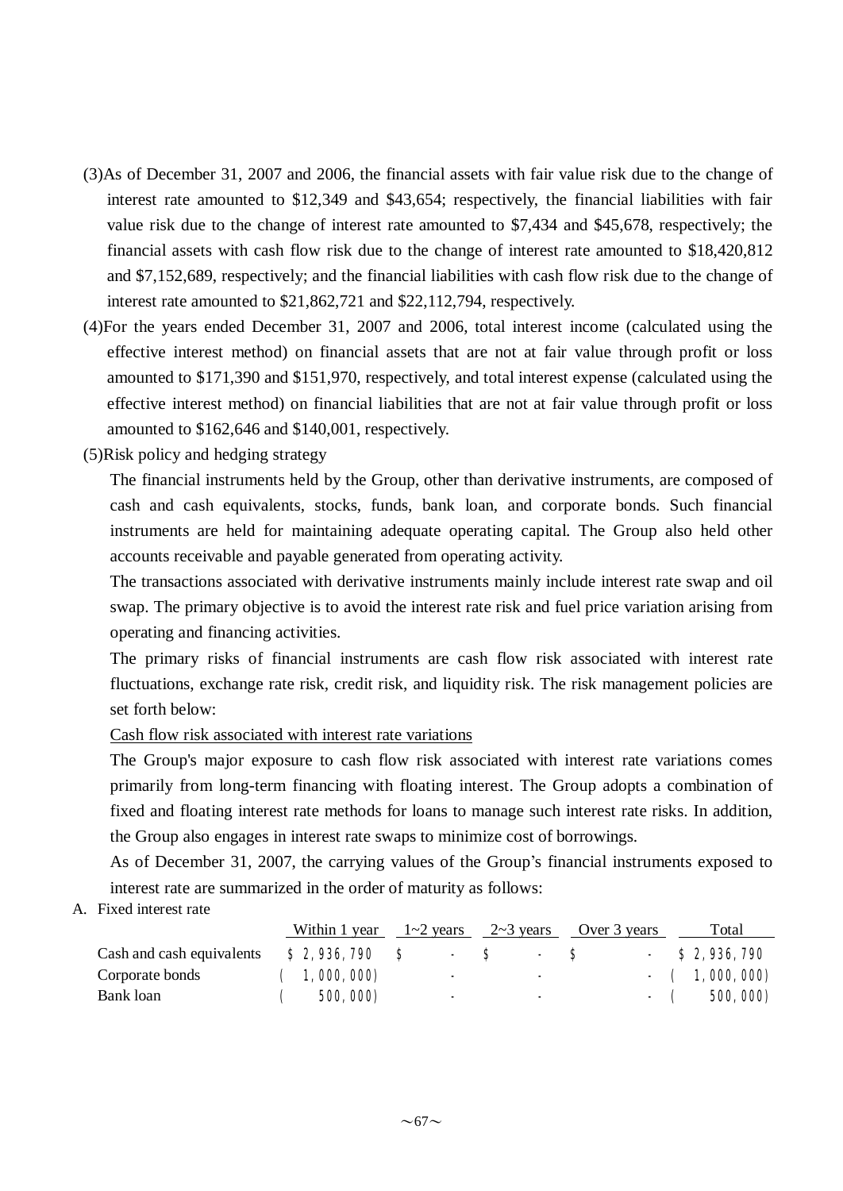(3) As of December 31, 2007 and 2006, the financial assets with fair value risk due to the change of interest rate amounted to $12,349 and $43,654; respectively, the financial liabilities with fair value risk due to the change of interest rate amounted to $7,434 and $45,678, respectively; the financial assets with cash flow risk due to the change of interest rate amounted to $18,420,812 and $7,152,689, respectively; and the financial liabilities with cash flow risk due to the change of interest rate amounted to $21,862,721 and $22,112,794, respectively.

(4) For the years ended December 31, 2007 and 2006, total interest income (calculated using the effective interest method) on financial assets that are not at fair value through profit or loss amounted to $171,390 and $151,970, respectively, and total interest expense (calculated using the effective interest method) on financial liabilities that are not at fair value through profit or loss amounted to $162,646 and $140,001, respectively.

(5) Risk policy and hedging strategy

The financial instruments held by the Group, other than derivative instruments, are composed of cash and cash equivalents, stocks, funds, bank loan, and corporate bonds. Such financial instruments are held for maintaining adequate operating capital. The Group also held other accounts receivable and payable generated from operating activity.

The transactions associated with derivative instruments mainly include interest rate swap and oil swap. The primary objective is to avoid the interest rate risk and fuel price variation arising from operating and financing activities.

The primary risks of financial instruments are cash flow risk associated with interest rate fluctuations, exchange rate risk, credit risk, and liquidity risk. The risk management policies are set forth below:

Cash flow risk associated with interest rate variations

The Group's major exposure to cash flow risk associated with interest rate variations comes primarily from long-term financing with floating interest. The Group adopts a combination of fixed and floating interest rate methods for loans to manage such interest rate risks. In addition, the Group also engages in interest rate swaps to minimize cost of borrowings.

As of December 31, 2007, the carrying values of the Group's financial instruments exposed to interest rate are summarized in the order of maturity as follows:

A. Fixed interest rate

| | Within 1 year | 1~2 years | 2~3 years | Over 3 years | Total |
|---|---|---|---|---|---|
| Cash and cash equivalents | $ 2,936,790 | $ - | $ - | $ - | $ 2,936,790 |
| Corporate bonds | ( 1,000,000) | - | - | - | ( 1,000,000) |
| Bank loan | ( 500,000) | - | - | - | ( 500,000) |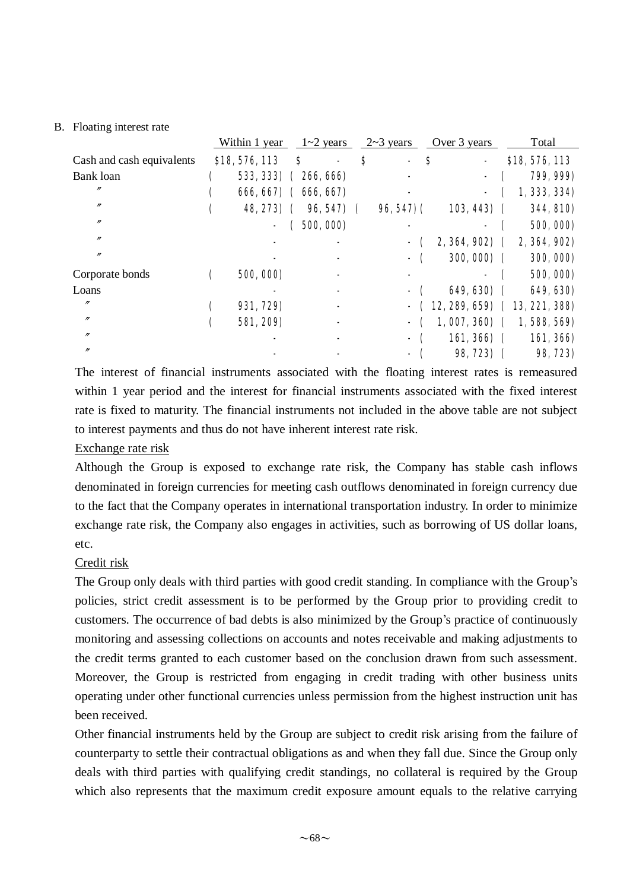B. Floating interest rate

| | Within 1 year | 1~2 years | 2~3 years | Over 3 years | Total |
|---|---|---|---|---|---|
| Cash and cash equivalents | $18,576,113 | $ - | $ - | $ - | $18,576,113 |
| Bank loan | ( 533,333) | ( 266,666) | - | - | ( 799,999) |
| 〃 | ( 666,667) | ( 666,667) | - | - | ( 1,333,334) |
| 〃 | ( 48,273) | ( 96,547) | ( 96,547) | ( 103,443) | ( 344,810) |
| 〃 | - | ( 500,000) | - | - | ( 500,000) |
| 〃 | - | - | - | ( 2,364,902) | ( 2,364,902) |
| 〃 | - | - | - | ( 300,000) | ( 300,000) |
| Corporate bonds | ( 500,000) | - | - | - | ( 500,000) |
| Loans | - | - | - | ( 649,630) | ( 649,630) |
| 〃 | ( 931,729) | - | - | ( 12,289,659) | ( 13,221,388) |
| 〃 | ( 581,209) | - | - | ( 1,007,360) | ( 1,588,569) |
| 〃 | - | - | - | ( 161,366) | ( 161,366) |
| 〃 | - | - | - | ( 98,723) | ( 98,723) |

The interest of financial instruments associated with the floating interest rates is remeasured within 1 year period and the interest for financial instruments associated with the fixed interest rate is fixed to maturity. The financial instruments not included in the above table are not subject to interest payments and thus do not have inherent interest rate risk.

Exchange rate risk

Although the Group is exposed to exchange rate risk, the Company has stable cash inflows denominated in foreign currencies for meeting cash outflows denominated in foreign currency due to the fact that the Company operates in international transportation industry. In order to minimize exchange rate risk, the Company also engages in activities, such as borrowing of US dollar loans, etc.

Credit risk

The Group only deals with third parties with good credit standing. In compliance with the Group's policies, strict credit assessment is to be performed by the Group prior to providing credit to customers. The occurrence of bad debts is also minimized by the Group's practice of continuously monitoring and assessing collections on accounts and notes receivable and making adjustments to the credit terms granted to each customer based on the conclusion drawn from such assessment. Moreover, the Group is restricted from engaging in credit trading with other business units operating under other functional currencies unless permission from the highest instruction unit has been received.

Other financial instruments held by the Group are subject to credit risk arising from the failure of counterparty to settle their contractual obligations as and when they fall due. Since the Group only deals with third parties with qualifying credit standings, no collateral is required by the Group which also represents that the maximum credit exposure amount equals to the relative carrying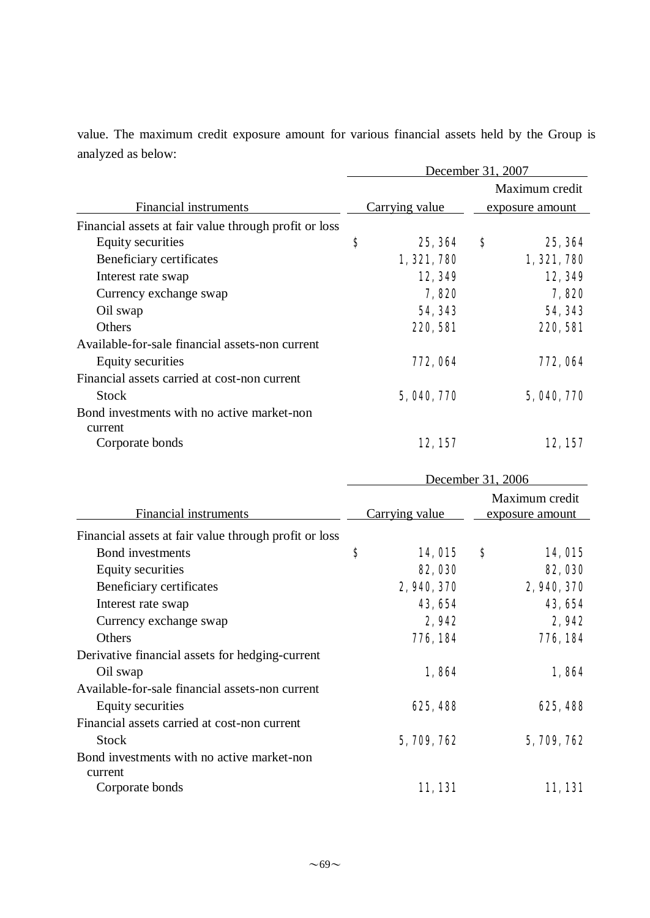value. The maximum credit exposure amount for various financial assets held by the Group is analyzed as below:

| Financial instruments | December 31, 2007 | |
|---|---|---|
| | Carrying value | Maximum credit exposure amount |
| Financial assets at fair value through profit or loss | | |
| Equity securities | $ 25,364 | $ 25,364 |
| Beneficiary certificates | 1,321,780 | 1,321,780 |
| Interest rate swap | 12,349 | 12,349 |
| Currency exchange swap | 7,820 | 7,820 |
| Oil swap | 54,343 | 54,343 |
| Others | 220,581 | 220,581 |
| Available-for-sale financial assets-non current | | |
| Equity securities | 772,064 | 772,064 |
| Financial assets carried at cost-non current | | |
| Stock | 5,040,770 | 5,040,770 |
| Bond investments with no active market-non current | | |
| Corporate bonds | 12,157 | 12,157 |

| Financial instruments | December 31, 2006 | |
|---|---|---|
| | Carrying value | Maximum credit exposure amount |
| Financial assets at fair value through profit or loss | | |
| Bond investments | $ 14,015 | $ 14,015 |
| Equity securities | 82,030 | 82,030 |
| Beneficiary certificates | 2,940,370 | 2,940,370 |
| Interest rate swap | 43,654 | 43,654 |
| Currency exchange swap | 2,942 | 2,942 |
| Others | 776,184 | 776,184 |
| Derivative financial assets for hedging-current | | |
| Oil swap | 1,864 | 1,864 |
| Available-for-sale financial assets-non current | | |
| Equity securities | 625,488 | 625,488 |
| Financial assets carried at cost-non current | | |
| Stock | 5,709,762 | 5,709,762 |
| Bond investments with no active market-non current | | |
| Corporate bonds | 11,131 | 11,131 |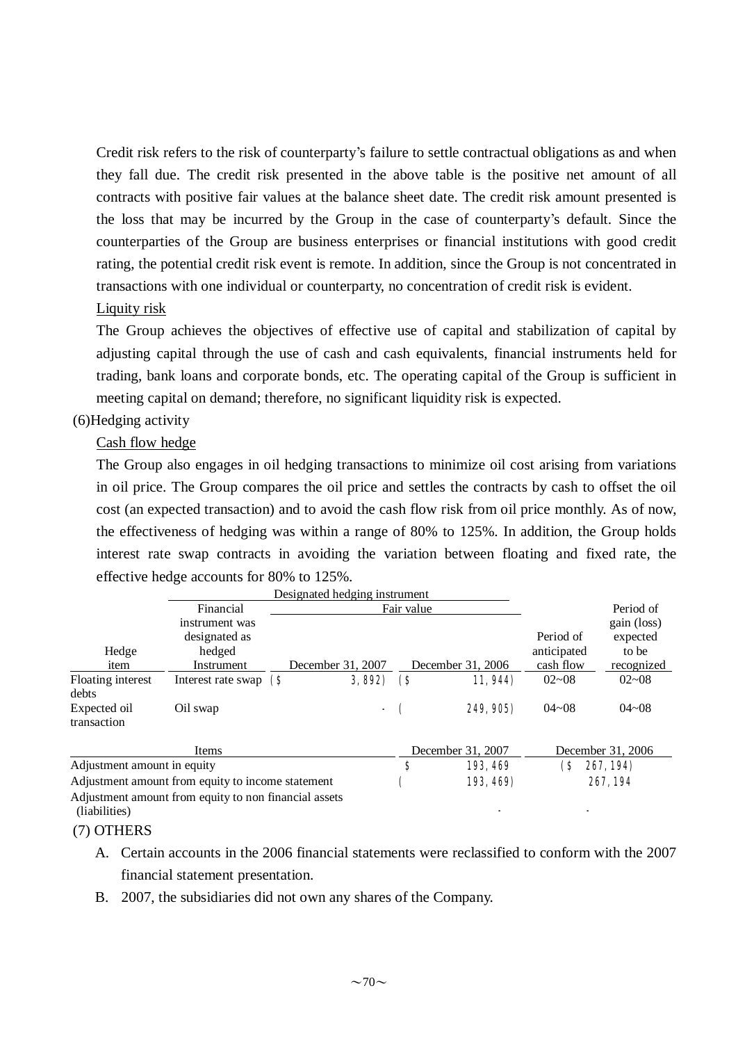Credit risk refers to the risk of counterparty's failure to settle contractual obligations as and when they fall due. The credit risk presented in the above table is the positive net amount of all contracts with positive fair values at the balance sheet date. The credit risk amount presented is the loss that may be incurred by the Group in the case of counterparty's default. Since the counterparties of the Group are business enterprises or financial institutions with good credit rating, the potential credit risk event is remote. In addition, since the Group is not concentrated in transactions with one individual or counterparty, no concentration of credit risk is evident.

Liquity risk

The Group achieves the objectives of effective use of capital and stabilization of capital by adjusting capital through the use of cash and cash equivalents, financial instruments held for trading, bank loans and corporate bonds, etc. The operating capital of the Group is sufficient in meeting capital on demand; therefore, no significant liquidity risk is expected.

(6)Hedging activity

Cash flow hedge

The Group also engages in oil hedging transactions to minimize oil cost arising from variations in oil price. The Group compares the oil price and settles the contracts by cash to offset the oil cost (an expected transaction) and to avoid the cash flow risk from oil price monthly. As of now, the effectiveness of hedging was within a range of 80% to 125%. In addition, the Group holds interest rate swap contracts in avoiding the variation between floating and fixed rate, the effective hedge accounts for 80% to 125%.

| | Designated hedging instrument | | | | |
|---|---|---|---|---|---|
| | Financial instrument was designated as hedged | Fair value | | | Period of gain (loss) expected |
| Hedge item | Instrument | December 31, 2007 | December 31, 2006 | Period of anticipated cash flow | to be recognized |
| Floating interest debts | Interest rate swap | ($ 3,892) | ($ 11,944) | 02~08 | 02~08 |
| Expected oil transaction | Oil swap | - | ( 249,905) | 04~08 | 04~08 |

| Items | December 31, 2007 | December 31, 2006 |
|---|---|---|
| Adjustment amount in equity | $ 193,469 | ($ 267,194) |
| Adjustment amount from equity to income statement | ( 193,469) | 267,194 |
| Adjustment amount from equity to non financial assets (liabilities) | - | - |

(7) OTHERS

A. Certain accounts in the 2006 financial statements were reclassified to conform with the 2007 financial statement presentation.

B. 2007, the subsidiaries did not own any shares of the Company.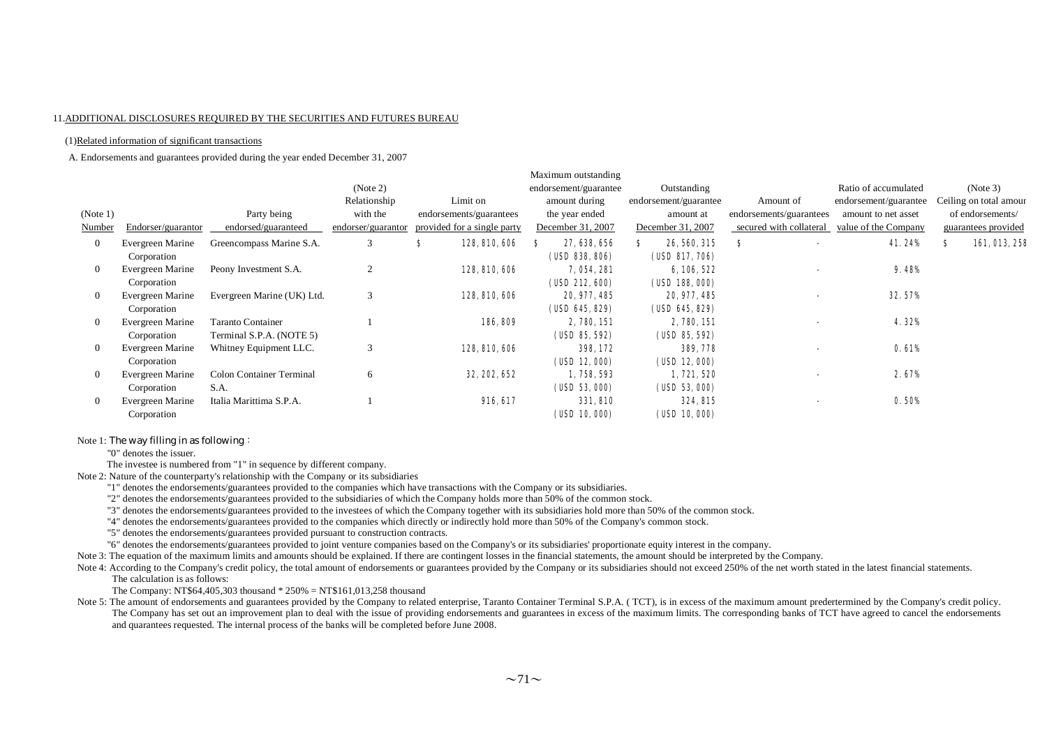11.ADDITIONAL DISCLOSURES REQUIRED BY THE SECURITIES AND FUTURES BUREAU

(1)Related information of significant transactions

A. Endorsements and guarantees provided during the year ended December 31, 2007

| (Note 1) Number | Endorser/guarantor | Party being endorsed/guaranteed | (Note 2) Relationship with the endorser/guarantor | Limit on endorsements/guarantees provided for a single party | Maximum outstanding endorsement/guarantee amount during the year ended December 31, 2007 | Outstanding endorsement/guarantee amount at December 31, 2007 | Amount of endorsements/guarantees secured with collateral | Ratio of accumulated endorsement/guarantee amount to net asset value of the Company | (Note 3) Ceiling on total amount of endorsements/ guarantees provided |
|---|---|---|---|---|---|---|---|---|---|
| 0 | Evergreen Marine Corporation | Greencompass Marine S.A. | 3 | $ 128,810,606 | $ 27,638,656 (USD 838,806) | $ 26,560,315 (USD 817,706) | $ - | 41.24% | $ 161,013,258 |
| 0 | Evergreen Marine Corporation | Peony Investment S.A. | 2 | 128,810,606 | 7,054,281 (USD 212,600) | 6,106,522 (USD 188,000) | - | 9.48% | |
| 0 | Evergreen Marine Corporation | Evergreen Marine (UK) Ltd. | 3 | 128,810,606 | 20,977,485 (USD 645,829) | 20,977,485 (USD 645,829) | - | 32.57% | |
| 0 | Evergreen Marine Corporation | Taranto Container Terminal S.P.A. (NOTE 5) | 1 | 186,809 | 2,780,151 (USD 85,592) | 2,780,151 (USD 85,592) | - | 4.32% | |
| 0 | Evergreen Marine Corporation | Whitney Equipment LLC. | 3 | 128,810,606 | 398,172 (USD 12,000) | 389,778 (USD 12,000) | - | 0.61% | |
| 0 | Evergreen Marine Corporation | Colon Container Terminal S.A. | 6 | 32,202,652 | 1,758,593 (USD 53,000) | 1,721,520 (USD 53,000) | - | 2.67% | |
| 0 | Evergreen Marine Corporation | Italia Marittima S.P.A. | 1 | 916,617 | 331,810 (USD 10,000) | 324,815 (USD 10,000) | - | 0.50% | |

Note 1: The way filling in as following：

"0" denotes the issuer.

The investee is numbered from "1" in sequence by different company.

Note 2: Nature of the counterparty's relationship with the Company or its subsidiaries

"1" denotes the endorsements/guarantees provided to the companies which have transactions with the Company or its subsidiaries.

"2" denotes the endorsements/guarantees provided to the subsidiaries of which the Company holds more than 50% of the common stock.

"3" denotes the endorsements/guarantees provided to the investees of which the Company together with its subsidiaries hold more than 50% of the common stock.

"4" denotes the endorsements/guarantees provided to the companies which directly or indirectly hold more than 50% of the Company's common stock.

"5" denotes the endorsements/guarantees provided pursuant to construction contracts.

"6" denotes the endorsements/guarantees provided to joint venture companies based on the Company's or its subsidiaries' proportionate equity interest in the company.

Note 3: The equation of the maximum limits and amounts should be explained. If there are contingent losses in the financial statements, the amount should be interpreted by the Company.

Note 4: According to the Company's credit policy, the total amount of endorsements or guarantees provided by the Company or its subsidiaries should not exceed 250% of the net worth stated in the latest financial statements. The calculation is as follows:

The Company: NT$64,405,303 thousand * 250% = NT$161,013,258 thousand

Note 5: The amount of endorsements and guarantees provided by the Company to related enterprise, Taranto Container Terminal S.P.A. ( TCT), is in excess of the maximum amount predertermined by the Company's credit policy. The Company has set out an improvement plan to deal with the issue of providing endorsements and guarantees in excess of the maximum limits. The corresponding banks of TCT have agreed to cancel the endorsements and quarantees requested. The internal process of the banks will be completed before June 2008.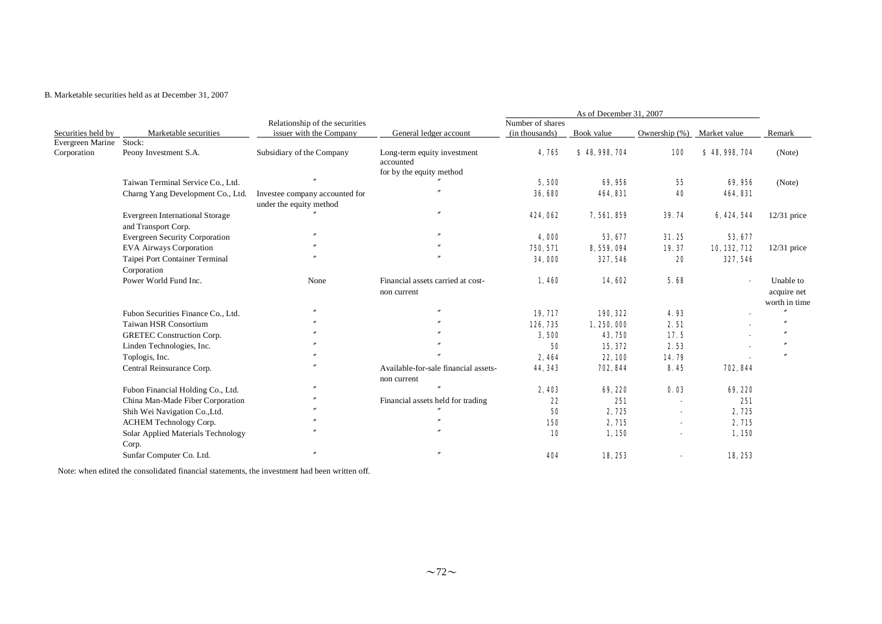B. Marketable securities held as at December 31, 2007

| Securities held by | Marketable securities | Relationship of the securities issuer with the Company | General ledger account | As of December 31, 2007 | | | | Remark |
|---|---|---|---|---|---|---|---|---|
| | | | | Number of shares (in thousands) | Book value | Ownership (%) | Market value | |
| Evergreen Marine Corporation | Stock: | | | | | | | |
| | Peony Investment S.A. | Subsidiary of the Company | Long-term equity investment accounted for by the equity method | 4,765 | $ 48,998,704 | 100 | $ 48,998,704 | (Note) |
| | Taiwan Terminal Service Co., Ltd. | 〃 | 〃 | 5,500 | 69,956 | 55 | 69,956 | (Note) |
| | Charng Yang Development Co., Ltd. | Investee company accounted for under the equity method | 〃 | 36,680 | 464,831 | 40 | 464,831 | |
| | Evergreen International Storage and Transport Corp. | 〃 | 〃 | 424,062 | 7,561,859 | 39.74 | 6,424,544 | 12/31 price |
| | Evergreen Security Corporation | 〃 | 〃 | 4,000 | 53,677 | 31.25 | 53,677 | |
| | EVA Airways Corporation | 〃 | 〃 | 750,571 | 8,559,094 | 19.37 | 10,132,712 | 12/31 price |
| | Taipei Port Container Terminal Corporation | 〃 | 〃 | 34,000 | 327,546 | 20 | 327,546 | |
| | Power World Fund Inc. | None | Financial assets carried at cost-non current | 1,460 | 14,602 | 5.68 | - | Unable to acquire net worth in time |
| | Fubon Securities Finance Co., Ltd. | 〃 | 〃 | 19,717 | 190,322 | 4.93 | - | 〃 |
| | Taiwan HSR Consortium | 〃 | 〃 | 126,735 | 1,250,000 | 2.51 | - | 〃 |
| | GRETEC Construction Corp. | 〃 | 〃 | 3,500 | 43,750 | 17.5 | - | 〃 |
| | Linden Technologies, Inc. | 〃 | 〃 | 50 | 15,372 | 2.53 | - | 〃 |
| | Toplogis, Inc. | 〃 | 〃 | 2,464 | 22,100 | 14.79 | - | 〃 |
| | Central Reinsurance Corp. | 〃 | Available-for-sale financial assets-non current | 44,343 | 702,844 | 8.45 | 702,844 | |
| | Fubon Financial Holding Co., Ltd. | 〃 | 〃 | 2,403 | 69,220 | 0.03 | 69,220 | |
| | China Man-Made Fiber Corporation | 〃 | Financial assets held for trading | 22 | 251 | - | 251 | |
| | Shih Wei Navigation Co.,Ltd. | 〃 | 〃 | 50 | 2,725 | - | 2,725 | |
| | ACHEM Technology Corp. | 〃 | 〃 | 150 | 2,715 | - | 2,715 | |
| | Solar Applied Materials Technology Corp. | 〃 | 〃 | 10 | 1,150 | - | 1,150 | |
| | Sunfar Computer Co. Ltd. | 〃 | 〃 | 404 | 18,253 | - | 18,253 | |

Note: when edited the consolidated financial statements, the investment had been written off.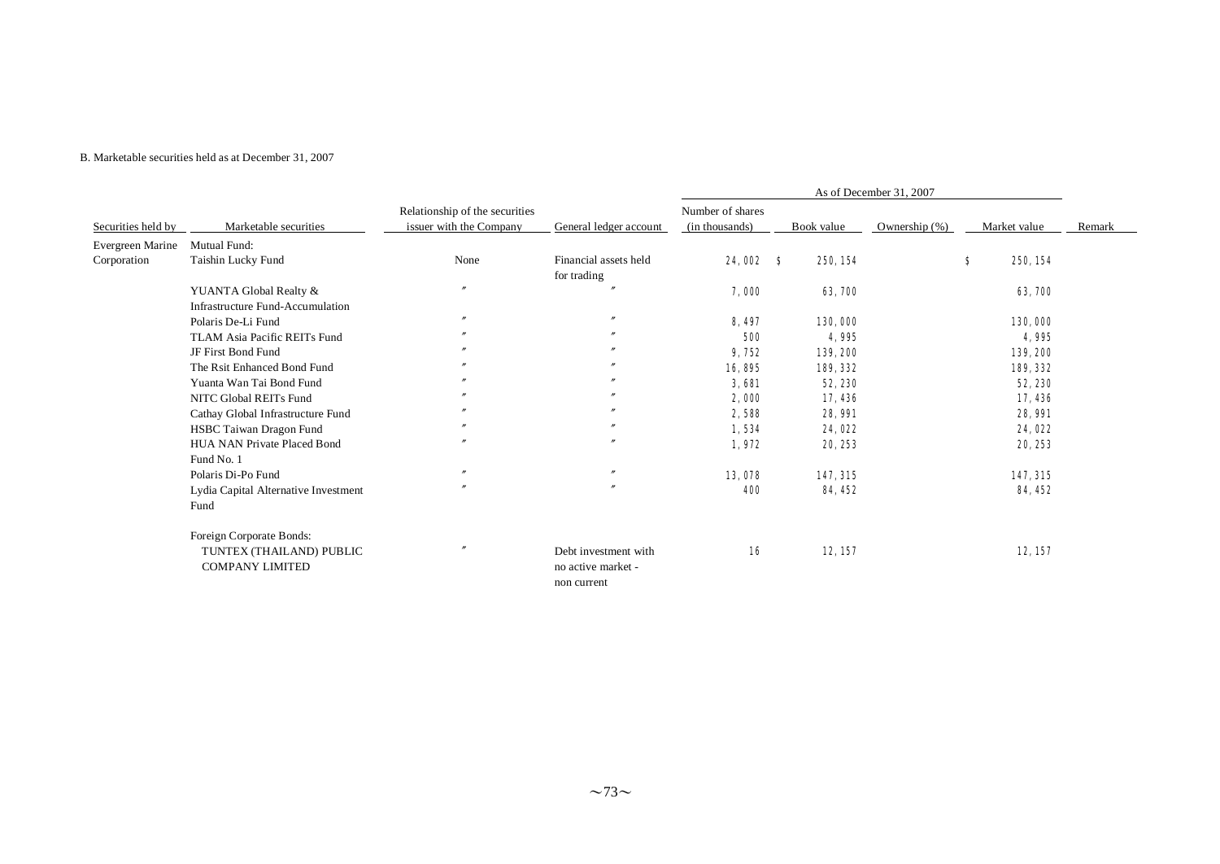B. Marketable securities held as at December 31, 2007

| | | | | As of December 31, 2007 | | | | |
|---|---|---|---|---|---|---|---|---|
| Securities held by | Marketable securities | Relationship of the securities issuer with the Company | General ledger account | Number of shares (in thousands) | Book value | Ownership (%) | Market value | Remark |
| Evergreen Marine Corporation | Mutual Fund: | | | | | | | |
| | Taishin Lucky Fund | None | Financial assets held for trading | 24,002 | $ 250,154 | | $ 250,154 | |
| | YUANTA Global Realty & Infrastructure Fund-Accumulation | 〃 | 〃 | 7,000 | 63,700 | | 63,700 | |
| | Polaris De-Li Fund | 〃 | 〃 | 8,497 | 130,000 | | 130,000 | |
| | TLAM Asia Pacific REITs Fund | 〃 | 〃 | 500 | 4,995 | | 4,995 | |
| | JF First Bond Fund | 〃 | 〃 | 9,752 | 139,200 | | 139,200 | |
| | The Rsit Enhanced Bond Fund | 〃 | 〃 | 16,895 | 189,332 | | 189,332 | |
| | Yuanta Wan Tai Bond Fund | 〃 | 〃 | 3,681 | 52,230 | | 52,230 | |
| | NITC Global REITs Fund | 〃 | 〃 | 2,000 | 17,436 | | 17,436 | |
| | Cathay Global Infrastructure Fund | 〃 | 〃 | 2,588 | 28,991 | | 28,991 | |
| | HSBC Taiwan Dragon Fund | 〃 | 〃 | 1,534 | 24,022 | | 24,022 | |
| | HUA NAN Private Placed Bond Fund No. 1 | 〃 | 〃 | 1,972 | 20,253 | | 20,253 | |
| | Polaris Di-Po Fund | 〃 | 〃 | 13,078 | 147,315 | | 147,315 | |
| | Lydia Capital Alternative Investment Fund | 〃 | 〃 | 400 | 84,452 | | 84,452 | |
| | Foreign Corporate Bonds: | | | | | | | |
| | TUNTEX (THAILAND) PUBLIC COMPANY LIMITED | 〃 | Debt investment with no active market - non current | 16 | 12,157 | | 12,157 | |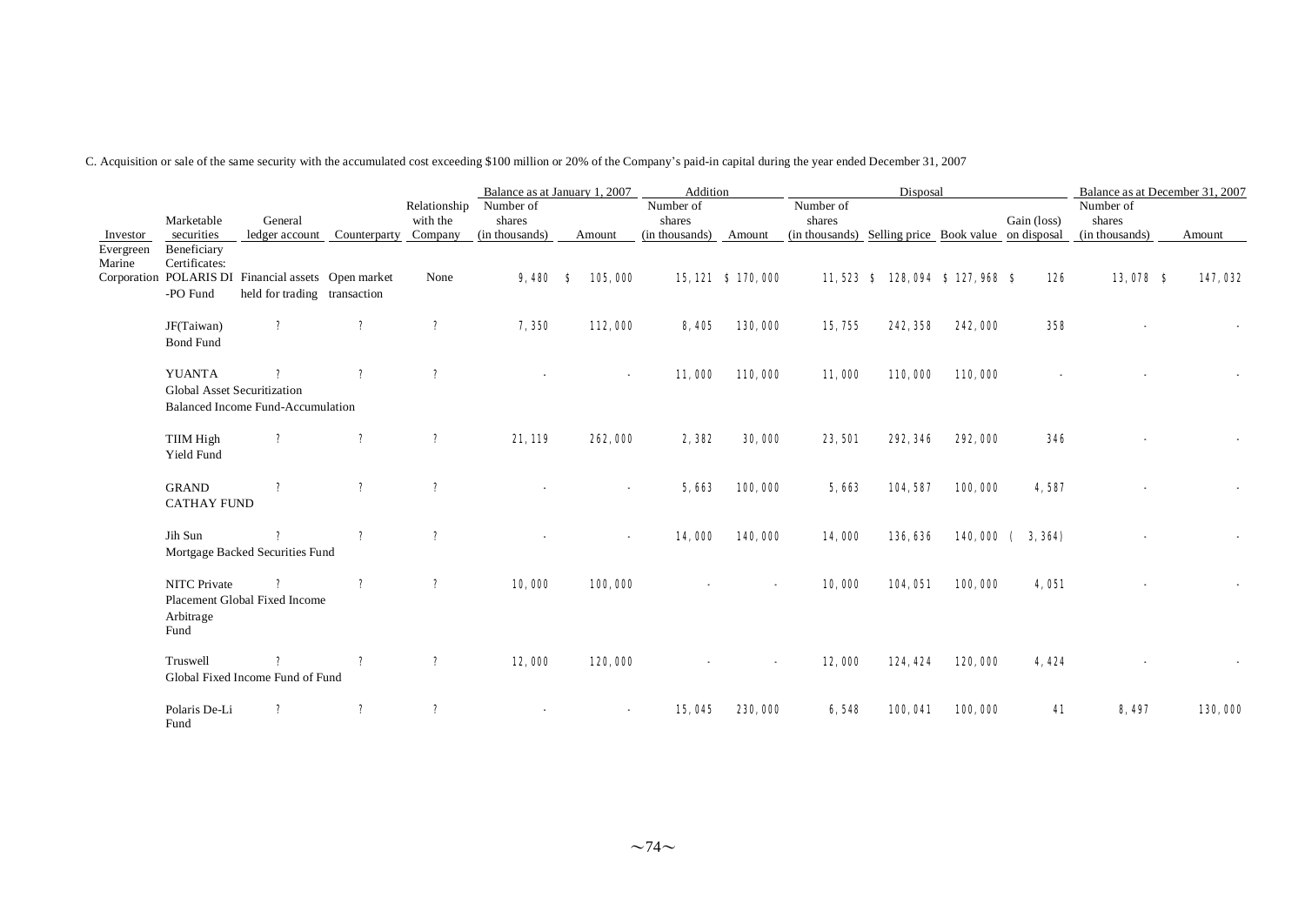C. Acquisition or sale of the same security with the accumulated cost exceeding $100 million or 20% of the Company's paid-in capital during the year ended December 31, 2007

| Investor | Marketable securities | General ledger account | Counterparty | Relationship with the Company | Balance as at January 1, 2007 | | Addition | | Disposal | | | | Balance as at December 31, 2007 | |
|---|---|---|---|---|---|---|---|---|---|---|---|---|---|---|
| | | | | | Number of shares (in thousands) | Amount | Number of shares (in thousands) | Amount | Number of shares (in thousands) | Selling price | Book value | Gain (loss) on disposal | Number of shares (in thousands) | Amount |
| Evergreen Marine Corporation | Beneficiary Certificates: POLARIS DI-PO Fund | Financial assets held for trading | Open market transaction | None | 9,480 | $ 105,000 | 15,121 | $ 170,000 | 11,523 | $ 128,094 | $ 127,968 | $ 126 | 13,078 | $ 147,032 |
| | JF(Taiwan) Bond Fund | 〃 | 〃 | 〃 | 7,350 | 112,000 | 8,405 | 130,000 | 15,755 | 242,358 | 242,000 | 358 | - | - |
| | YUANTA Global Asset Securitization Balanced Income Fund-Accumulation | 〃 | 〃 | 〃 | - | - | 11,000 | 110,000 | 11,000 | 110,000 | 110,000 | - | - | - |
| | TIIM High Yield Fund | 〃 | 〃 | 〃 | 21,119 | 262,000 | 2,382 | 30,000 | 23,501 | 292,346 | 292,000 | 346 | - | - |
| | GRAND CATHAY FUND | 〃 | 〃 | 〃 | - | - | 5,663 | 100,000 | 5,663 | 104,587 | 100,000 | 4,587 | - | - |
| | Jih Sun Mortgage Backed Securities Fund | 〃 | 〃 | 〃 | - | - | 14,000 | 140,000 | 14,000 | 136,636 | 140,000 | ( 3,364) | - | - |
| | NITC Private Placement Global Fixed Income Arbitrage Fund | 〃 | 〃 | 〃 | 10,000 | 100,000 | - | - | 10,000 | 104,051 | 100,000 | 4,051 | - | - |
| | Truswell Global Fixed Income Fund of Fund | 〃 | 〃 | 〃 | 12,000 | 120,000 | - | - | 12,000 | 124,424 | 120,000 | 4,424 | - | - |
| | Polaris De-Li Fund | 〃 | 〃 | 〃 | - | - | 15,045 | 230,000 | 6,548 | 100,041 | 100,000 | 41 | 8,497 | 130,000 |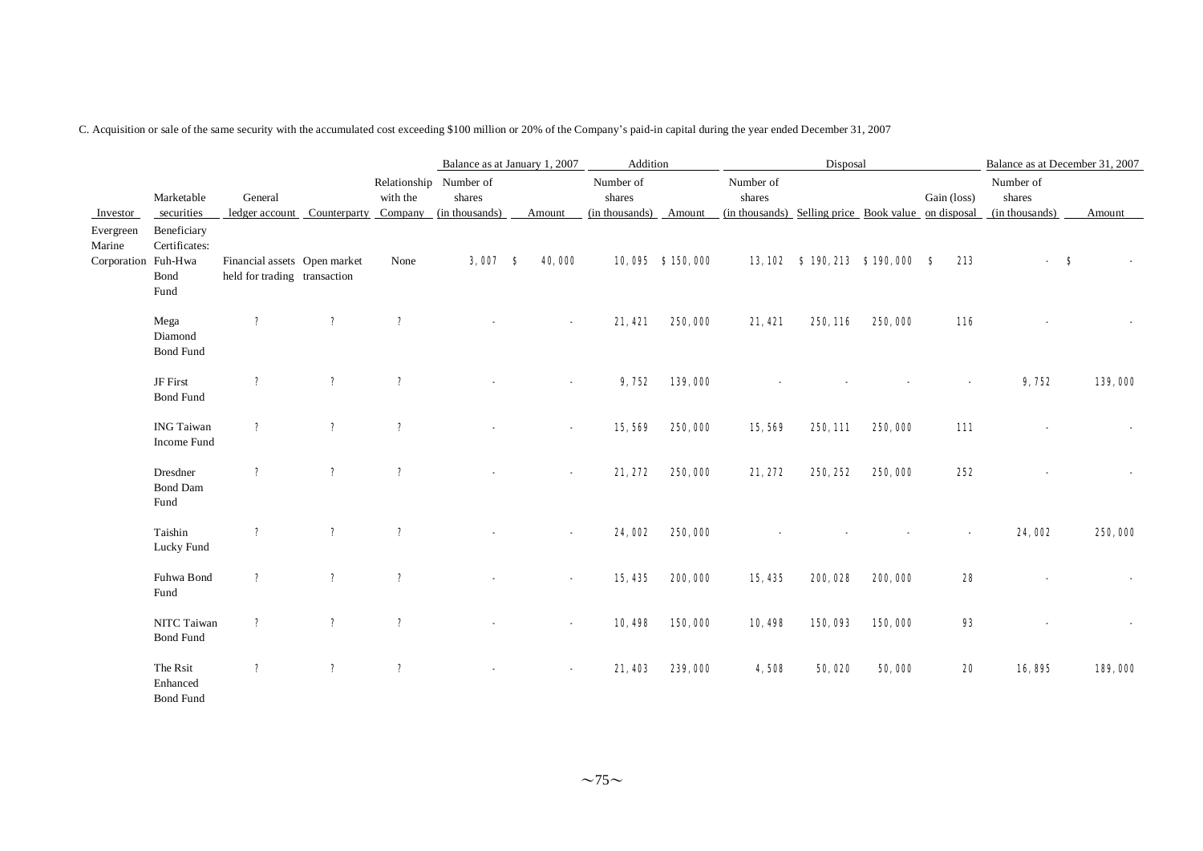C. Acquisition or sale of the same security with the accumulated cost exceeding $100 million or 20% of the Company's paid-in capital during the year ended December 31, 2007

| | | | | | Balance as at January 1, 2007 | | Addition | | Disposal | | | | Balance as at December 31, 2007 | |
|---|---|---|---|---|---|---|---|---|---|---|---|---|---|---|
| Investor | Marketable securities | General ledger account | Counterparty | Relationship with the Company | Number of shares (in thousands) | Amount | Number of shares (in thousands) | Amount | Number of shares (in thousands) | Selling price | Book value | Gain (loss) on disposal | Number of shares (in thousands) | Amount |
| Evergreen Marine Corporation | Beneficiary Certificates: Fuh-Hwa Bond Fund | Financial assets held for trading | Open market transaction | None | 3,007 | $ 40,000 | 10,095 | $ 150,000 | 13,102 | $ 190,213 | $ 190,000 | $ 213 | - | $ - |
| | Mega Diamond Bond Fund | ? | ? | ? | - | - | 21,421 | 250,000 | 21,421 | 250,116 | 250,000 | 116 | - | - |
| | JF First Bond Fund | ? | ? | ? | - | - | 9,752 | 139,000 | - | - | - | - | 9,752 | 139,000 |
| | ING Taiwan Income Fund | ? | ? | ? | - | - | 15,569 | 250,000 | 15,569 | 250,111 | 250,000 | 111 | - | - |
| | Dresdner Bond Dam Fund | ? | ? | ? | - | - | 21,272 | 250,000 | 21,272 | 250,252 | 250,000 | 252 | - | - |
| | Taishin Lucky Fund | ? | ? | ? | - | - | 24,002 | 250,000 | - | - | - | - | 24,002 | 250,000 |
| | Fuhwa Bond Fund | ? | ? | ? | - | - | 15,435 | 200,000 | 15,435 | 200,028 | 200,000 | 28 | - | - |
| | NITC Taiwan Bond Fund | ? | ? | ? | - | - | 10,498 | 150,000 | 10,498 | 150,093 | 150,000 | 93 | - | - |
| | The Rsit Enhanced Bond Fund | ? | ? | ? | - | - | 21,403 | 239,000 | 4,508 | 50,020 | 50,000 | 20 | 16,895 | 189,000 |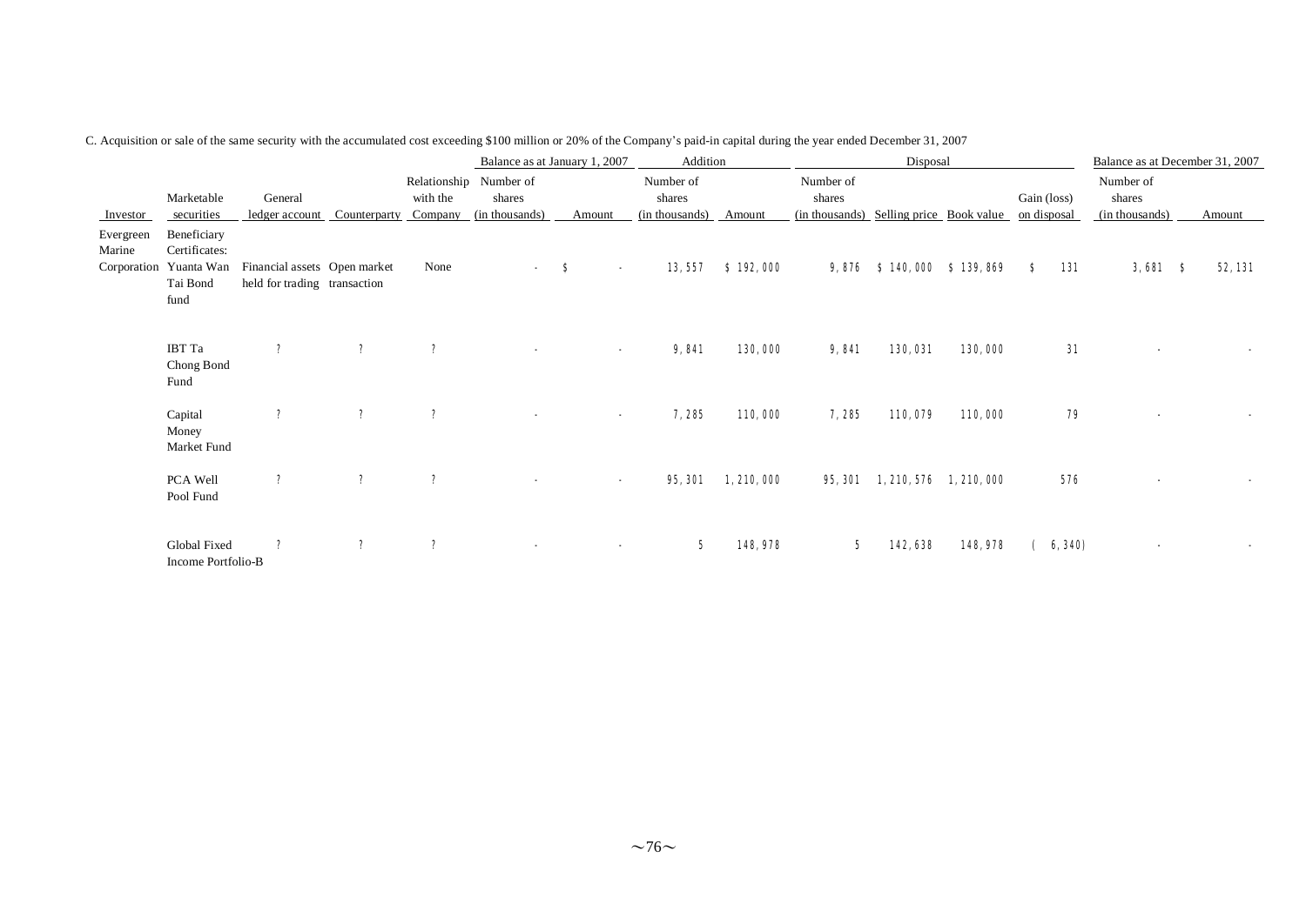C. Acquisition or sale of the same security with the accumulated cost exceeding $100 million or 20% of the Company's paid-in capital during the year ended December 31, 2007

| Investor | Marketable securities | General ledger account | Counterparty | Relationship with the Company | Balance as at January 1, 2007 | | Addition | | Disposal | | | | Balance as at December 31, 2007 | |
|---|---|---|---|---|---|---|---|---|---|---|---|---|---|---|
| | | | | | Number of shares (in thousands) | Amount | Number of shares (in thousands) | Amount | Number of shares (in thousands) | Selling price | Book value | Gain (loss) on disposal | Number of shares (in thousands) | Amount |
| Evergreen Marine Corporation | Beneficiary Certificates: Yuanta Wan Tai Bond fund | Financial assets held for trading | Open market transaction | None | - | $ - | 13,557 | $ 192,000 | 9,876 | $ 140,000 | $ 139,869 | $ 131 | 3,681 | $ 52,131 |
| | IBT Ta Chong Bond Fund | ? | ? | ? | - | - | 9,841 | 130,000 | 9,841 | 130,031 | 130,000 | 31 | - | - |
| | Capital Money Market Fund | ? | ? | ? | - | - | 7,285 | 110,000 | 7,285 | 110,079 | 110,000 | 79 | - | - |
| | PCA Well Pool Fund | ? | ? | ? | - | - | 95,301 | 1,210,000 | 95,301 | 1,210,576 | 1,210,000 | 576 | - | - |
| | Global Fixed Income Portfolio-B | ? | ? | ? | - | - | 5 | 148,978 | 5 | 142,638 | 148,978 | ( 6,340) | - | - |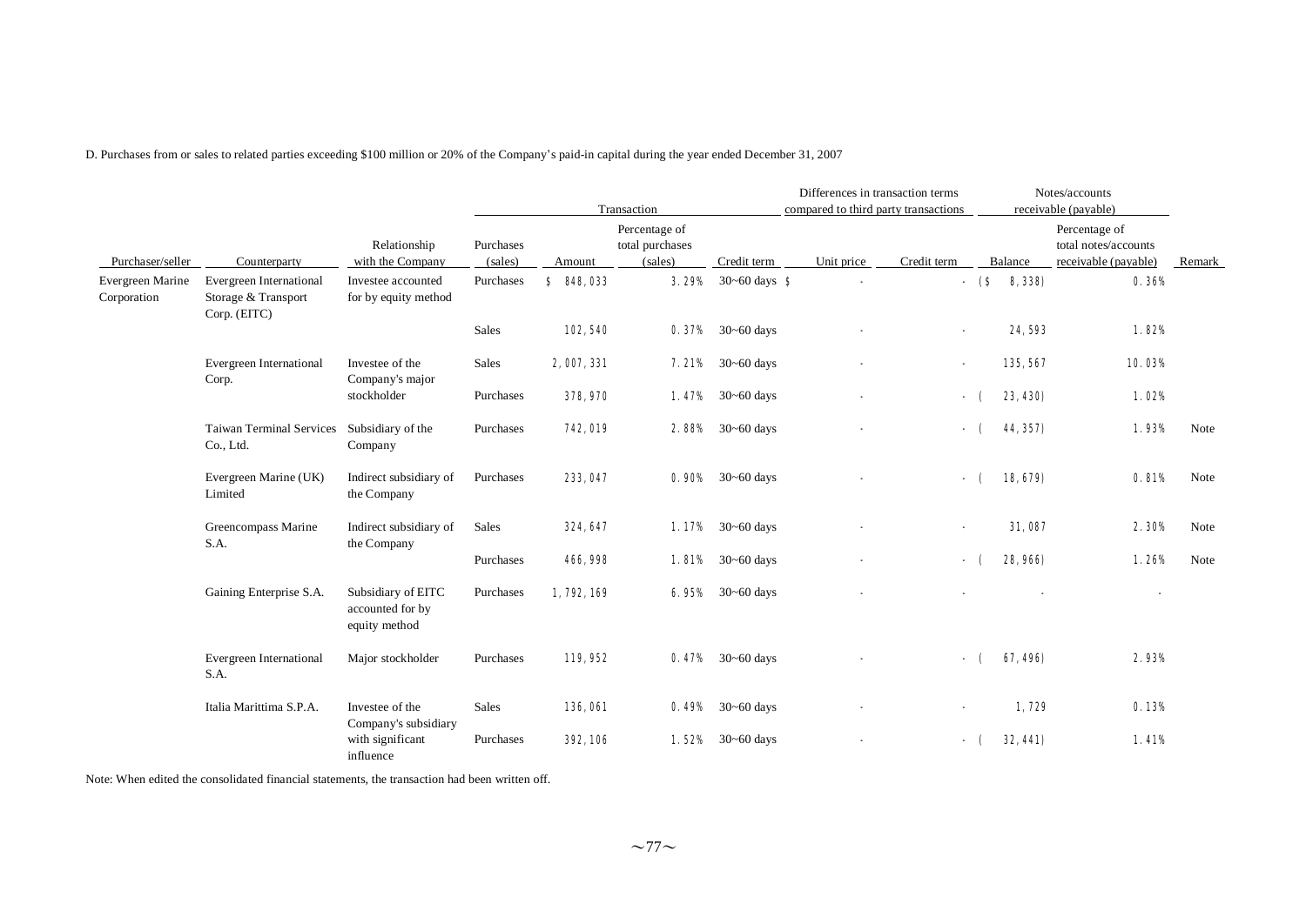D. Purchases from or sales to related parties exceeding $100 million or 20% of the Company's paid-in capital during the year ended December 31, 2007

| | | | Transaction | | | | Differences in transaction terms compared to third party transactions | | Notes/accounts receivable (payable) | | |
|---|---|---|---|---|---|---|---|---|---|---|---|
| Purchaser/seller | Counterparty | Relationship with the Company | Purchases (sales) | Amount | Percentage of total purchases (sales) | Credit term | Unit price | Credit term | Balance | Percentage of total notes/accounts receivable (payable) | Remark |
| Evergreen Marine Corporation | Evergreen International Storage & Transport Corp. (EITC) | Investee accounted for by equity method | Purchases | $ 848,033 | 3.29% | 30~60 days | $ - | - | ($ 8,338) | 0.36% | |
| | | | Sales | 102,540 | 0.37% | 30~60 days | - | - | 24,593 | 1.82% | |
| | Evergreen International Corp. | Investee of the Company's major stockholder | Sales | 2,007,331 | 7.21% | 30~60 days | - | - | 135,567 | 10.03% | |
| | | | Purchases | 378,970 | 1.47% | 30~60 days | - | - | ( 23,430) | 1.02% | |
| | Taiwan Terminal Services Co., Ltd. | Subsidiary of the Company | Purchases | 742,019 | 2.88% | 30~60 days | - | - | ( 44,357) | 1.93% | Note |
| | Evergreen Marine (UK) Limited | Indirect subsidiary of the Company | Purchases | 233,047 | 0.90% | 30~60 days | - | - | ( 18,679) | 0.81% | Note |
| | Greencompass Marine S.A. | Indirect subsidiary of the Company | Sales | 324,647 | 1.17% | 30~60 days | - | - | 31,087 | 2.30% | Note |
| | | | Purchases | 466,998 | 1.81% | 30~60 days | - | - | ( 28,966) | 1.26% | Note |
| | Gaining Enterprise S.A. | Subsidiary of EITC accounted for by equity method | Purchases | 1,792,169 | 6.95% | 30~60 days | - | - | - | - | |
| | Evergreen International S.A. | Major stockholder | Purchases | 119,952 | 0.47% | 30~60 days | - | - | ( 67,496) | 2.93% | |
| | Italia Marittima S.P.A. | Investee of the Company's subsidiary with significant influence | Sales | 136,061 | 0.49% | 30~60 days | - | - | 1,729 | 0.13% | |
| | | | Purchases | 392,106 | 1.52% | 30~60 days | - | - | ( 32,441) | 1.41% | |

Note: When edited the consolidated financial statements, the transaction had been written off.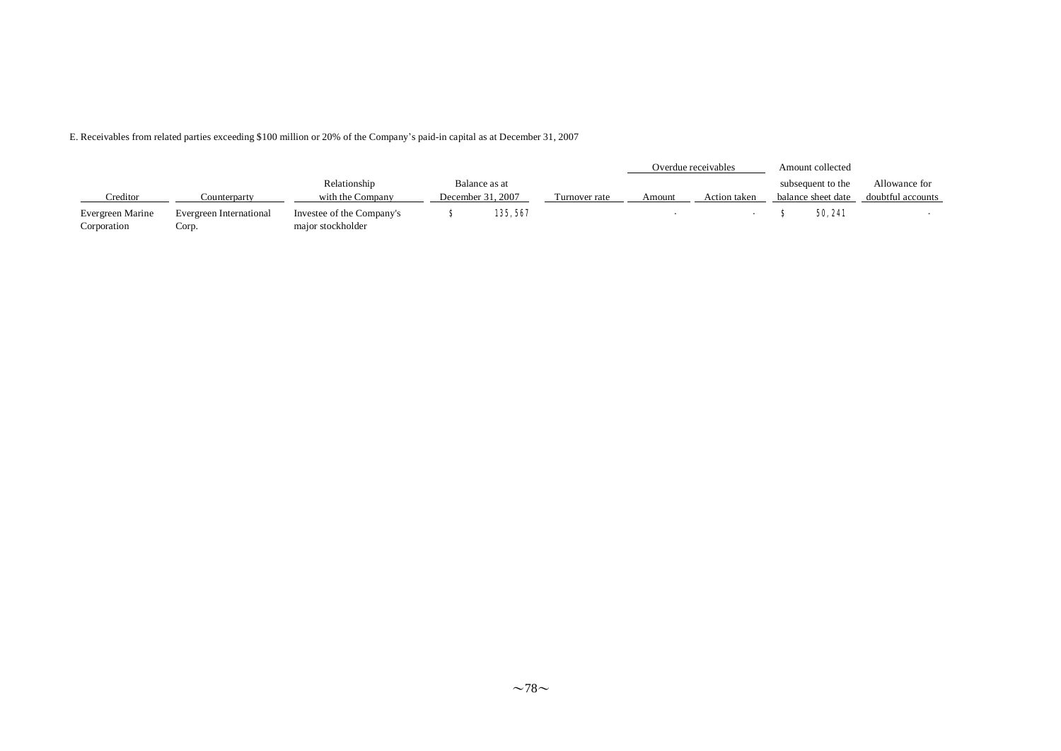E. Receivables from related parties exceeding $100 million or 20% of the Company's paid-in capital as at December 31, 2007

| Creditor | Counterparty | Relationship with the Company | Balance as at December 31, 2007 | Turnover rate | Overdue receivables | | Amount collected subsequent to the balance sheet date | Allowance for doubtful accounts |
|---|---|---|---|---|---|---|---|---|
| | | | | | Amount | Action taken | | |
| Evergreen Marine Corporation | Evergreen International Corp. | Investee of the Company's major stockholder | $ 135,567 | | - | - | $ 50,241 | - |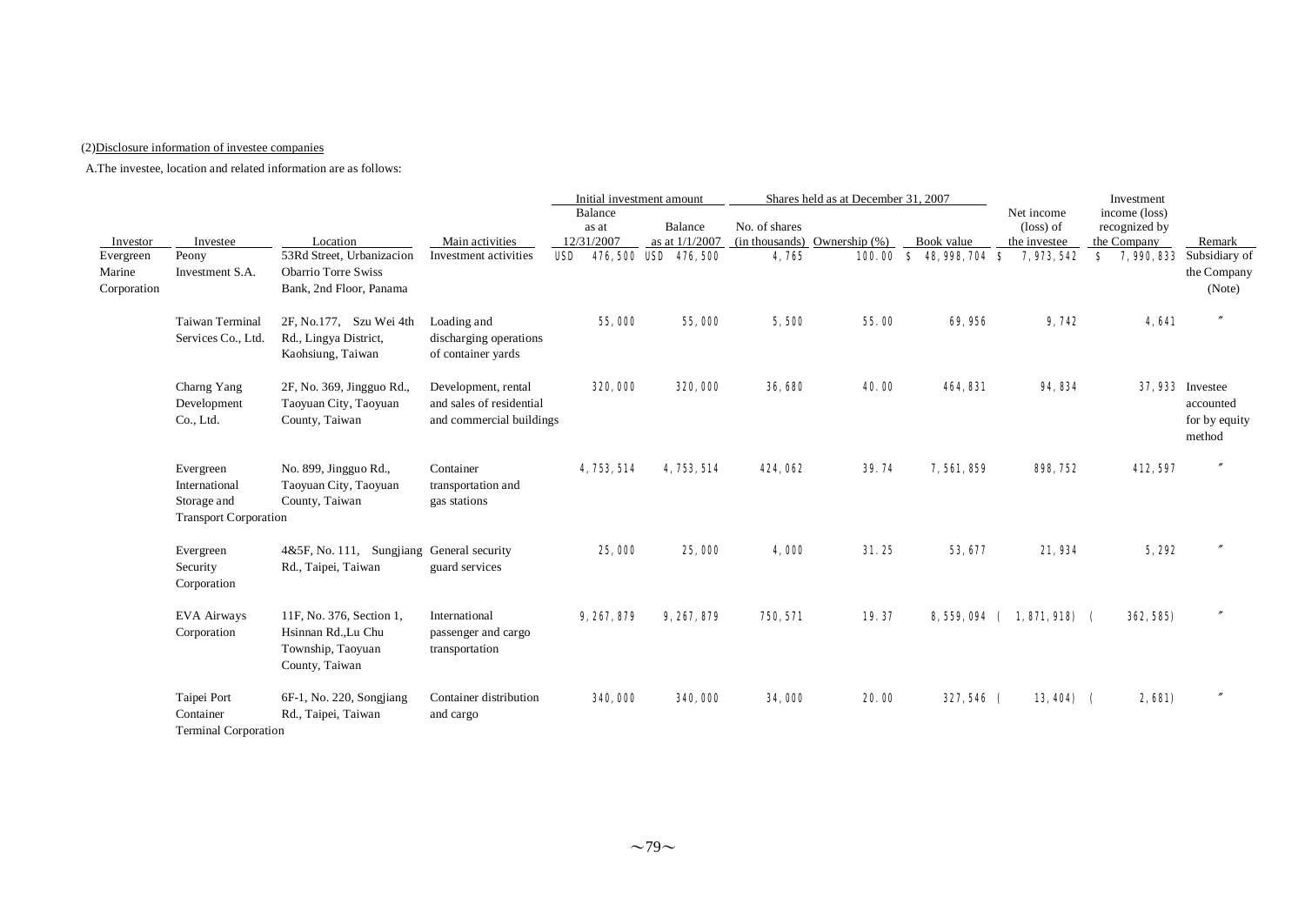(2)Disclosure information of investee companies

A.The investee, location and related information are as follows:

| Investor | Investee | Location | Main activities | Initial investment amount | | Shares held as at December 31, 2007 | | | Net income (loss) of the investee | Investment income (loss) recognized by the Company | Remark |
|---|---|---|---|---|---|---|---|---|---|---|---|
| | | | | Balance as at 12/31/2007 | Balance as at 1/1/2007 | No. of shares (in thousands) | Ownership (%) | Book value | | | |
| Evergreen Marine Corporation | Peony Investment S.A. | 53Rd Street, Urbanizacion Obarrio Torre Swiss Bank, 2nd Floor, Panama | Investment activities | USD 476,500 | USD 476,500 | 4,765 | 100.00 | $ 48,998,704 | $ 7,973,542 | $ 7,990,833 | Subsidiary of the Company (Note) |
| | Taiwan Terminal Services Co., Ltd. | 2F, No.177, Szu Wei 4th Rd., Lingya District, Kaohsiung, Taiwan | Loading and discharging operations of container yards | 55,000 | 55,000 | 5,500 | 55.00 | 69,956 | 9,742 | 4,641 | 〃 |
| | Charng Yang Development Co., Ltd. | 2F, No. 369, Jingguo Rd., Taoyuan City, Taoyuan County, Taiwan | Development, rental and sales of residential and commercial buildings | 320,000 | 320,000 | 36,680 | 40.00 | 464,831 | 94,834 | 37,933 | Investee accounted for by equity method |
| | Evergreen International Storage and Transport Corporation | No. 899, Jingguo Rd., Taoyuan City, Taoyuan County, Taiwan | Container transportation and gas stations | 4,753,514 | 4,753,514 | 424,062 | 39.74 | 7,561,859 | 898,752 | 412,597 | 〃 |
| | Evergreen Security Corporation | 4&5F, No. 111, Sungjiang Rd., Taipei, Taiwan | General security guard services | 25,000 | 25,000 | 4,000 | 31.25 | 53,677 | 21,934 | 5,292 | 〃 |
| | EVA Airways Corporation | 11F, No. 376, Section 1, Hsinnan Rd.,Lu Chu Township, Taoyuan County, Taiwan | International passenger and cargo transportation | 9,267,879 | 9,267,879 | 750,571 | 19.37 | 8,559,094 | ( 1,871,918) | ( 362,585) | 〃 |
| | Taipei Port Container Terminal Corporation | 6F-1, No. 220, Songjiang Rd., Taipei, Taiwan | Container distribution and cargo | 340,000 | 340,000 | 34,000 | 20.00 | 327,546 | ( 13,404) | ( 2,681) | 〃 |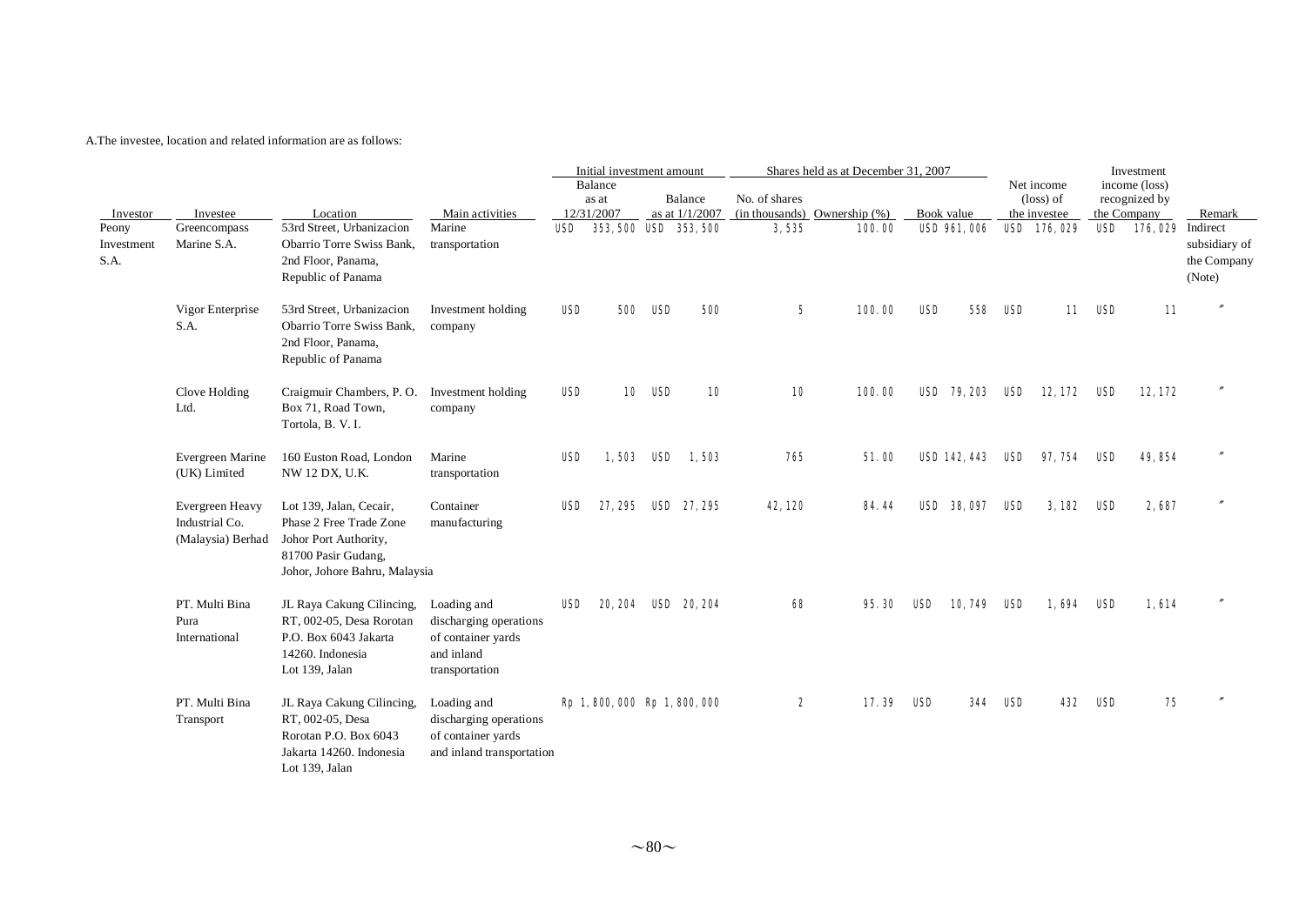A.The investee, location and related information are as follows:

| Investor | Investee | Location | Main activities | Initial investment amount | | Shares held as at December 31, 2007 | | | Net income (loss) of the investee | Investment income (loss) recognized by the Company | Remark |
|---|---|---|---|---|---|---|---|---|---|---|---|
| | | | | Balance as at 12/31/2007 | Balance as at 1/1/2007 | No. of shares (in thousands) | Ownership (%) | Book value | | | |
| Peony Investment S.A. | Greencompass Marine S.A. | 53rd Street, Urbanizacion Obarrio Torre Swiss Bank, 2nd Floor, Panama, Republic of Panama | Marine transportation | USD 353,500 | USD 353,500 | 3,535 | 100.00 | USD 961,006 | USD 176,029 | USD 176,029 | Indirect subsidiary of the Company (Note) |
| | Vigor Enterprise S.A. | 53rd Street, Urbanizacion Obarrio Torre Swiss Bank, 2nd Floor, Panama, Republic of Panama | Investment holding company | USD 500 | USD 500 | 5 | 100.00 | USD 558 | USD 11 | USD 11 | 〃 |
| | Clove Holding Ltd. | Craigmuir Chambers, P. O. Box 71, Road Town, Tortola, B. V. I. | Investment holding company | USD 10 | USD 10 | 10 | 100.00 | USD 79,203 | USD 12,172 | USD 12,172 | 〃 |
| | Evergreen Marine (UK) Limited | 160 Euston Road, London NW 12 DX, U.K. | Marine transportation | USD 1,503 | USD 1,503 | 765 | 51.00 | USD 142,443 | USD 97,754 | USD 49,854 | 〃 |
| | Evergreen Heavy Industrial Co. (Malaysia) Berhad | Lot 139, Jalan, Cecair, Phase 2 Free Trade Zone Johor Port Authority, 81700 Pasir Gudang, Johor, Johore Bahru, Malaysia | Container manufacturing | USD 27,295 | USD 27,295 | 42,120 | 84.44 | USD 38,097 | USD 3,182 | USD 2,687 | 〃 |
| | PT. Multi Bina Pura International | JL Raya Cakung Cilincing, RT, 002-05, Desa Rorotan P.O. Box 6043 Jakarta 14260. Indonesia Lot 139, Jalan | Loading and discharging operations of container yards and inland transportation | USD 20,204 | USD 20,204 | 68 | 95.30 | USD 10,749 | USD 1,694 | USD 1,614 | 〃 |
| | PT. Multi Bina Transport | JL Raya Cakung Cilincing, RT, 002-05, Desa Rorotan P.O. Box 6043 Jakarta 14260. Indonesia Lot 139, Jalan | Loading and discharging operations of container yards and inland transportation | Rp 1,800,000 | Rp 1,800,000 | 2 | 17.39 | USD 344 | USD 432 | USD 75 | 〃 |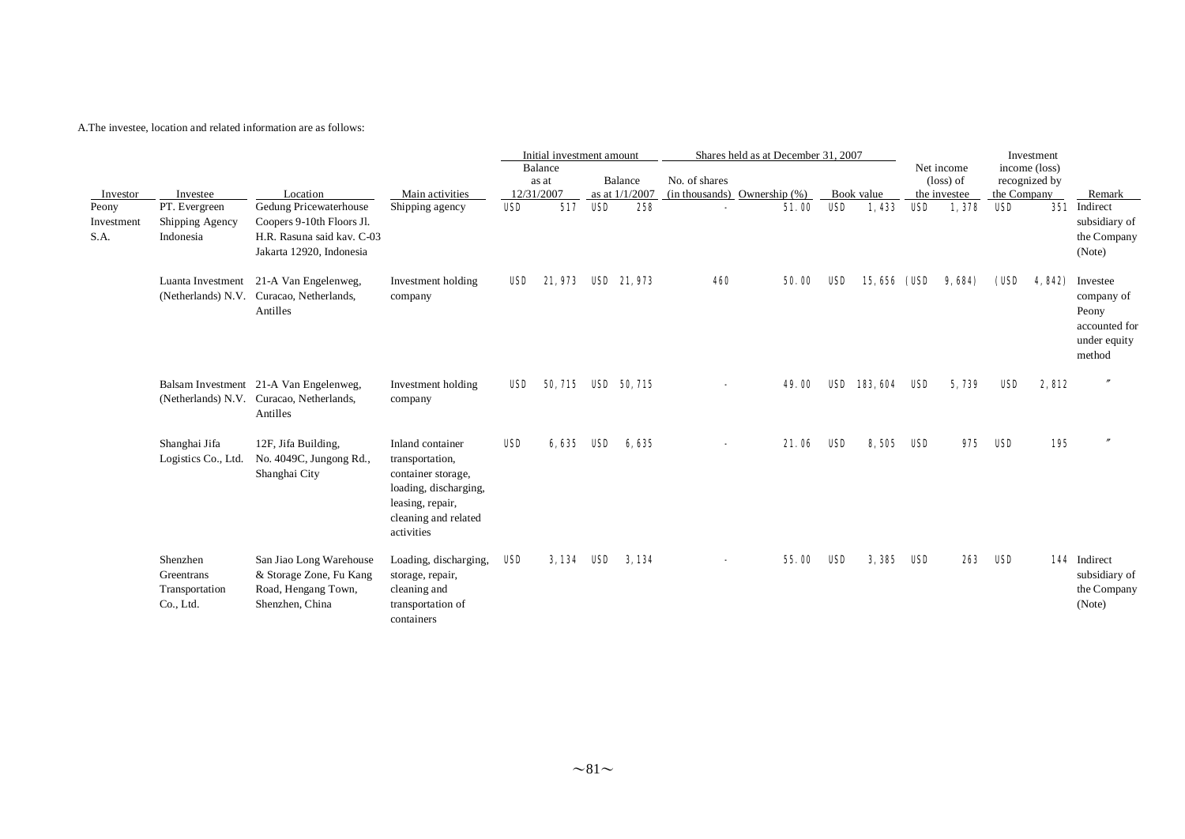A.The investee, location and related information are as follows:

| Investor | Investee | Location | Main activities | Initial investment amount | | Shares held as at December 31, 2007 | | | Net income (loss) of the investee | Investment income (loss) recognized by the Company | Remark |
|---|---|---|---|---|---|---|---|---|---|---|---|
| | | | | Balance as at 12/31/2007 | Balance as at 1/1/2007 | No. of shares (in thousands) | Ownership (%) | Book value | | | |
| Peony Investment S.A. | PT. Evergreen Shipping Agency Indonesia | Gedung Pricewaterhouse Coopers 9-10th Floors Jl. H.R. Rasuna said kav. C-03 Jakarta 12920, Indonesia | Shipping agency | USD 517 | USD 258 | - | 51.00 | USD 1,433 | USD 1,378 | USD 351 | Indirect subsidiary of the Company (Note) |
| | Luanta Investment (Netherlands) N.V. | 21-A Van Engelenweg, Curacao, Netherlands, Antilles | Investment holding company | USD 21,973 | USD 21,973 | 460 | 50.00 | USD 15,656 | (USD 9,684) | (USD 4,842) | Investee company of Peony accounted for under equity method |
| | Balsam Investment (Netherlands) N.V. | 21-A Van Engelenweg, Curacao, Netherlands, Antilles | Investment holding company | USD 50,715 | USD 50,715 | - | 49.00 | USD 183,604 | USD 5,739 | USD 2,812 | 〃 |
| | Shanghai Jifa Logistics Co., Ltd. | 12F, Jifa Building, No. 4049C, Jungong Rd., Shanghai City | Inland container transportation, container storage, loading, discharging, leasing, repair, cleaning and related activities | USD 6,635 | USD 6,635 | - | 21.06 | USD 8,505 | USD 975 | USD 195 | 〃 |
| | Shenzhen Greentrans Transportation Co., Ltd. | San Jiao Long Warehouse & Storage Zone, Fu Kang Road, Hengang Town, Shenzhen, China | Loading, discharging, storage, repair, cleaning and transportation of containers | USD 3,134 | USD 3,134 | - | 55.00 | USD 3,385 | USD 263 | USD 144 | Indirect subsidiary of the Company (Note) |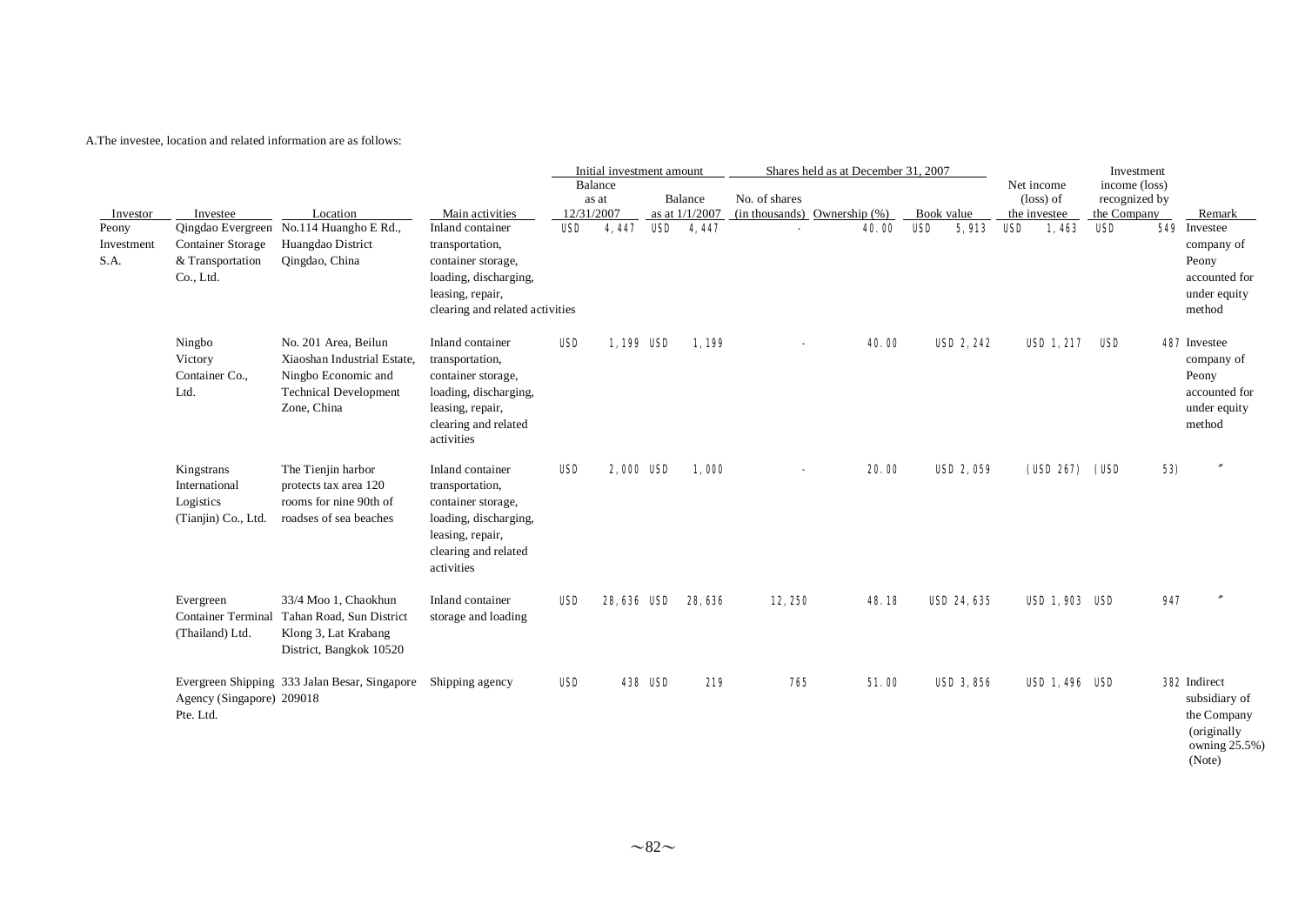A.The investee, location and related information are as follows:

| Investor | Investee | Location | Main activities | Initial investment amount | | Shares held as at December 31, 2007 | | | Net income (loss) of the investee | Investment income (loss) recognized by the Company | Remark |
|---|---|---|---|---|---|---|---|---|---|---|---|
| | | | | Balance as at 12/31/2007 | Balance as at 1/1/2007 | No. of shares (in thousands) | Ownership (%) | Book value | | | |
| Peony Investment S.A. | Qingdao Evergreen Container Storage & Transportation Co., Ltd. | No.114 Huangho E Rd., Huangdao District Qingdao, China | Inland container transportation, container storage, loading, discharging, leasing, repair, clearing and related activities | USD 4,447 | USD 4,447 | - | 40.00 | USD 5,913 | USD 1,463 | USD 549 | Investee company of Peony accounted for under equity method |
| | Ningbo Victory Container Co., Ltd. | No. 201 Area, Beilun Xiaoshan Industrial Estate, Ningbo Economic and Technical Development Zone, China | Inland container transportation, container storage, loading, discharging, leasing, repair, clearing and related activities | USD 1,199 | USD 1,199 | - | 40.00 | USD 2,242 | USD 1,217 | USD 487 | Investee company of Peony accounted for under equity method |
| | Kingstrans International Logistics (Tianjin) Co., Ltd. | The Tienjin harbor protects tax area 120 rooms for nine 90th of roadses of sea beaches | Inland container transportation, container storage, loading, discharging, leasing, repair, clearing and related activities | USD 2,000 | USD 1,000 | - | 20.00 | USD 2,059 | (USD 267) | (USD 53) | 〃 |
| | Evergreen Container Terminal (Thailand) Ltd. | 33/4 Moo 1, Chaokhun Tahan Road, Sun District Klong 3, Lat Krabang District, Bangkok 10520 | Inland container storage and loading | USD 28,636 | USD 28,636 | 12,250 | 48.18 | USD 24,635 | USD 1,903 | USD 947 | 〃 |
| | Evergreen Shipping Agency (Singapore) Pte. Ltd. | 333 Jalan Besar, Singapore 209018 | Shipping agency | USD 438 | USD 219 | 765 | 51.00 | USD 3,856 | USD 1,496 | USD 382 | Indirect subsidiary of the Company (originally owning 25.5%) (Note) |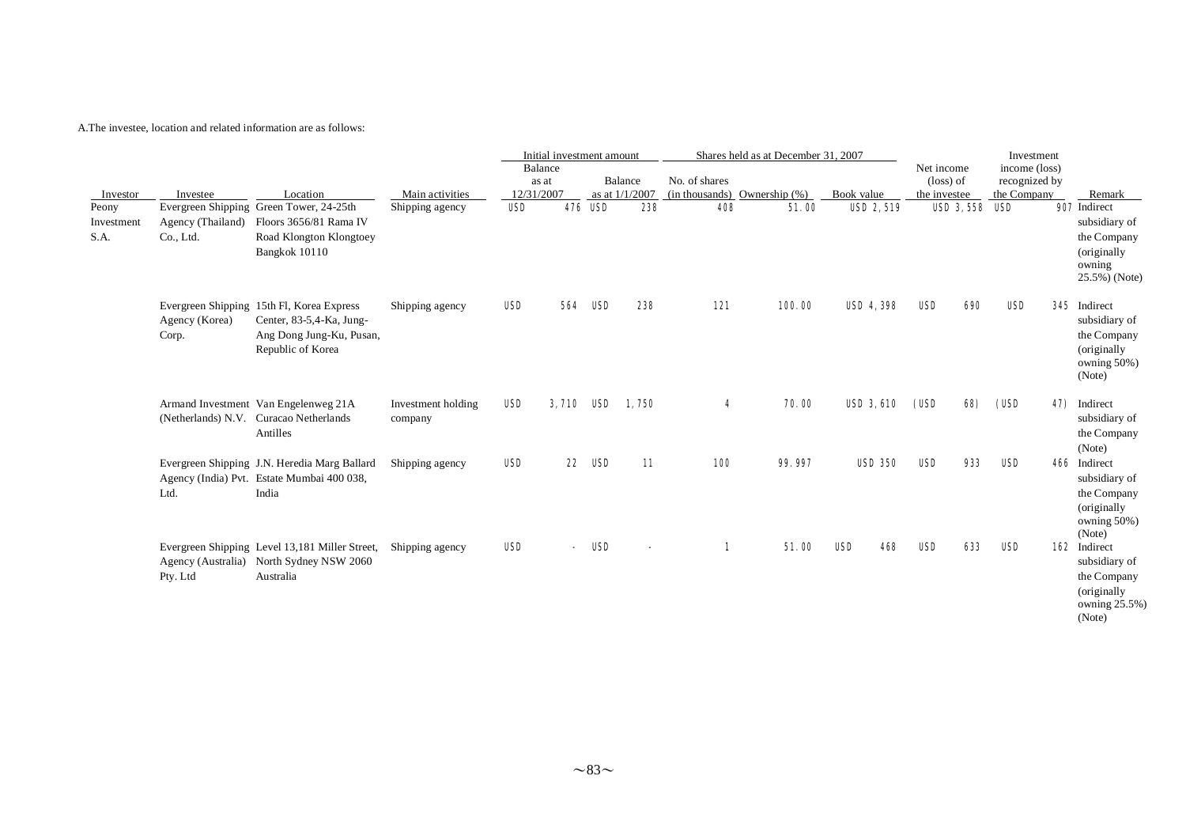A.The investee, location and related information are as follows:

| Investor | Investee | Location | Main activities | Initial investment amount | | Shares held as at December 31, 2007 | | | Net income (loss) of the investee | Investment income (loss) recognized by the Company | Remark |
|---|---|---|---|---|---|---|---|---|---|---|---|
| | | | | Balance as at 12/31/2007 | Balance as at 1/1/2007 | No. of shares (in thousands) | Ownership (%) | Book value | | | |
| Peony Investment S.A. | Evergreen Shipping Agency (Thailand) Co., Ltd. | Green Tower, 24-25th Floors 3656/81 Rama IV Road Klongton Klongtoey Bangkok 10110 | Shipping agency | USD 476 | USD 238 | 408 | 51.00 | USD 2,519 | USD 3,558 | USD 907 | Indirect subsidiary of the Company (originally owning 25.5%) (Note) |
| | Evergreen Shipping Agency (Korea) Corp. | 15th Fl, Korea Express Center, 83-5,4-Ka, Jung-Ang Dong Jung-Ku, Pusan, Republic of Korea | Shipping agency | USD 564 | USD 238 | 121 | 100.00 | USD 4,398 | USD 690 | USD 345 | Indirect subsidiary of the Company (originally owning 50%) (Note) |
| | Armand Investment (Netherlands) N.V. | Van Engelenweg 21A Curacao Netherlands Antilles | Investment holding company | USD 3,710 | USD 1,750 | 4 | 70.00 | USD 3,610 | (USD 68) | (USD 47) | Indirect subsidiary of the Company (Note) |
| | Evergreen Shipping Agency (India) Pvt. Ltd. | J.N. Heredia Marg Ballard Estate Mumbai 400 038, India | Shipping agency | USD 22 | USD 11 | 100 | 99.997 | USD 350 | USD 933 | USD 466 | Indirect subsidiary of the Company (originally owning 50%) (Note) |
| | Evergreen Shipping Agency (Australia) Pty. Ltd | Level 13,181 Miller Street, North Sydney NSW 2060 Australia | Shipping agency | USD - | USD - | 1 | 51.00 | USD 468 | USD 633 | USD 162 | Indirect subsidiary of the Company (originally owning 25.5%) (Note) |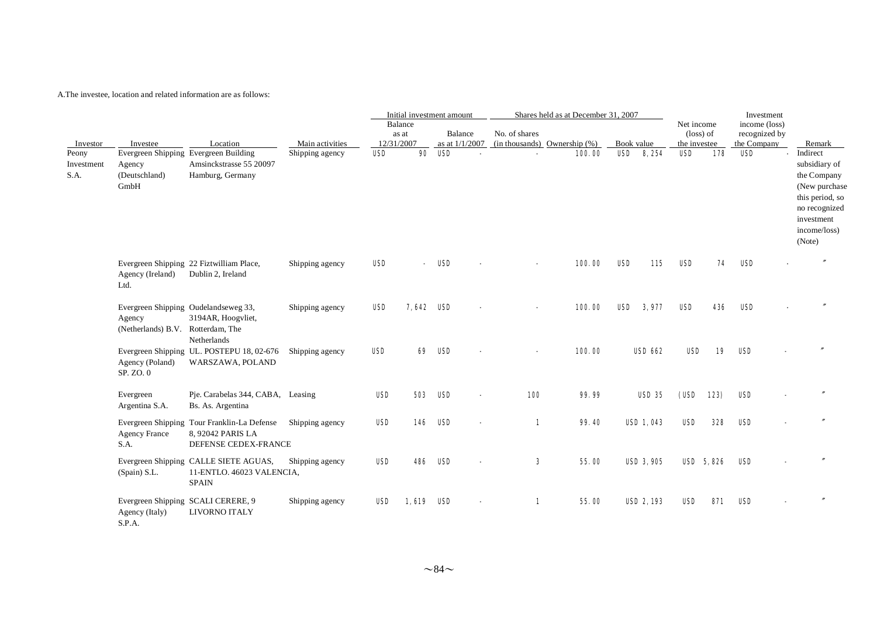A.The investee, location and related information are as follows:

| Investor | Investee | Location | Main activities | Initial investment amount | | Shares held as at December 31, 2007 | | | Net income (loss) of the investee | Investment income (loss) recognized by the Company | Remark |
|---|---|---|---|---|---|---|---|---|---|---|---|
| | | | | Balance as at 12/31/2007 | Balance as at 1/1/2007 | No. of shares (in thousands) | Ownership (%) | Book value | | | |
| Peony Investment S.A. | Evergreen Shipping Agency (Deutschland) GmbH | Evergreen Building Amsinckstrasse 55 20097 Hamburg, Germany | Shipping agency | USD 90 | USD - | - | 100.00 | USD 8,254 | USD 178 | USD - | Indirect subsidiary of the Company (New purchase this period, so no recognized investment income/loss) (Note) |
| | Evergreen Shipping Agency (Ireland) Ltd. | 22 Fiztwilliam Place, Dublin 2, Ireland | Shipping agency | USD - | USD - | - | 100.00 | USD 115 | USD 74 | USD - | 〃 |
| | Evergreen Shipping Agency (Netherlands) B.V. | Oudelandseweg 33, 3194AR, Hoogvliet, Rotterdam, The Netherlands | Shipping agency | USD 7,642 | USD - | - | 100.00 | USD 3,977 | USD 436 | USD - | 〃 |
| | Evergreen Shipping Agency (Poland) SP. ZO. 0 | UL. POSTEPU 18, 02-676 WARSZAWA, POLAND | Shipping agency | USD 69 | USD - | - | 100.00 | USD 662 | USD 19 | USD - | 〃 |
| | Evergreen Argentina S.A. | Pje. Carabelas 344, CABA, Bs. As. Argentina | Leasing | USD 503 | USD - | 100 | 99.99 | USD 35 | (USD 123) | USD - | 〃 |
| | Evergreen Shipping Agency France S.A. | Tour Franklin-La Defense 8, 92042 PARIS LA DEFENSE CEDEX-FRANCE | Shipping agency | USD 146 | USD - | 1 | 99.40 | USD 1,043 | USD 328 | USD - | 〃 |
| | Evergreen Shipping (Spain) S.L. | CALLE SIETE AGUAS, 11-ENTLO. 46023 VALENCIA, SPAIN | Shipping agency | USD 486 | USD - | 3 | 55.00 | USD 3,905 | USD 5,826 | USD - | 〃 |
| | Evergreen Shipping Agency (Italy) S.P.A. | SCALI CERERE, 9 LIVORNO ITALY | Shipping agency | USD 1,619 | USD - | 1 | 55.00 | USD 2,193 | USD 871 | USD - | 〃 |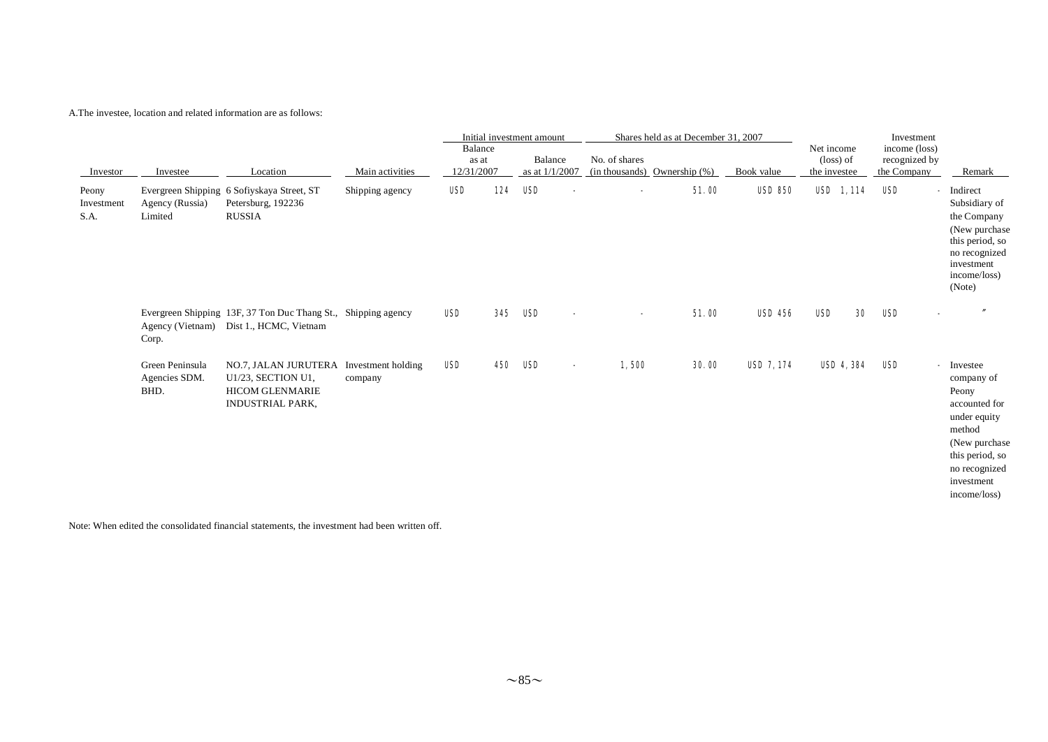A.The investee, location and related information are as follows:

| Investor | Investee | Location | Main activities | Initial investment amount | | Shares held as at December 31, 2007 | | | Net income (loss) of the investee | Investment income (loss) recognized by the Company | Remark |
|---|---|---|---|---|---|---|---|---|---|---|---|
| | | | | Balance as at 12/31/2007 | Balance as at 1/1/2007 | No. of shares (in thousands) | Ownership (%) | Book value | | | |
| Peony Investment S.A. | Evergreen Shipping Agency (Russia) Limited | 6 Sofiyskaya Street, ST Petersburg, 192236 RUSSIA | Shipping agency | USD 124 | USD - | - | 51.00 | USD 850 | USD 1,114 | USD - | Indirect Subsidiary of the Company (New purchase this period, so no recognized investment income/loss) (Note) |
| | Evergreen Shipping Agency (Vietnam) Corp. | 13F, 37 Ton Duc Thang St., Dist 1., HCMC, Vietnam | Shipping agency | USD 345 | USD - | - | 51.00 | USD 456 | USD 30 | USD - | 〃 |
| | Green Peninsula Agencies SDM. BHD. | NO.7, JALAN JURUTERA U1/23, SECTION U1, HICOM GLENMARIE INDUSTRIAL PARK, | Investment holding company | USD 450 | USD - | 1,500 | 30.00 | USD 7,174 | USD 4,384 | USD - | Investee company of Peony accounted for under equity method (New purchase this period, so no recognized investment income/loss) |

Note: When edited the consolidated financial statements, the investment had been written off.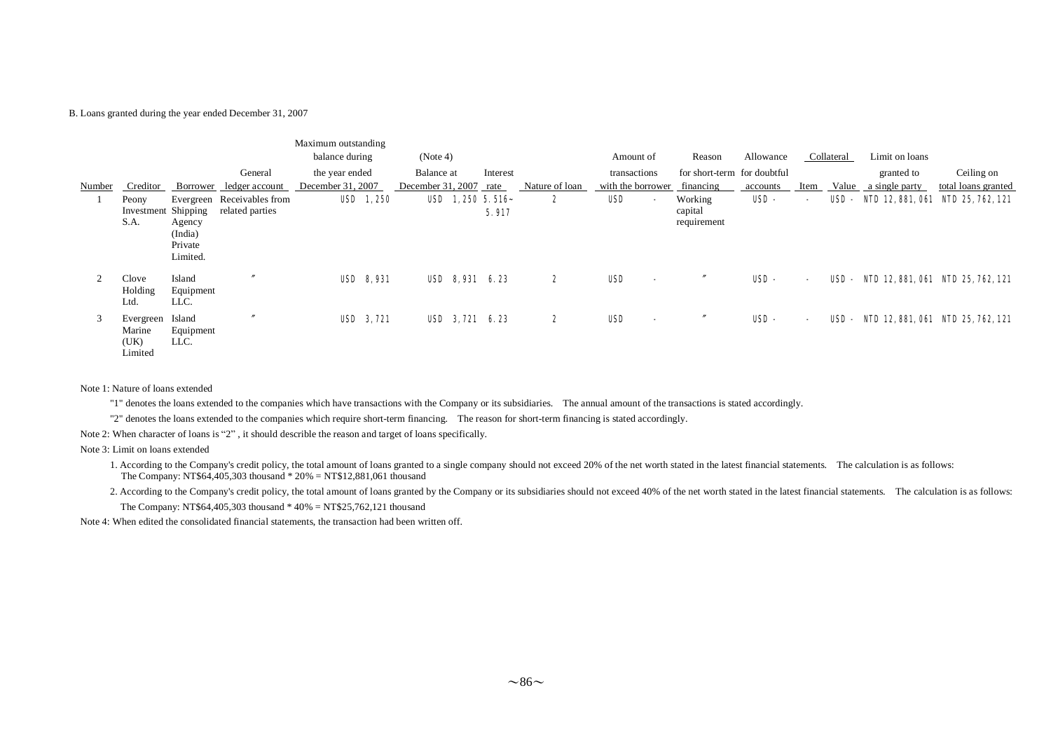B. Loans granted during the year ended December 31, 2007

| Number | Creditor | Borrower | General ledger account | Maximum outstanding balance during the year ended December 31, 2007 | (Note 4) Balance at December 31, 2007 | Interest rate | Nature of loan | Amount of transactions with the borrower | Reason for short-term financing | Allowance for doubtful accounts | Collateral Item | Collateral Value | Limit on loans granted to a single party | Ceiling on total loans granted |
|---|---|---|---|---|---|---|---|---|---|---|---|---|---|---|
| 1 | Peony Investment S.A. | Evergreen Shipping Agency (India) Private Limited. | Receivables from related parties | USD 1,250 | USD 1,250 | 5.516~5.917 | 2 | USD - | Working capital requirement | USD - | - | USD - | NTD 12,881,061 | NTD 25,762,121 |
| 2 | Clove Holding Ltd. | Island Equipment LLC. | 〃 | USD 8,931 | USD 8,931 | 6.23 | 2 | USD - | 〃 | USD - | - | USD - | NTD 12,881,061 | NTD 25,762,121 |
| 3 | Evergreen Marine (UK) Limited | Island Equipment LLC. | 〃 | USD 3,721 | USD 3,721 | 6.23 | 2 | USD - | 〃 | USD - | - | USD - | NTD 12,881,061 | NTD 25,762,121 |

Note 1: Nature of loans extended

"1" denotes the loans extended to the companies which have transactions with the Company or its subsidiaries. The annual amount of the transactions is stated accordingly.

"2" denotes the loans extended to the companies which require short-term financing. The reason for short-term financing is stated accordingly.

Note 2: When character of loans is "2" , it should describe the reason and target of loans specifically.

Note 3: Limit on loans extended

1. According to the Company's credit policy, the total amount of loans granted to a single company should not exceed 20% of the net worth stated in the latest financial statements. The calculation is as follows:
   The Company: NT$64,405,303 thousand * 20% = NT$12,881,061 thousand

2. According to the Company's credit policy, the total amount of loans granted by the Company or its subsidiaries should not exceed 40% of the net worth stated in the latest financial statements. The calculation is as follows:
   The Company: NT$64,405,303 thousand * 40% = NT$25,762,121 thousand

Note 4: When edited the consolidated financial statements, the transaction had been written off.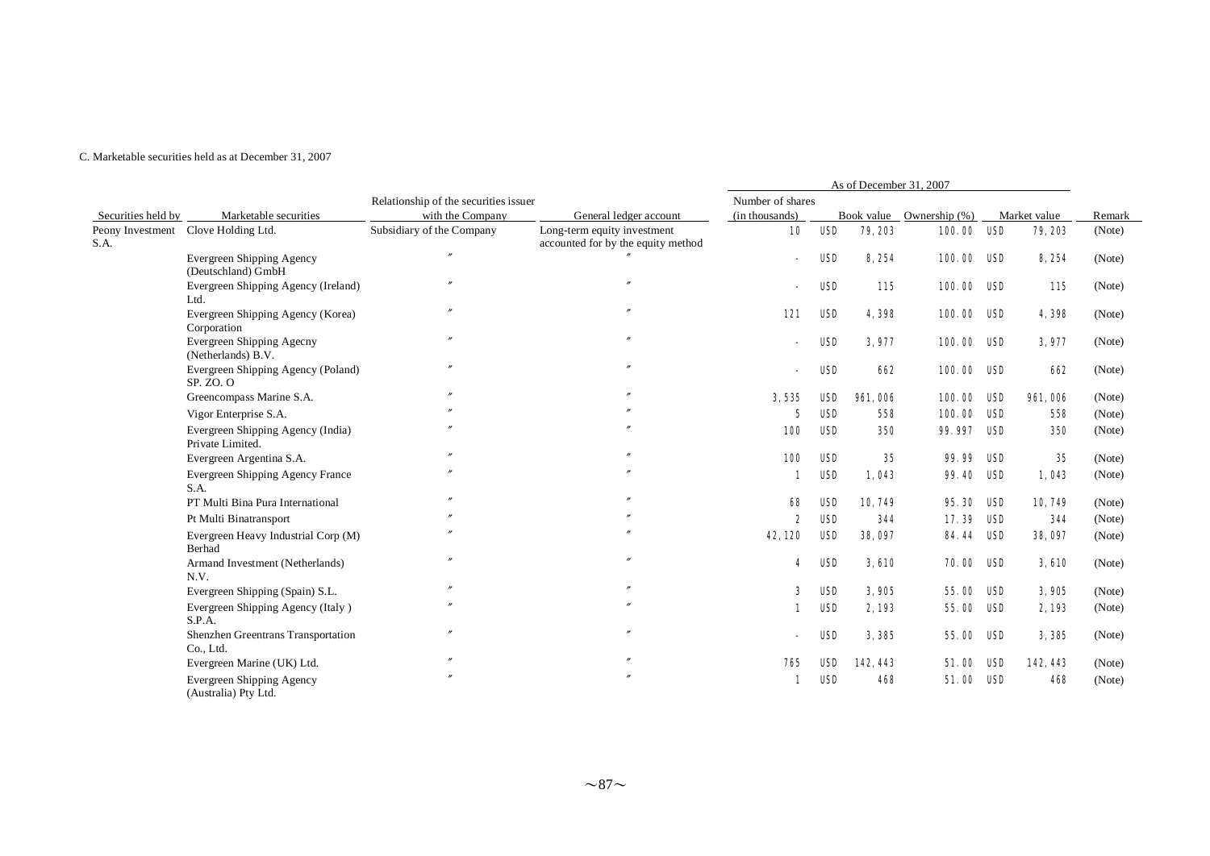C. Marketable securities held as at December 31, 2007

| Securities held by | Marketable securities | Relationship of the securities issuer with the Company | General ledger account | As of December 31, 2007 | | | | | | | Remark |
|---|---|---|---|---|---|---|---|---|---|---|---|
| | | | | Number of shares (in thousands) | | Book value | Ownership (%) | | Market value | | |
| Peony Investment S.A. | Clove Holding Ltd. | Subsidiary of the Company | Long-term equity investment accounted for by the equity method | 10 | USD | 79,203 | 100.00 | USD | 79,203 | | (Note) |
| | Evergreen Shipping Agency (Deutschland) GmbH | 〃 | 〃 | - | USD | 8,254 | 100.00 | USD | 8,254 | | (Note) |
| | Evergreen Shipping Agency (Ireland) Ltd. | 〃 | 〃 | - | USD | 115 | 100.00 | USD | 115 | | (Note) |
| | Evergreen Shipping Agency (Korea) Corporation | 〃 | 〃 | 121 | USD | 4,398 | 100.00 | USD | 4,398 | | (Note) |
| | Evergreen Shipping Agecny (Netherlands) B.V. | 〃 | 〃 | - | USD | 3,977 | 100.00 | USD | 3,977 | | (Note) |
| | Evergreen Shipping Agency (Poland) SP. ZO. O | 〃 | 〃 | - | USD | 662 | 100.00 | USD | 662 | | (Note) |
| | Greencompass Marine S.A. | 〃 | 〃 | 3,535 | USD | 961,006 | 100.00 | USD | 961,006 | | (Note) |
| | Vigor Enterprise S.A. | 〃 | 〃 | 5 | USD | 558 | 100.00 | USD | 558 | | (Note) |
| | Evergreen Shipping Agency (India) Private Limited. | 〃 | 〃 | 100 | USD | 350 | 99.997 | USD | 350 | | (Note) |
| | Evergreen Argentina S.A. | 〃 | 〃 | 100 | USD | 35 | 99.99 | USD | 35 | | (Note) |
| | Evergreen Shipping Agency France S.A. | 〃 | 〃 | 1 | USD | 1,043 | 99.40 | USD | 1,043 | | (Note) |
| | PT Multi Bina Pura International | 〃 | 〃 | 68 | USD | 10,749 | 95.30 | USD | 10,749 | | (Note) |
| | Pt Multi Binatransport | 〃 | 〃 | 2 | USD | 344 | 17.39 | USD | 344 | | (Note) |
| | Evergreen Heavy Industrial Corp (M) Berhad | 〃 | 〃 | 42,120 | USD | 38,097 | 84.44 | USD | 38,097 | | (Note) |
| | Armand Investment (Netherlands) N.V. | 〃 | 〃 | 4 | USD | 3,610 | 70.00 | USD | 3,610 | | (Note) |
| | Evergreen Shipping (Spain) S.L. | 〃 | 〃 | 3 | USD | 3,905 | 55.00 | USD | 3,905 | | (Note) |
| | Evergreen Shipping Agency (Italy ) S.P.A. | 〃 | 〃 | 1 | USD | 2,193 | 55.00 | USD | 2,193 | | (Note) |
| | Shenzhen Greentrans Transportation Co., Ltd. | 〃 | 〃 | - | USD | 3,385 | 55.00 | USD | 3,385 | | (Note) |
| | Evergreen Marine (UK) Ltd. | 〃 | 〃 | 765 | USD | 142,443 | 51.00 | USD | 142,443 | | (Note) |
| | Evergreen Shipping Agency (Australia) Pty Ltd. | 〃 | 〃 | 1 | USD | 468 | 51.00 | USD | 468 | | (Note) |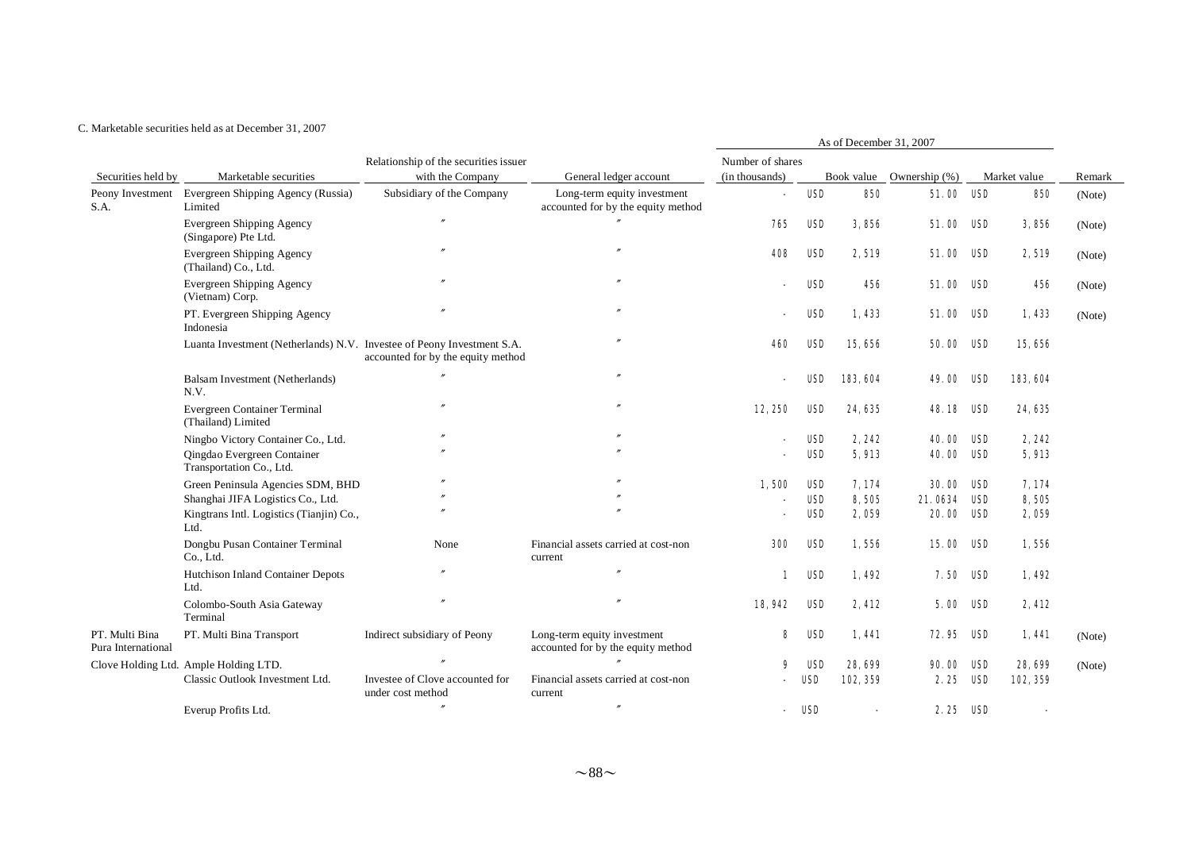C. Marketable securities held as at December 31, 2007

| Securities held by | Marketable securities | Relationship of the securities issuer with the Company | General ledger account | As of December 31, 2007 | | | | | | | Remark |
|---|---|---|---|---|---|---|---|---|---|---|---|
| | | | | Number of shares (in thousands) | | Book value | Ownership (%) | | Market value | | |
| Peony Investment S.A. | Evergreen Shipping Agency (Russia) Limited | Subsidiary of the Company | Long-term equity investment accounted for by the equity method | - | USD | 850 | 51.00 | USD | 850 | | (Note) |
| | Evergreen Shipping Agency (Singapore) Pte Ltd. | 〃 | 〃 | 765 | USD | 3,856 | 51.00 | USD | 3,856 | | (Note) |
| | Evergreen Shipping Agency (Thailand) Co., Ltd. | 〃 | 〃 | 408 | USD | 2,519 | 51.00 | USD | 2,519 | | (Note) |
| | Evergreen Shipping Agency (Vietnam) Corp. | 〃 | 〃 | - | USD | 456 | 51.00 | USD | 456 | | (Note) |
| | PT. Evergreen Shipping Agency Indonesia | 〃 | 〃 | - | USD | 1,433 | 51.00 | USD | 1,433 | | (Note) |
| | Luanta Investment (Netherlands) N.V. | Investee of Peony Investment S.A. accounted for by the equity method | 〃 | 460 | USD | 15,656 | 50.00 | USD | 15,656 | | |
| | Balsam Investment (Netherlands) N.V. | 〃 | 〃 | - | USD | 183,604 | 49.00 | USD | 183,604 | | |
| | Evergreen Container Terminal (Thailand) Limited | 〃 | 〃 | 12,250 | USD | 24,635 | 48.18 | USD | 24,635 | | |
| | Ningbo Victory Container Co., Ltd. | 〃 | 〃 | - | USD | 2,242 | 40.00 | USD | 2,242 | | |
| | Qingdao Evergreen Container Transportation Co., Ltd. | 〃 | 〃 | - | USD | 5,913 | 40.00 | USD | 5,913 | | |
| | Green Peninsula Agencies SDM, BHD | 〃 | 〃 | 1,500 | USD | 7,174 | 30.00 | USD | 7,174 | | |
| | Shanghai JIFA Logistics Co., Ltd. | 〃 | 〃 | - | USD | 8,505 | 21.0634 | USD | 8,505 | | |
| | Kingtrans Intl. Logistics (Tianjin) Co., Ltd. | 〃 | 〃 | - | USD | 2,059 | 20.00 | USD | 2,059 | | |
| | Dongbu Pusan Container Terminal Co., Ltd. | None | Financial assets carried at cost-non current | 300 | USD | 1,556 | 15.00 | USD | 1,556 | | |
| | Hutchison Inland Container Depots Ltd. | 〃 | 〃 | 1 | USD | 1,492 | 7.50 | USD | 1,492 | | |
| | Colombo-South Asia Gateway Terminal | 〃 | 〃 | 18,942 | USD | 2,412 | 5.00 | USD | 2,412 | | |
| PT. Multi Bina Pura International | PT. Multi Bina Transport | Indirect subsidiary of Peony | Long-term equity investment accounted for by the equity method | 8 | USD | 1,441 | 72.95 | USD | 1,441 | | (Note) |
| Clove Holding Ltd. | Ample Holding LTD. | 〃 | 〃 | 9 | USD | 28,699 | 90.00 | USD | 28,699 | | (Note) |
| | Classic Outlook Investment Ltd. | Investee of Clove accounted for under cost method | Financial assets carried at cost-non current | - | USD | 102,359 | 2.25 | USD | 102,359 | | |
| | Everup Profits Ltd. | 〃 | 〃 | - | USD | - | 2.25 | USD | - | | |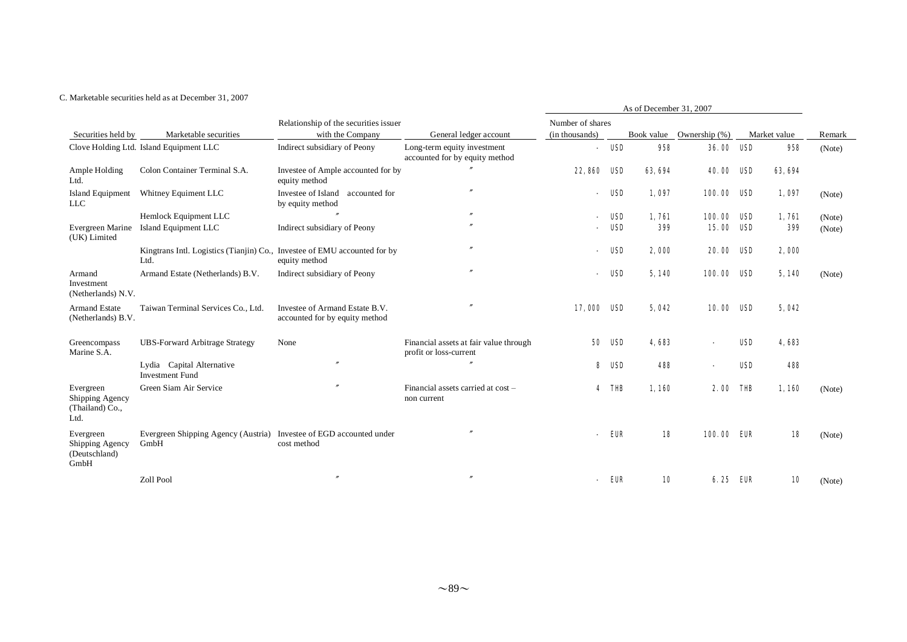C. Marketable securities held as at December 31, 2007

| Securities held by | Marketable securities | Relationship of the securities issuer with the Company | General ledger account | As of December 31, 2007 | | | | | | | Remark |
|---|---|---|---|---|---|---|---|---|---|---|---|
| | | | | Number of shares (in thousands) | | Book value | Ownership (%) | | Market value | | |
| Clove Holding Ltd. | Island Equipment LLC | Indirect subsidiary of Peony | Long-term equity investment accounted for by equity method | - | USD | 958 | 36.00 | USD | 958 | | (Note) |
| Ample Holding Ltd. | Colon Container Terminal S.A. | Investee of Ample accounted for by equity method | 〃 | 22,860 | USD | 63,694 | 40.00 | USD | 63,694 | | |
| Island Equipment LLC | Whitney Equiment LLC | Investee of Island accounted for by equity method | 〃 | - | USD | 1,097 | 100.00 | USD | 1,097 | | (Note) |
| | Hemlock Equipment LLC | 〃 | 〃 | - | USD | 1,761 | 100.00 | USD | 1,761 | | (Note) |
| Evergreen Marine (UK) Limited | Island Equipment LLC | Indirect subsidiary of Peony | 〃 | - | USD | 399 | 15.00 | USD | 399 | | (Note) |
| | Kingtrans Intl. Logistics (Tianjin) Co., Ltd. | Investee of EMU accounted for by equity method | 〃 | - | USD | 2,000 | 20.00 | USD | 2,000 | | |
| Armand Investment (Netherlands) N.V. | Armand Estate (Netherlands) B.V. | Indirect subsidiary of Peony | 〃 | - | USD | 5,140 | 100.00 | USD | 5,140 | | (Note) |
| Armand Estate (Netherlands) B.V. | Taiwan Terminal Services Co., Ltd. | Investee of Armand Estate B.V. accounted for by equity method | 〃 | 17,000 | USD | 5,042 | 10.00 | USD | 5,042 | | |
| Greencompass Marine S.A. | UBS-Forward Arbitrage Strategy | None | Financial assets at fair value through profit or loss-current | 50 | USD | 4,683 | - | USD | 4,683 | | |
| | Lydia Capital Alternative Investment Fund | 〃 | 〃 | 8 | USD | 488 | - | USD | 488 | | |
| Evergreen Shipping Agency (Thailand) Co., Ltd. | Green Siam Air Service | 〃 | Financial assets carried at cost – non current | 4 | THB | 1,160 | 2.00 | THB | 1,160 | | (Note) |
| Evergreen Shipping Agency (Deutschland) GmbH | Evergreen Shipping Agency (Austria) GmbH | Investee of EGD accounted under cost method | 〃 | - | EUR | 18 | 100.00 | EUR | 18 | | (Note) |
| | Zoll Pool | 〃 | 〃 | - | EUR | 10 | 6.25 | EUR | 10 | | (Note) |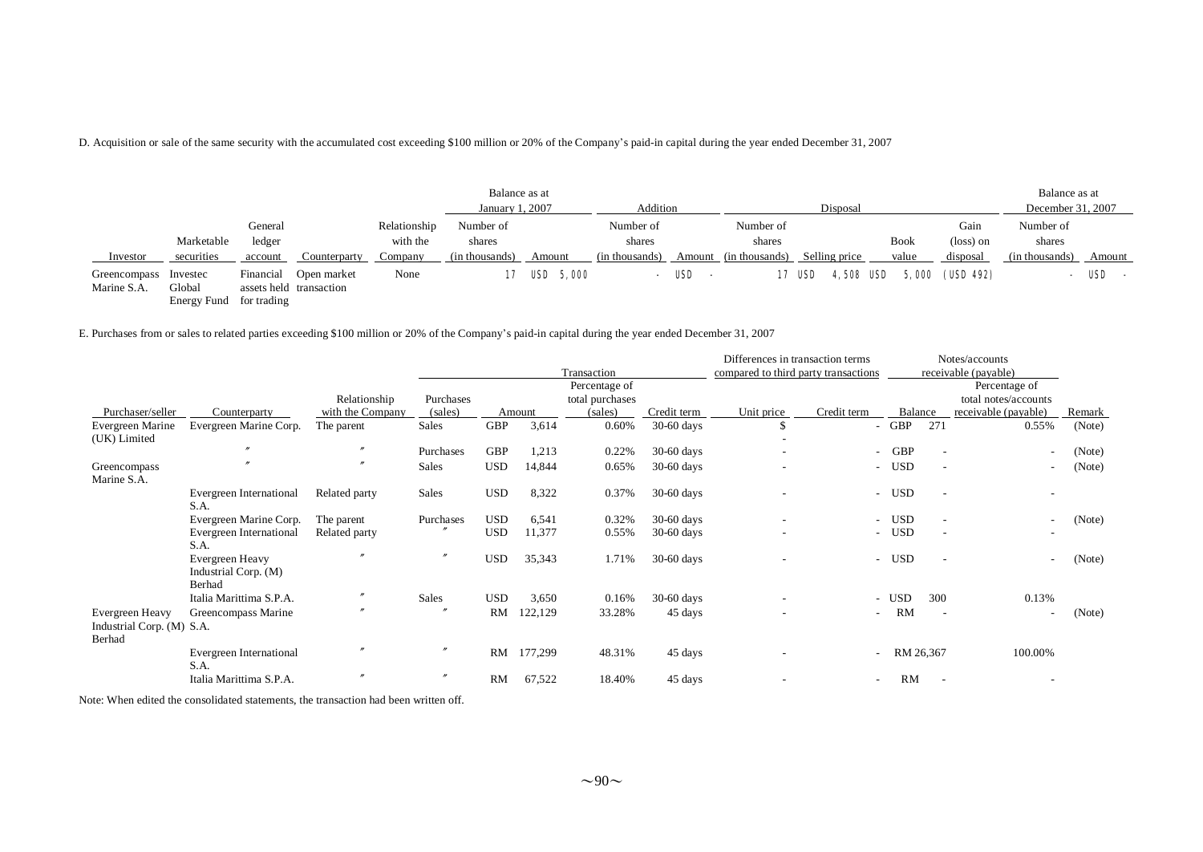D. Acquisition or sale of the same security with the accumulated cost exceeding $100 million or 20% of the Company's paid-in capital during the year ended December 31, 2007

| | | | | | Balance as at January 1, 2007 | | Addition | | Disposal | | | | Balance as at December 31, 2007 | |
|---|---|---|---|---|---|---|---|---|---|---|---|---|---|---|
| Investor | Marketable securities | General ledger account | Counterparty | Relationship with the Company | Number of shares (in thousands) | Amount | Number of shares (in thousands) | Amount | Number of shares (in thousands) | Selling price | Book value | Gain (loss) on disposal | Number of shares (in thousands) | Amount |
| Greencompass Marine S.A. | Investec Global Energy Fund | Financial assets held for trading | Open market transaction | None | 17 | USD 5,000 | - | USD - | 17 | USD 4,508 | USD 5,000 | (USD 492) | - | USD - |

E. Purchases from or sales to related parties exceeding $100 million or 20% of the Company's paid-in capital during the year ended December 31, 2007

| | | | Transaction | | | | | Differences in transaction terms compared to third party transactions | | Notes/accounts receivable (payable) | | | |
|---|---|---|---|---|---|---|---|---|---|---|---|---|---|
| Purchaser/seller | Counterparty | Relationship with the Company | Purchases (sales) | Amount | | Percentage of total purchases (sales) | Credit term | Unit price | Credit term | Balance | | Percentage of total notes/accounts receivable (payable) | Remark |
| Evergreen Marine (UK) Limited | Evergreen Marine Corp. | The parent | Sales | GBP | 3,614 | 0.60% | 30-60 days | $ - | - | GBP | 271 | 0.55% | (Note) |
| | 〃 | 〃 | Purchases | GBP | 1,213 | 0.22% | 30-60 days | - | - | GBP | - | - | (Note) |
| Greencompass Marine S.A. | 〃 | 〃 | Sales | USD | 14,844 | 0.65% | 30-60 days | - | - | USD | - | - | (Note) |
| | Evergreen International S.A. | Related party | Sales | USD | 8,322 | 0.37% | 30-60 days | - | - | USD | - | - | |
| | Evergreen Marine Corp. | The parent | Purchases | USD | 6,541 | 0.32% | 30-60 days | - | - | USD | - | - | (Note) |
| | Evergreen International S.A. | Related party | 〃 | USD | 11,377 | 0.55% | 30-60 days | - | - | USD | - | - | |
| | Evergreen Heavy Industrial Corp. (M) Berhad | 〃 | 〃 | USD | 35,343 | 1.71% | 30-60 days | - | - | USD | - | - | (Note) |
| | Italia Marittima S.P.A. | 〃 | Sales | USD | 3,650 | 0.16% | 30-60 days | - | - | USD | 300 | 0.13% | |
| Evergreen Heavy Industrial Corp. (M) Berhad | Greencompass Marine S.A. | 〃 | 〃 | RM | 122,129 | 33.28% | 45 days | - | - | RM | - | - | (Note) |
| | Evergreen International S.A. | 〃 | 〃 | RM | 177,299 | 48.31% | 45 days | - | - | RM | 26,367 | 100.00% | |
| | Italia Marittima S.P.A. | 〃 | 〃 | RM | 67,522 | 18.40% | 45 days | - | - | RM | - | - | |

Note: When edited the consolidated statements, the transaction had been written off.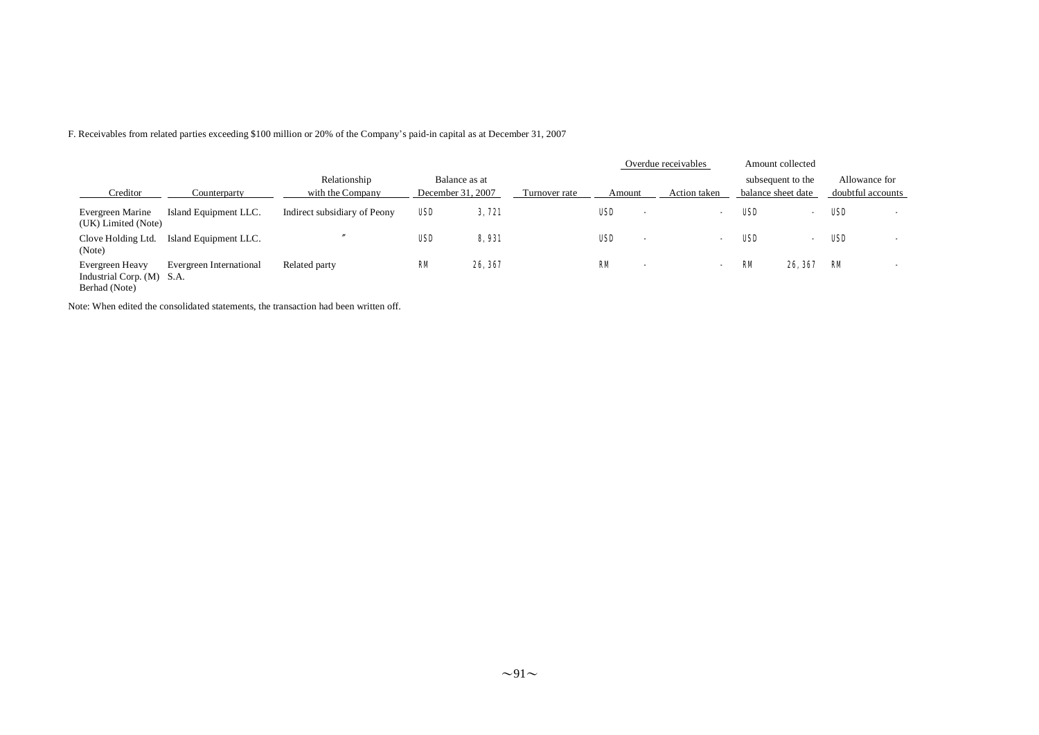F. Receivables from related parties exceeding $100 million or 20% of the Company's paid-in capital as at December 31, 2007

| Creditor | Counterparty | Relationship with the Company | Balance as at December 31, 2007 | | Turnover rate | Overdue receivables | | | Amount collected subsequent to the balance sheet date | | Allowance for doubtful accounts | |
|---|---|---|---|---|---|---|---|---|---|---|---|---|
| | | | | | | Amount | | Action taken | | | | |
| Evergreen Marine (UK) Limited (Note) | Island Equipment LLC. | Indirect subsidiary of Peony | USD | 3,721 | | USD | - | - | USD | - | USD | - |
| Clove Holding Ltd. (Note) | Island Equipment LLC. | 〃 | USD | 8,931 | | USD | - | - | USD | - | USD | - |
| Evergreen Heavy Industrial Corp. (M) Berhad (Note) | Evergreen International S.A. | Related party | RM | 26,367 | | RM | - | - | RM | 26,367 | RM | - |

Note: When edited the consolidated statements, the transaction had been written off.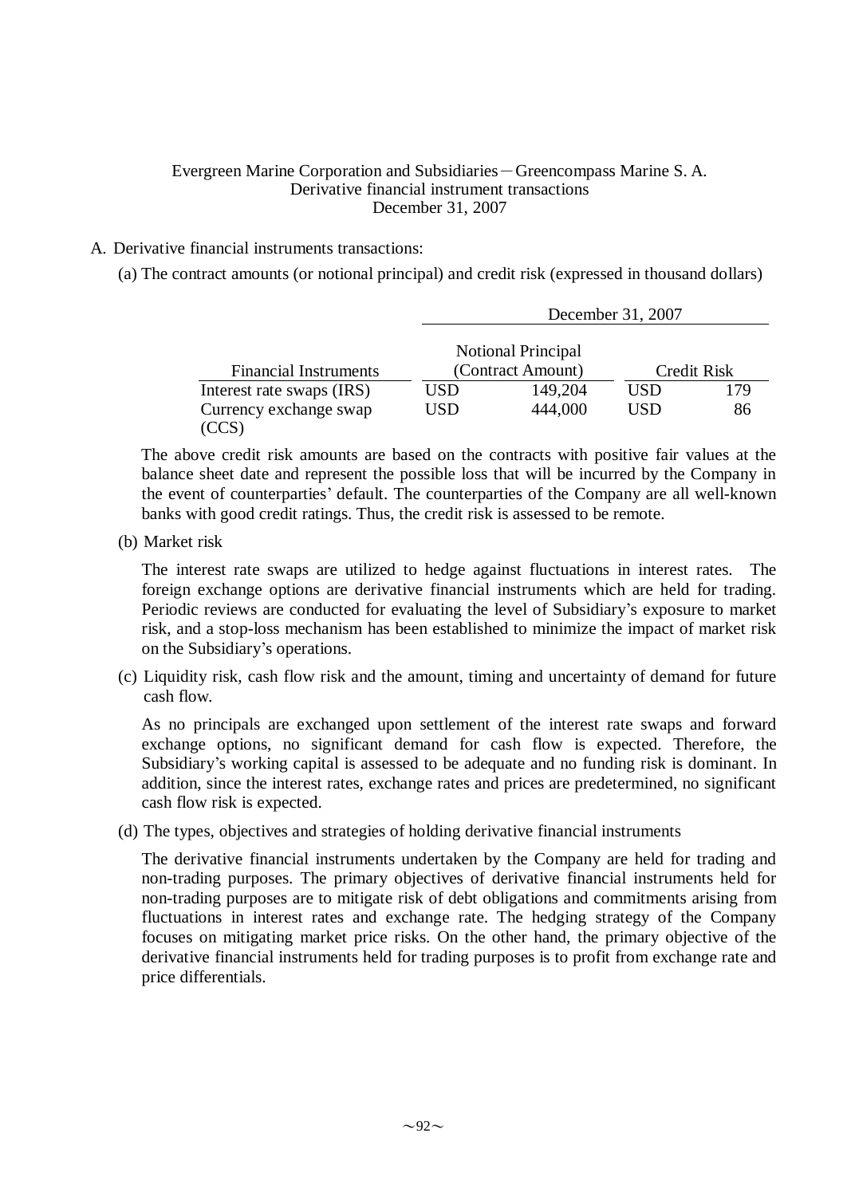Evergreen Marine Corporation and Subsidiaries－Greencompass Marine S. A.
Derivative financial instrument transactions
December 31, 2007

A. Derivative financial instruments transactions:

(a) The contract amounts (or notional principal) and credit risk (expressed in thousand dollars)

| | December 31, 2007 | | | |
|---|---|---|---|---|
| Financial Instruments | Notional Principal (Contract Amount) | | Credit Risk | |
| Interest rate swaps (IRS) | USD | 149,204 | USD | 179 |
| Currency exchange swap (CCS) | USD | 444,000 | USD | 86 |

The above credit risk amounts are based on the contracts with positive fair values at the balance sheet date and represent the possible loss that will be incurred by the Company in the event of counterparties' default. The counterparties of the Company are all well-known banks with good credit ratings. Thus, the credit risk is assessed to be remote.

(b) Market risk

The interest rate swaps are utilized to hedge against fluctuations in interest rates. The foreign exchange options are derivative financial instruments which are held for trading. Periodic reviews are conducted for evaluating the level of Subsidiary's exposure to market risk, and a stop-loss mechanism has been established to minimize the impact of market risk on the Subsidiary's operations.

(c) Liquidity risk, cash flow risk and the amount, timing and uncertainty of demand for future cash flow.

As no principals are exchanged upon settlement of the interest rate swaps and forward exchange options, no significant demand for cash flow is expected. Therefore, the Subsidiary's working capital is assessed to be adequate and no funding risk is dominant. In addition, since the interest rates, exchange rates and prices are predetermined, no significant cash flow risk is expected.

(d) The types, objectives and strategies of holding derivative financial instruments

The derivative financial instruments undertaken by the Company are held for trading and non-trading purposes. The primary objectives of derivative financial instruments held for non-trading purposes are to mitigate risk of debt obligations and commitments arising from fluctuations in interest rates and exchange rate. The hedging strategy of the Company focuses on mitigating market price risks. On the other hand, the primary objective of the derivative financial instruments held for trading purposes is to profit from exchange rate and price differentials.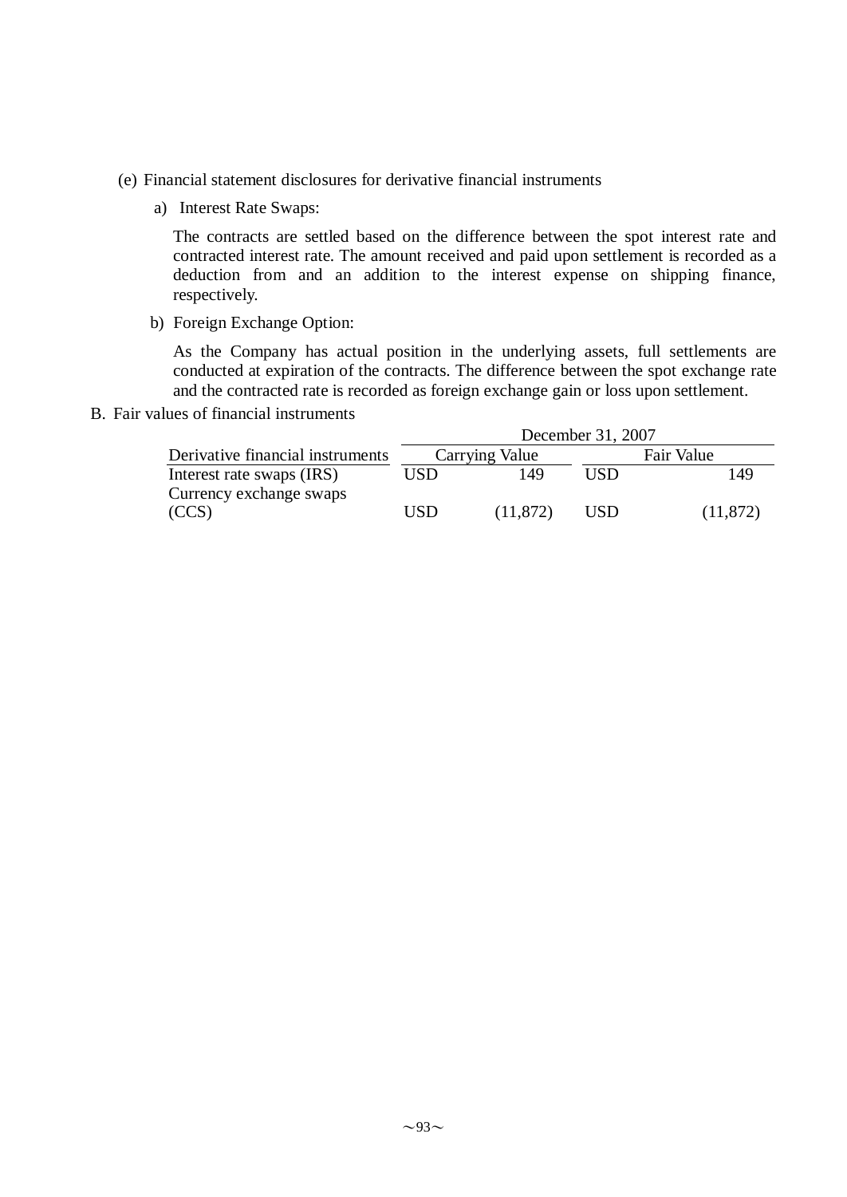(e) Financial statement disclosures for derivative financial instruments

a) Interest Rate Swaps:

The contracts are settled based on the difference between the spot interest rate and contracted interest rate. The amount received and paid upon settlement is recorded as a deduction from and an addition to the interest expense on shipping finance, respectively.

b) Foreign Exchange Option:

As the Company has actual position in the underlying assets, full settlements are conducted at expiration of the contracts. The difference between the spot exchange rate and the contracted rate is recorded as foreign exchange gain or loss upon settlement.

B. Fair values of financial instruments

| | December 31, 2007 | | | |
|---|---|---|---|---|
| Derivative financial instruments | Carrying Value | | Fair Value | |
| Interest rate swaps (IRS) | USD | 149 | USD | 149 |
| Currency exchange swaps (CCS) | USD | (11,872) | USD | (11,872) |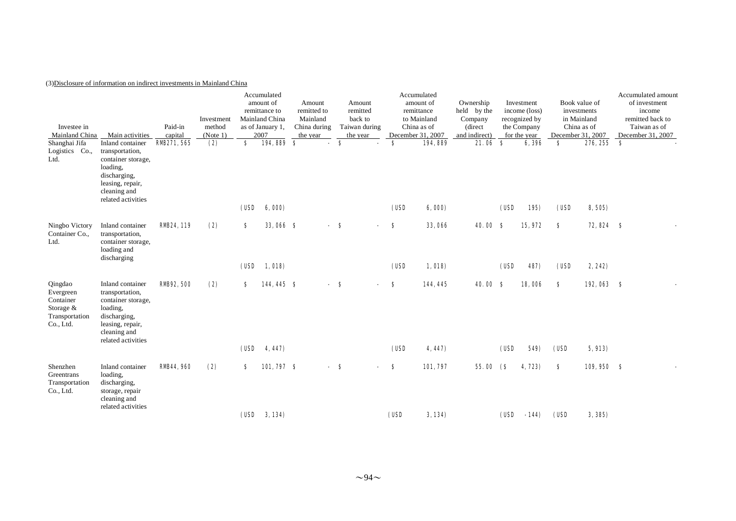(3)Disclosure of information on indirect investments in Mainland China

| Investee in Mainland China | Main activities | Paid-in capital | Investment method (Note 1) | Accumulated amount of remittance to Mainland China as of January 1, 2007 | Amount remitted to Mainland China during the year | Amount remitted back to Taiwan during the year | Accumulated amount of remittance to Mainland China as of December 31, 2007 | Ownership held by the Company (direct and indirect) | Investment income (loss) recognized by the Company for the year | Book value of investments in Mainland China as of December 31, 2007 | Accumulated amount of investment income remitted back to Taiwan as of December 31, 2007 |
|---|---|---|---|---|---|---|---|---|---|---|---|
| Shanghai Jifa Logistics Co., Ltd. | Inland container transportation, container storage, loading, discharging, leasing, repair, cleaning and related activities | RMB271,565 | (2) | $ 194,889 | $ - | $ - | $ 194,889 | 21.06 | $ 6,396 | $ 276,255 | $ - |
| | | | | (USD 6,000) | | | (USD 6,000) | | (USD 195) | (USD 8,505) | |
| Ningbo Victory Container Co., Ltd. | Inland container transportation, container storage, loading and discharging | RMB24,119 | (2) | $ 33,066 | $ - | $ - | $ 33,066 | 40.00 | $ 15,972 | $ 72,824 | $ - |
| | | | | (USD 1,018) | | | (USD 1,018) | | (USD 487) | (USD 2,242) | |
| Qingdao Evergreen Container Storage & Transportation Co., Ltd. | Inland container transportation, container storage, loading, discharging, leasing, repair, cleaning and related activities | RMB92,500 | (2) | $ 144,445 | $ - | $ - | $ 144,445 | 40.00 | $ 18,006 | $ 192,063 | $ - |
| | | | | (USD 4,447) | | | (USD 4,447) | | (USD 549) | (USD 5,913) | |
| Shenzhen Greentrans Transportation Co., Ltd. | Inland container loading, discharging, storage, repair cleaning and related activities | RMB44,960 | (2) | $ 101,797 | $ - | $ - | $ 101,797 | 55.00 | ($ 4,723) | $ 109,950 | $ - |
| | | | | (USD 3,134) | | | (USD 3,134) | | (USD -144) | (USD 3,385) | |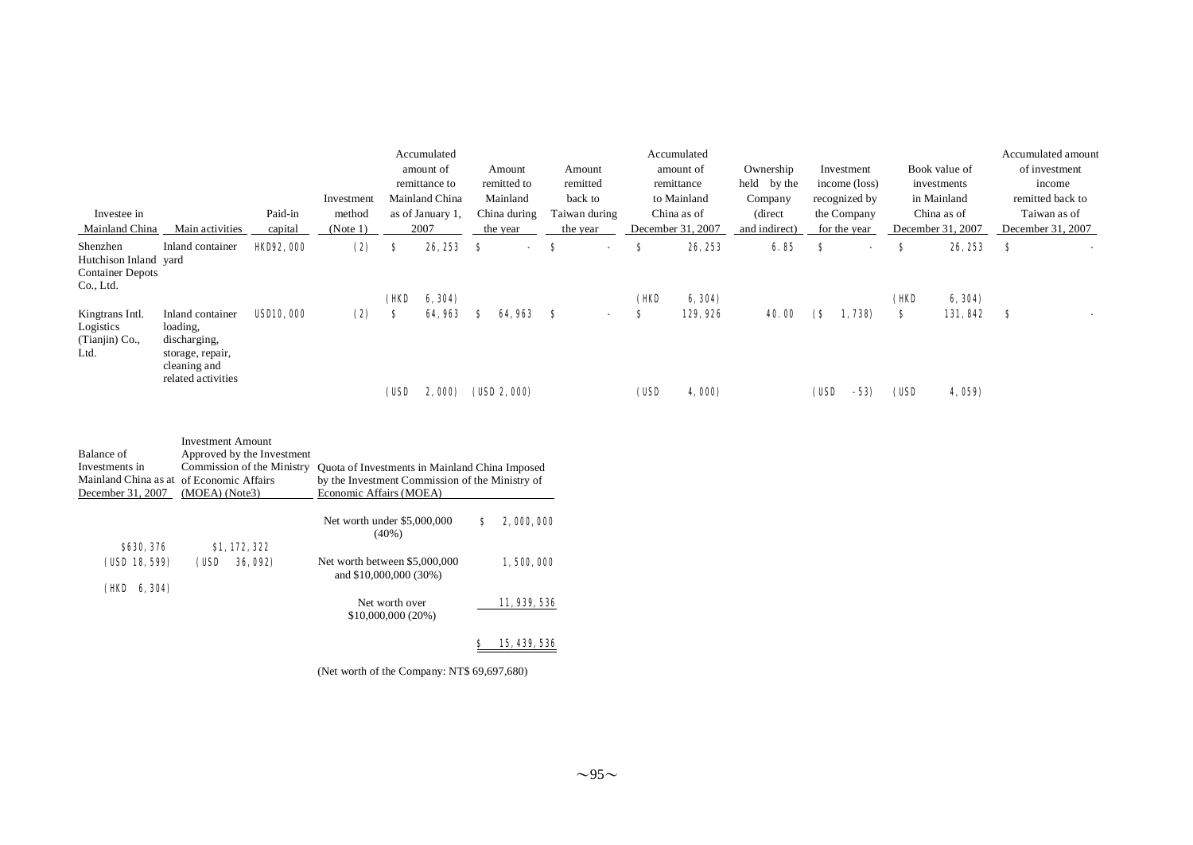| Investee in Mainland China | Main activities | Paid-in capital | Investment method (Note 1) | Accumulated amount of remittance to Mainland China as of January 1, 2007 | Amount remitted to Mainland China during the year | Amount remitted back to Taiwan during the year | Accumulated amount of remittance to Mainland China as of December 31, 2007 | Ownership held by the Company (direct and indirect) | Investment income (loss) recognized by the Company for the year | Book value of investments in Mainland China as of December 31, 2007 | Accumulated amount of investment income remitted back to Taiwan as of December 31, 2007 |
|---|---|---|---|---|---|---|---|---|---|---|---|
| Shenzhen Hutchison Inland Container Depots Co., Ltd. | Inland container yard | HKD92,000 | (2) | $ 26,253 (HKD 6,304) | $ - | $ - | $ 26,253 (HKD 6,304) | 6.85 | $ - | $ 26,253 (HKD 6,304) | $ - |
| Kingtrans Intl. Logistics (Tianjin) Co., Ltd. | Inland container loading, discharging, storage, repair, cleaning and related activities | USD10,000 | (2) | $ 64,963 (USD 2,000) | $ 64,963 (USD 2,000) | $ - | $ 129,926 (USD 4,000) | 40.00 | ($ 1,738) (USD -53) | $ 131,842 (USD 4,059) | $ - |

| Balance of Investments in Mainland China as at December 31, 2007 | Investment Amount Approved by the Investment Commission of the Ministry of Economic Affairs (MOEA) (Note3) | Quota of Investments in Mainland China Imposed by the Investment Commission of the Ministry of Economic Affairs (MOEA) | |
|---|---|---|---|
| $630,376 (USD 18,599) (HKD 6,304) | $1,172,322 (USD 36,092) | Net worth under $5,000,000 (40%) | $ 2,000,000 |
| | | Net worth between $5,000,000 and $10,000,000 (30%) | 1,500,000 |
| | | Net worth over $10,000,000 (20%) | 11,939,536 |
| | | | $ 15,439,536 |

(Net worth of the Company: NT$ 69,697,680)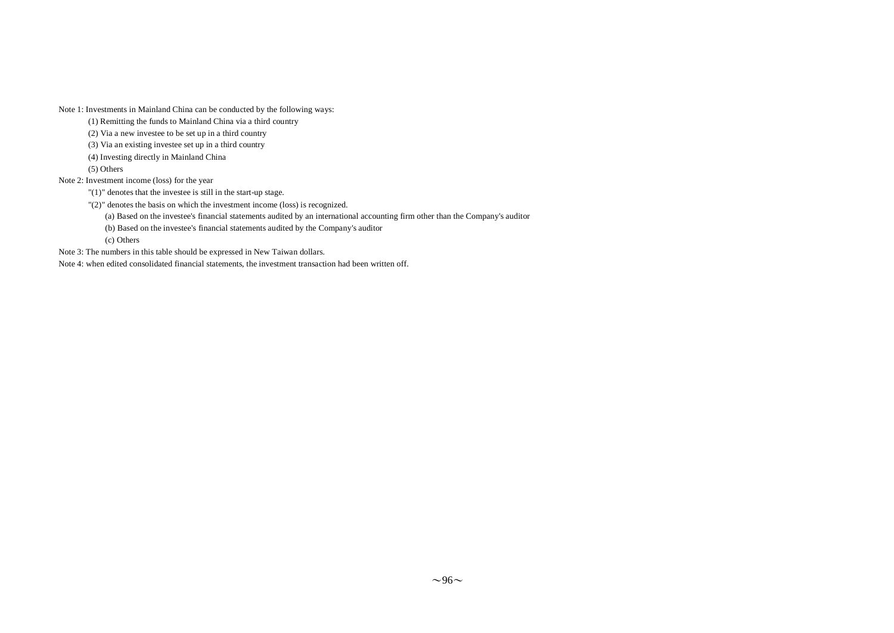Note 1: Investments in Mainland China can be conducted by the following ways:

(1) Remitting the funds to Mainland China via a third country

(2) Via a new investee to be set up in a third country

(3) Via an existing investee set up in a third country

(4) Investing directly in Mainland China

(5) Others

Note 2: Investment income (loss) for the year

"(1)" denotes that the investee is still in the start-up stage.

"(2)" denotes the basis on which the investment income (loss) is recognized.

(a) Based on the investee's financial statements audited by an international accounting firm other than the Company's auditor

(b) Based on the investee's financial statements audited by the Company's auditor

(c) Others

Note 3: The numbers in this table should be expressed in New Taiwan dollars.

Note 4: when edited consolidated financial statements, the investment transaction had been written off.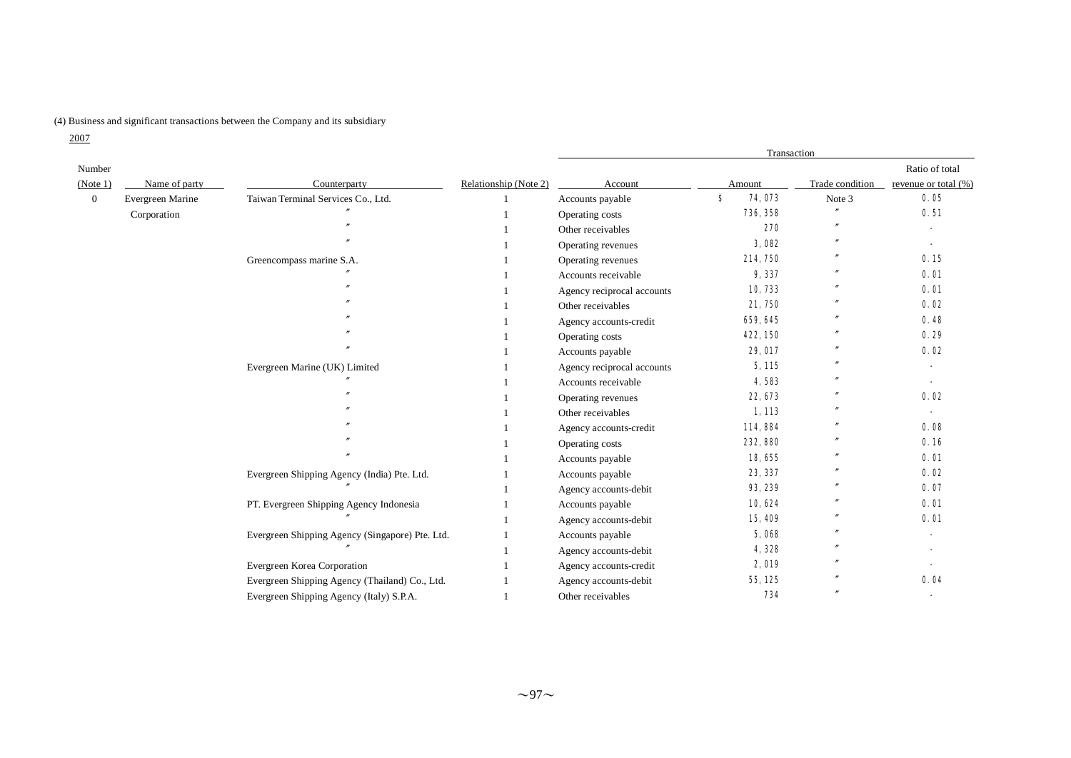(4) Business and significant transactions between the Company and its subsidiary

2007

| Number (Note 1) | Name of party | Counterparty | Relationship (Note 2) | Transaction | | | |
|---|---|---|---|---|---|---|---|
| | | | | Account | Amount | Trade condition | Ratio of total revenue or total (%) |
| 0 | Evergreen Marine Corporation | Taiwan Terminal Services Co., Ltd. | 1 | Accounts payable | $ 74,073 | Note 3 | 0.05 |
| | | 〃 | 1 | Operating costs | 736,358 | 〃 | 0.51 |
| | | 〃 | 1 | Other receivables | 270 | 〃 | - |
| | | 〃 | 1 | Operating revenues | 3,082 | 〃 | - |
| | | Greencompass marine S.A. | 1 | Operating revenues | 214,750 | 〃 | 0.15 |
| | | 〃 | 1 | Accounts receivable | 9,337 | 〃 | 0.01 |
| | | 〃 | 1 | Agency reciprocal accounts | 10,733 | 〃 | 0.01 |
| | | 〃 | 1 | Other receivables | 21,750 | 〃 | 0.02 |
| | | 〃 | 1 | Agency accounts-credit | 659,645 | 〃 | 0.48 |
| | | 〃 | 1 | Operating costs | 422,150 | 〃 | 0.29 |
| | | 〃 | 1 | Accounts payable | 29,017 | 〃 | 0.02 |
| | | Evergreen Marine (UK) Limited | 1 | Agency reciprocal accounts | 5,115 | 〃 | - |
| | | 〃 | 1 | Accounts receivable | 4,583 | 〃 | - |
| | | 〃 | 1 | Operating revenues | 22,673 | 〃 | 0.02 |
| | | 〃 | 1 | Other receivables | 1,113 | 〃 | - |
| | | 〃 | 1 | Agency accounts-credit | 114,884 | 〃 | 0.08 |
| | | 〃 | 1 | Operating costs | 232,880 | 〃 | 0.16 |
| | | 〃 | 1 | Accounts payable | 18,655 | 〃 | 0.01 |
| | | Evergreen Shipping Agency (India) Pte. Ltd. | 1 | Accounts payable | 23,337 | 〃 | 0.02 |
| | | 〃 | 1 | Agency accounts-debit | 93,239 | 〃 | 0.07 |
| | | PT. Evergreen Shipping Agency Indonesia | 1 | Accounts payable | 10,624 | 〃 | 0.01 |
| | | 〃 | 1 | Agency accounts-debit | 15,409 | 〃 | 0.01 |
| | | Evergreen Shipping Agency (Singapore) Pte. Ltd. | 1 | Accounts payable | 5,068 | 〃 | - |
| | | 〃 | 1 | Agency accounts-debit | 4,328 | 〃 | - |
| | | Evergreen Korea Corporation | 1 | Agency accounts-credit | 2,019 | 〃 | - |
| | | Evergreen Shipping Agency (Thailand) Co., Ltd. | 1 | Agency accounts-debit | 55,125 | 〃 | 0.04 |
| | | Evergreen Shipping Agency (Italy) S.P.A. | 1 | Other receivables | 734 | 〃 | - |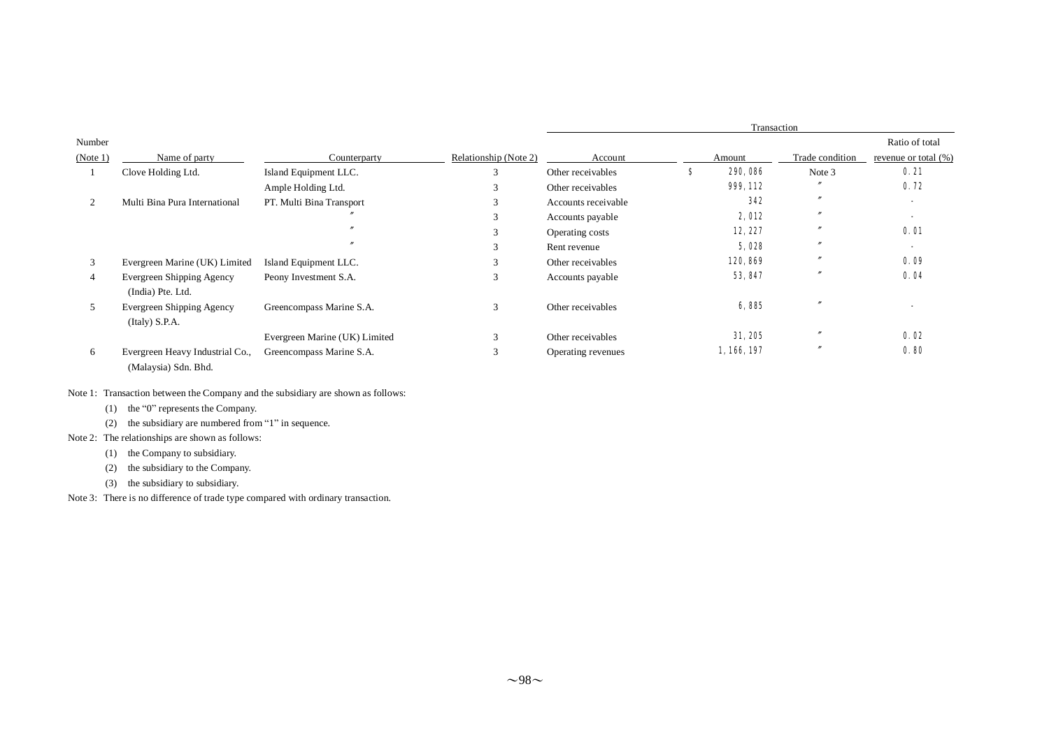| Number (Note 1) | Name of party | Counterparty | Relationship (Note 2) | Transaction | | | |
|---|---|---|---|---|---|---|---|
| | | | | Account | Amount | Trade condition | Ratio of total revenue or total (%) |
| 1 | Clove Holding Ltd. | Island Equipment LLC. | 3 | Other receivables | $ 290,086 | Note 3 | 0.21 |
| | | Ample Holding Ltd. | 3 | Other receivables | 999,112 | 〃 | 0.72 |
| 2 | Multi Bina Pura International | PT. Multi Bina Transport | 3 | Accounts receivable | 342 | 〃 | - |
| | | 〃 | 3 | Accounts payable | 2,012 | 〃 | - |
| | | 〃 | 3 | Operating costs | 12,227 | 〃 | 0.01 |
| | | 〃 | 3 | Rent revenue | 5,028 | 〃 | - |
| 3 | Evergreen Marine (UK) Limited | Island Equipment LLC. | 3 | Other receivables | 120,869 | 〃 | 0.09 |
| 4 | Evergreen Shipping Agency (India) Pte. Ltd. | Peony Investment S.A. | 3 | Accounts payable | 53,847 | 〃 | 0.04 |
| 5 | Evergreen Shipping Agency (Italy) S.P.A. | Greencompass Marine S.A. | 3 | Other receivables | 6,885 | 〃 | - |
| | | Evergreen Marine (UK) Limited | 3 | Other receivables | 31,205 | 〃 | 0.02 |
| 6 | Evergreen Heavy Industrial Co., (Malaysia) Sdn. Bhd. | Greencompass Marine S.A. | 3 | Operating revenues | 1,166,197 | 〃 | 0.80 |

Note 1: Transaction between the Company and the subsidiary are shown as follows:

(1) the "0" represents the Company.

(2) the subsidiary are numbered from "1" in sequence.

Note 2: The relationships are shown as follows:

(1) the Company to subsidiary.

(2) the subsidiary to the Company.

(3) the subsidiary to subsidiary.

Note 3: There is no difference of trade type compared with ordinary transaction.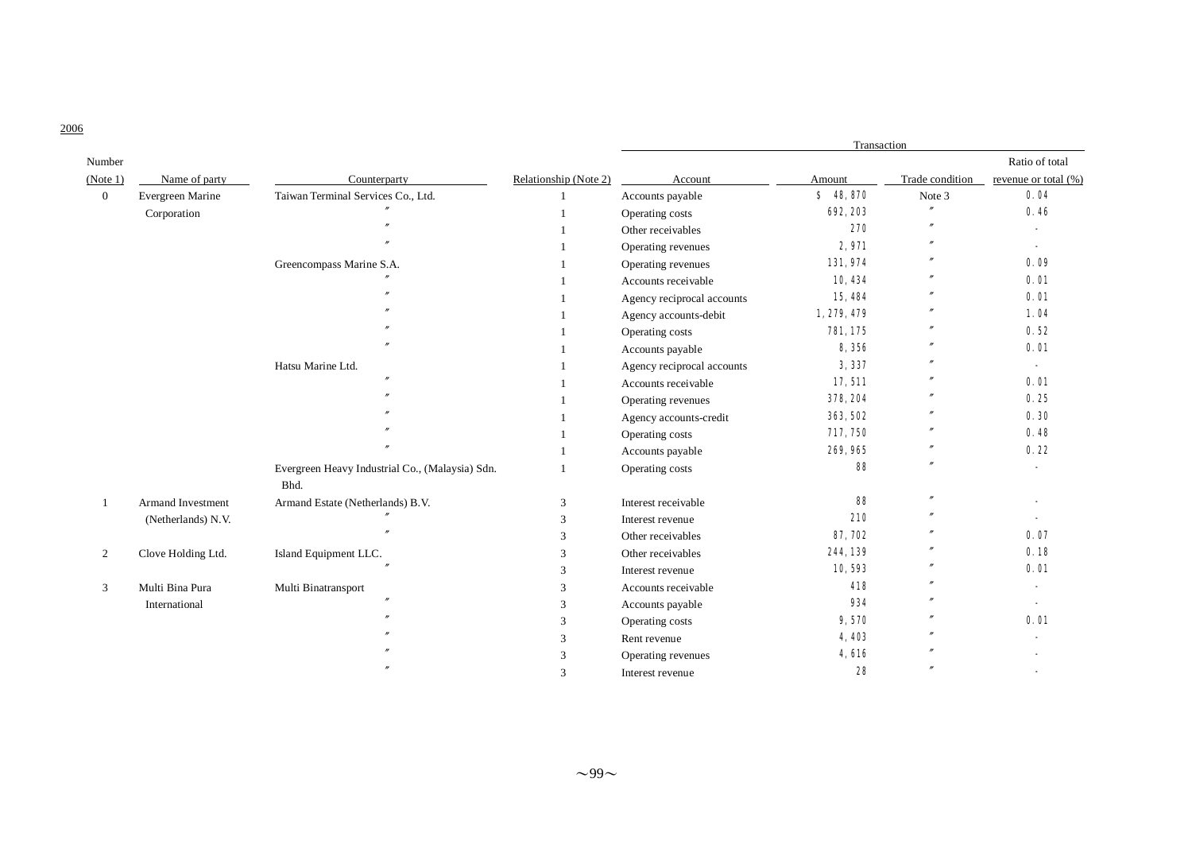2006

| Number (Note 1) | Name of party | Counterparty | Relationship (Note 2) | Transaction | | | |
|---|---|---|---|---|---|---|---|
| | | | | Account | Amount | Trade condition | Ratio of total revenue or total (%) |
| 0 | Evergreen Marine Corporation | Taiwan Terminal Services Co., Ltd. | 1 | Accounts payable | $ 48,870 | Note 3 | 0.04 |
| | | 〃 | 1 | Operating costs | 692,203 | 〃 | 0.46 |
| | | 〃 | 1 | Other receivables | 270 | 〃 | - |
| | | 〃 | 1 | Operating revenues | 2,971 | 〃 | - |
| | | Greencompass Marine S.A. | 1 | Operating revenues | 131,974 | 〃 | 0.09 |
| | | 〃 | 1 | Accounts receivable | 10,434 | 〃 | 0.01 |
| | | 〃 | 1 | Agency reciprocal accounts | 15,484 | 〃 | 0.01 |
| | | 〃 | 1 | Agency accounts-debit | 1,279,479 | 〃 | 1.04 |
| | | 〃 | 1 | Operating costs | 781,175 | 〃 | 0.52 |
| | | 〃 | 1 | Accounts payable | 8,356 | 〃 | 0.01 |
| | | Hatsu Marine Ltd. | 1 | Agency reciprocal accounts | 3,337 | 〃 | - |
| | | 〃 | 1 | Accounts receivable | 17,511 | 〃 | 0.01 |
| | | 〃 | 1 | Operating revenues | 378,204 | 〃 | 0.25 |
| | | 〃 | 1 | Agency accounts-credit | 363,502 | 〃 | 0.30 |
| | | 〃 | 1 | Operating costs | 717,750 | 〃 | 0.48 |
| | | 〃 | 1 | Accounts payable | 269,965 | 〃 | 0.22 |
| | | Evergreen Heavy Industrial Co., (Malaysia) Sdn. Bhd. | 1 | Operating costs | 88 | 〃 | - |
| 1 | Armand Investment (Netherlands) N.V. | Armand Estate (Netherlands) B.V. | 3 | Interest receivable | 88 | 〃 | - |
| | | 〃 | 3 | Interest revenue | 210 | 〃 | - |
| | | 〃 | 3 | Other receivables | 87,702 | 〃 | 0.07 |
| 2 | Clove Holding Ltd. | Island Equipment LLC. | 3 | Other receivables | 244,139 | 〃 | 0.18 |
| | | 〃 | 3 | Interest revenue | 10,593 | 〃 | 0.01 |
| 3 | Multi Bina Pura International | Multi Binatransport | 3 | Accounts receivable | 418 | 〃 | - |
| | | 〃 | 3 | Accounts payable | 934 | 〃 | - |
| | | 〃 | 3 | Operating costs | 9,570 | 〃 | 0.01 |
| | | 〃 | 3 | Rent revenue | 4,403 | 〃 | - |
| | | 〃 | 3 | Operating revenues | 4,616 | 〃 | - |
| | | 〃 | 3 | Interest revenue | 28 | 〃 | - |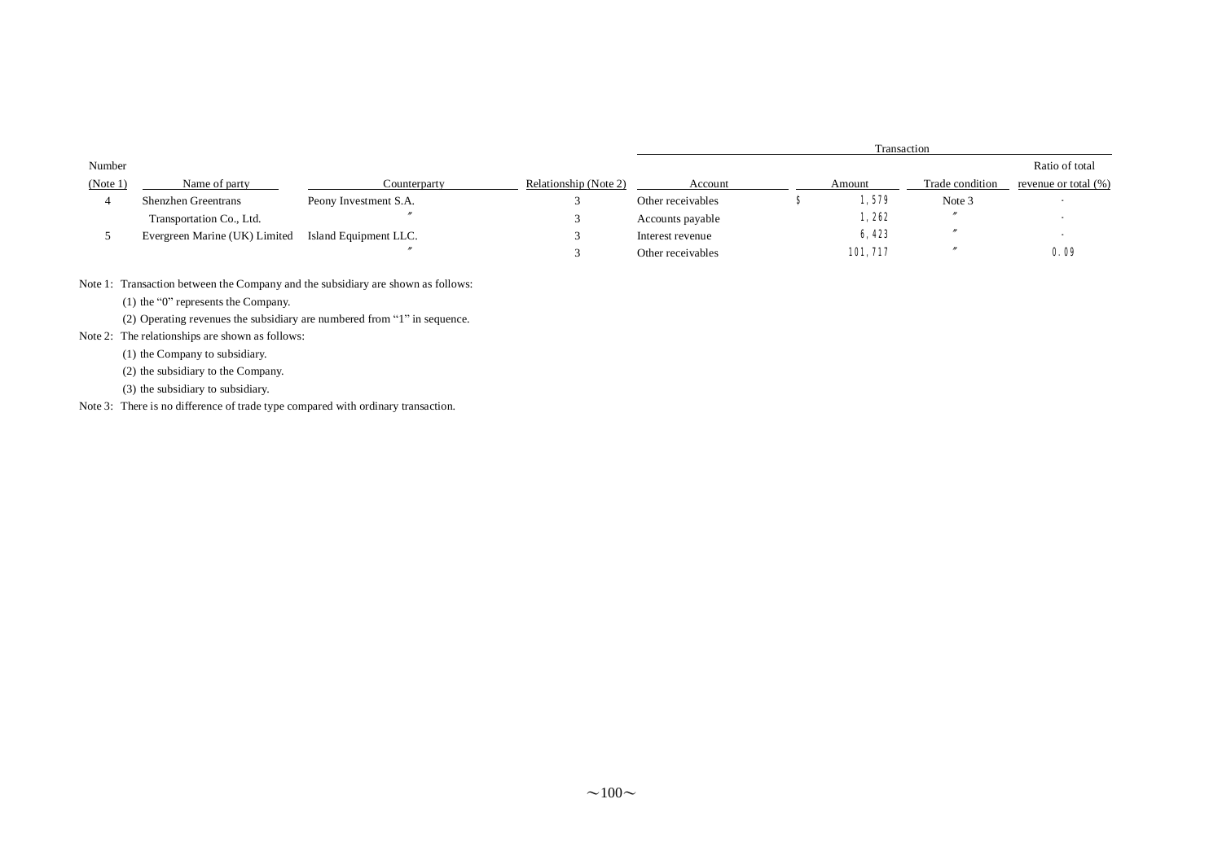| Number (Note 1) | Name of party | Counterparty | Relationship (Note 2) | Transaction | | | |
|---|---|---|---|---|---|---|---|
| | | | | Account | Amount | Trade condition | Ratio of total revenue or total (%) |
| 4 | Shenzhen Greentrans Transportation Co., Ltd. | Peony Investment S.A. | 3 | Other receivables | $ 1,579 | Note 3 | - |
| | | 〃 | 3 | Accounts payable | 1,262 | 〃 | - |
| 5 | Evergreen Marine (UK) Limited | Island Equipment LLC. | 3 | Interest revenue | 6,423 | 〃 | - |
| | | 〃 | 3 | Other receivables | 101,717 | 〃 | 0.09 |

Note 1: Transaction between the Company and the subsidiary are shown as follows:

(1) the "0" represents the Company.

(2) Operating revenues the subsidiary are numbered from "1" in sequence.

Note 2: The relationships are shown as follows:

(1) the Company to subsidiary.

(2) the subsidiary to the Company.

(3) the subsidiary to subsidiary.

Note 3: There is no difference of trade type compared with ordinary transaction.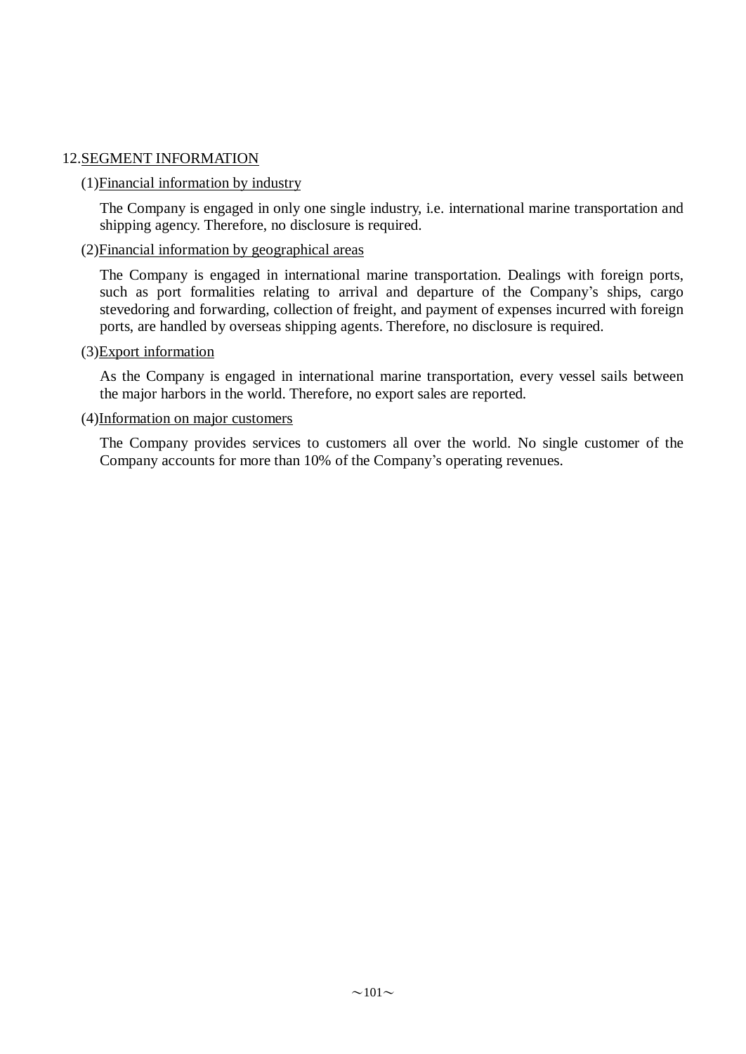## 12. SEGMENT INFORMATION

### (1) Financial information by industry

The Company is engaged in only one single industry, i.e. international marine transportation and shipping agency. Therefore, no disclosure is required.

### (2) Financial information by geographical areas

The Company is engaged in international marine transportation. Dealings with foreign ports, such as port formalities relating to arrival and departure of the Company's ships, cargo stevedoring and forwarding, collection of freight, and payment of expenses incurred with foreign ports, are handled by overseas shipping agents. Therefore, no disclosure is required.

### (3) Export information

As the Company is engaged in international marine transportation, every vessel sails between the major harbors in the world. Therefore, no export sales are reported.

### (4) Information on major customers

The Company provides services to customers all over the world. No single customer of the Company accounts for more than 10% of the Company's operating revenues.